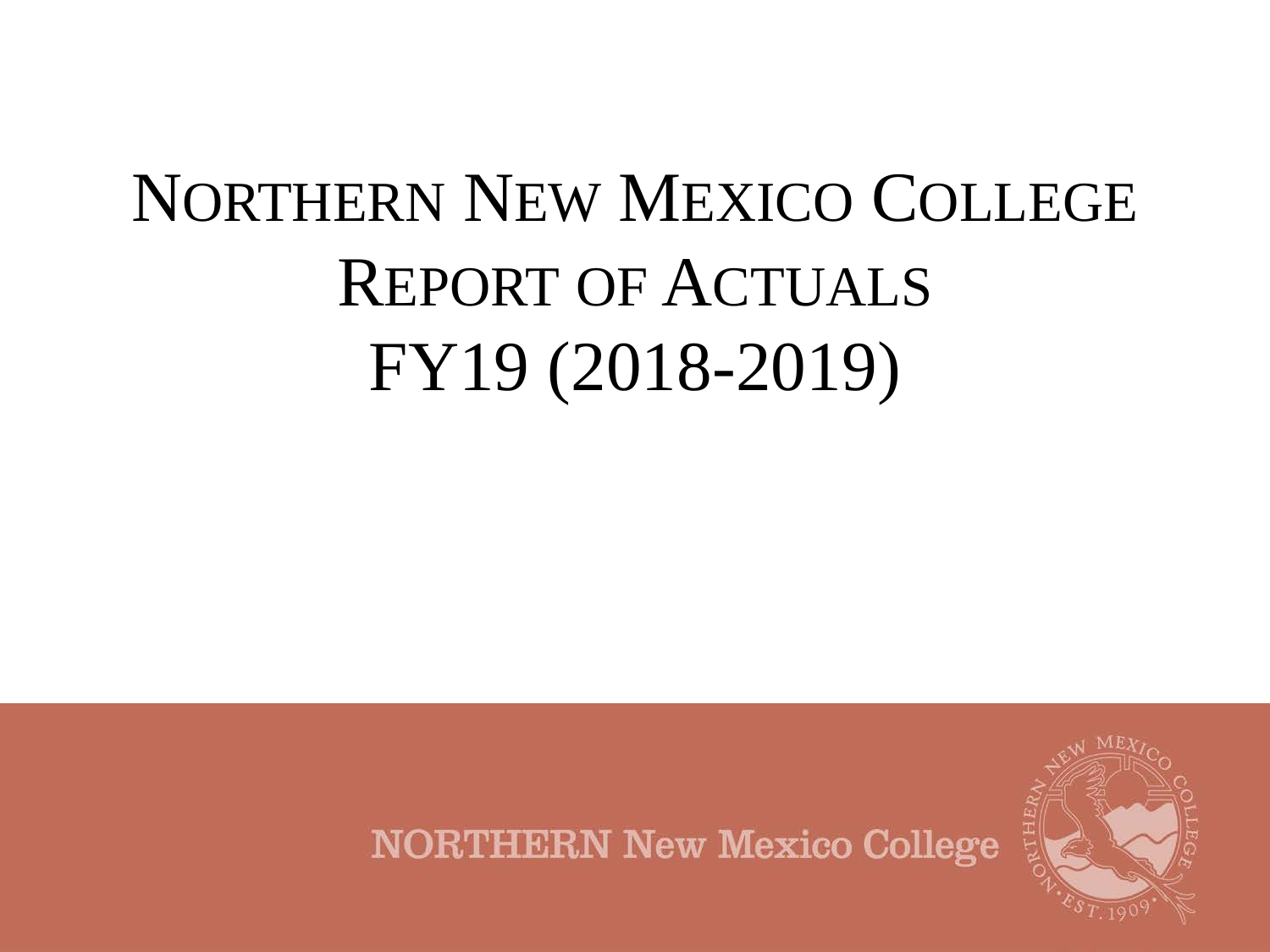# Northern New Mexico College Report of Actuals FY19 (2018-2019)

NORTHERN New Mexico College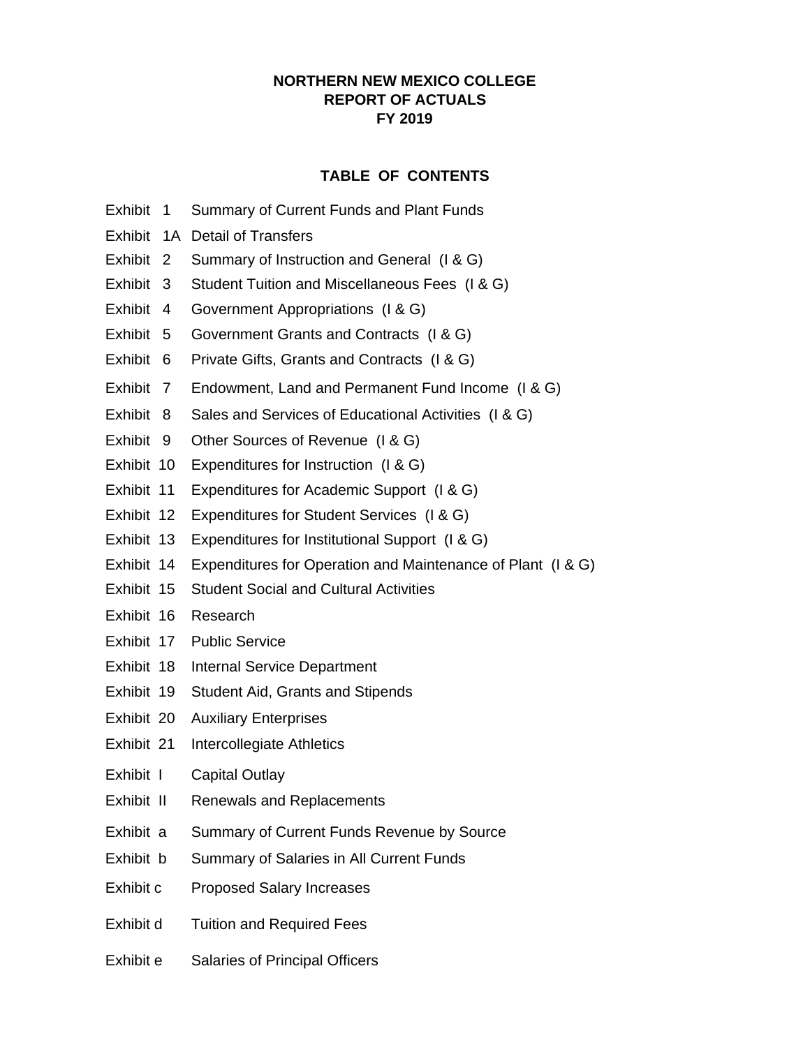# NORTHERN NEW MEXICO COLLEGE
# REPORT OF ACTUALS
# FY 2019

## TABLE OF CONTENTS

| | |
|---|---|
| Exhibit 1 | Summary of Current Funds and Plant Funds |
| Exhibit 1A | Detail of Transfers |
| Exhibit 2 | Summary of Instruction and General (I & G) |
| Exhibit 3 | Student Tuition and Miscellaneous Fees (I & G) |
| Exhibit 4 | Government Appropriations (I & G) |
| Exhibit 5 | Government Grants and Contracts (I & G) |
| Exhibit 6 | Private Gifts, Grants and Contracts (I & G) |
| Exhibit 7 | Endowment, Land and Permanent Fund Income (I & G) |
| Exhibit 8 | Sales and Services of Educational Activities (I & G) |
| Exhibit 9 | Other Sources of Revenue (I & G) |
| Exhibit 10 | Expenditures for Instruction (I & G) |
| Exhibit 11 | Expenditures for Academic Support (I & G) |
| Exhibit 12 | Expenditures for Student Services (I & G) |
| Exhibit 13 | Expenditures for Institutional Support (I & G) |
| Exhibit 14 | Expenditures for Operation and Maintenance of Plant (I & G) |
| Exhibit 15 | Student Social and Cultural Activities |
| Exhibit 16 | Research |
| Exhibit 17 | Public Service |
| Exhibit 18 | Internal Service Department |
| Exhibit 19 | Student Aid, Grants and Stipends |
| Exhibit 20 | Auxiliary Enterprises |
| Exhibit 21 | Intercollegiate Athletics |
| Exhibit I | Capital Outlay |
| Exhibit II | Renewals and Replacements |
| Exhibit a | Summary of Current Funds Revenue by Source |
| Exhibit b | Summary of Salaries in All Current Funds |
| Exhibit c | Proposed Salary Increases |
| Exhibit d | Tuition and Required Fees |
| Exhibit e | Salaries of Principal Officers |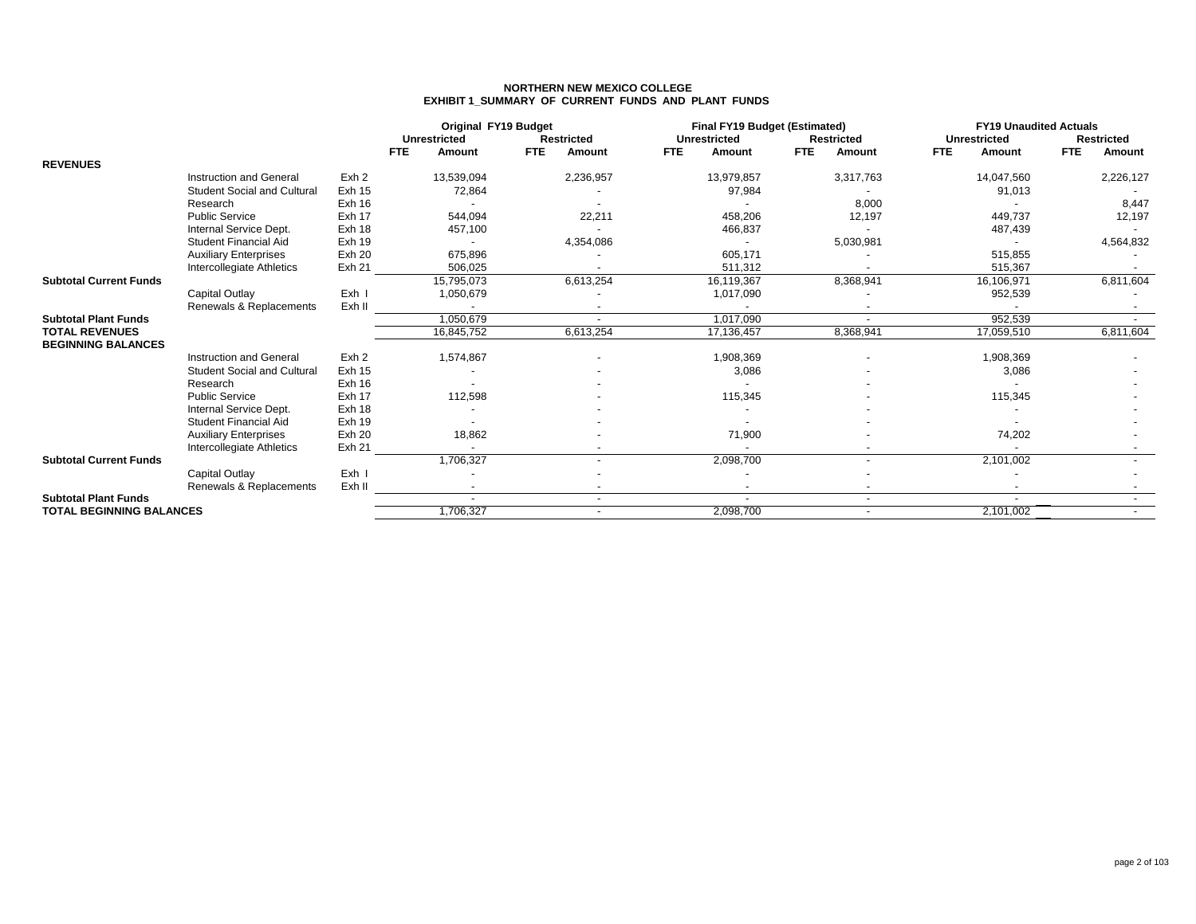## NORTHERN NEW MEXICO COLLEGE
## EXHIBIT 1_SUMMARY OF CURRENT FUNDS AND PLANT FUNDS

| | | | Original FY19 Budget | | | | Final FY19 Budget (Estimated) | | | | FY19 Unaudited Actuals | | | |
|---|---|---|---|---|---|---|---|---|---|---|---|---|---|---|
| | | | Unrestricted | | Restricted | | Unrestricted | | Restricted | | Unrestricted | | Restricted | |
| | | | FTE | Amount | FTE | Amount | FTE | Amount | FTE | Amount | FTE | Amount | FTE | Amount |
| **REVENUES** | | | | | | | | | | | | | | |
| | Instruction and General | Exh 2 | | 13,539,094 | | 2,236,957 | | 13,979,857 | | 3,317,763 | | 14,047,560 | | 2,226,127 |
| | Student Social and Cultural | Exh 15 | | 72,864 | | - | | 97,984 | | - | | 91,013 | | - |
| | Research | Exh 16 | | - | | - | | - | | 8,000 | | - | | 8,447 |
| | Public Service | Exh 17 | | 544,094 | | 22,211 | | 458,206 | | 12,197 | | 449,737 | | 12,197 |
| | Internal Service Dept. | Exh 18 | | 457,100 | | - | | 466,837 | | - | | 487,439 | | - |
| | Student Financial Aid | Exh 19 | | - | | 4,354,086 | | - | | 5,030,981 | | - | | 4,564,832 |
| | Auxiliary Enterprises | Exh 20 | | 675,896 | | - | | 605,171 | | - | | 515,855 | | - |
| | Intercollegiate Athletics | Exh 21 | | 506,025 | | - | | 511,312 | | - | | 515,367 | | - |
| **Subtotal Current Funds** | | | | 15,795,073 | | 6,613,254 | | 16,119,367 | | 8,368,941 | | 16,106,971 | | 6,811,604 |
| | Capital Outlay | Exh I | | 1,050,679 | | - | | 1,017,090 | | - | | 952,539 | | - |
| | Renewals & Replacements | Exh II | | - | | - | | - | | - | | - | | - |
| **Subtotal Plant Funds** | | | | 1,050,679 | | - | | 1,017,090 | | - | | 952,539 | | - |
| **TOTAL REVENUES** | | | | 16,845,752 | | 6,613,254 | | 17,136,457 | | 8,368,941 | | 17,059,510 | | 6,811,604 |
| **BEGINNING BALANCES** | | | | | | | | | | | | | | |
| | Instruction and General | Exh 2 | | 1,574,867 | | - | | 1,908,369 | | - | | 1,908,369 | | - |
| | Student Social and Cultural | Exh 15 | | - | | - | | 3,086 | | - | | 3,086 | | - |
| | Research | Exh 16 | | - | | - | | - | | - | | - | | - |
| | Public Service | Exh 17 | | 112,598 | | - | | 115,345 | | - | | 115,345 | | - |
| | Internal Service Dept. | Exh 18 | | - | | - | | - | | - | | - | | - |
| | Student Financial Aid | Exh 19 | | - | | - | | - | | - | | - | | - |
| | Auxiliary Enterprises | Exh 20 | | 18,862 | | - | | 71,900 | | - | | 74,202 | | - |
| | Intercollegiate Athletics | Exh 21 | | - | | - | | - | | - | | - | | - |
| **Subtotal Current Funds** | | | | 1,706,327 | | - | | 2,098,700 | | - | | 2,101,002 | | - |
| | Capital Outlay | Exh I | | - | | - | | - | | - | | - | | - |
| | Renewals & Replacements | Exh II | | - | | - | | - | | - | | - | | - |
| **Subtotal Plant Funds** | | | | - | | - | | - | | - | | - | | - |
| **TOTAL BEGINNING BALANCES** | | | | 1,706,327 | | - | | 2,098,700 | | - | | 2,101,002 | | - |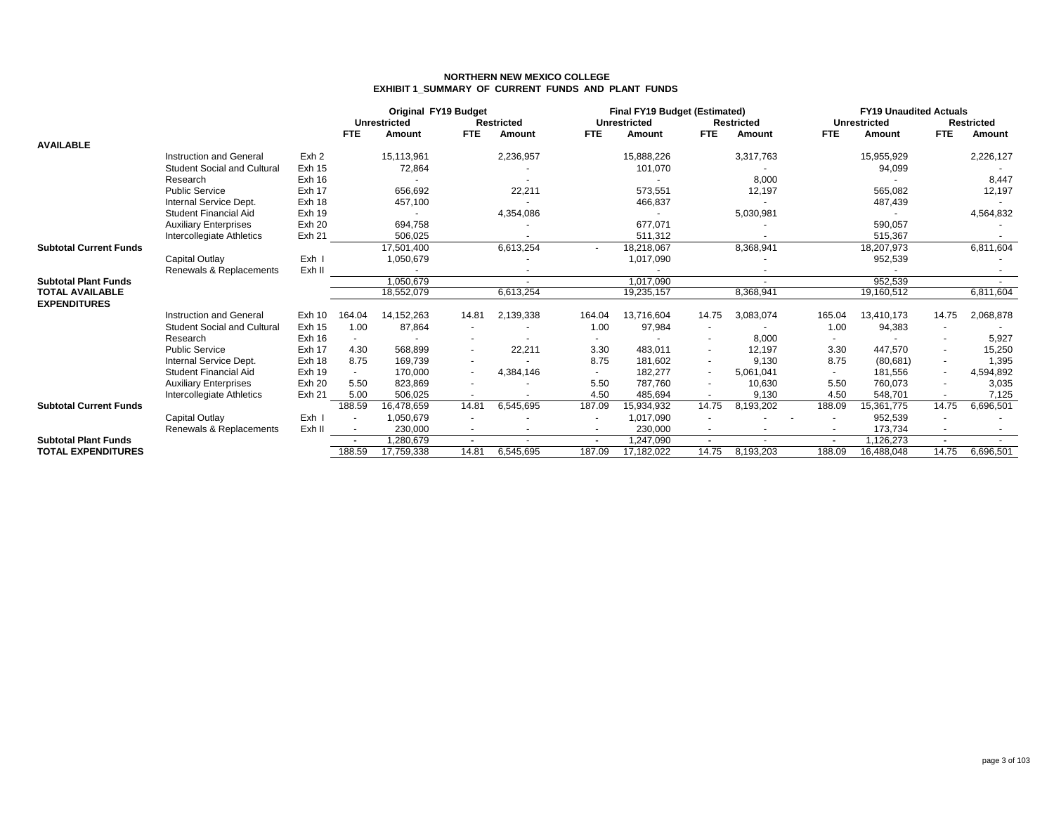# NORTHERN NEW MEXICO COLLEGE

## EXHIBIT 1_SUMMARY OF CURRENT FUNDS AND PLANT FUNDS

| | | | Original FY19 Budget | | | | Final FY19 Budget (Estimated) | | | | FY19 Unaudited Actuals | | | |
|---|---|---|---|---|---|---|---|---|---|---|---|---|---|---|
| | | | Unrestricted | | Restricted | | Unrestricted | | Restricted | | Unrestricted | | Restricted | |
| | | | FTE | Amount | FTE | Amount | FTE | Amount | FTE | Amount | FTE | Amount | FTE | Amount |
| **AVAILABLE** | | | | | | | | | | | | | | |
| | Instruction and General | Exh 2 | | 15,113,961 | | 2,236,957 | | 15,888,226 | | 3,317,763 | | 15,955,929 | | 2,226,127 |
| | Student Social and Cultural | Exh 15 | | 72,864 | | - | | 101,070 | | - | | 94,099 | | - |
| | Research | Exh 16 | | - | | - | | - | | 8,000 | | - | | 8,447 |
| | Public Service | Exh 17 | | 656,692 | | 22,211 | | 573,551 | | 12,197 | | 565,082 | | 12,197 |
| | Internal Service Dept. | Exh 18 | | 457,100 | | - | | 466,837 | | - | | 487,439 | | - |
| | Student Financial Aid | Exh 19 | | - | | 4,354,086 | | - | | 5,030,981 | | - | | 4,564,832 |
| | Auxiliary Enterprises | Exh 20 | | 694,758 | | - | | 677,071 | | - | | 590,057 | | - |
| | Intercollegiate Athletics | Exh 21 | | 506,025 | | - | | 511,312 | | - | | 515,367 | | - |
| **Subtotal Current Funds** | | | | 17,501,400 | | 6,613,254 | - | 18,218,067 | | 8,368,941 | | 18,207,973 | | 6,811,604 |
| | Capital Outlay | Exh I | | 1,050,679 | | - | | 1,017,090 | | - | | 952,539 | | - |
| | Renewals & Replacements | Exh II | | - | | - | | - | | - | | - | | - |
| **Subtotal Plant Funds** | | | | 1,050,679 | | - | | 1,017,090 | | - | | 952,539 | | - |
| **TOTAL AVAILABLE** | | | | 18,552,079 | | 6,613,254 | | 19,235,157 | | 8,368,941 | | 19,160,512 | | 6,811,604 |
| **EXPENDITURES** | | | | | | | | | | | | | | |
| | Instruction and General | Exh 10 | 164.04 | 14,152,263 | 14.81 | 2,139,338 | 164.04 | 13,716,604 | 14.75 | 3,083,074 | 165.04 | 13,410,173 | 14.75 | 2,068,878 |
| | Student Social and Cultural | Exh 15 | 1.00 | 87,864 | - | - | 1.00 | 97,984 | - | - | 1.00 | 94,383 | - | - |
| | Research | Exh 16 | - | - | - | - | - | - | - | 8,000 | - | - | - | 5,927 |
| | Public Service | Exh 17 | 4.30 | 568,899 | - | 22,211 | 3.30 | 483,011 | - | 12,197 | 3.30 | 447,570 | - | 15,250 |
| | Internal Service Dept. | Exh 18 | 8.75 | 169,739 | - | - | 8.75 | 181,602 | - | 9,130 | 8.75 | (80,681) | - | 1,395 |
| | Student Financial Aid | Exh 19 | - | 170,000 | - | 4,384,146 | - | 182,277 | - | 5,061,041 | - | 181,556 | - | 4,594,892 |
| | Auxiliary Enterprises | Exh 20 | 5.50 | 823,869 | - | - | 5.50 | 787,760 | - | 10,630 | 5.50 | 760,073 | - | 3,035 |
| | Intercollegiate Athletics | Exh 21 | 5.00 | 506,025 | - | - | 4.50 | 485,694 | - | 9,130 | 4.50 | 548,701 | - | 7,125 |
| **Subtotal Current Funds** | | | 188.59 | 16,478,659 | 14.81 | 6,545,695 | 187.09 | 15,934,932 | 14.75 | 8,193,202 | 188.09 | 15,361,775 | 14.75 | 6,696,501 |
| | Capital Outlay | Exh I | - | 1,050,679 | - | - | - | 1,017,090 | - | - - | - | 952,539 | - | - |
| | Renewals & Replacements | Exh II | - | 230,000 | - | - | - | 230,000 | - | - | - | 173,734 | - | - |
| **Subtotal Plant Funds** | | | - | 1,280,679 | - | - | - | 1,247,090 | - | - | - | 1,126,273 | - | - |
| **TOTAL EXPENDITURES** | | | 188.59 | 17,759,338 | 14.81 | 6,545,695 | 187.09 | 17,182,022 | 14.75 | 8,193,203 | 188.09 | 16,488,048 | 14.75 | 6,696,501 |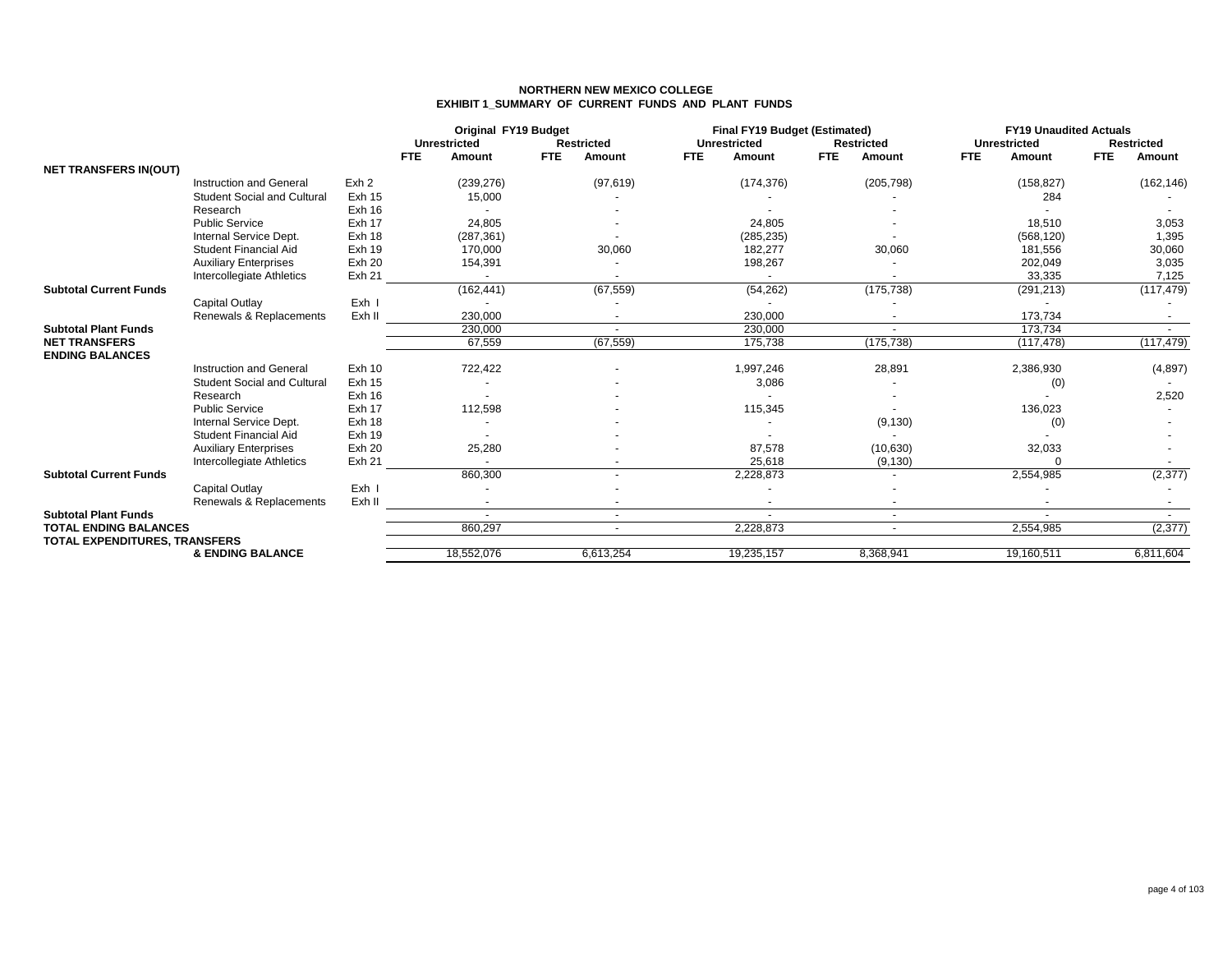**NORTHERN NEW MEXICO COLLEGE**
**EXHIBIT 1_SUMMARY OF CURRENT FUNDS AND PLANT FUNDS**

| | | | Original FY19 Budget | | | | Final FY19 Budget (Estimated) | | | | FY19 Unaudited Actuals | | | |
|---|---|---|---|---|---|---|---|---|---|---|---|---|---|---|
| | | | Unrestricted | | Restricted | | Unrestricted | | Restricted | | Unrestricted | | Restricted | |
| | | | FTE | Amount | FTE | Amount | FTE | Amount | FTE | Amount | FTE | Amount | FTE | Amount |
| **NET TRANSFERS IN(OUT)** | | | | | | | | | | | | | | |
| | Instruction and General | Exh 2 | | (239,276) | | (97,619) | | (174,376) | | (205,798) | | (158,827) | | (162,146) |
| | Student Social and Cultural | Exh 15 | | 15,000 | | - | | - | | - | | 284 | | - |
| | Research | Exh 16 | | - | | - | | - | | - | | - | | - |
| | Public Service | Exh 17 | | 24,805 | | - | | 24,805 | | - | | 18,510 | | 3,053 |
| | Internal Service Dept. | Exh 18 | | (287,361) | | - | | (285,235) | | - | | (568,120) | | 1,395 |
| | Student Financial Aid | Exh 19 | | 170,000 | | 30,060 | | 182,277 | | 30,060 | | 181,556 | | 30,060 |
| | Auxiliary Enterprises | Exh 20 | | 154,391 | | - | | 198,267 | | - | | 202,049 | | 3,035 |
| | Intercollegiate Athletics | Exh 21 | | - | | - | | - | | - | | 33,335 | | 7,125 |
| **Subtotal Current Funds** | | | | (162,441) | | (67,559) | | (54,262) | | (175,738) | | (291,213) | | (117,479) |
| | Capital Outlay | Exh I | | - | | - | | - | | - | | - | | - |
| | Renewals & Replacements | Exh II | | 230,000 | | - | | 230,000 | | - | | 173,734 | | - |
| **Subtotal Plant Funds** | | | | 230,000 | | - | | 230,000 | | - | | 173,734 | | - |
| **NET TRANSFERS** | | | | 67,559 | | (67,559) | | 175,738 | | (175,738) | | (117,478) | | (117,479) |
| **ENDING BALANCES** | | | | | | | | | | | | | | |
| | Instruction and General | Exh 10 | | 722,422 | | - | | 1,997,246 | | 28,891 | | 2,386,930 | | (4,897) |
| | Student Social and Cultural | Exh 15 | | - | | - | | 3,086 | | - | | (0) | | - |
| | Research | Exh 16 | | - | | - | | - | | - | | - | | 2,520 |
| | Public Service | Exh 17 | | 112,598 | | - | | 115,345 | | - | | 136,023 | | - |
| | Internal Service Dept. | Exh 18 | | - | | - | | - | | (9,130) | | (0) | | - |
| | Student Financial Aid | Exh 19 | | - | | - | | - | | - | | - | | - |
| | Auxiliary Enterprises | Exh 20 | | 25,280 | | - | | 87,578 | | (10,630) | | 32,033 | | - |
| | Intercollegiate Athletics | Exh 21 | | - | | - | | 25,618 | | (9,130) | | 0 | | - |
| **Subtotal Current Funds** | | | | 860,300 | | - | | 2,228,873 | | - | | 2,554,985 | | (2,377) |
| | Capital Outlay | Exh I | | - | | - | | - | | - | | - | | - |
| | Renewals & Replacements | Exh II | | - | | - | | - | | - | | - | | - |
| **Subtotal Plant Funds** | | | | - | | - | | - | | - | | - | | - |
| **TOTAL ENDING BALANCES** | | | | 860,297 | | - | | 2,228,873 | | - | | 2,554,985 | | (2,377) |
| **TOTAL EXPENDITURES, TRANSFERS** | | | | | | | | | | | | | | |
| | **& ENDING BALANCE** | | | 18,552,076 | | 6,613,254 | | 19,235,157 | | 8,368,941 | | 19,160,511 | | 6,811,604 |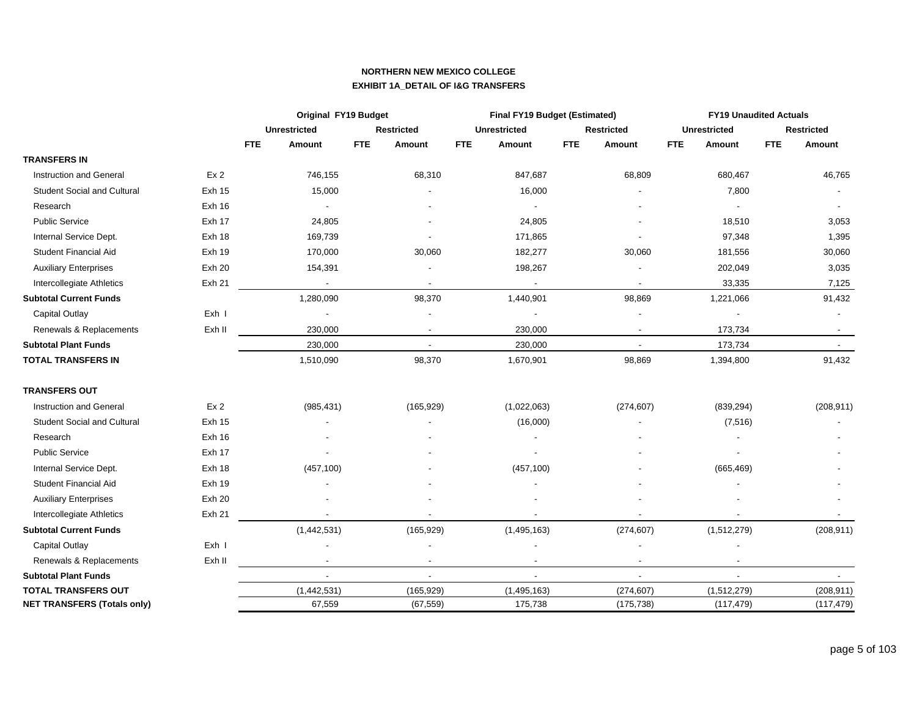**NORTHERN NEW MEXICO COLLEGE**

**EXHIBIT 1A_DETAIL OF I&G TRANSFERS**

| | | Original FY19 Budget | | | | Final FY19 Budget (Estimated) | | | | FY19 Unaudited Actuals | | | |
|---|---|---|---|---|---|---|---|---|---|---|---|---|---|
| | | Unrestricted | | Restricted | | Unrestricted | | Restricted | | Unrestricted | | Restricted | |
| | | FTE | Amount | FTE | Amount | FTE | Amount | FTE | Amount | FTE | Amount | FTE | Amount |
| **TRANSFERS IN** | | | | | | | | | | | | | |
| Instruction and General | Ex 2 | | 746,155 | | 68,310 | | 847,687 | | 68,809 | | 680,467 | | 46,765 |
| Student Social and Cultural | Exh 15 | | 15,000 | | - | | 16,000 | | - | | 7,800 | | - |
| Research | Exh 16 | | - | | - | | - | | - | | - | | - |
| Public Service | Exh 17 | | 24,805 | | - | | 24,805 | | - | | 18,510 | | 3,053 |
| Internal Service Dept. | Exh 18 | | 169,739 | | - | | 171,865 | | - | | 97,348 | | 1,395 |
| Student Financial Aid | Exh 19 | | 170,000 | | 30,060 | | 182,277 | | 30,060 | | 181,556 | | 30,060 |
| Auxiliary Enterprises | Exh 20 | | 154,391 | | - | | 198,267 | | - | | 202,049 | | 3,035 |
| Intercollegiate Athletics | Exh 21 | | - | | - | | - | | - | | 33,335 | | 7,125 |
| **Subtotal Current Funds** | | | 1,280,090 | | 98,370 | | 1,440,901 | | 98,869 | | 1,221,066 | | 91,432 |
| Capital Outlay | Exh I | | - | | - | | - | | - | | - | | - |
| Renewals & Replacements | Exh II | | 230,000 | | - | | 230,000 | | - | | 173,734 | | - |
| **Subtotal Plant Funds** | | | 230,000 | | - | | 230,000 | | - | | 173,734 | | - |
| **TOTAL TRANSFERS IN** | | | 1,510,090 | | 98,370 | | 1,670,901 | | 98,869 | | 1,394,800 | | 91,432 |
| | | | | | | | | | | | | | |
| **TRANSFERS OUT** | | | | | | | | | | | | | |
| Instruction and General | Ex 2 | | (985,431) | | (165,929) | | (1,022,063) | | (274,607) | | (839,294) | | (208,911) |
| Student Social and Cultural | Exh 15 | | - | | - | | (16,000) | | - | | (7,516) | | - |
| Research | Exh 16 | | - | | - | | - | | - | | - | | - |
| Public Service | Exh 17 | | - | | - | | - | | - | | - | | - |
| Internal Service Dept. | Exh 18 | | (457,100) | | - | | (457,100) | | - | | (665,469) | | - |
| Student Financial Aid | Exh 19 | | - | | - | | - | | - | | - | | - |
| Auxiliary Enterprises | Exh 20 | | - | | - | | - | | - | | - | | - |
| Intercollegiate Athletics | Exh 21 | | - | | - | | - | | - | | - | | - |
| **Subtotal Current Funds** | | | (1,442,531) | | (165,929) | | (1,495,163) | | (274,607) | | (1,512,279) | | (208,911) |
| Capital Outlay | Exh I | | - | | - | | - | | - | | - | | |
| Renewals & Replacements | Exh II | | - | | - | | - | | - | | - | | |
| **Subtotal Plant Funds** | | | - | | - | | - | | - | | - | | - |
| **TOTAL TRANSFERS OUT** | | | (1,442,531) | | (165,929) | | (1,495,163) | | (274,607) | | (1,512,279) | | (208,911) |
| **NET TRANSFERS (Totals only)** | | | 67,559 | | (67,559) | | 175,738 | | (175,738) | | (117,479) | | (117,479) |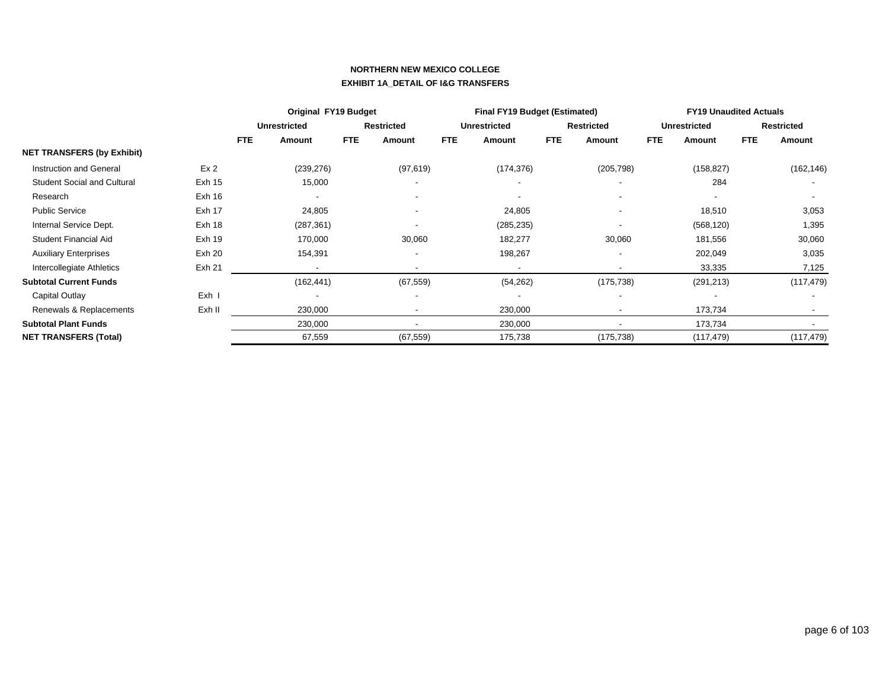# NORTHERN NEW MEXICO COLLEGE

## EXHIBIT 1A_DETAIL OF I&G TRANSFERS

| | | Original FY19 Budget | | | | Final FY19 Budget (Estimated) | | | | FY19 Unaudited Actuals | | | |
|---|---|---|---|---|---|---|---|---|---|---|---|---|---|
| | | Unrestricted | | Restricted | | Unrestricted | | Restricted | | Unrestricted | | Restricted | |
| | | FTE | Amount | FTE | Amount | FTE | Amount | FTE | Amount | FTE | Amount | FTE | Amount |
| **NET TRANSFERS (by Exhibit)** | | | | | | | | | | | | | |
| Instruction and General | Ex 2 | | (239,276) | | (97,619) | | (174,376) | | (205,798) | | (158,827) | | (162,146) |
| Student Social and Cultural | Exh 15 | | 15,000 | | - | | - | | - | | 284 | | - |
| Research | Exh 16 | | - | | - | | - | | - | | - | | - |
| Public Service | Exh 17 | | 24,805 | | - | | 24,805 | | - | | 18,510 | | 3,053 |
| Internal Service Dept. | Exh 18 | | (287,361) | | - | | (285,235) | | - | | (568,120) | | 1,395 |
| Student Financial Aid | Exh 19 | | 170,000 | | 30,060 | | 182,277 | | 30,060 | | 181,556 | | 30,060 |
| Auxiliary Enterprises | Exh 20 | | 154,391 | | - | | 198,267 | | - | | 202,049 | | 3,035 |
| Intercollegiate Athletics | Exh 21 | | - | | - | | - | | - | | 33,335 | | 7,125 |
| **Subtotal Current Funds** | | | (162,441) | | (67,559) | | (54,262) | | (175,738) | | (291,213) | | (117,479) |
| Capital Outlay | Exh I | | - | | - | | - | | - | | - | | - |
| Renewals & Replacements | Exh II | | 230,000 | | - | | 230,000 | | - | | 173,734 | | - |
| **Subtotal Plant Funds** | | | 230,000 | | - | | 230,000 | | - | | 173,734 | | - |
| **NET TRANSFERS (Total)** | | | 67,559 | | (67,559) | | 175,738 | | (175,738) | | (117,479) | | (117,479) |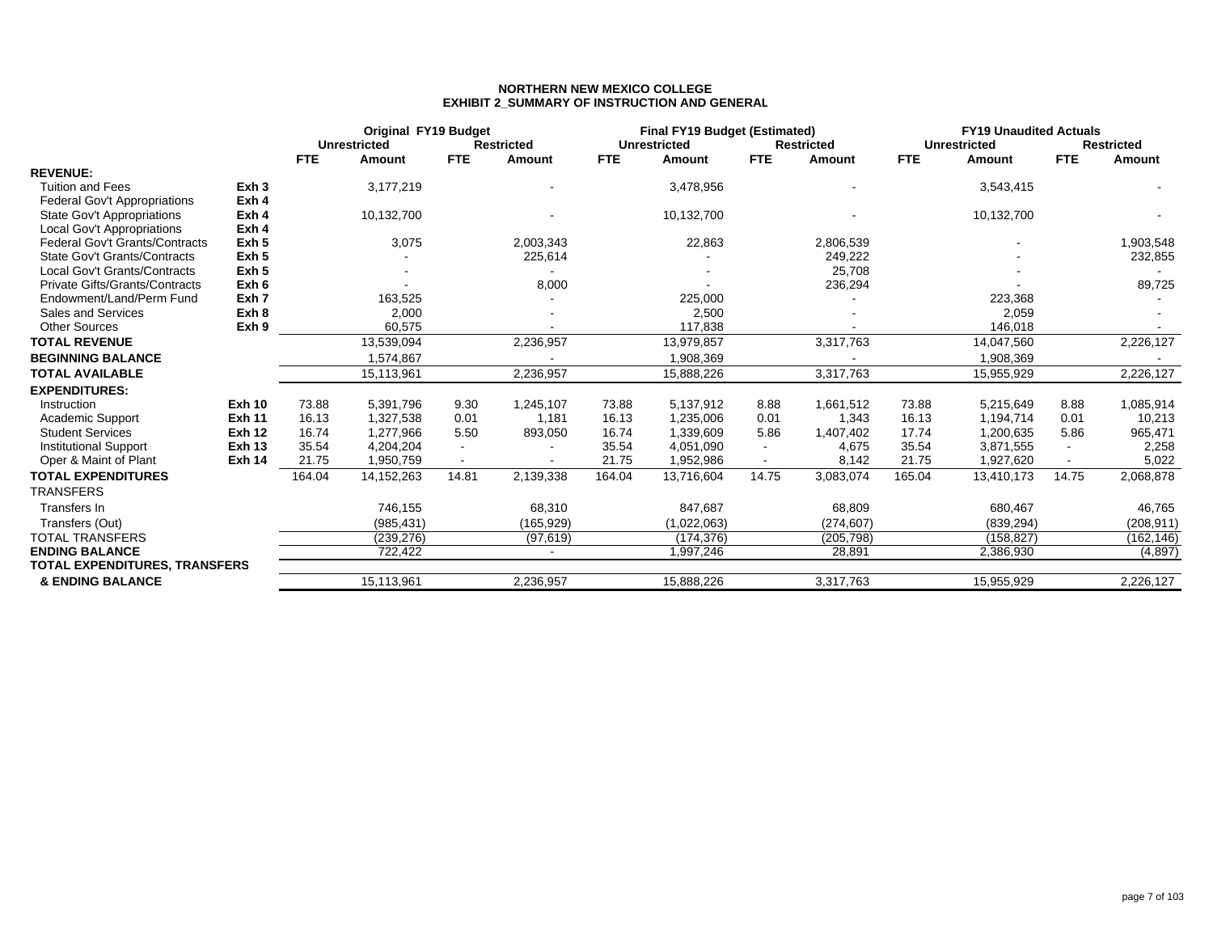# NORTHERN NEW MEXICO COLLEGE

## EXHIBIT 2_SUMMARY OF INSTRUCTION AND GENERAL

| | | Original FY19 Budget | | | | Final FY19 Budget (Estimated) | | | | FY19 Unaudited Actuals | | | |
|---|---|---|---|---|---|---|---|---|---|---|---|---|---|
| | | Unrestricted | | Restricted | | Unrestricted | | Restricted | | Unrestricted | | Restricted | |
| | | FTE | Amount | FTE | Amount | FTE | Amount | FTE | Amount | FTE | Amount | FTE | Amount |
| **REVENUE:** | | | | | | | | | | | | | |
| Tuition and Fees | Exh 3 | | 3,177,219 | | - | | 3,478,956 | | - | | 3,543,415 | | - |
| Federal Gov't Appropriations | Exh 4 | | | | | | | | | | | | |
| State Gov't Appropriations | Exh 4 | | 10,132,700 | | - | | 10,132,700 | | - | | 10,132,700 | | - |
| Local Gov't Appropriations | Exh 4 | | | | | | | | | | | | |
| Federal Gov't Grants/Contracts | Exh 5 | | 3,075 | | 2,003,343 | | 22,863 | | 2,806,539 | | - | | 1,903,548 |
| State Gov't Grants/Contracts | Exh 5 | | - | | 225,614 | | - | | 249,222 | | - | | 232,855 |
| Local Gov't Grants/Contracts | Exh 5 | | - | | - | | - | | 25,708 | | - | | - |
| Private Gifts/Grants/Contracts | Exh 6 | | - | | 8,000 | | - | | 236,294 | | - | | 89,725 |
| Endowment/Land/Perm Fund | Exh 7 | | 163,525 | | - | | 225,000 | | - | | 223,368 | | - |
| Sales and Services | Exh 8 | | 2,000 | | - | | 2,500 | | - | | 2,059 | | - |
| Other Sources | Exh 9 | | 60,575 | | - | | 117,838 | | - | | 146,018 | | - |
| **TOTAL REVENUE** | | | 13,539,094 | | 2,236,957 | | 13,979,857 | | 3,317,763 | | 14,047,560 | | 2,226,127 |
| **BEGINNING BALANCE** | | | 1,574,867 | | - | | 1,908,369 | | - | | 1,908,369 | | - |
| **TOTAL AVAILABLE** | | | 15,113,961 | | 2,236,957 | | 15,888,226 | | 3,317,763 | | 15,955,929 | | 2,226,127 |
| **EXPENDITURES:** | | | | | | | | | | | | | |
| Instruction | **Exh 10** | 73.88 | 5,391,796 | 9.30 | 1,245,107 | 73.88 | 5,137,912 | 8.88 | 1,661,512 | 73.88 | 5,215,649 | 8.88 | 1,085,914 |
| Academic Support | **Exh 11** | 16.13 | 1,327,538 | 0.01 | 1,181 | 16.13 | 1,235,006 | 0.01 | 1,343 | 16.13 | 1,194,714 | 0.01 | 10,213 |
| Student Services | **Exh 12** | 16.74 | 1,277,966 | 5.50 | 893,050 | 16.74 | 1,339,609 | 5.86 | 1,407,402 | 17.74 | 1,200,635 | 5.86 | 965,471 |
| Institutional Support | **Exh 13** | 35.54 | 4,204,204 | - | - | 35.54 | 4,051,090 | - | 4,675 | 35.54 | 3,871,555 | - | 2,258 |
| Oper & Maint of Plant | **Exh 14** | 21.75 | 1,950,759 | - | - | 21.75 | 1,952,986 | - | 8,142 | 21.75 | 1,927,620 | - | 5,022 |
| **TOTAL EXPENDITURES** | | 164.04 | 14,152,263 | 14.81 | 2,139,338 | 164.04 | 13,716,604 | 14.75 | 3,083,074 | 165.04 | 13,410,173 | 14.75 | 2,068,878 |
| TRANSFERS | | | | | | | | | | | | | |
| Transfers In | | | 746,155 | | 68,310 | | 847,687 | | 68,809 | | 680,467 | | 46,765 |
| Transfers (Out) | | | (985,431) | | (165,929) | | (1,022,063) | | (274,607) | | (839,294) | | (208,911) |
| TOTAL TRANSFERS | | | (239,276) | | (97,619) | | (174,376) | | (205,798) | | (158,827) | | (162,146) |
| **ENDING BALANCE** | | | 722,422 | | - | | 1,997,246 | | 28,891 | | 2,386,930 | | (4,897) |
| **TOTAL EXPENDITURES, TRANSFERS & ENDING BALANCE** | | | 15,113,961 | | 2,236,957 | | 15,888,226 | | 3,317,763 | | 15,955,929 | | 2,226,127 |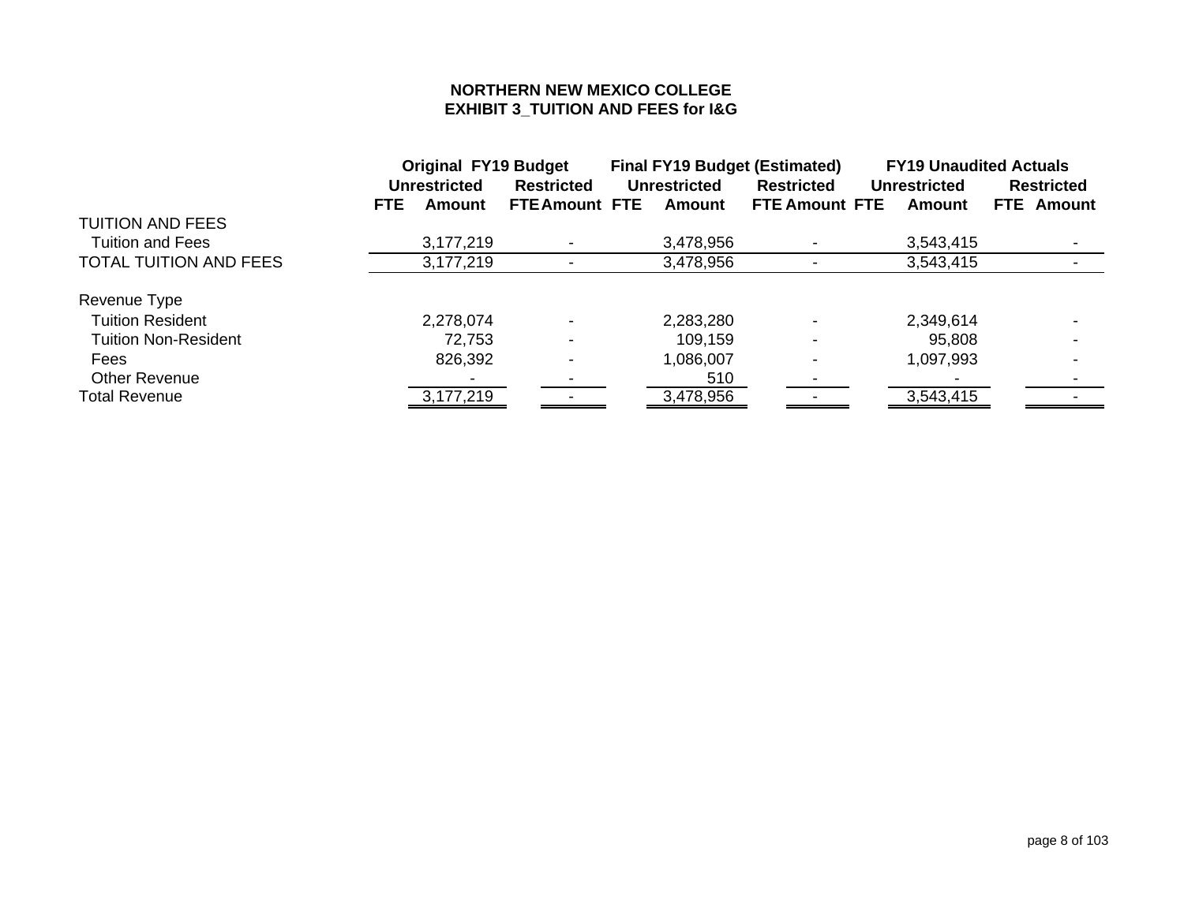**NORTHERN NEW MEXICO COLLEGE**
**EXHIBIT 3_TUITION AND FEES for I&G**

| | Original FY19 Budget | | | | Final FY19 Budget (Estimated) | | | | FY19 Unaudited Actuals | | | |
|---|---|---|---|---|---|---|---|---|---|---|---|---|
| | Unrestricted | | Restricted | | Unrestricted | | Restricted | | Unrestricted | | Restricted | |
| | FTE | Amount | FTE | Amount | FTE | Amount | FTE | Amount | FTE | Amount | FTE | Amount |
| TUITION AND FEES | | | | | | | | | | | | |
| Tuition and Fees | | 3,177,219 | | - | | 3,478,956 | | - | | 3,543,415 | | - |
| TOTAL TUITION AND FEES | | 3,177,219 | | - | | 3,478,956 | | - | | 3,543,415 | | - |
| | | | | | | | | | | | | |
| Revenue Type | | | | | | | | | | | | |
| Tuition Resident | | 2,278,074 | | - | | 2,283,280 | | - | | 2,349,614 | | - |
| Tuition Non-Resident | | 72,753 | | - | | 109,159 | | - | | 95,808 | | - |
| Fees | | 826,392 | | - | | 1,086,007 | | - | | 1,097,993 | | - |
| Other Revenue | | - | | - | | 510 | | - | | - | | - |
| Total Revenue | | 3,177,219 | | - | | 3,478,956 | | - | | 3,543,415 | | - |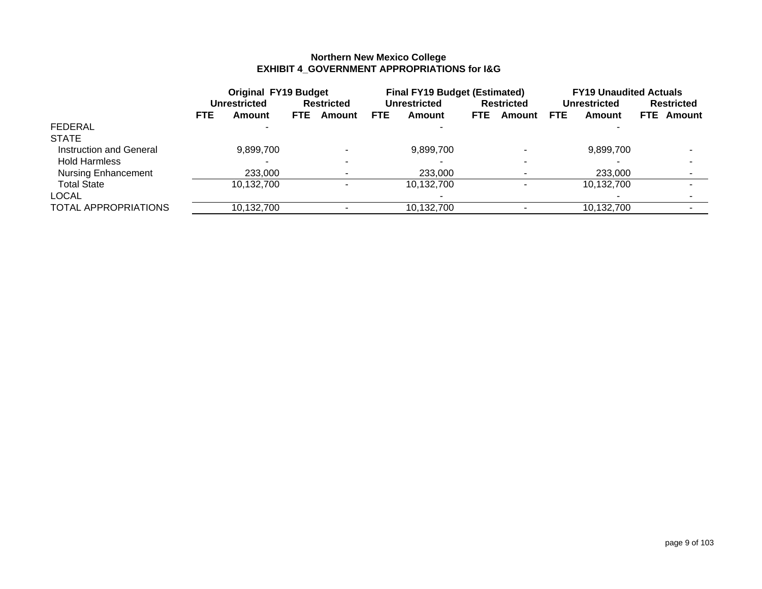**Northern New Mexico College**
**EXHIBIT 4_GOVERNMENT APPROPRIATIONS for I&G**

| | Original FY19 Budget | | | | Final FY19 Budget (Estimated) | | | | FY19 Unaudited Actuals | | | |
|---|---|---|---|---|---|---|---|---|---|---|---|---|
| | Unrestricted | | Restricted | | Unrestricted | | Restricted | | Unrestricted | | Restricted | |
| | FTE | Amount | FTE | Amount | FTE | Amount | FTE | Amount | FTE | Amount | FTE | Amount |
| FEDERAL | | - | | | | - | | | | - | | |
| STATE | | | | | | | | | | | | |
| Instruction and General | | 9,899,700 | | - | | 9,899,700 | | - | | 9,899,700 | | - |
| Hold Harmless | | - | | - | | - | | - | | - | | - |
| Nursing Enhancement | | 233,000 | | - | | 233,000 | | - | | 233,000 | | - |
| Total State | | 10,132,700 | | - | | 10,132,700 | | - | | 10,132,700 | | - |
| LOCAL | | | | | | - | | | | - | | - |
| TOTAL APPROPRIATIONS | | 10,132,700 | | - | | 10,132,700 | | - | | 10,132,700 | | - |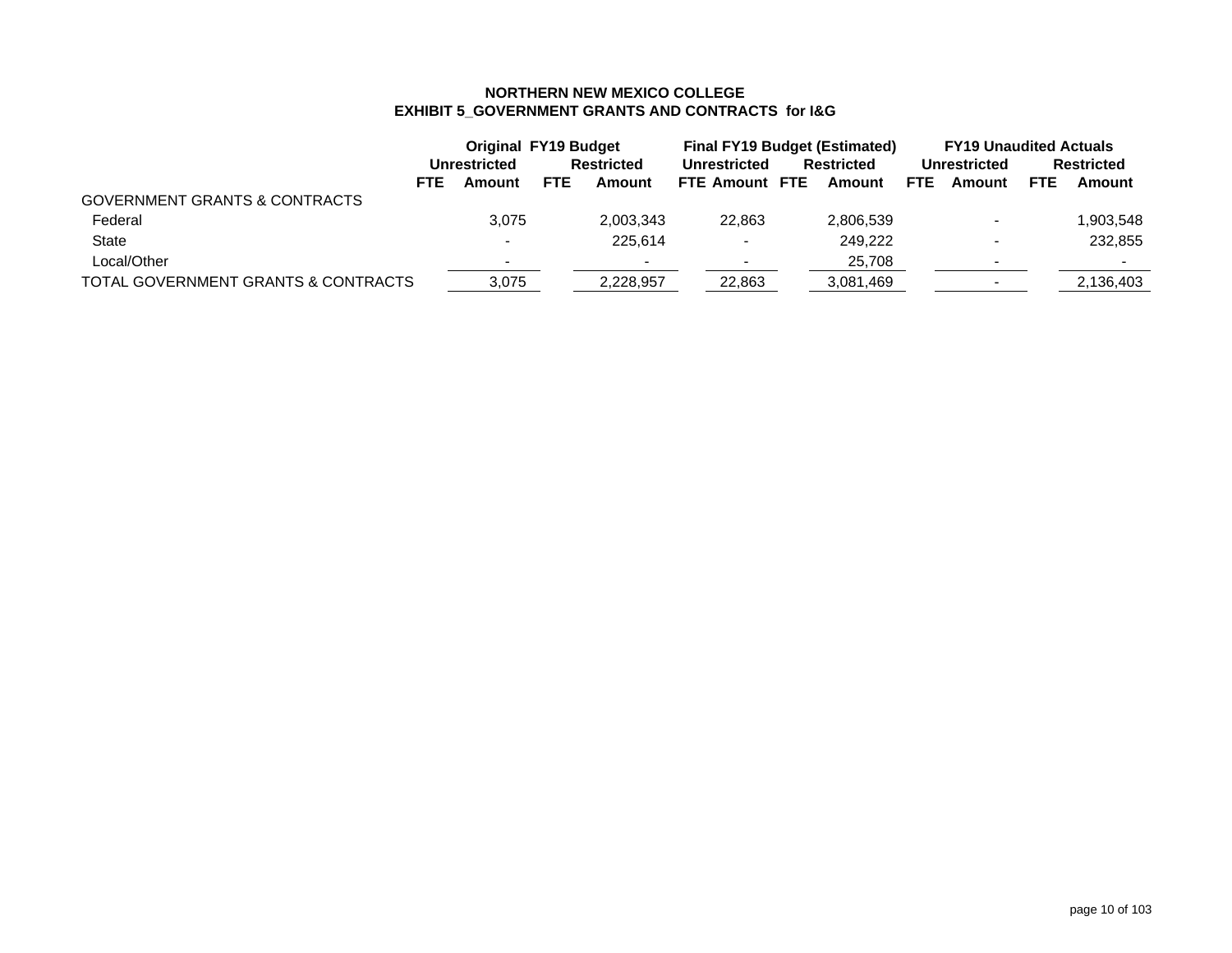**NORTHERN NEW MEXICO COLLEGE**
**EXHIBIT 5_GOVERNMENT GRANTS AND CONTRACTS for I&G**

| | Original FY19 Budget | | | | Final FY19 Budget (Estimated) | | | | FY19 Unaudited Actuals | | | |
|---|---|---|---|---|---|---|---|---|---|---|---|---|
| | Unrestricted | | Restricted | | Unrestricted | | Restricted | | Unrestricted | | Restricted | |
| | FTE | Amount | FTE | Amount | FTE | Amount | FTE | Amount | FTE | Amount | FTE | Amount |
| GOVERNMENT GRANTS & CONTRACTS | | | | | | | | | | | | |
| Federal | | 3,075 | | 2,003,343 | | 22,863 | | 2,806,539 | | - | | 1,903,548 |
| State | | - | | 225,614 | | - | | 249,222 | | - | | 232,855 |
| Local/Other | | - | | - | | - | | 25,708 | | - | | - |
| TOTAL GOVERNMENT GRANTS & CONTRACTS | | 3,075 | | 2,228,957 | | 22,863 | | 3,081,469 | | - | | 2,136,403 |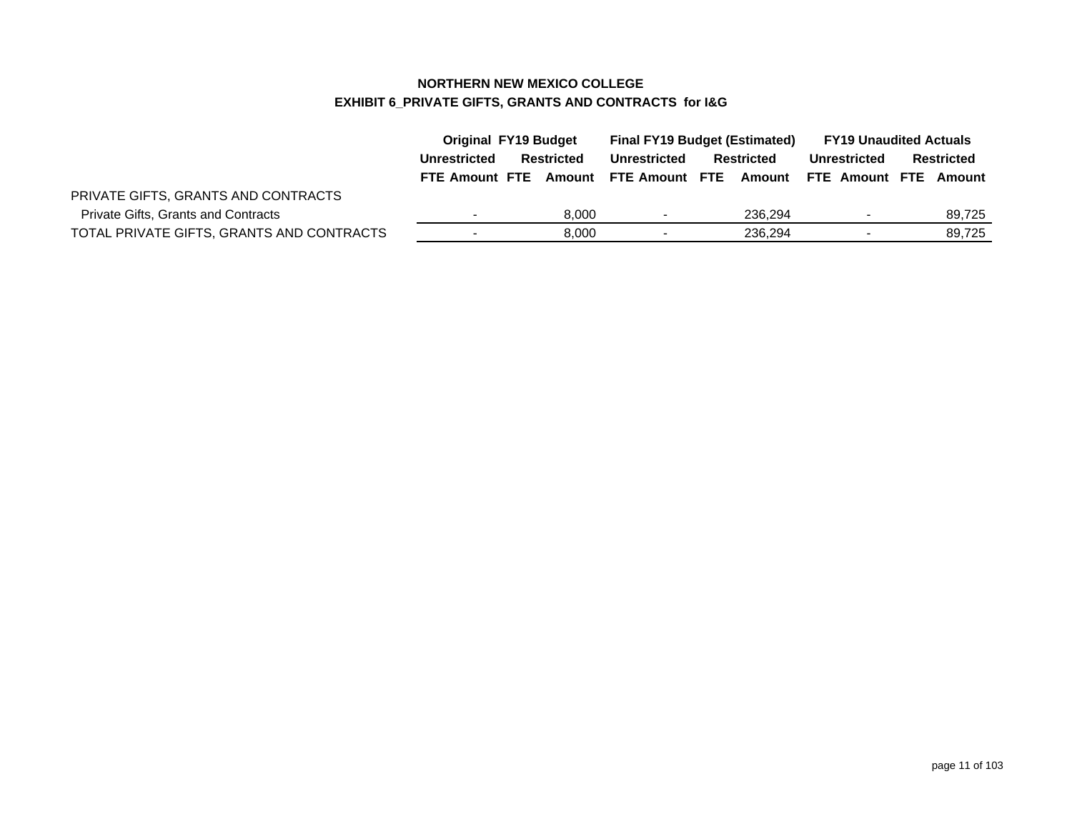## NORTHERN NEW MEXICO COLLEGE
## EXHIBIT 6_PRIVATE GIFTS, GRANTS AND CONTRACTS for I&G

| | Original FY19 Budget | | | | Final FY19 Budget (Estimated) | | | | FY19 Unaudited Actuals | | | |
|---|---|---|---|---|---|---|---|---|---|---|---|---|
| | Unrestricted | | Restricted | | Unrestricted | | Restricted | | Unrestricted | | Restricted | |
| | FTE | Amount | FTE | Amount | FTE | Amount | FTE | Amount | FTE | Amount | FTE | Amount |
| PRIVATE GIFTS, GRANTS AND CONTRACTS | | | | | | | | | | | | |
| Private Gifts, Grants and Contracts | | - | | 8,000 | | - | | 236,294 | | - | | 89,725 |
| TOTAL PRIVATE GIFTS, GRANTS AND CONTRACTS | | - | | 8,000 | | - | | 236,294 | | - | | 89,725 |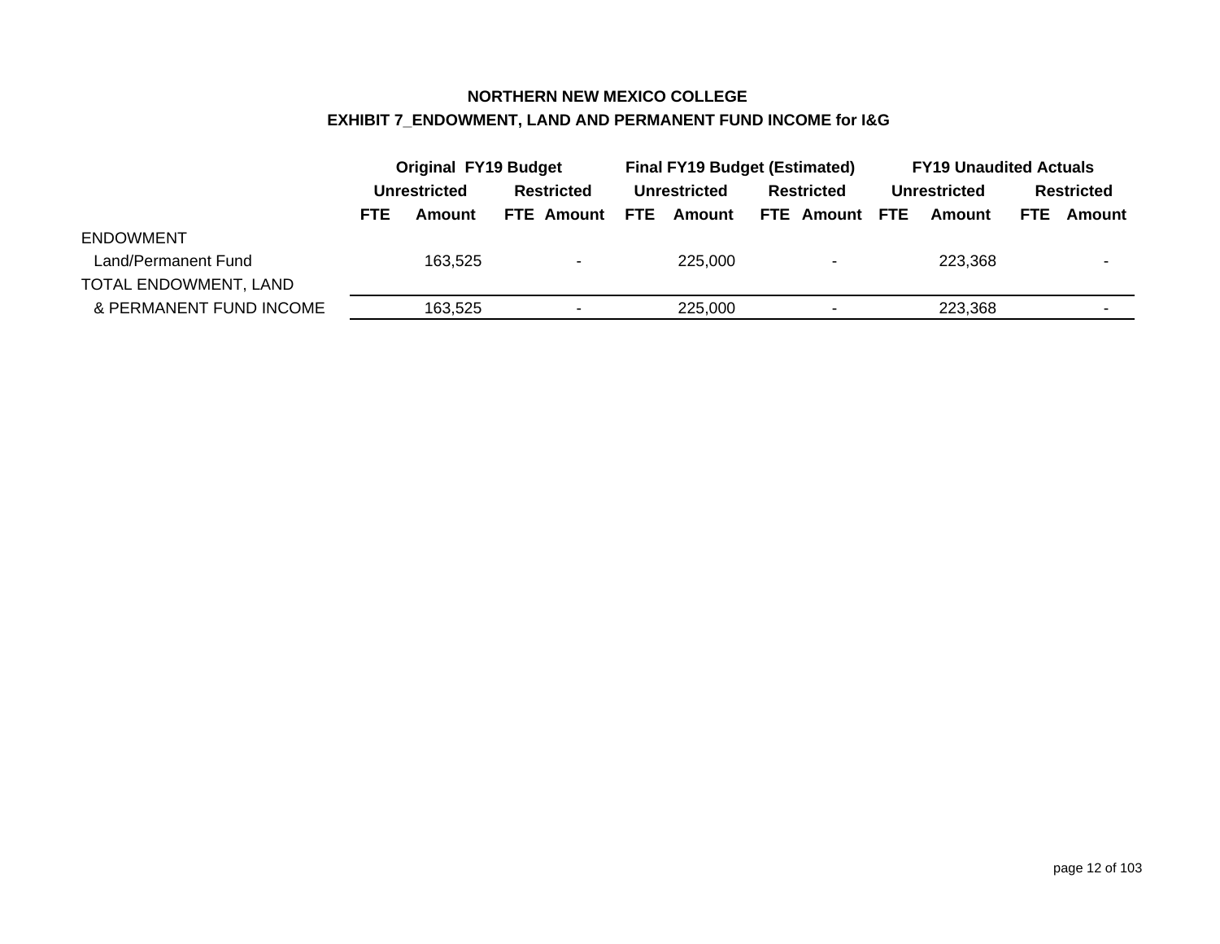**NORTHERN NEW MEXICO COLLEGE**

**EXHIBIT 7_ENDOWMENT, LAND AND PERMANENT FUND INCOME for I&G**

| | Original FY19 Budget | | | | Final FY19 Budget (Estimated) | | | | FY19 Unaudited Actuals | | | |
|---|---|---|---|---|---|---|---|---|---|---|---|---|
| | Unrestricted | | Restricted | | Unrestricted | | Restricted | | Unrestricted | | Restricted | |
| | FTE | Amount | FTE | Amount | FTE | Amount | FTE | Amount | FTE | Amount | FTE | Amount |
| ENDOWMENT | | | | | | | | | | | | |
| Land/Permanent Fund | | 163,525 | | - | | 225,000 | | - | | 223,368 | | - |
| TOTAL ENDOWMENT, LAND & PERMANENT FUND INCOME | | 163,525 | | - | | 225,000 | | - | | 223,368 | | - |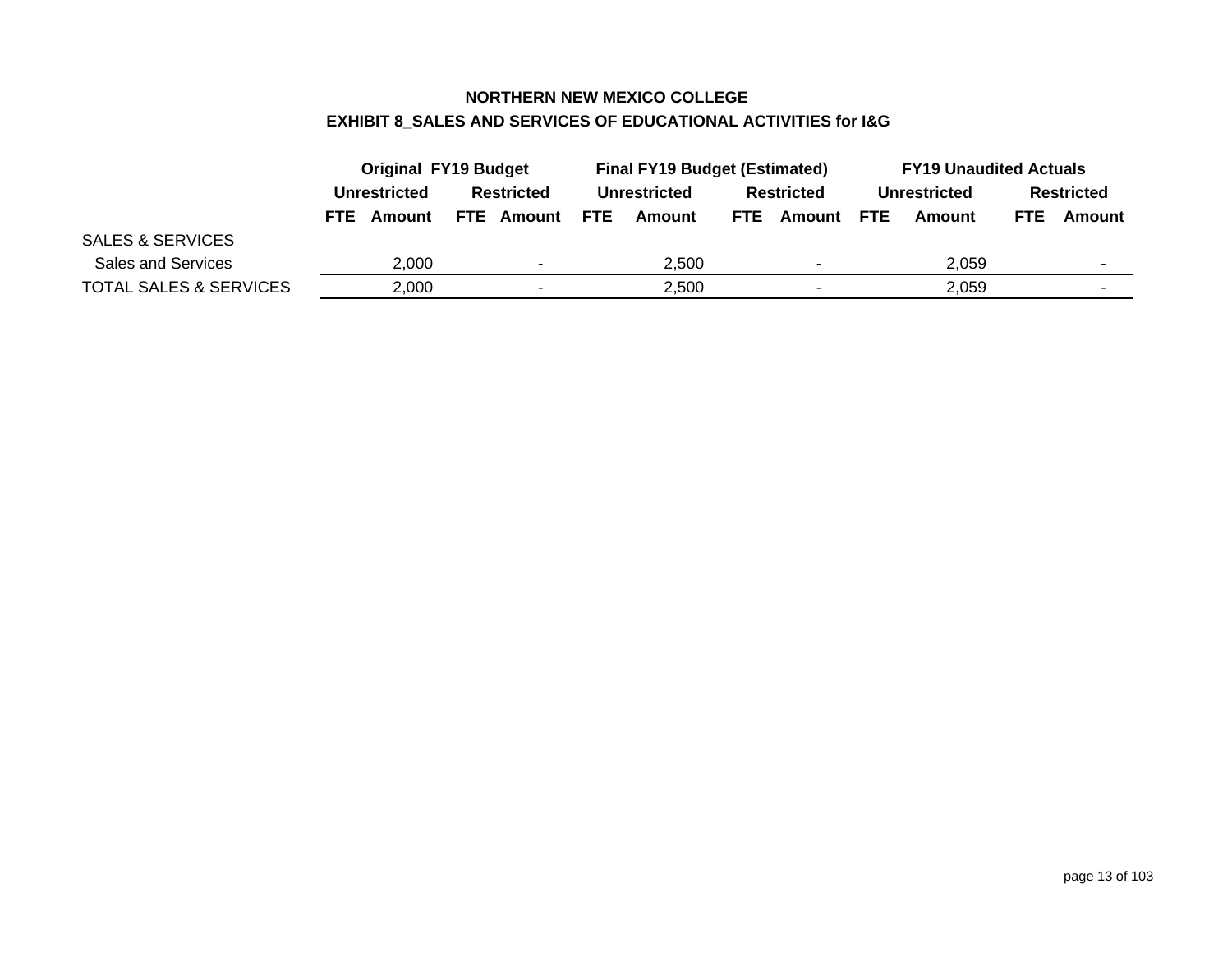## NORTHERN NEW MEXICO COLLEGE

### EXHIBIT 8_SALES AND SERVICES OF EDUCATIONAL ACTIVITIES for I&G

| | Original FY19 Budget | | | | Final FY19 Budget (Estimated) | | | | FY19 Unaudited Actuals | | | |
|---|---|---|---|---|---|---|---|---|---|---|---|---|
| | Unrestricted | | Restricted | | Unrestricted | | Restricted | | Unrestricted | | Restricted | |
| | FTE | Amount | FTE | Amount | FTE | Amount | FTE | Amount | FTE | Amount | FTE | Amount |
| SALES & SERVICES | | | | | | | | | | | | |
| Sales and Services | | 2,000 | | - | | 2,500 | | - | | 2,059 | | - |
| TOTAL SALES & SERVICES | | 2,000 | | - | | 2,500 | | - | | 2,059 | | - |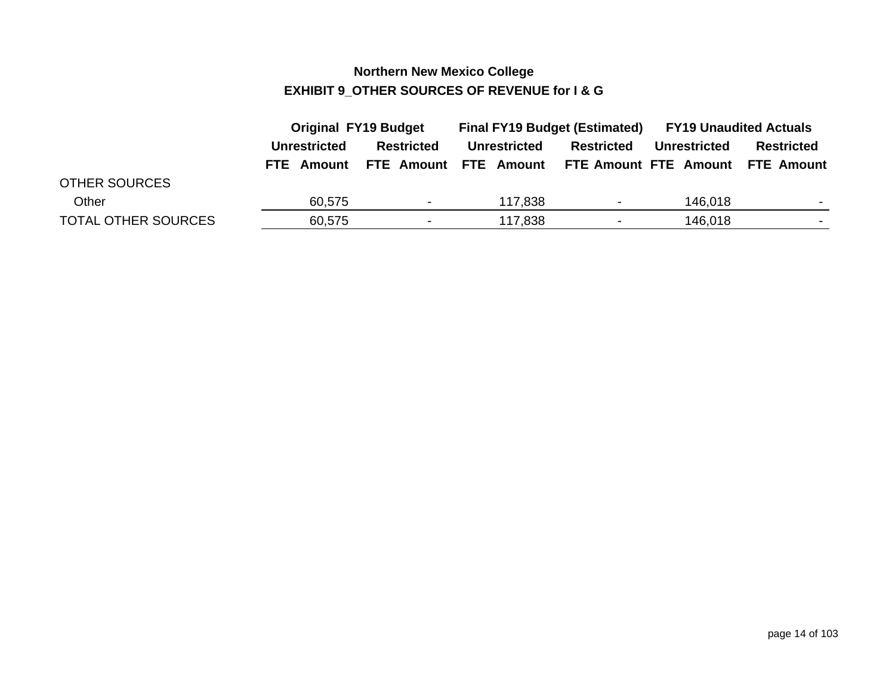# Northern New Mexico College

## EXHIBIT 9_OTHER SOURCES OF REVENUE for I & G

| | Original FY19 Budget | | | | Final FY19 Budget (Estimated) | | | | FY19 Unaudited Actuals | | | |
|---|---|---|---|---|---|---|---|---|---|---|---|---|
| | Unrestricted | | Restricted | | Unrestricted | | Restricted | | Unrestricted | | Restricted | |
| | FTE | Amount | FTE | Amount | FTE | Amount | FTE | Amount | FTE | Amount | FTE | Amount |
| OTHER SOURCES | | | | | | | | | | | | |
| Other | | 60,575 | | - | | 117,838 | | - | | 146,018 | | - |
| TOTAL OTHER SOURCES | | 60,575 | | - | | 117,838 | | - | | 146,018 | | - |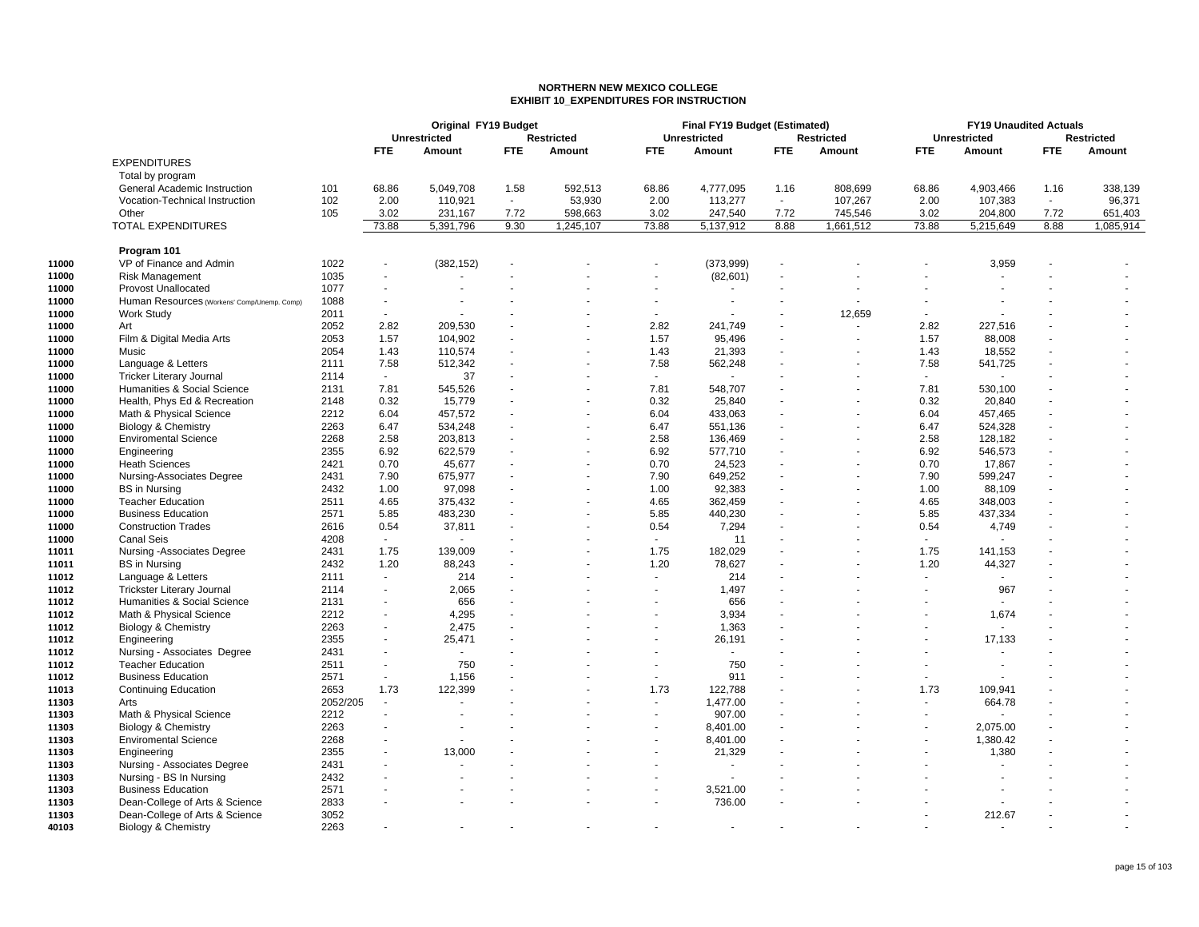# NORTHERN NEW MEXICO COLLEGE
## EXHIBIT 10_EXPENDITURES FOR INSTRUCTION

| | | | Original FY19 Budget | | | | Final FY19 Budget (Estimated) | | | | FY19 Unaudited Actuals | | | |
|---|---|---|---|---|---|---|---|---|---|---|---|---|---|---|
| | | | Unrestricted | | Restricted | | Unrestricted | | Restricted | | Unrestricted | | Restricted | |
| | | | FTE | Amount | FTE | Amount | FTE | Amount | FTE | Amount | FTE | Amount | FTE | Amount |
| | EXPENDITURES | | | | | | | | | | | | | |
| | Total by program | | | | | | | | | | | | | |
| | General Academic Instruction | 101 | 68.86 | 5,049,708 | 1.58 | 592,513 | 68.86 | 4,777,095 | 1.16 | 808,699 | 68.86 | 4,903,466 | 1.16 | 338,139 |
| | Vocation-Technical Instruction | 102 | 2.00 | 110,921 | - | 53,930 | 2.00 | 113,277 | - | 107,267 | 2.00 | 107,383 | - | 96,371 |
| | Other | 105 | 3.02 | 231,167 | 7.72 | 598,663 | 3.02 | 247,540 | 7.72 | 745,546 | 3.02 | 204,800 | 7.72 | 651,403 |
| | TOTAL EXPENDITURES | | 73.88 | 5,391,796 | 9.30 | 1,245,107 | 73.88 | 5,137,912 | 8.88 | 1,661,512 | 73.88 | 5,215,649 | 8.88 | 1,085,914 |
| | **Program 101** | | | | | | | | | | | | | |
| 11000 | VP of Finance and Admin | 1022 | - | (382,152) | - | - | - | (373,999) | - | - | - | 3,959 | - | - |
| 11000 | Risk Management | 1035 | - | - | - | - | - | (82,601) | - | - | - | - | - | - |
| 11000 | Provost Unallocated | 1077 | - | - | - | - | - | - | - | - | - | - | - | - |
| 11000 | Human Resources (Workers' Comp/Unemp. Comp) | 1088 | - | - | - | - | - | - | - | - | - | - | - | - |
| 11000 | Work Study | 2011 | - | - | - | - | - | - | - | 12,659 | - | - | - | - |
| 11000 | Art | 2052 | 2.82 | 209,530 | - | - | 2.82 | 241,749 | - | - | 2.82 | 227,516 | - | - |
| 11000 | Film & Digital Media Arts | 2053 | 1.57 | 104,902 | - | - | 1.57 | 95,496 | - | - | 1.57 | 88,008 | - | - |
| 11000 | Music | 2054 | 1.43 | 110,574 | - | - | 1.43 | 21,393 | - | - | 1.43 | 18,552 | - | - |
| 11000 | Language & Letters | 2111 | 7.58 | 512,342 | - | - | 7.58 | 562,248 | - | - | 7.58 | 541,725 | - | - |
| 11000 | Tricker Literary Journal | 2114 | - | 37 | - | - | - | - | - | - | - | - | - | - |
| 11000 | Humanities & Social Science | 2131 | 7.81 | 545,526 | - | - | 7.81 | 548,707 | - | - | 7.81 | 530,100 | - | - |
| 11000 | Health, Phys Ed & Recreation | 2148 | 0.32 | 15,779 | - | - | 0.32 | 25,840 | - | - | 0.32 | 20,840 | - | - |
| 11000 | Math & Physical Science | 2212 | 6.04 | 457,572 | - | - | 6.04 | 433,063 | - | - | 6.04 | 457,465 | - | - |
| 11000 | Biology & Chemistry | 2263 | 6.47 | 534,248 | - | - | 6.47 | 551,136 | - | - | 6.47 | 524,328 | - | - |
| 11000 | Enviromental Science | 2268 | 2.58 | 203,813 | - | - | 2.58 | 136,469 | - | - | 2.58 | 128,182 | - | - |
| 11000 | Engineering | 2355 | 6.92 | 622,579 | - | - | 6.92 | 577,710 | - | - | 6.92 | 546,573 | - | - |
| 11000 | Heath Sciences | 2421 | 0.70 | 45,677 | - | - | 0.70 | 24,523 | - | - | 0.70 | 17,867 | - | - |
| 11000 | Nursing-Associates Degree | 2431 | 7.90 | 675,977 | - | - | 7.90 | 649,252 | - | - | 7.90 | 599,247 | - | - |
| 11000 | BS in Nursing | 2432 | 1.00 | 97,098 | - | - | 1.00 | 92,383 | - | - | 1.00 | 88,109 | - | - |
| 11000 | Teacher Education | 2511 | 4.65 | 375,432 | - | - | 4.65 | 362,459 | - | - | 4.65 | 348,003 | - | - |
| 11000 | Business Education | 2571 | 5.85 | 483,230 | - | - | 5.85 | 440,230 | - | - | 5.85 | 437,334 | - | - |
| 11000 | Construction Trades | 2616 | 0.54 | 37,811 | - | - | 0.54 | 7,294 | - | - | 0.54 | 4,749 | - | - |
| 11000 | Canal Seis | 4208 | - | - | - | - | - | 11 | - | - | - | - | - | - |
| 11011 | Nursing -Associates Degree | 2431 | 1.75 | 139,009 | - | - | 1.75 | 182,029 | - | - | 1.75 | 141,153 | - | - |
| 11011 | BS in Nursing | 2432 | 1.20 | 88,243 | - | - | 1.20 | 78,627 | - | - | 1.20 | 44,327 | - | - |
| 11012 | Language & Letters | 2111 | - | 214 | - | - | - | 214 | - | - | - | - | - | - |
| 11012 | Trickster Literary Journal | 2114 | - | 2,065 | - | - | - | 1,497 | - | - | - | 967 | - | - |
| 11012 | Humanities & Social Science | 2131 | - | 656 | - | - | - | 656 | - | - | - | - | - | - |
| 11012 | Math & Physical Science | 2212 | - | 4,295 | - | - | - | 3,934 | - | - | - | 1,674 | - | - |
| 11012 | Biology & Chemistry | 2263 | - | 2,475 | - | - | - | 1,363 | - | - | - | - | - | - |
| 11012 | Engineering | 2355 | - | 25,471 | - | - | - | 26,191 | - | - | - | 17,133 | - | - |
| 11012 | Nursing - Associates Degree | 2431 | - | - | - | - | - | - | - | - | - | - | - | - |
| 11012 | Teacher Education | 2511 | - | 750 | - | - | - | 750 | - | - | - | - | - | - |
| 11012 | Business Education | 2571 | - | 1,156 | - | - | - | 911 | - | - | - | - | - | - |
| 11013 | Continuing Education | 2653 | 1.73 | 122,399 | - | - | 1.73 | 122,788 | - | - | 1.73 | 109,941 | - | - |
| 11303 | Arts | 2052/205 | - | - | - | - | - | 1,477.00 | - | - | - | 664.78 | - | - |
| 11303 | Math & Physical Science | 2212 | - | - | - | - | - | 907.00 | - | - | - | - | - | - |
| 11303 | Biology & Chemistry | 2263 | - | - | - | - | - | 8,401.00 | - | - | - | 2,075.00 | - | - |
| 11303 | Enviromental Science | 2268 | - | - | - | - | - | 8,401.00 | - | - | - | 1,380.42 | - | - |
| 11303 | Engineering | 2355 | - | 13,000 | - | - | - | 21,329 | - | - | - | 1,380 | - | - |
| 11303 | Nursing - Associates Degree | 2431 | - | - | - | - | - | - | - | - | - | - | - | - |
| 11303 | Nursing - BS In Nursing | 2432 | - | - | - | - | - | - | - | - | - | - | - | - |
| 11303 | Business Education | 2571 | - | - | - | - | - | 3,521.00 | - | - | - | - | - | - |
| 11303 | Dean-College of Arts & Science | 2833 | - | - | - | - | - | 736.00 | - | - | - | - | - | - |
| 11303 | Dean-College of Arts & Science | 3052 | | | | | | | | | - | 212.67 | - | - |
| 40103 | Biology & Chemistry | 2263 | - | - | - | - | - | - | - | - | - | - | - | - |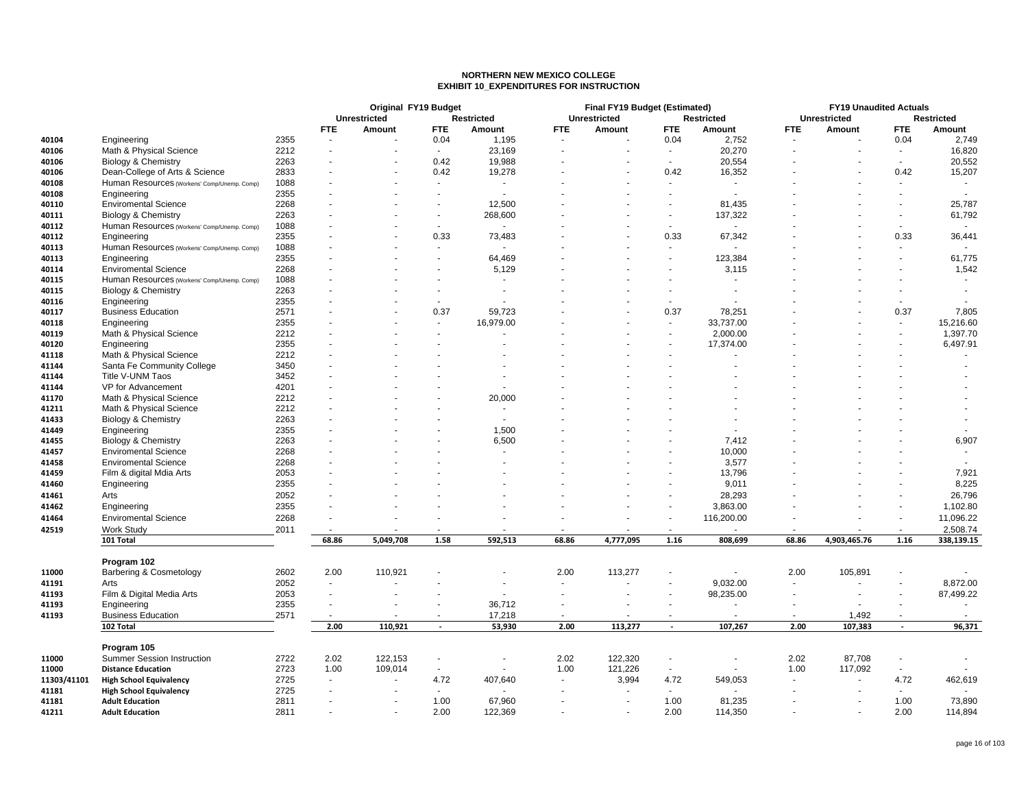# NORTHERN NEW MEXICO COLLEGE
## EXHIBIT 10_EXPENDITURES FOR INSTRUCTION

| | | | Original FY19 Budget | | | | Final FY19 Budget (Estimated) | | | | FY19 Unaudited Actuals | | | |
|---|---|---|---|---|---|---|---|---|---|---|---|---|---|---|
| | | | Unrestricted | | Restricted | | Unrestricted | | Restricted | | Unrestricted | | Restricted | |
| | | | FTE | Amount | FTE | Amount | FTE | Amount | FTE | Amount | FTE | Amount | FTE | Amount |
| 40104 | Engineering | 2355 | - | - | 0.04 | 1,195 | - | - | 0.04 | 2,752 | - | - | 0.04 | 2,749 |
| 40106 | Math & Physical Science | 2212 | - | - | - | 23,169 | - | - | - | 20,270 | - | - | - | 16,820 |
| 40106 | Biology & Chemistry | 2263 | - | - | 0.42 | 19,988 | - | - | - | 20,554 | - | - | - | 20,552 |
| 40106 | Dean-College of Arts & Science | 2833 | - | - | 0.42 | 19,278 | - | - | 0.42 | 16,352 | - | - | 0.42 | 15,207 |
| 40108 | Human Resources (Workers' Comp/Unemp. Comp) | 1088 | - | - | - | - | - | - | - | - | - | - | - | - |
| 40108 | Engineering | 2355 | - | - | - | - | - | - | - | - | - | - | - | - |
| 40110 | Enviromental Science | 2268 | - | - | - | 12,500 | - | - | - | 81,435 | - | - | - | 25,787 |
| 40111 | Biology & Chemistry | 2263 | - | - | - | 268,600 | - | - | - | 137,322 | - | - | - | 61,792 |
| 40112 | Human Resources (Workers' Comp/Unemp. Comp) | 1088 | - | - | - | - | - | - | - | - | - | - | - | - |
| 40112 | Engineering | 2355 | - | - | 0.33 | 73,483 | - | - | 0.33 | 67,342 | - | - | 0.33 | 36,441 |
| 40113 | Human Resources (Workers' Comp/Unemp. Comp) | 1088 | - | - | - | - | - | - | - | - | - | - | - | - |
| 40113 | Engineering | 2355 | - | - | - | 64,469 | - | - | - | 123,384 | - | - | - | 61,775 |
| 40114 | Enviromental Science | 2268 | - | - | - | 5,129 | - | - | - | 3,115 | - | - | - | 1,542 |
| 40115 | Human Resources (Workers' Comp/Unemp. Comp) | 1088 | - | - | - | - | - | - | - | - | - | - | - | - |
| 40115 | Biology & Chemistry | 2263 | - | - | - | - | - | - | - | - | - | - | - | - |
| 40116 | Engineering | 2355 | - | - | - | - | - | - | - | - | - | - | - | - |
| 40117 | Business Education | 2571 | - | - | 0.37 | 59,723 | - | - | 0.37 | 78,251 | - | - | 0.37 | 7,805 |
| 40118 | Engineering | 2355 | - | - | - | 16,979.00 | - | - | - | 33,737.00 | - | - | - | 15,216.60 |
| 40119 | Math & Physical Science | 2212 | - | - | - | - | - | - | - | 2,000.00 | - | - | - | 1,397.70 |
| 40120 | Engineering | 2355 | - | - | - | - | - | - | - | 17,374.00 | - | - | - | 6,497.91 |
| 41118 | Math & Physical Science | 2212 | - | - | - | - | - | - | - | - | - | - | - | - |
| 41144 | Santa Fe Community College | 3450 | - | - | - | - | - | - | - | - | - | - | - | - |
| 41144 | Title V-UNM Taos | 3452 | - | - | - | - | - | - | - | - | - | - | - | - |
| 41144 | VP for Advancement | 4201 | - | - | - | - | - | - | - | - | - | - | - | - |
| 41170 | Math & Physical Science | 2212 | - | - | - | 20,000 | - | - | - | - | - | - | - | - |
| 41211 | Math & Physical Science | 2212 | - | - | - | - | - | - | - | - | - | - | - | - |
| 41433 | Biology & Chemistry | 2263 | - | - | - | - | - | - | - | - | - | - | - | - |
| 41449 | Engineering | 2355 | - | - | - | 1,500 | - | - | - | - | - | - | - | - |
| 41455 | Biology & Chemistry | 2263 | - | - | - | 6,500 | - | - | - | 7,412 | - | - | - | 6,907 |
| 41457 | Enviromental Science | 2268 | - | - | - | - | - | - | - | 10,000 | - | - | - | - |
| 41458 | Enviromental Science | 2268 | - | - | - | - | - | - | - | 3,577 | - | - | - | - |
| 41459 | Film & digital Mdia Arts | 2053 | - | - | - | - | - | - | - | 13,796 | - | - | - | 7,921 |
| 41460 | Engineering | 2355 | - | - | - | - | - | - | - | 9,011 | - | - | - | 8,225 |
| 41461 | Arts | 2052 | - | - | - | - | - | - | - | 28,293 | - | - | - | 26,796 |
| 41462 | Engineering | 2355 | - | - | - | - | - | - | - | 3,863.00 | - | - | - | 1,102.80 |
| 41464 | Enviromental Science | 2268 | - | - | - | - | - | - | - | 116,200.00 | - | - | - | 11,096.22 |
| 42519 | Work Study | 2011 | - | - | - | - | - | - | - | - | - | - | - | 2,508.74 |
| | **101 Total** | | **68.86** | **5,049,708** | **1.58** | **592,513** | **68.86** | **4,777,095** | **1.16** | **808,699** | **68.86** | **4,903,465.76** | **1.16** | **338,139.15** |
| | **Program 102** | | | | | | | | | | | | | |
| 11000 | Barbering & Cosmetology | 2602 | 2.00 | 110,921 | - | - | 2.00 | 113,277 | - | - | 2.00 | 105,891 | - | - |
| 41191 | Arts | 2052 | - | - | - | - | - | - | - | 9,032.00 | - | - | - | 8,872.00 |
| 41193 | Film & Digital Media Arts | 2053 | - | - | - | - | - | - | - | 98,235.00 | - | - | - | 87,499.22 |
| 41193 | Engineering | 2355 | - | - | - | 36,712 | - | - | - | - | - | - | - | - |
| 41193 | Business Education | 2571 | - | - | - | 17,218 | - | - | - | - | - | 1,492 | - | - |
| | **102 Total** | | **2.00** | **110,921** | **-** | **53,930** | **2.00** | **113,277** | **-** | **107,267** | **2.00** | **107,383** | **-** | **96,371** |
| | **Program 105** | | | | | | | | | | | | | |
| 11000 | Summer Session Instruction | 2722 | 2.02 | 122,153 | - | - | 2.02 | 122,320 | - | - | 2.02 | 87,708 | - | - |
| 11000 | **Distance Education** | 2723 | 1.00 | 109,014 | - | - | 1.00 | 121,226 | - | - | 1.00 | 117,092 | - | - |
| 11303/41101 | **High School Equivalency** | 2725 | - | - | 4.72 | 407,640 | - | 3,994 | 4.72 | 549,053 | - | - | 4.72 | 462,619 |
| 41181 | **High School Equivalency** | 2725 | - | - | - | - | - | - | - | - | - | - | - | - |
| 41181 | **Adult Education** | 2811 | - | - | 1.00 | 67,960 | - | - | 1.00 | 81,235 | - | - | 1.00 | 73,890 |
| 41211 | **Adult Education** | 2811 | - | - | 2.00 | 122,369 | - | - | 2.00 | 114,350 | - | - | 2.00 | 114,894 |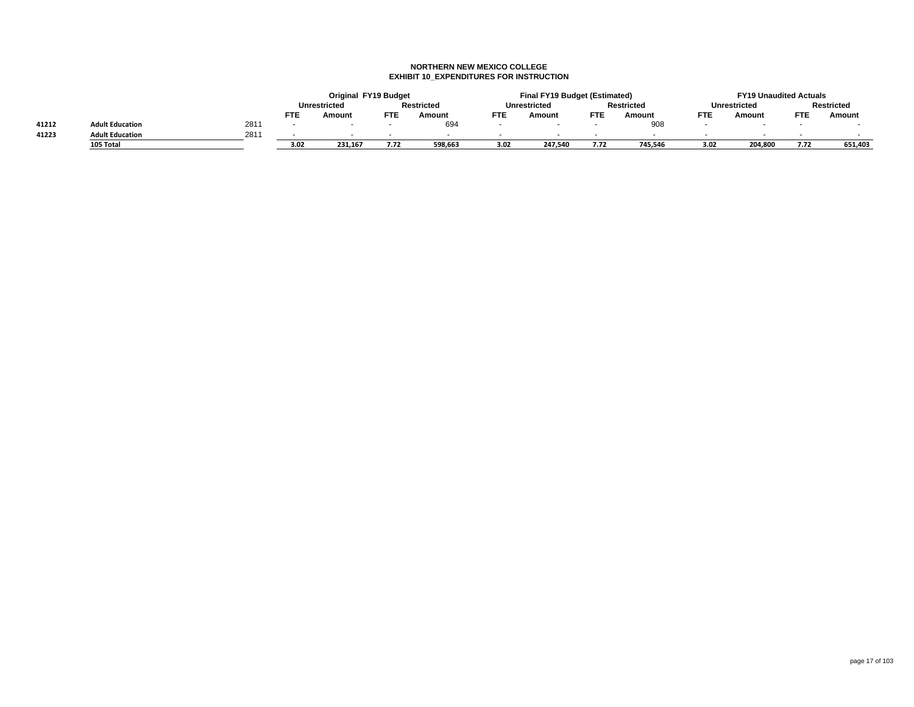**NORTHERN NEW MEXICO COLLEGE**
**EXHIBIT 10_EXPENDITURES FOR INSTRUCTION**

| | | | Original FY19 Budget | | | | Final FY19 Budget (Estimated) | | | | FY19 Unaudited Actuals | | | |
|---|---|---|---|---|---|---|---|---|---|---|---|---|---|---|
| | | | Unrestricted | | Restricted | | Unrestricted | | Restricted | | Unrestricted | | Restricted | |
| | | | FTE | Amount | FTE | Amount | FTE | Amount | FTE | Amount | FTE | Amount | FTE | Amount |
| 41212 | Adult Education | 2811 | - | - | - | 694 | - | - | - | 908 | - | - | - | - |
| 41223 | Adult Education | 2811 | - | - | - | - | - | - | - | - | - | - | - | - |
| | 105 Total | | 3.02 | 231,167 | 7.72 | 598,663 | 3.02 | 247,540 | 7.72 | 745,546 | 3.02 | 204,800 | 7.72 | 651,403 |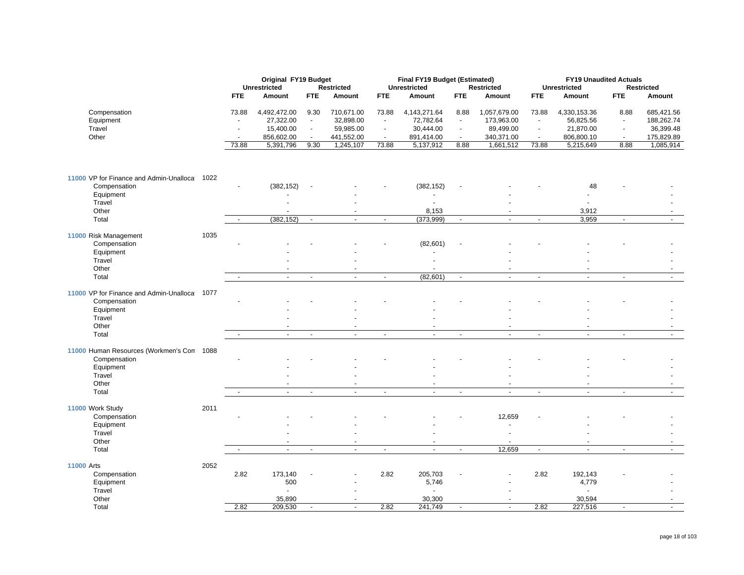| | | Original FY19 Budget | | | | Final FY19 Budget (Estimated) | | | | FY19 Unaudited Actuals | | | |
|---|---|---|---|---|---|---|---|---|---|---|---|---|---|
| | | Unrestricted | | Restricted | | Unrestricted | | Restricted | | Unrestricted | | Restricted | |
| | | FTE | Amount | FTE | Amount | FTE | Amount | FTE | Amount | FTE | Amount | FTE | Amount |
| Compensation | | 73.88 | 4,492,472.00 | 9.30 | 710,671.00 | 73.88 | 4,143,271.64 | 8.88 | 1,057,679.00 | 73.88 | 4,330,153.36 | 8.88 | 685,421.56 |
| Equipment | | - | 27,322.00 | - | 32,898.00 | - | 72,782.64 | - | 173,963.00 | - | 56,825.56 | - | 188,262.74 |
| Travel | | - | 15,400.00 | - | 59,985.00 | - | 30,444.00 | - | 89,499.00 | - | 21,870.00 | - | 36,399.48 |
| Other | | - | 856,602.00 | - | 441,552.00 | - | 891,414.00 | - | 340,371.00 | - | 806,800.10 | - | 175,829.89 |
| | | 73.88 | 5,391,796 | 9.30 | 1,245,107 | 73.88 | 5,137,912 | 8.88 | 1,661,512 | 73.88 | 5,215,649 | 8.88 | 1,085,914 |
| 11000 VP for Finance and Admin-Unalloca | 1022 | | | | | | | | | | | | |
| Compensation | | - | (382,152) | - | - | - | (382,152) | - | - | - | 48 | - | - |
| Equipment | | | - | | - | | - | | - | | - | | - |
| Travel | | | - | | - | | - | | - | | - | | - |
| Other | | | - | | - | | 8,153 | | - | | 3,912 | | - |
| Total | | - | (382,152) | - | - | - | (373,999) | - | - | - | 3,959 | - | - |
| 11000 Risk Management | 1035 | | | | | | | | | | | | |
| Compensation | | - | - | - | - | - | (82,601) | - | - | - | - | - | - |
| Equipment | | | - | | - | | - | | - | | - | | - |
| Travel | | | - | | - | | - | | - | | - | | - |
| Other | | | - | | - | | - | | - | | - | | - |
| Total | | - | - | - | - | - | (82,601) | - | - | - | - | - | - |
| 11000 VP for Finance and Admin-Unalloca | 1077 | | | | | | | | | | | | |
| Compensation | | - | - | - | - | - | - | - | - | - | - | - | - |
| Equipment | | | - | | - | | - | | - | | - | | - |
| Travel | | | - | | - | | - | | - | | - | | - |
| Other | | | - | | - | | - | | - | | - | | - |
| Total | | - | - | - | - | - | - | - | - | - | - | - | - |
| 11000 Human Resources (Workmen's Com | 1088 | | | | | | | | | | | | |
| Compensation | | - | - | - | - | - | - | - | - | - | - | - | - |
| Equipment | | | - | | - | | - | | - | | - | | - |
| Travel | | | - | | - | | - | | - | | - | | - |
| Other | | | - | | - | | - | | - | | - | | - |
| Total | | - | - | - | - | - | - | - | - | - | - | - | - |
| 11000 Work Study | 2011 | | | | | | | | | | | | |
| Compensation | | - | - | - | - | - | - | - | 12,659 | - | - | - | - |
| Equipment | | | - | | - | | - | | - | | - | | - |
| Travel | | | - | | - | | - | | - | | - | | - |
| Other | | | - | | - | | - | | - | | - | | - |
| Total | | - | - | - | - | - | - | - | 12,659 | - | - | - | - |
| 11000 Arts | 2052 | | | | | | | | | | | | |
| Compensation | | 2.82 | 173,140 | - | - | 2.82 | 205,703 | - | - | 2.82 | 192,143 | - | - |
| Equipment | | | 500 | | - | | 5,746 | | - | | 4,779 | | - |
| Travel | | | - | | - | | - | | - | | - | | - |
| Other | | | 35,890 | | - | | 30,300 | | - | | 30,594 | | - |
| Total | | 2.82 | 209,530 | - | - | 2.82 | 241,749 | - | - | 2.82 | 227,516 | - | - |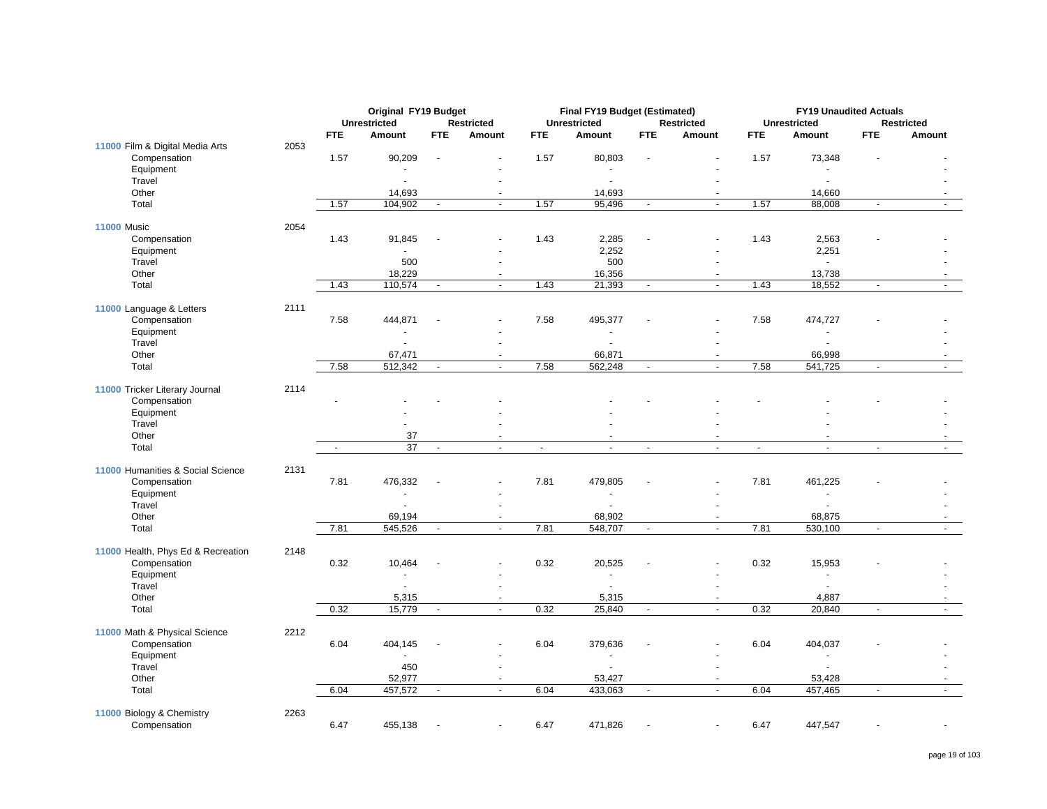| | | Original FY19 Budget | | | | Final FY19 Budget (Estimated) | | | | FY19 Unaudited Actuals | | | |
|---|---|---|---|---|---|---|---|---|---|---|---|---|---|
| | | Unrestricted | | Restricted | | Unrestricted | | Restricted | | Unrestricted | | Restricted | |
| | | FTE | Amount | FTE | Amount | FTE | Amount | FTE | Amount | FTE | Amount | FTE | Amount |
| 11000 Film & Digital Media Arts | 2053 | | | | | | | | | | | | |
| Compensation | | 1.57 | 90,209 | - | - | 1.57 | 80,803 | - | - | 1.57 | 73,348 | - | - |
| Equipment | | | - | | - | | - | | - | | - | | - |
| Travel | | | - | | - | | - | | - | | - | | - |
| Other | | | 14,693 | | - | | 14,693 | | - | | 14,660 | | - |
| Total | | 1.57 | 104,902 | - | - | 1.57 | 95,496 | - | - | 1.57 | 88,008 | - | - |
| 11000 Music | 2054 | | | | | | | | | | | | |
| Compensation | | 1.43 | 91,845 | - | - | 1.43 | 2,285 | - | - | 1.43 | 2,563 | - | - |
| Equipment | | | - | | - | | 2,252 | | - | | 2,251 | | - |
| Travel | | | 500 | | - | | 500 | | - | | - | | - |
| Other | | | 18,229 | | - | | 16,356 | | - | | 13,738 | | - |
| Total | | 1.43 | 110,574 | - | - | 1.43 | 21,393 | - | - | 1.43 | 18,552 | - | - |
| 11000 Language & Letters | 2111 | | | | | | | | | | | | |
| Compensation | | 7.58 | 444,871 | - | - | 7.58 | 495,377 | - | - | 7.58 | 474,727 | - | - |
| Equipment | | | - | | - | | - | | - | | - | | - |
| Travel | | | - | | - | | - | | - | | - | | - |
| Other | | | 67,471 | | - | | 66,871 | | - | | 66,998 | | - |
| Total | | 7.58 | 512,342 | - | - | 7.58 | 562,248 | - | - | 7.58 | 541,725 | - | - |
| 11000 Tricker Literary Journal | 2114 | | | | | | | | | | | | |
| Compensation | | - | - | - | - | | - | - | - | - | - | - | - |
| Equipment | | | - | | - | | - | | - | | - | | - |
| Travel | | | - | | - | | - | | - | | - | | - |
| Other | | | 37 | | - | | - | | - | | - | | - |
| Total | | - | 37 | - | - | - | - | - | - | - | - | - | - |
| 11000 Humanities & Social Science | 2131 | | | | | | | | | | | | |
| Compensation | | 7.81 | 476,332 | - | - | 7.81 | 479,805 | - | - | 7.81 | 461,225 | - | - |
| Equipment | | | - | | - | | - | | - | | - | | - |
| Travel | | | - | | - | | - | | - | | - | | - |
| Other | | | 69,194 | | - | | 68,902 | | - | | 68,875 | | - |
| Total | | 7.81 | 545,526 | - | - | 7.81 | 548,707 | - | - | 7.81 | 530,100 | - | - |
| 11000 Health, Phys Ed & Recreation | 2148 | | | | | | | | | | | | |
| Compensation | | 0.32 | 10,464 | - | - | 0.32 | 20,525 | - | - | 0.32 | 15,953 | - | - |
| Equipment | | | - | | - | | - | | - | | - | | - |
| Travel | | | - | | - | | - | | - | | - | | - |
| Other | | | 5,315 | | - | | 5,315 | | - | | 4,887 | | - |
| Total | | 0.32 | 15,779 | - | - | 0.32 | 25,840 | - | - | 0.32 | 20,840 | - | - |
| 11000 Math & Physical Science | 2212 | | | | | | | | | | | | |
| Compensation | | 6.04 | 404,145 | - | - | 6.04 | 379,636 | - | - | 6.04 | 404,037 | - | - |
| Equipment | | | - | | - | | - | | - | | - | | - |
| Travel | | | 450 | | - | | - | | - | | - | | - |
| Other | | | 52,977 | | - | | 53,427 | | - | | 53,428 | | - |
| Total | | 6.04 | 457,572 | - | - | 6.04 | 433,063 | - | - | 6.04 | 457,465 | - | - |
| 11000 Biology & Chemistry | 2263 | | | | | | | | | | | | |
| Compensation | | 6.47 | 455,138 | - | - | 6.47 | 471,826 | - | - | 6.47 | 447,547 | - | - |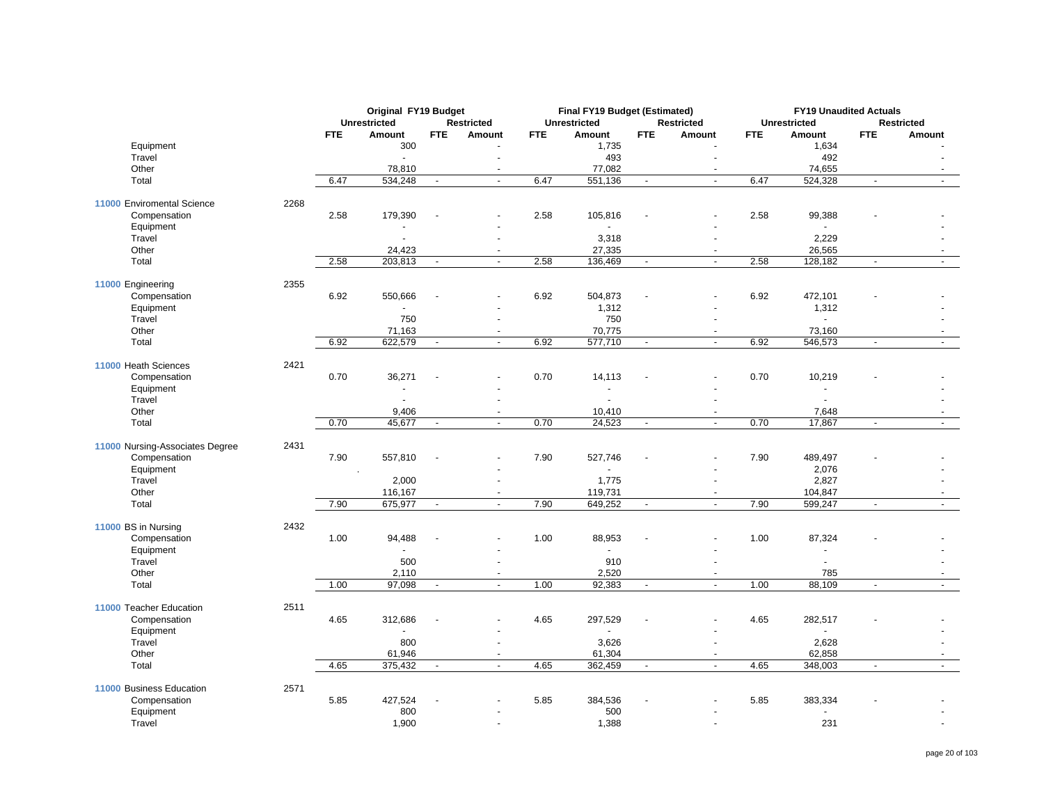| | | Original FY19 Budget | | | | Final FY19 Budget (Estimated) | | | | FY19 Unaudited Actuals | | | |
|---|---|---|---|---|---|---|---|---|---|---|---|---|---|
| | | Unrestricted | | Restricted | | Unrestricted | | Restricted | | Unrestricted | | Restricted | |
| | | FTE | Amount | FTE | Amount | FTE | Amount | FTE | Amount | FTE | Amount | FTE | Amount |
| Equipment | | | 300 | | - | | 1,735 | | - | | 1,634 | | - |
| Travel | | | - | | - | | 493 | | - | | 492 | | - |
| Other | | | 78,810 | | - | | 77,082 | | - | | 74,655 | | - |
| Total | | 6.47 | 534,248 | - | - | 6.47 | 551,136 | - | - | 6.47 | 524,328 | - | - |
| 11000 Enviromental Science | 2268 | | | | | | | | | | | | |
| Compensation | | 2.58 | 179,390 | - | - | 2.58 | 105,816 | - | - | 2.58 | 99,388 | - | - |
| Equipment | | | - | | - | | - | | - | | - | | - |
| Travel | | | - | | - | | 3,318 | | - | | 2,229 | | - |
| Other | | | 24,423 | | - | | 27,335 | | - | | 26,565 | | - |
| Total | | 2.58 | 203,813 | - | - | 2.58 | 136,469 | - | - | 2.58 | 128,182 | - | - |
| 11000 Engineering | 2355 | | | | | | | | | | | | |
| Compensation | | 6.92 | 550,666 | - | - | 6.92 | 504,873 | - | - | 6.92 | 472,101 | - | - |
| Equipment | | | - | | - | | 1,312 | | - | | 1,312 | | - |
| Travel | | | 750 | | - | | 750 | | - | | - | | - |
| Other | | | 71,163 | | - | | 70,775 | | - | | 73,160 | | - |
| Total | | 6.92 | 622,579 | - | - | 6.92 | 577,710 | - | - | 6.92 | 546,573 | - | - |
| 11000 Heath Sciences | 2421 | | | | | | | | | | | | |
| Compensation | | 0.70 | 36,271 | - | - | 0.70 | 14,113 | - | - | 0.70 | 10,219 | - | - |
| Equipment | | | - | | - | | - | | - | | - | | - |
| Travel | | | - | | - | | - | | - | | - | | - |
| Other | | | 9,406 | | - | | 10,410 | | - | | 7,648 | | - |
| Total | | 0.70 | 45,677 | - | - | 0.70 | 24,523 | - | - | 0.70 | 17,867 | - | - |
| 11000 Nursing-Associates Degree | 2431 | | | | | | | | | | | | |
| Compensation | | 7.90 | 557,810 | - | - | 7.90 | 527,746 | - | - | 7.90 | 489,497 | - | - |
| Equipment | | | . | | - | | - | | - | | 2,076 | | - |
| Travel | | | 2,000 | | - | | 1,775 | | - | | 2,827 | | - |
| Other | | | 116,167 | | - | | 119,731 | | - | | 104,847 | | - |
| Total | | 7.90 | 675,977 | - | - | 7.90 | 649,252 | - | - | 7.90 | 599,247 | - | - |
| 11000 BS in Nursing | 2432 | | | | | | | | | | | | |
| Compensation | | 1.00 | 94,488 | - | - | 1.00 | 88,953 | - | - | 1.00 | 87,324 | - | - |
| Equipment | | | - | | - | | - | | - | | - | | - |
| Travel | | | 500 | | - | | 910 | | - | | - | | - |
| Other | | | 2,110 | | - | | 2,520 | | - | | 785 | | - |
| Total | | 1.00 | 97,098 | - | - | 1.00 | 92,383 | - | - | 1.00 | 88,109 | - | - |
| 11000 Teacher Education | 2511 | | | | | | | | | | | | |
| Compensation | | 4.65 | 312,686 | - | - | 4.65 | 297,529 | - | - | 4.65 | 282,517 | - | - |
| Equipment | | | - | | - | | - | | - | | - | | - |
| Travel | | | 800 | | - | | 3,626 | | - | | 2,628 | | - |
| Other | | | 61,946 | | - | | 61,304 | | - | | 62,858 | | - |
| Total | | 4.65 | 375,432 | - | - | 4.65 | 362,459 | - | - | 4.65 | 348,003 | - | - |
| 11000 Business Education | 2571 | | | | | | | | | | | | |
| Compensation | | 5.85 | 427,524 | - | - | 5.85 | 384,536 | - | - | 5.85 | 383,334 | - | - |
| Equipment | | | 800 | | - | | 500 | | - | | - | | - |
| Travel | | | 1,900 | | - | | 1,388 | | - | | 231 | | - |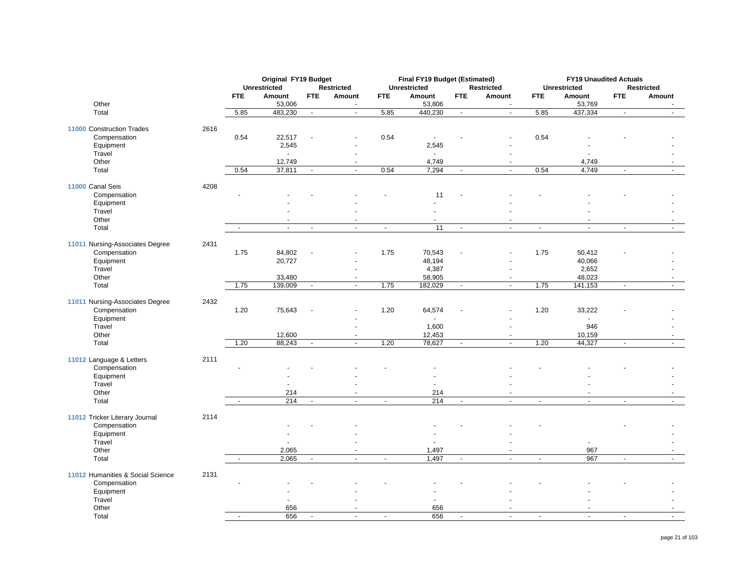| | | Original FY19 Budget | | | | Final FY19 Budget (Estimated) | | | | FY19 Unaudited Actuals | | | |
|---|---|---|---|---|---|---|---|---|---|---|---|---|---|
| | | Unrestricted | | Restricted | | Unrestricted | | Restricted | | Unrestricted | | Restricted | |
| | | FTE | Amount | FTE | Amount | FTE | Amount | FTE | Amount | FTE | Amount | FTE | Amount |
| Other | | | 53,006 | | - | | 53,806 | | - | | 53,769 | | - |
| Total | | 5.85 | 483,230 | - | - | 5.85 | 440,230 | - | - | 5.85 | 437,334 | - | - |
| **11000** Construction Trades | 2616 | | | | | | | | | | | | |
| Compensation | | 0.54 | 22,517 | - | - | 0.54 | - | - | - | 0.54 | - | - | - |
| Equipment | | | 2,545 | | - | | 2,545 | | - | | - | | - |
| Travel | | | - | | - | | - | | - | | - | | - |
| Other | | | 12,749 | | - | | 4,749 | | - | | 4,749 | | - |
| Total | | 0.54 | 37,811 | - | - | 0.54 | 7,294 | - | - | 0.54 | 4,749 | - | - |
| **11000** Canal Seis | 4208 | | | | | | | | | | | | |
| Compensation | | - | - | - | - | - | 11 | - | - | - | - | - | - |
| Equipment | | | - | | - | | - | | - | | - | | - |
| Travel | | | - | | - | | - | | - | | - | | - |
| Other | | | - | | - | | - | | - | | - | | - |
| Total | | - | - | - | - | - | 11 | - | - | - | - | - | - |
| **11011** Nursing-Associates Degree | 2431 | | | | | | | | | | | | |
| Compensation | | 1.75 | 84,802 | - | - | 1.75 | 70,543 | - | - | 1.75 | 50,412 | - | - |
| Equipment | | | 20,727 | | - | | 48,194 | | - | | 40,066 | | - |
| Travel | | | | | - | | 4,387 | | - | | 2,652 | | - |
| Other | | | 33,480 | | - | | 58,905 | | - | | 48,023 | | - |
| Total | | 1.75 | 139,009 | - | - | 1.75 | 182,029 | - | - | 1.75 | 141,153 | - | - |
| **11011** Nursing-Associates Degree | 2432 | | | | | | | | | | | | |
| Compensation | | 1.20 | 75,643 | - | - | 1.20 | 64,574 | - | - | 1.20 | 33,222 | - | - |
| Equipment | | | | | - | | - | | - | | - | | - |
| Travel | | | | | - | | 1,600 | | - | | 946 | | - |
| Other | | | 12,600 | | - | | 12,453 | | - | | 10,159 | | - |
| Total | | 1.20 | 88,243 | - | - | 1.20 | 78,627 | - | - | 1.20 | 44,327 | - | - |
| **11012** Language & Letters | 2111 | | | | | | | | | | | | |
| Compensation | | - | - | - | - | - | - | | - | - | - | - | - |
| Equipment | | | - | | - | | - | | - | | - | | - |
| Travel | | | - | | - | | - | | - | | - | | - |
| Other | | | 214 | | - | | 214 | | - | | - | | - |
| Total | | - | 214 | - | - | - | 214 | - | - | - | - | - | - |
| **11012** Tricker Literary Journal | 2114 | | | | | | | | | | | | |
| Compensation | | | - | - | - | | - | - | - | - | | - | - |
| Equipment | | | | | - | | - | | - | | | | - |
| Travel | | | - | | - | | - | | - | | - | | - |
| Other | | | 2,065 | | - | | 1,497 | | - | | 967 | | - |
| Total | | - | 2,065 | - | - | - | 1,497 | - | - | - | 967 | - | - |
| **11012** Humanities & Social Science | 2131 | | | | | | | | | | | | |
| Compensation | | - | - | - | - | - | - | - | - | - | - | - | - |
| Equipment | | | - | | - | | - | | - | | - | | - |
| Travel | | | - | | - | | - | | - | | - | | - |
| Other | | | 656 | | - | | 656 | | - | | - | | - |
| Total | | - | 656 | - | - | - | 656 | - | - | - | - | - | - |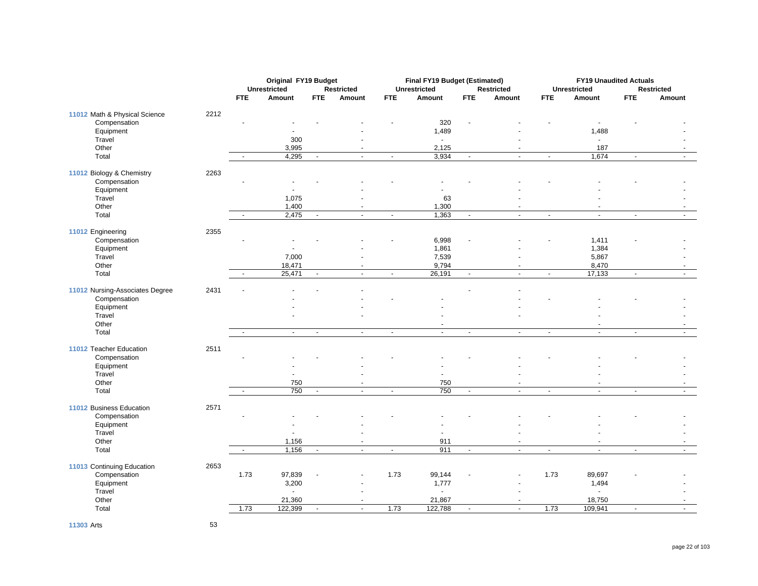| | | Original FY19 Budget | | | | Final FY19 Budget (Estimated) | | | | FY19 Unaudited Actuals | | | |
|---|---|---|---|---|---|---|---|---|---|---|---|---|---|
| | | Unrestricted | | Restricted | | Unrestricted | | Restricted | | Unrestricted | | Restricted | |
| | | FTE | Amount | FTE | Amount | FTE | Amount | FTE | Amount | FTE | Amount | FTE | Amount |
| **11012** Math & Physical Science | 2212 | | | | | | | | | | | | |
| Compensation | | - | - | - | - | - | 320 | - | - | - | - | - | - |
| Equipment | | | - | | - | | 1,489 | | - | | 1,488 | | - |
| Travel | | | 300 | | - | | - | | - | | - | | - |
| Other | | | 3,995 | | - | | 2,125 | | - | | 187 | | - |
| Total | | - | 4,295 | - | - | - | 3,934 | - | - | - | 1,674 | - | - |
| **11012** Biology & Chemistry | 2263 | | | | | | | | | | | | |
| Compensation | | - | - | - | - | - | - | - | - | - | - | - | - |
| Equipment | | | - | | - | | - | | - | | - | | - |
| Travel | | | 1,075 | | - | | 63 | | - | | - | | - |
| Other | | | 1,400 | | - | | 1,300 | | - | | - | | - |
| Total | | - | 2,475 | - | - | - | 1,363 | - | - | - | - | - | - |
| **11012** Engineering | 2355 | | | | | | | | | | | | |
| Compensation | | - | - | - | - | - | 6,998 | - | - | - | 1,411 | - | - |
| Equipment | | | - | | - | | 1,861 | | - | | 1,384 | | - |
| Travel | | | 7,000 | | - | | 7,539 | | - | | 5,867 | | - |
| Other | | | 18,471 | | - | | 9,794 | | - | | 8,470 | | - |
| Total | | - | 25,471 | - | - | - | 26,191 | - | - | - | 17,133 | - | - |
| **11012** Nursing-Associates Degree | 2431 | - | - | - | - | | | - | - | | | | |
| Compensation | | | - | | - | - | - | | - | - | - | - | - |
| Equipment | | | - | | - | | - | | - | | - | | - |
| Travel | | | - | | - | | - | | - | | - | | - |
| Other | | | | | | | - | | | | - | | - |
| Total | | - | - | - | - | - | - | - | - | - | - | - | - |
| **11012** Teacher Education | 2511 | | | | | | | | | | | | |
| Compensation | | - | - | - | - | - | - | - | - | - | - | - | - |
| Equipment | | | - | | - | | - | | - | | - | | - |
| Travel | | | - | | - | | - | | - | | - | | - |
| Other | | | 750 | | - | | 750 | | - | | - | | - |
| Total | | - | 750 | - | - | - | 750 | - | - | - | - | - | - |
| **11012** Business Education | 2571 | | | | | | | | | | | | |
| Compensation | | - | - | - | - | - | - | - | - | - | - | - | - |
| Equipment | | | - | | - | | - | | - | | - | | - |
| Travel | | | - | | - | | - | | - | | - | | - |
| Other | | | 1,156 | | - | | 911 | | - | | - | | - |
| Total | | - | 1,156 | - | - | - | 911 | - | - | - | - | - | - |
| **11013** Continuing Education | 2653 | | | | | | | | | | | | |
| Compensation | | 1.73 | 97,839 | - | - | 1.73 | 99,144 | - | - | 1.73 | 89,697 | - | - |
| Equipment | | | 3,200 | | - | | 1,777 | | - | | 1,494 | | - |
| Travel | | | - | | - | | - | | - | | - | | - |
| Other | | | 21,360 | | - | | 21,867 | | - | | 18,750 | | - |
| Total | | 1.73 | 122,399 | - | - | 1.73 | 122,788 | - | - | 1.73 | 109,941 | - | - |
| **11303** Arts | 53 | | | | | | | | | | | | |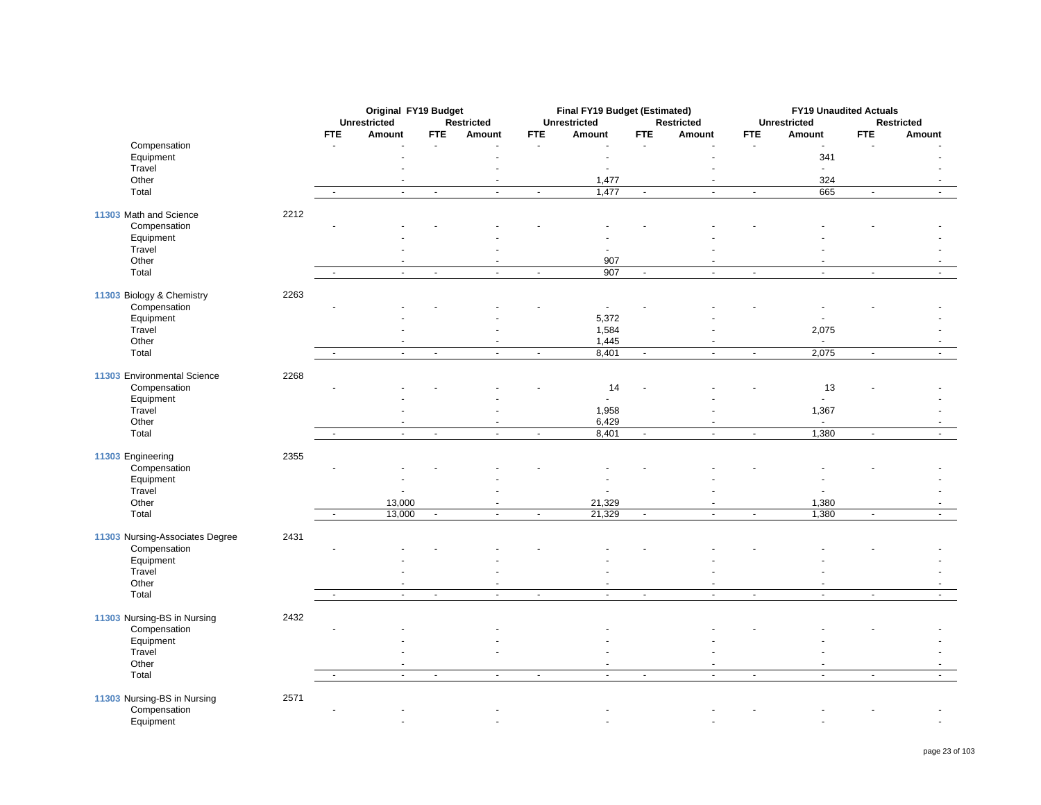| | | Original FY19 Budget | | | | Final FY19 Budget (Estimated) | | | | FY19 Unaudited Actuals | | | |
|---|---|---|---|---|---|---|---|---|---|---|---|---|---|
| | | Unrestricted | | Restricted | | Unrestricted | | Restricted | | Unrestricted | | Restricted | |
| | | FTE | Amount | FTE | Amount | FTE | Amount | FTE | Amount | FTE | Amount | FTE | Amount |
| Compensation | | - | - | - | - | - | - | - | - | - | - | - | - |
| Equipment | | | - | | - | | - | | - | | 341 | | - |
| Travel | | | - | | - | | - | | - | | - | | - |
| Other | | | - | | - | | 1,477 | | - | | 324 | | - |
| Total | | - | - | - | - | - | 1,477 | - | - | - | 665 | - | - |
| **11303** Math and Science | 2212 | | | | | | | | | | | | |
| Compensation | | - | - | - | - | - | - | - | - | - | - | - | - |
| Equipment | | | - | | - | | - | | - | | - | | - |
| Travel | | | - | | - | | - | | - | | - | | - |
| Other | | | - | | - | | 907 | | - | | - | | - |
| Total | | - | - | - | - | - | 907 | - | - | - | - | - | - |
| **11303** Biology & Chemistry | 2263 | | | | | | | | | | | | |
| Compensation | | - | - | - | - | - | - | - | - | - | - | - | - |
| Equipment | | | - | | - | | 5,372 | | - | | - | | - |
| Travel | | | - | | - | | 1,584 | | - | | 2,075 | | - |
| Other | | | - | | - | | 1,445 | | - | | - | | - |
| Total | | - | - | - | - | - | 8,401 | - | - | - | 2,075 | - | - |
| **11303** Environmental Science | 2268 | | | | | | | | | | | | |
| Compensation | | - | - | - | - | - | 14 | - | - | - | 13 | - | - |
| Equipment | | | - | | - | | - | | - | | - | | - |
| Travel | | | - | | - | | 1,958 | | - | | 1,367 | | - |
| Other | | | - | | - | | 6,429 | | - | | - | | - |
| Total | | - | - | - | - | - | 8,401 | - | - | - | 1,380 | - | - |
| **11303** Engineering | 2355 | | | | | | | | | | | | |
| Compensation | | - | - | - | - | - | - | - | - | - | - | - | - |
| Equipment | | | - | | - | | - | | - | | - | | - |
| Travel | | | - | | - | | - | | - | | - | | - |
| Other | | | 13,000 | | - | | 21,329 | | - | | 1,380 | | - |
| Total | | - | 13,000 | - | - | - | 21,329 | - | - | - | 1,380 | - | - |
| **11303** Nursing-Associates Degree | 2431 | | | | | | | | | | | | |
| Compensation | | - | - | - | - | - | - | - | - | - | - | - | - |
| Equipment | | | - | | - | | - | | - | | - | | - |
| Travel | | | - | | - | | - | | - | | - | | - |
| Other | | | - | | - | | - | | - | | - | | - |
| Total | | - | - | - | - | - | - | - | - | - | - | - | - |
| **11303** Nursing-BS in Nursing | 2432 | | | | | | | | | | | | |
| Compensation | | - | - | | - | | - | | - | - | - | - | - |
| Equipment | | | - | | - | | - | | - | | - | | - |
| Travel | | | - | | - | | - | | - | | - | | - |
| Other | | | - | | | | - | | - | | - | | - |
| Total | | - | - | - | - | - | - | - | - | - | - | - | - |
| **11303** Nursing-BS in Nursing | 2571 | | | | | | | | | | | | |
| Compensation | | - | - | | - | | - | | - | - | - | - | - |
| Equipment | | | - | | - | | - | | - | | - | | - |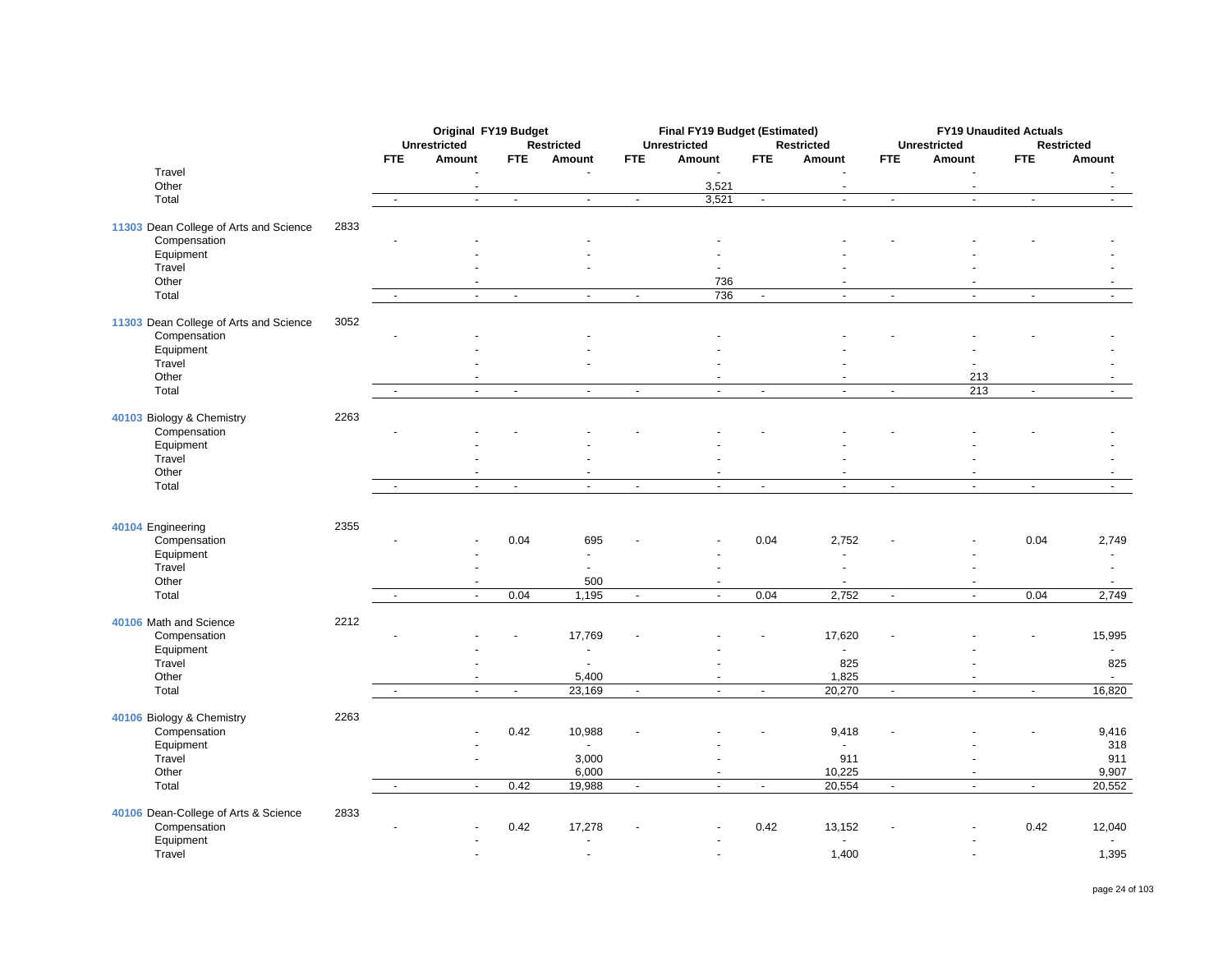| | | Original FY19 Budget | | | | Final FY19 Budget (Estimated) | | | | FY19 Unaudited Actuals | | | |
|---|---|---|---|---|---|---|---|---|---|---|---|---|---|
| | | Unrestricted | | Restricted | | Unrestricted | | Restricted | | Unrestricted | | Restricted | |
| | | FTE | Amount | FTE | Amount | FTE | Amount | FTE | Amount | FTE | Amount | FTE | Amount |
| Travel | | | - | | - | | - | | - | | - | | - |
| Other | | | - | | | | 3,521 | | - | | - | | - |
| Total | | - | - | - | - | - | 3,521 | - | - | - | - | - | - |
| 11303 Dean College of Arts and Science | 2833 | | | | | | | | | | | | |
| Compensation | | - | - | | - | | - | | - | - | - | - | - |
| Equipment | | | - | | - | | - | | - | | - | | - |
| Travel | | | - | | - | | - | | - | | - | | - |
| Other | | | - | | | | 736 | | - | | - | | - |
| Total | | - | - | - | - | - | 736 | - | - | - | - | - | - |
| 11303 Dean College of Arts and Science | 3052 | | | | | | | | | | | | |
| Compensation | | - | - | | - | | - | | - | - | - | - | - |
| Equipment | | | - | | - | | - | | - | | - | | - |
| Travel | | | - | | - | | - | | - | | - | | - |
| Other | | | - | | | | - | | - | | 213 | | - |
| Total | | - | - | - | - | - | - | - | - | - | 213 | - | - |
| 40103 Biology & Chemistry | 2263 | | | | | | | | | | | | |
| Compensation | | - | - | - | - | - | - | - | - | - | - | - | - |
| Equipment | | | - | | - | | - | | - | | - | | - |
| Travel | | | - | | - | | - | | - | | - | | - |
| Other | | | - | | - | | - | | - | | - | | - |
| Total | | - | - | - | - | - | - | - | - | - | - | - | - |
| 40104 Engineering | 2355 | | | | | | | | | | | | |
| Compensation | | - | - | 0.04 | 695 | - | - | 0.04 | 2,752 | - | - | 0.04 | 2,749 |
| Equipment | | | - | | - | | - | | - | | - | | - |
| Travel | | | - | | - | | - | | - | | - | | - |
| Other | | | - | | 500 | | - | | - | | - | | - |
| Total | | - | - | 0.04 | 1,195 | - | - | 0.04 | 2,752 | - | - | 0.04 | 2,749 |
| 40106 Math and Science | 2212 | | | | | | | | | | | | |
| Compensation | | - | - | - | 17,769 | - | - | - | 17,620 | - | - | - | 15,995 |
| Equipment | | | - | | - | | - | | - | | - | | - |
| Travel | | | - | | - | | - | | 825 | | - | | 825 |
| Other | | | - | | 5,400 | | - | | 1,825 | | - | | - |
| Total | | - | - | - | 23,169 | - | - | - | 20,270 | - | - | - | 16,820 |
| 40106 Biology & Chemistry | 2263 | | | | | | | | | | | | |
| Compensation | | | - | 0.42 | 10,988 | - | - | - | 9,418 | - | - | - | 9,416 |
| Equipment | | | - | | - | | - | | - | | - | | 318 |
| Travel | | | - | | 3,000 | | - | | 911 | | - | | 911 |
| Other | | | | | 6,000 | | - | | 10,225 | | - | | 9,907 |
| Total | | - | - | 0.42 | 19,988 | - | - | - | 20,554 | - | - | - | 20,552 |
| 40106 Dean-College of Arts & Science | 2833 | | | | | | | | | | | | |
| Compensation | | - | - | 0.42 | 17,278 | - | - | 0.42 | 13,152 | - | - | 0.42 | 12,040 |
| Equipment | | | - | | - | | - | | - | | - | | - |
| Travel | | | - | | - | | - | | 1,400 | | - | | 1,395 |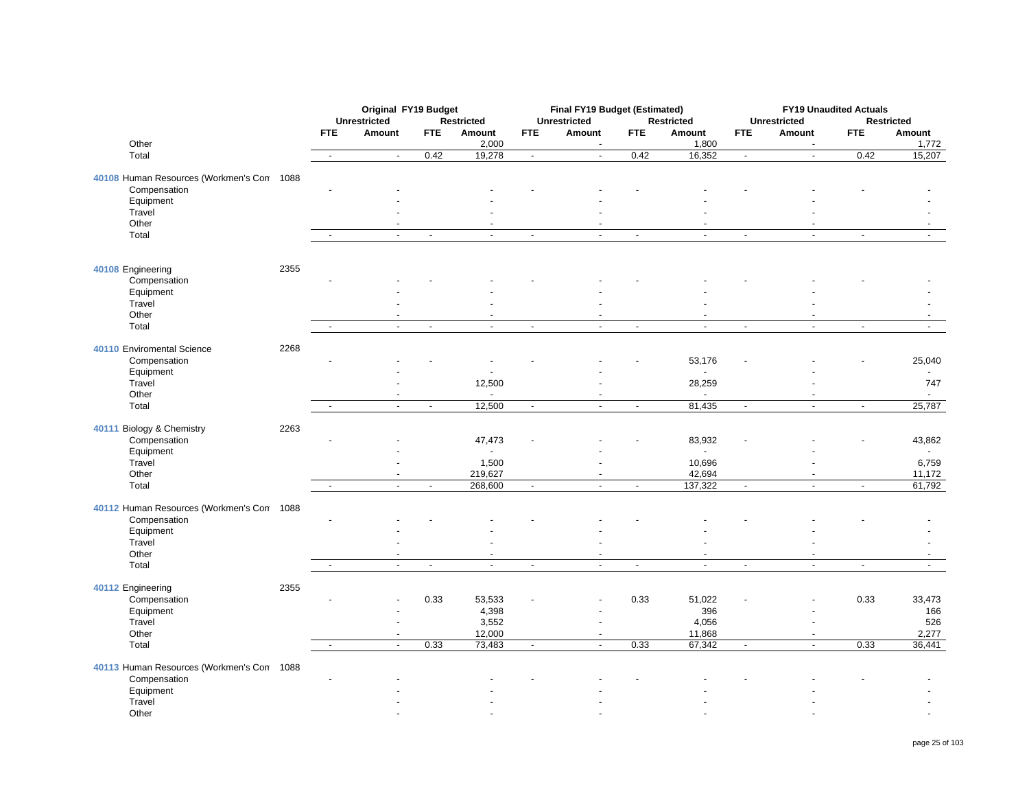| | | Original FY19 Budget | | | | Final FY19 Budget (Estimated) | | | | FY19 Unaudited Actuals | | | |
|---|---|---|---|---|---|---|---|---|---|---|---|---|---|
| | | Unrestricted | | Restricted | | Unrestricted | | Restricted | | Unrestricted | | Restricted | |
| | | FTE | Amount | FTE | Amount | FTE | Amount | FTE | Amount | FTE | Amount | FTE | Amount |
| Other | | | | | 2,000 | | - | | 1,800 | | - | | 1,772 |
| Total | | - | - | 0.42 | 19,278 | - | - | 0.42 | 16,352 | - | - | 0.42 | 15,207 |
| 40108 Human Resources (Workmen's Con | 1088 | | | | | | | | | | | | |
| Compensation | | - | - | | - | - | - | - | - | - | - | - | - |
| Equipment | | | - | | - | | - | | - | | - | | - |
| Travel | | | - | | - | | - | | - | | - | | - |
| Other | | | - | | - | | - | | - | | - | | - |
| Total | | - | - | - | - | - | - | - | - | - | - | - | - |
| 40108 Engineering | 2355 | | | | | | | | | | | | |
| Compensation | | - | - | - | - | - | - | - | - | - | - | - | - |
| Equipment | | | - | | - | | - | | - | | - | | - |
| Travel | | | - | | - | | - | | - | | - | | - |
| Other | | | - | | - | | - | | - | | - | | - |
| Total | | - | - | - | - | - | - | - | - | - | - | - | - |
| 40110 Enviromental Science | 2268 | | | | | | | | | | | | |
| Compensation | | - | - | - | - | - | - | - | 53,176 | - | - | - | 25,040 |
| Equipment | | | - | | - | | - | | - | | - | | - |
| Travel | | | - | | 12,500 | | - | | 28,259 | | - | | 747 |
| Other | | | - | | - | | - | | - | | - | | - |
| Total | | - | - | - | 12,500 | - | - | - | 81,435 | - | - | - | 25,787 |
| 40111 Biology & Chemistry | 2263 | | | | | | | | | | | | |
| Compensation | | - | - | | 47,473 | - | - | - | 83,932 | - | - | - | 43,862 |
| Equipment | | | - | | - | | - | | - | | - | | - |
| Travel | | | - | | 1,500 | | - | | 10,696 | | - | | 6,759 |
| Other | | | - | | 219,627 | | - | | 42,694 | | - | | 11,172 |
| Total | | - | - | - | 268,600 | - | - | - | 137,322 | - | - | - | 61,792 |
| 40112 Human Resources (Workmen's Con | 1088 | | | | | | | | | | | | |
| Compensation | | - | - | - | - | - | - | - | - | - | - | - | - |
| Equipment | | | - | | - | | - | | - | | - | | - |
| Travel | | | - | | - | | - | | - | | - | | - |
| Other | | | - | | - | | - | | - | | - | | - |
| Total | | - | - | - | - | - | - | - | - | - | - | - | - |
| 40112 Engineering | 2355 | | | | | | | | | | | | |
| Compensation | | - | - | 0.33 | 53,533 | - | - | 0.33 | 51,022 | - | - | 0.33 | 33,473 |
| Equipment | | | - | | 4,398 | | - | | 396 | | - | | 166 |
| Travel | | | - | | 3,552 | | - | | 4,056 | | - | | 526 |
| Other | | | - | | 12,000 | | - | | 11,868 | | - | | 2,277 |
| Total | | - | - | 0.33 | 73,483 | - | - | 0.33 | 67,342 | - | - | 0.33 | 36,441 |
| 40113 Human Resources (Workmen's Con | 1088 | | | | | | | | | | | | |
| Compensation | | - | - | | - | - | - | - | - | - | - | - | - |
| Equipment | | | - | | - | | - | | - | | - | | - |
| Travel | | | - | | - | | - | | - | | - | | - |
| Other | | | - | | - | | - | | - | | - | | - |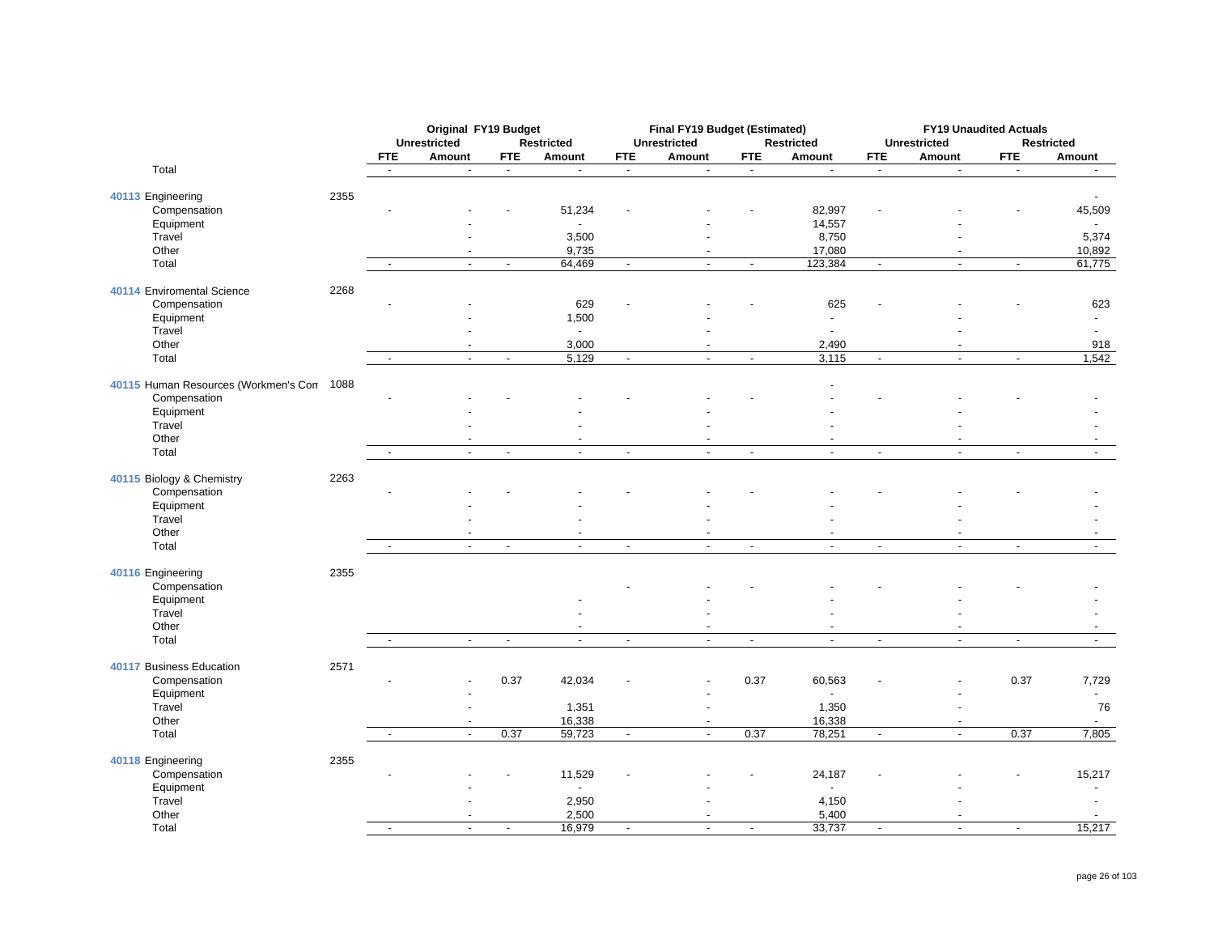| | | Original FY19 Budget | | | | Final FY19 Budget (Estimated) | | | | FY19 Unaudited Actuals | | | |
|---|---|---|---|---|---|---|---|---|---|---|---|---|---|
| | | Unrestricted | | Restricted | | Unrestricted | | Restricted | | Unrestricted | | Restricted | |
| | | FTE | Amount | FTE | Amount | FTE | Amount | FTE | Amount | FTE | Amount | FTE | Amount |
| Total | | - | - | - | - | - | - | - | - | - | - | - | - |
| **40113** Engineering | 2355 | | | | | | | | | | | | - |
| Compensation | | - | - | - | 51,234 | - | - | - | 82,997 | - | - | - | 45,509 |
| Equipment | | | - | | - | | - | | 14,557 | | - | | - |
| Travel | | | - | | 3,500 | | - | | 8,750 | | - | | 5,374 |
| Other | | | - | | 9,735 | | - | | 17,080 | | - | | 10,892 |
| Total | | - | - | - | 64,469 | - | - | - | 123,384 | - | - | - | 61,775 |
| **40114** Enviromental Science | 2268 | | | | | | | | | | | | |
| Compensation | | - | - | | 629 | - | - | - | 625 | - | - | - | 623 |
| Equipment | | | - | | 1,500 | | - | | - | | - | | - |
| Travel | | | - | | - | | - | | - | | - | | - |
| Other | | | - | | 3,000 | | - | | 2,490 | | - | | 918 |
| Total | | - | - | - | 5,129 | - | - | - | 3,115 | - | - | - | 1,542 |
| **40115** Human Resources (Workmen's Com | 1088 | | | | | | | | - | | | | |
| Compensation | | - | - | - | - | - | - | - | - | - | - | - | - |
| Equipment | | | - | | - | | - | | - | | - | | - |
| Travel | | | - | | - | | - | | - | | - | | - |
| Other | | | - | | - | | - | | - | | - | | - |
| Total | | - | - | - | - | - | - | - | - | - | - | - | - |
| **40115** Biology & Chemistry | 2263 | | | | | | | | | | | | |
| Compensation | | - | - | - | - | - | - | - | - | - | - | - | - |
| Equipment | | | - | | - | | - | | - | | - | | - |
| Travel | | | - | | - | | - | | - | | - | | - |
| Other | | | - | | - | | - | | - | | - | | - |
| Total | | - | - | - | - | - | - | - | - | - | - | - | - |
| **40116** Engineering | 2355 | | | | | | | | | | | | |
| Compensation | | | | | | - | - | - | - | - | - | - | - |
| Equipment | | | | | - | | - | | - | | - | | - |
| Travel | | | | | - | | - | | - | | - | | - |
| Other | | | | | - | | - | | - | | - | | - |
| Total | | - | - | - | - | - | - | - | - | - | - | - | - |
| **40117** Business Education | 2571 | | | | | | | | | | | | |
| Compensation | | - | - | 0.37 | 42,034 | - | - | 0.37 | 60,563 | - | - | 0.37 | 7,729 |
| Equipment | | | - | | | | - | | - | | - | | - |
| Travel | | | - | | 1,351 | | - | | 1,350 | | - | | 76 |
| Other | | | - | | 16,338 | | - | | 16,338 | | - | | - |
| Total | | - | - | 0.37 | 59,723 | - | - | 0.37 | 78,251 | - | - | 0.37 | 7,805 |
| **40118** Engineering | 2355 | | | | | | | | | | | | |
| Compensation | | - | - | - | 11,529 | - | - | - | 24,187 | - | - | - | 15,217 |
| Equipment | | | - | | - | | - | | - | | - | | - |
| Travel | | | - | | 2,950 | | - | | 4,150 | | - | | - |
| Other | | | - | | 2,500 | | - | | 5,400 | | - | | - |
| Total | | - | - | - | 16,979 | - | - | - | 33,737 | - | - | - | 15,217 |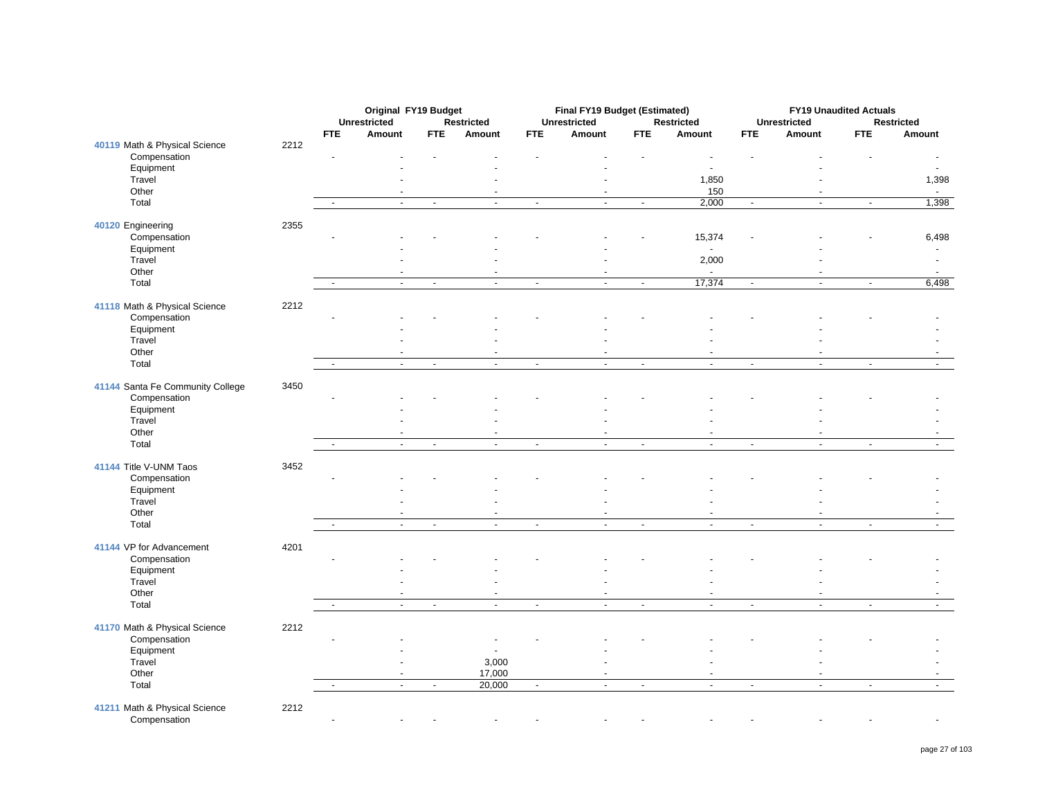| | | Original FY19 Budget | | | | Final FY19 Budget (Estimated) | | | | FY19 Unaudited Actuals | | | |
|---|---|---|---|---|---|---|---|---|---|---|---|---|---|
| | | Unrestricted | | Restricted | | Unrestricted | | Restricted | | Unrestricted | | Restricted | |
| | | FTE | Amount | FTE | Amount | FTE | Amount | FTE | Amount | FTE | Amount | FTE | Amount |
| 40119 Math & Physical Science | 2212 | | | | | | | | | | | | |
| Compensation | | - | - | - | - | - | - | - | - | - | - | - | - |
| Equipment | | | - | | - | | - | | - | | - | | - |
| Travel | | | - | | - | | - | | 1,850 | | - | | 1,398 |
| Other | | | - | | - | | - | | 150 | | - | | - |
| Total | | - | - | - | - | - | - | - | 2,000 | - | - | - | 1,398 |
| 40120 Engineering | 2355 | | | | | | | | | | | | |
| Compensation | | - | - | - | - | - | - | - | 15,374 | - | - | - | 6,498 |
| Equipment | | | - | | - | | - | | - | | - | | - |
| Travel | | | - | | - | | - | | 2,000 | | - | | - |
| Other | | | - | | - | | - | | - | | - | | - |
| Total | | - | - | - | - | - | - | - | 17,374 | - | - | - | 6,498 |
| 41118 Math & Physical Science | 2212 | | | | | | | | | | | | |
| Compensation | | - | - | - | - | - | - | - | - | - | - | - | - |
| Equipment | | | - | | - | | - | | - | | - | | - |
| Travel | | | - | | - | | - | | - | | - | | - |
| Other | | | - | | - | | - | | - | | - | | - |
| Total | | - | - | - | - | - | - | - | - | - | - | - | - |
| 41144 Santa Fe Community College | 3450 | | | | | | | | | | | | |
| Compensation | | - | - | - | - | - | - | - | - | - | - | - | - |
| Equipment | | | - | | - | | - | | - | | - | | - |
| Travel | | | - | | - | | - | | - | | - | | - |
| Other | | | - | | - | | - | | - | | - | | - |
| Total | | - | - | - | - | - | - | - | - | - | - | - | - |
| 41144 Title V-UNM Taos | 3452 | | | | | | | | | | | | |
| Compensation | | - | - | - | - | - | - | - | - | - | - | - | - |
| Equipment | | | - | | - | | - | | - | | - | | - |
| Travel | | | - | | - | | - | | - | | - | | - |
| Other | | | - | | - | | - | | - | | - | | - |
| Total | | - | - | - | - | - | - | - | - | - | - | - | - |
| 41144 VP for Advancement | 4201 | | | | | | | | | | | | |
| Compensation | | - | - | - | - | - | - | - | - | - | - | - | - |
| Equipment | | | - | | - | | - | | - | | - | | - |
| Travel | | | - | | - | | - | | - | | - | | - |
| Other | | | - | | - | | - | | - | | - | | - |
| Total | | - | - | - | - | - | - | - | - | - | - | - | - |
| 41170 Math & Physical Science | 2212 | | | | | | | | | | | | |
| Compensation | | - | - | - | - | - | - | - | - | - | - | - | - |
| Equipment | | | - | | - | | - | | - | | - | | - |
| Travel | | | - | | 3,000 | | - | | - | | - | | - |
| Other | | | - | | 17,000 | | - | | - | | - | | - |
| Total | | - | - | - | 20,000 | - | - | - | - | - | - | - | - |
| 41211 Math & Physical Science | 2212 | | | | | | | | | | | | |
| Compensation | | - | - | - | - | - | - | - | - | - | - | - | - |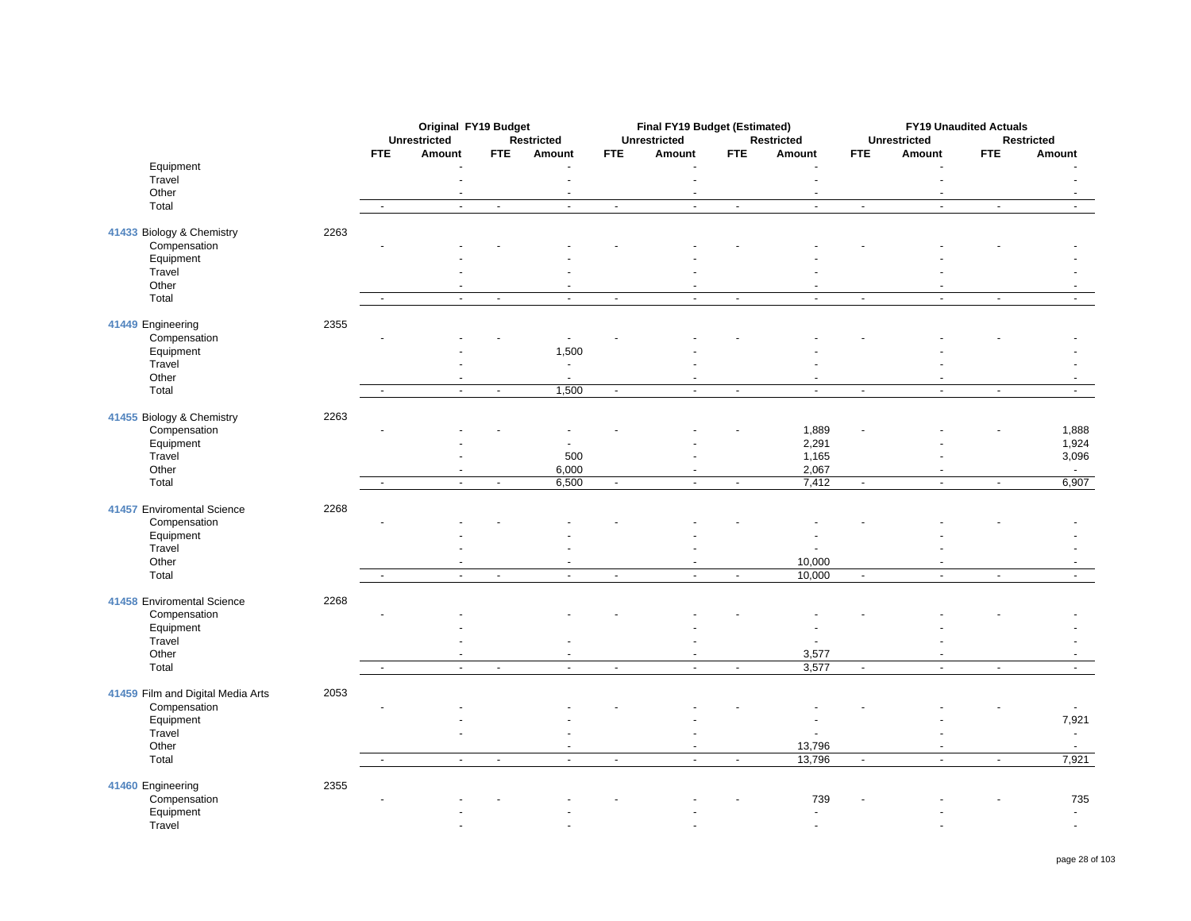| | | Original FY19 Budget | | | | Final FY19 Budget (Estimated) | | | | FY19 Unaudited Actuals | | | |
|---|---|---|---|---|---|---|---|---|---|---|---|---|---|
| | | Unrestricted | | Restricted | | Unrestricted | | Restricted | | Unrestricted | | Restricted | |
| | | FTE | Amount | FTE | Amount | FTE | Amount | FTE | Amount | FTE | Amount | FTE | Amount |
| Equipment | | | - | | - | | - | | - | | - | | - |
| Travel | | | - | | - | | - | | - | | - | | - |
| Other | | | - | | - | | - | | - | | - | | - |
| Total | | - | - | - | - | - | - | - | - | - | - | - | - |
| **41433** Biology & Chemistry | 2263 | | | | | | | | | | | | |
| Compensation | | - | - | - | - | - | - | - | - | - | - | - | - |
| Equipment | | | - | | - | | - | | - | | - | | - |
| Travel | | | - | | - | | - | | - | | - | | - |
| Other | | | - | | - | | - | | - | | - | | - |
| Total | | - | - | - | - | - | - | - | - | - | - | - | - |
| **41449** Engineering | 2355 | | | | | | | | | | | | |
| Compensation | | - | - | - | - | - | - | - | - | - | - | - | - |
| Equipment | | | - | | 1,500 | | - | | - | | - | | - |
| Travel | | | - | | - | | - | | - | | - | | - |
| Other | | | - | | - | | - | | - | | - | | - |
| Total | | - | - | - | 1,500 | - | - | - | - | - | - | - | - |
| **41455** Biology & Chemistry | 2263 | | | | | | | | | | | | |
| Compensation | | - | - | - | - | - | - | - | 1,889 | - | - | - | 1,888 |
| Equipment | | | - | | - | | - | | 2,291 | | - | | 1,924 |
| Travel | | | - | | 500 | | - | | 1,165 | | - | | 3,096 |
| Other | | | - | | 6,000 | | - | | 2,067 | | - | | - |
| Total | | - | - | - | 6,500 | - | - | - | 7,412 | - | - | - | 6,907 |
| **41457** Enviromental Science | 2268 | | | | | | | | | | | | |
| Compensation | | - | - | - | - | - | - | - | - | - | - | - | - |
| Equipment | | | - | | - | | - | | - | | - | | - |
| Travel | | | - | | - | | - | | - | | - | | - |
| Other | | | - | | - | | - | | 10,000 | | - | | - |
| Total | | - | - | - | - | - | - | - | 10,000 | - | - | - | - |
| **41458** Enviromental Science | 2268 | | | | | | | | | | | | |
| Compensation | | - | - | | - | - | - | - | - | - | - | - | - |
| Equipment | | | - | | | | - | | - | | - | | - |
| Travel | | | - | | - | | - | | - | | - | | - |
| Other | | | - | | - | | - | | 3,577 | | - | | - |
| Total | | - | - | - | - | - | - | - | 3,577 | - | - | - | - |
| **41459** Film and Digital Media Arts | 2053 | | | | | | | | | | | | |
| Compensation | | - | - | | - | - | - | - | - | - | - | - | - |
| Equipment | | | - | | - | | - | | - | | - | | 7,921 |
| Travel | | | - | | - | | - | | - | | - | | - |
| Other | | | | | - | | - | | 13,796 | | - | | - |
| Total | | - | - | - | - | - | - | - | 13,796 | - | - | - | 7,921 |
| **41460** Engineering | 2355 | | | | | | | | | | | | |
| Compensation | | - | - | - | - | - | - | - | 739 | - | - | - | 735 |
| Equipment | | | - | | - | | - | | - | | - | | - |
| Travel | | | - | | - | | - | | - | | - | | - |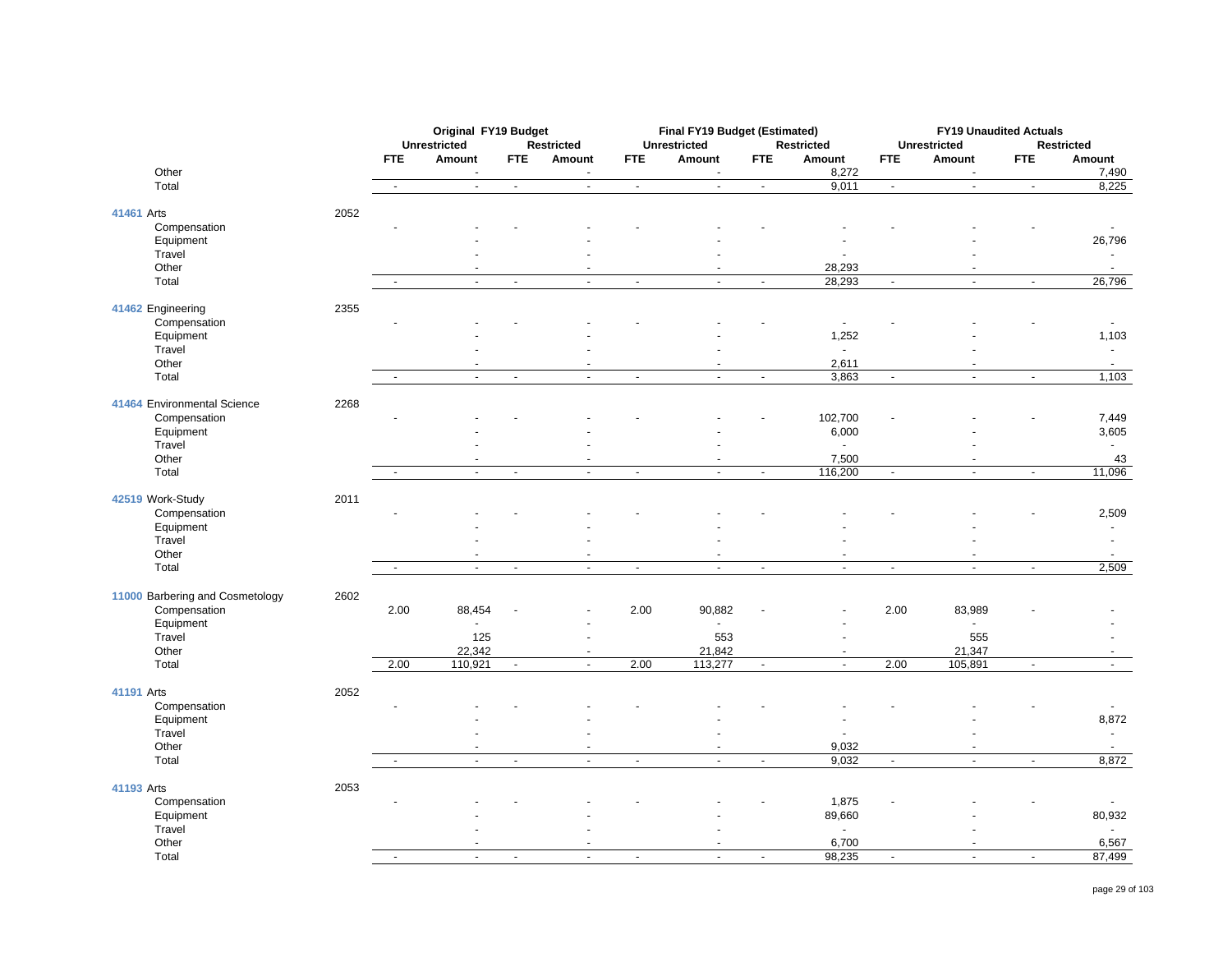| | | Original FY19 Budget | | | | Final FY19 Budget (Estimated) | | | | FY19 Unaudited Actuals | | | |
|---|---|---|---|---|---|---|---|---|---|---|---|---|---|
| | | Unrestricted | | Restricted | | Unrestricted | | Restricted | | Unrestricted | | Restricted | |
| | | FTE | Amount | FTE | Amount | FTE | Amount | FTE | Amount | FTE | Amount | FTE | Amount |
| Other | | | - | | - | | - | | 8,272 | | - | | 7,490 |
| Total | | - | - | - | - | - | - | - | 9,011 | - | - | - | 8,225 |
| **41461** Arts | 2052 | | | | | | | | | | | | |
| Compensation | | - | - | - | - | - | - | - | - | - | - | - | - |
| Equipment | | | - | | - | | - | | - | | - | | 26,796 |
| Travel | | | - | | - | | - | | - | | - | | - |
| Other | | | - | | - | | - | | 28,293 | | - | | - |
| Total | | - | - | - | - | - | - | - | 28,293 | - | - | - | 26,796 |
| **41462** Engineering | 2355 | | | | | | | | | | | | |
| Compensation | | - | - | - | - | - | - | - | - | - | - | - | - |
| Equipment | | | - | | - | | - | | 1,252 | | - | | 1,103 |
| Travel | | | - | | - | | - | | - | | - | | - |
| Other | | | - | | - | | - | | 2,611 | | - | | - |
| Total | | - | - | - | - | - | - | - | 3,863 | - | - | - | 1,103 |
| **41464** Environmental Science | 2268 | | | | | | | | | | | | |
| Compensation | | - | - | - | - | - | - | - | 102,700 | - | - | - | 7,449 |
| Equipment | | | - | | - | | - | | 6,000 | | - | | 3,605 |
| Travel | | | - | | - | | - | | - | | - | | - |
| Other | | | - | | - | | - | | 7,500 | | - | | 43 |
| Total | | - | - | - | - | - | - | - | 116,200 | - | - | - | 11,096 |
| **42519** Work-Study | 2011 | | | | | | | | | | | | |
| Compensation | | - | - | - | - | - | - | - | - | - | - | - | 2,509 |
| Equipment | | | - | | - | | - | | - | | - | | - |
| Travel | | | - | | - | | - | | - | | - | | - |
| Other | | | - | | - | | - | | - | | - | | - |
| Total | | - | - | - | - | - | - | - | - | - | - | - | 2,509 |
| **11000** Barbering and Cosmetology | 2602 | | | | | | | | | | | | |
| Compensation | | 2.00 | 88,454 | - | - | 2.00 | 90,882 | - | - | 2.00 | 83,989 | - | - |
| Equipment | | | - | | - | | - | | - | | - | | - |
| Travel | | | 125 | | - | | 553 | | - | | 555 | | - |
| Other | | | 22,342 | | - | | 21,842 | | - | | 21,347 | | - |
| Total | | 2.00 | 110,921 | - | - | 2.00 | 113,277 | - | - | 2.00 | 105,891 | - | - |
| **41191** Arts | 2052 | | | | | | | | | | | | |
| Compensation | | - | - | - | - | - | - | - | - | - | - | - | - |
| Equipment | | | - | | - | | - | | - | | - | | 8,872 |
| Travel | | | - | | - | | - | | - | | - | | - |
| Other | | | - | | - | | - | | 9,032 | | - | | - |
| Total | | - | - | - | - | - | - | - | 9,032 | - | - | - | 8,872 |
| **41193** Arts | 2053 | | | | | | | | | | | | |
| Compensation | | - | - | - | - | - | - | - | 1,875 | - | - | - | - |
| Equipment | | | - | | - | | - | | 89,660 | | - | | 80,932 |
| Travel | | | - | | - | | - | | - | | - | | - |
| Other | | | - | | - | | - | | 6,700 | | - | | 6,567 |
| Total | | - | - | - | - | - | - | - | 98,235 | - | - | - | 87,499 |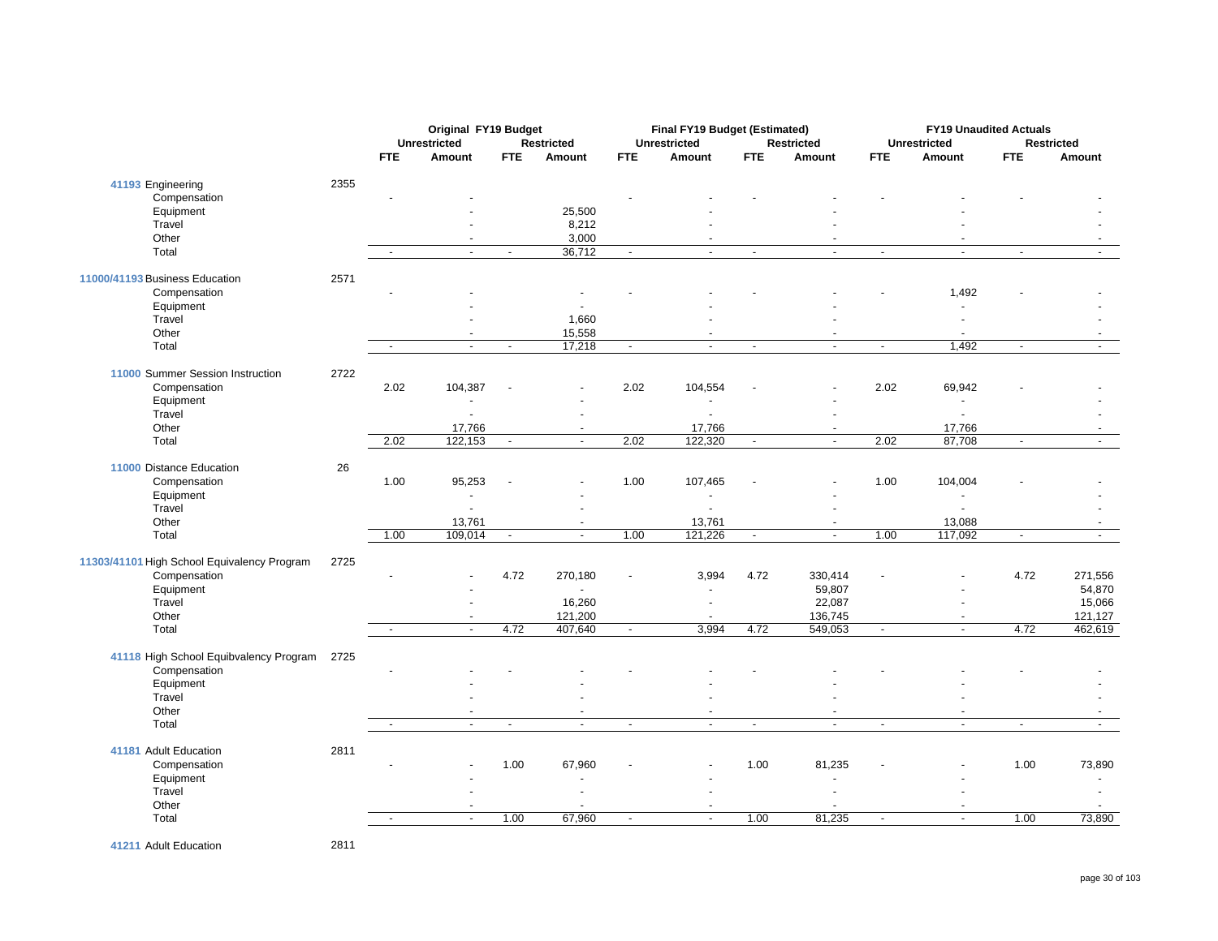| | | Original FY19 Budget | | | | Final FY19 Budget (Estimated) | | | | FY19 Unaudited Actuals | | | |
|---|---|---|---|---|---|---|---|---|---|---|---|---|---|
| | | Unrestricted | | Restricted | | Unrestricted | | Restricted | | Unrestricted | | Restricted | |
| | | FTE | Amount | FTE | Amount | FTE | Amount | FTE | Amount | FTE | Amount | FTE | Amount |
| 41193 Engineering | 2355 | | | | | | | | | | | | |
| Compensation | | - | - | | | - | - | - | - | - | - | - | - |
| Equipment | | | - | | 25,500 | | - | | - | | - | | - |
| Travel | | | - | | 8,212 | | - | | - | | - | | - |
| Other | | | - | | 3,000 | | - | | - | | - | | - |
| Total | | - | - | - | 36,712 | - | - | - | - | - | - | - | - |
| 11000/41193 Business Education | 2571 | | | | | | | | | | | | |
| Compensation | | - | - | | - | - | - | - | - | - | 1,492 | - | - |
| Equipment | | | - | | - | | - | | - | | - | | - |
| Travel | | | - | | 1,660 | | - | | - | | - | | - |
| Other | | | - | | 15,558 | | - | | - | | - | | - |
| Total | | - | - | - | 17,218 | - | - | - | - | - | 1,492 | - | - |
| 11000 Summer Session Instruction | 2722 | | | | | | | | | | | | |
| Compensation | | 2.02 | 104,387 | - | - | 2.02 | 104,554 | - | - | 2.02 | 69,942 | - | - |
| Equipment | | | - | | - | | - | | - | | - | | - |
| Travel | | | - | | - | | - | | - | | - | | - |
| Other | | | 17,766 | | - | | 17,766 | | - | | 17,766 | | - |
| Total | | 2.02 | 122,153 | - | - | 2.02 | 122,320 | - | - | 2.02 | 87,708 | - | - |
| 11000 Distance Education | 26 | | | | | | | | | | | | |
| Compensation | | 1.00 | 95,253 | - | - | 1.00 | 107,465 | - | - | 1.00 | 104,004 | - | - |
| Equipment | | | - | | - | | - | | - | | - | | - |
| Travel | | | - | | - | | - | | - | | - | | - |
| Other | | | 13,761 | | - | | 13,761 | | - | | 13,088 | | - |
| Total | | 1.00 | 109,014 | - | - | 1.00 | 121,226 | - | - | 1.00 | 117,092 | - | - |
| 11303/41101 High School Equivalency Program | 2725 | | | | | | | | | | | | |
| Compensation | | - | - | 4.72 | 270,180 | - | 3,994 | 4.72 | 330,414 | - | - | 4.72 | 271,556 |
| Equipment | | | - | | - | | - | | 59,807 | | - | | 54,870 |
| Travel | | | - | | 16,260 | | - | | 22,087 | | - | | 15,066 |
| Other | | | - | | 121,200 | | - | | 136,745 | | - | | 121,127 |
| Total | | - | - | 4.72 | 407,640 | - | 3,994 | 4.72 | 549,053 | - | - | 4.72 | 462,619 |
| 41118 High School Equibvalency Program | 2725 | | | | | | | | | | | | |
| Compensation | | - | - | - | - | - | - | - | - | - | - | - | - |
| Equipment | | | - | | - | | - | | - | | - | | - |
| Travel | | | - | | - | | - | | - | | - | | - |
| Other | | | - | | - | | - | | - | | - | | - |
| Total | | - | - | - | - | - | - | - | - | - | - | - | - |
| 41181 Adult Education | 2811 | | | | | | | | | | | | |
| Compensation | | - | - | 1.00 | 67,960 | - | - | 1.00 | 81,235 | - | - | 1.00 | 73,890 |
| Equipment | | | - | | - | | - | | - | | - | | - |
| Travel | | | - | | - | | - | | - | | - | | - |
| Other | | | - | | - | | - | | - | | - | | - |
| Total | | - | - | 1.00 | 67,960 | - | - | 1.00 | 81,235 | - | - | 1.00 | 73,890 |
| 41211 Adult Education | 2811 | | | | | | | | | | | | |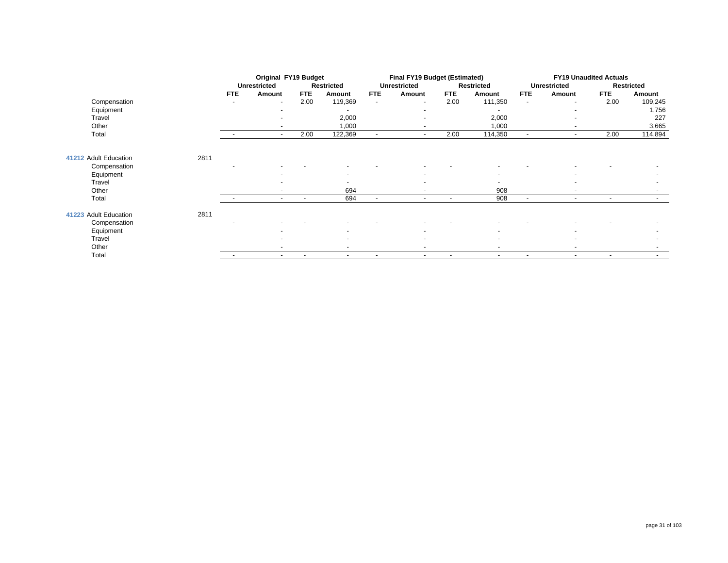| | | Original FY19 Budget | | | | Final FY19 Budget (Estimated) | | | | FY19 Unaudited Actuals | | | |
|---|---|---|---|---|---|---|---|---|---|---|---|---|---|
| | | Unrestricted | | Restricted | | Unrestricted | | Restricted | | Unrestricted | | Restricted | |
| | | FTE | Amount | FTE | Amount | FTE | Amount | FTE | Amount | FTE | Amount | FTE | Amount |
| Compensation | | - | - | 2.00 | 119,369 | - | - | 2.00 | 111,350 | - | - | 2.00 | 109,245 |
| Equipment | | | - | | - | | - | | - | | - | | 1,756 |
| Travel | | | - | | 2,000 | | - | | 2,000 | | - | | 227 |
| Other | | | - | | 1,000 | | - | | 1,000 | | - | | 3,665 |
| Total | | - | - | 2.00 | 122,369 | - | - | 2.00 | 114,350 | - | - | 2.00 | 114,894 |
| | | | | | | | | | | | | | |
| 41212 Adult Education | 2811 | | | | | | | | | | | | |
| Compensation | | - | - | - | - | - | - | - | - | - | - | - | - |
| Equipment | | | - | | - | | - | | - | | - | | - |
| Travel | | | - | | - | | - | | - | | - | | - |
| Other | | | - | | 694 | | - | | 908 | | - | | - |
| Total | | - | - | - | 694 | - | - | - | 908 | - | - | - | - |
| | | | | | | | | | | | | | |
| 41223 Adult Education | 2811 | | | | | | | | | | | | |
| Compensation | | - | - | - | - | - | - | - | - | - | - | - | - |
| Equipment | | | - | | - | | - | | - | | - | | - |
| Travel | | | - | | - | | - | | - | | - | | - |
| Other | | | - | | - | | - | | - | | - | | - |
| Total | | - | - | - | - | - | - | - | - | - | - | - | - |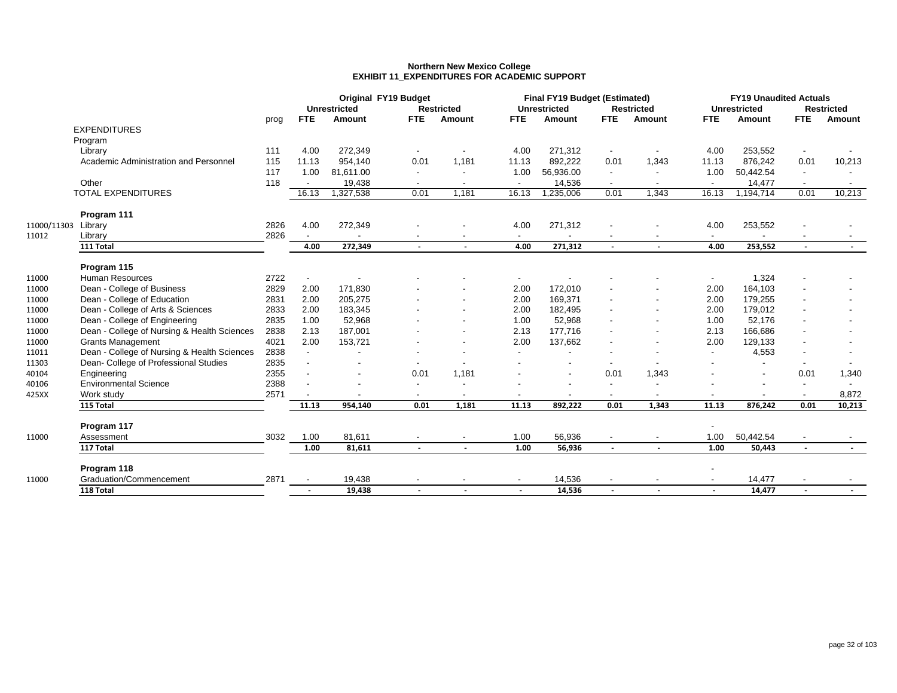**Northern New Mexico College**
**EXHIBIT 11_EXPENDITURES FOR ACADEMIC SUPPORT**

| | | | Original FY19 Budget | | | | Final FY19 Budget (Estimated) | | | | FY19 Unaudited Actuals | | | |
|---|---|---|---|---|---|---|---|---|---|---|---|---|---|---|
| | | | Unrestricted | | Restricted | | Unrestricted | | Restricted | | Unrestricted | | Restricted | |
| | | prog | FTE | Amount | FTE | Amount | FTE | Amount | FTE | Amount | FTE | Amount | FTE | Amount |
| | EXPENDITURES | | | | | | | | | | | | | |
| | Program | | | | | | | | | | | | | |
| | Library | 111 | 4.00 | 272,349 | - | - | 4.00 | 271,312 | - | - | 4.00 | 253,552 | - | - |
| | Academic Administration and Personnel | 115 | 11.13 | 954,140 | 0.01 | 1,181 | 11.13 | 892,222 | 0.01 | 1,343 | 11.13 | 876,242 | 0.01 | 10,213 |
| | | 117 | 1.00 | 81,611.00 | - | - | 1.00 | 56,936.00 | - | - | 1.00 | 50,442.54 | - | - |
| | Other | 118 | - | 19,438 | - | - | - | 14,536 | - | - | - | 14,477 | - | - |
| | TOTAL EXPENDITURES | | 16.13 | 1,327,538 | 0.01 | 1,181 | 16.13 | 1,235,006 | 0.01 | 1,343 | 16.13 | 1,194,714 | 0.01 | 10,213 |
| | **Program 111** | | | | | | | | | | | | | |
| 11000/11303 | Library | 2826 | 4.00 | 272,349 | - | - | 4.00 | 271,312 | - | - | 4.00 | 253,552 | - | - |
| 11012 | Library | 2826 | - | - | - | - | - | - | - | - | - | - | - | - |
| | **111 Total** | | **4.00** | **272,349** | **-** | **-** | **4.00** | **271,312** | **-** | **-** | **4.00** | **253,552** | **-** | **-** |
| | **Program 115** | | | | | | | | | | | | | |
| 11000 | Human Resources | 2722 | - | - | - | - | - | - | - | - | - | 1,324 | - | - |
| 11000 | Dean - College of Business | 2829 | 2.00 | 171,830 | - | - | 2.00 | 172,010 | - | - | 2.00 | 164,103 | - | - |
| 11000 | Dean - College of Education | 2831 | 2.00 | 205,275 | - | - | 2.00 | 169,371 | - | - | 2.00 | 179,255 | - | - |
| 11000 | Dean - College of Arts & Sciences | 2833 | 2.00 | 183,345 | - | - | 2.00 | 182,495 | - | - | 2.00 | 179,012 | - | - |
| 11000 | Dean - College of Engineering | 2835 | 1.00 | 52,968 | - | - | 1.00 | 52,968 | - | - | 1.00 | 52,176 | - | - |
| 11000 | Dean - College of Nursing & Health Sciences | 2838 | 2.13 | 187,001 | - | - | 2.13 | 177,716 | - | - | 2.13 | 166,686 | - | - |
| 11000 | Grants Management | 4021 | 2.00 | 153,721 | - | - | 2.00 | 137,662 | - | - | 2.00 | 129,133 | - | - |
| 11011 | Dean - College of Nursing & Health Sciences | 2838 | - | - | - | - | - | - | - | - | - | 4,553 | - | - |
| 11303 | Dean- College of Professional Studies | 2835 | - | - | - | - | - | - | - | - | - | - | - | - |
| 40104 | Engineering | 2355 | - | - | 0.01 | 1,181 | - | - | 0.01 | 1,343 | - | - | 0.01 | 1,340 |
| 40106 | Environmental Science | 2388 | - | - | - | - | - | - | - | - | - | - | - | - |
| 425XX | Work study | 2571 | - | - | - | - | - | - | - | - | - | - | - | 8,872 |
| | **115 Total** | | **11.13** | **954,140** | **0.01** | **1,181** | **11.13** | **892,222** | **0.01** | **1,343** | **11.13** | **876,242** | **0.01** | **10,213** |
| | **Program 117** | | | | | | | | | | - | | | |
| 11000 | Assessment | 3032 | 1.00 | 81,611 | - | - | 1.00 | 56,936 | - | - | 1.00 | 50,442.54 | - | - |
| | **117 Total** | | **1.00** | **81,611** | **-** | **-** | **1.00** | **56,936** | **-** | **-** | **1.00** | **50,443** | **-** | **-** |
| | **Program 118** | | | | | | | | | | - | | | |
| 11000 | Graduation/Commencement | 2871 | - | 19,438 | - | - | - | 14,536 | - | - | - | 14,477 | - | - |
| | **118 Total** | | **-** | **19,438** | **-** | **-** | **-** | **14,536** | **-** | **-** | **-** | **14,477** | **-** | **-** |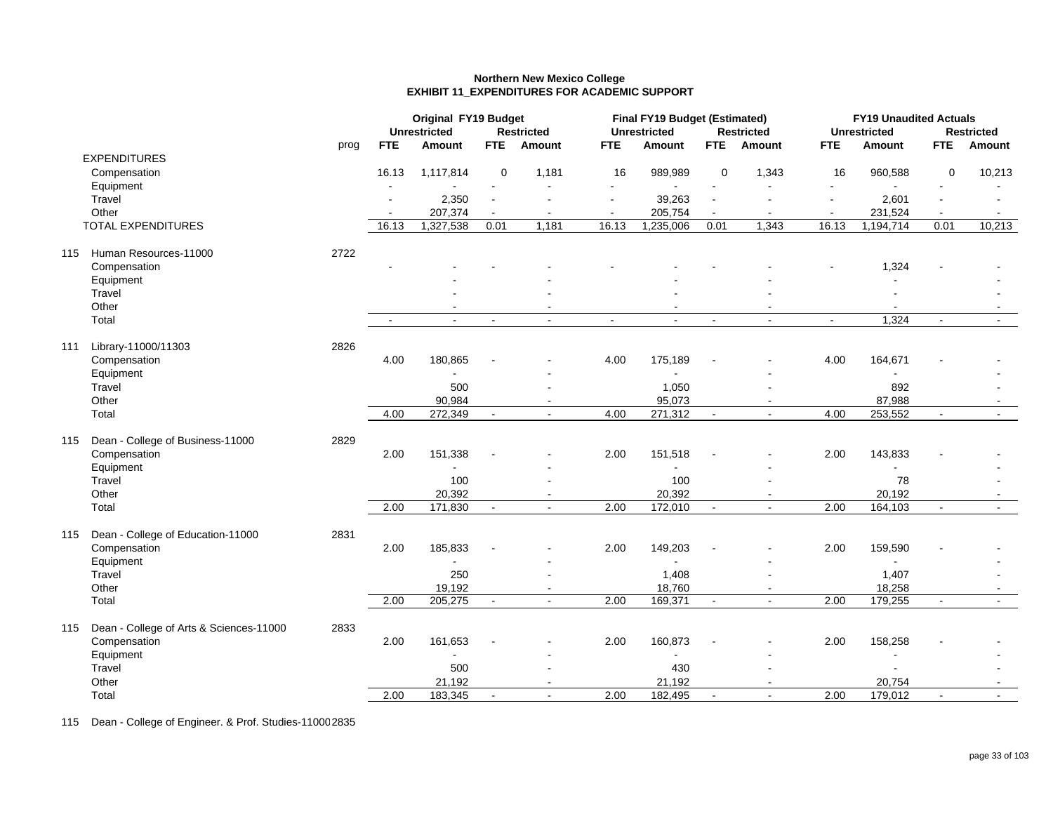**Northern New Mexico College**
**EXHIBIT 11_EXPENDITURES FOR ACADEMIC SUPPORT**

| | | | Original FY19 Budget | | | | Final FY19 Budget (Estimated) | | | | FY19 Unaudited Actuals | | | |
|---|---|---|---|---|---|---|---|---|---|---|---|---|---|---|
| | | | Unrestricted | | Restricted | | Unrestricted | | Restricted | | Unrestricted | | Restricted | |
| | | prog | FTE | Amount | FTE | Amount | FTE | Amount | FTE | Amount | FTE | Amount | FTE | Amount |
| | EXPENDITURES | | | | | | | | | | | | | |
| | Compensation | | 16.13 | 1,117,814 | 0 | 1,181 | 16 | 989,989 | 0 | 1,343 | 16 | 960,588 | 0 | 10,213 |
| | Equipment | | - | - | - | - | - | - | - | - | - | - | - | - |
| | Travel | | - | 2,350 | - | - | - | 39,263 | - | - | - | 2,601 | - | - |
| | Other | | - | 207,374 | - | - | - | 205,754 | - | - | - | 231,524 | - | - |
| | TOTAL EXPENDITURES | | 16.13 | 1,327,538 | 0.01 | 1,181 | 16.13 | 1,235,006 | 0.01 | 1,343 | 16.13 | 1,194,714 | 0.01 | 10,213 |
| 115 | Human Resources-11000 | 2722 | | | | | | | | | | | | |
| | Compensation | | - | - | - | - | - | - | - | - | - | 1,324 | - | - |
| | Equipment | | | - | | - | | - | | - | | - | | - |
| | Travel | | | - | | - | | - | | - | | - | | - |
| | Other | | | - | | - | | - | | - | | - | | - |
| | Total | | - | - | - | - | - | - | - | - | - | 1,324 | - | - |
| 111 | Library-11000/11303 | 2826 | | | | | | | | | | | | |
| | Compensation | | 4.00 | 180,865 | - | - | 4.00 | 175,189 | - | - | 4.00 | 164,671 | - | - |
| | Equipment | | | - | | - | | - | | - | | - | | - |
| | Travel | | | 500 | | - | | 1,050 | | - | | 892 | | - |
| | Other | | | 90,984 | | - | | 95,073 | | - | | 87,988 | | - |
| | Total | | 4.00 | 272,349 | - | - | 4.00 | 271,312 | - | - | 4.00 | 253,552 | - | - |
| 115 | Dean - College of Business-11000 | 2829 | | | | | | | | | | | | |
| | Compensation | | 2.00 | 151,338 | - | - | 2.00 | 151,518 | - | - | 2.00 | 143,833 | - | - |
| | Equipment | | | - | | - | | - | | - | | - | | - |
| | Travel | | | 100 | | - | | 100 | | - | | 78 | | - |
| | Other | | | 20,392 | | - | | 20,392 | | - | | 20,192 | | - |
| | Total | | 2.00 | 171,830 | - | - | 2.00 | 172,010 | - | - | 2.00 | 164,103 | - | - |
| 115 | Dean - College of Education-11000 | 2831 | | | | | | | | | | | | |
| | Compensation | | 2.00 | 185,833 | - | - | 2.00 | 149,203 | - | - | 2.00 | 159,590 | - | - |
| | Equipment | | | - | | - | | - | | - | | - | | - |
| | Travel | | | 250 | | - | | 1,408 | | - | | 1,407 | | - |
| | Other | | | 19,192 | | - | | 18,760 | | - | | 18,258 | | - |
| | Total | | 2.00 | 205,275 | - | - | 2.00 | 169,371 | - | - | 2.00 | 179,255 | - | - |
| 115 | Dean - College of Arts & Sciences-11000 | 2833 | | | | | | | | | | | | |
| | Compensation | | 2.00 | 161,653 | - | - | 2.00 | 160,873 | - | - | 2.00 | 158,258 | - | - |
| | Equipment | | | - | | - | | - | | - | | - | | - |
| | Travel | | | 500 | | - | | 430 | | - | | - | | - |
| | Other | | | 21,192 | | - | | 21,192 | | - | | 20,754 | | - |
| | Total | | 2.00 | 183,345 | - | - | 2.00 | 182,495 | - | - | 2.00 | 179,012 | - | - |
| 115 | Dean - College of Engineer. & Prof. Studies-11000 | 2835 | | | | | | | | | | | | |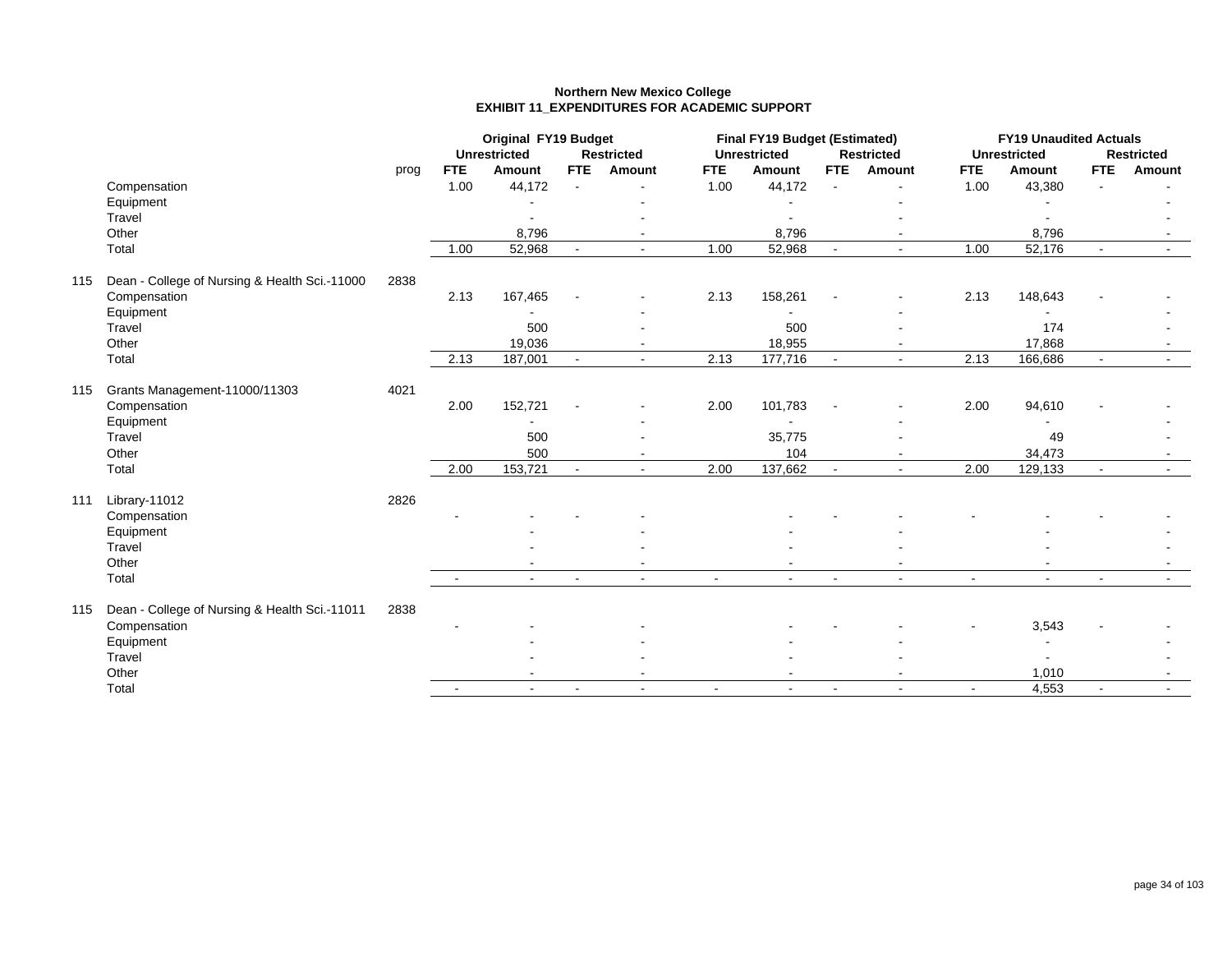**Northern New Mexico College**
**EXHIBIT 11_EXPENDITURES FOR ACADEMIC SUPPORT**

| | | | Original FY19 Budget | | | | Final FY19 Budget (Estimated) | | | | FY19 Unaudited Actuals | | | |
|---|---|---|---|---|---|---|---|---|---|---|---|---|---|---|
| | | | Unrestricted | | Restricted | | Unrestricted | | Restricted | | Unrestricted | | Restricted | |
| | | prog | FTE | Amount | FTE | Amount | FTE | Amount | FTE | Amount | FTE | Amount | FTE | Amount |
| | Compensation | | 1.00 | 44,172 | - | - | 1.00 | 44,172 | - | - | 1.00 | 43,380 | - | - |
| | Equipment | | | - | | - | | - | | - | | - | | - |
| | Travel | | | - | | - | | - | | - | | - | | - |
| | Other | | | 8,796 | | - | | 8,796 | | - | | 8,796 | | - |
| | Total | | 1.00 | 52,968 | - | - | 1.00 | 52,968 | - | - | 1.00 | 52,176 | - | - |
| 115 | Dean - College of Nursing & Health Sci.-11000 | 2838 | | | | | | | | | | | | |
| | Compensation | | 2.13 | 167,465 | - | - | 2.13 | 158,261 | - | - | 2.13 | 148,643 | - | - |
| | Equipment | | | - | | - | | - | | - | | - | | - |
| | Travel | | | 500 | | - | | 500 | | - | | 174 | | - |
| | Other | | | 19,036 | | - | | 18,955 | | - | | 17,868 | | - |
| | Total | | 2.13 | 187,001 | - | - | 2.13 | 177,716 | - | - | 2.13 | 166,686 | - | - |
| 115 | Grants Management-11000/11303 | 4021 | | | | | | | | | | | | |
| | Compensation | | 2.00 | 152,721 | - | - | 2.00 | 101,783 | - | - | 2.00 | 94,610 | - | - |
| | Equipment | | | - | | - | | - | | - | | - | | - |
| | Travel | | | 500 | | - | | 35,775 | | - | | 49 | | - |
| | Other | | | 500 | | - | | 104 | | - | | 34,473 | | - |
| | Total | | 2.00 | 153,721 | - | - | 2.00 | 137,662 | - | - | 2.00 | 129,133 | - | - |
| 111 | Library-11012 | 2826 | | | | | | | | | | | | |
| | Compensation | | - | - | - | - | | - | - | - | - | - | - | - |
| | Equipment | | | - | | - | | - | | - | | - | | - |
| | Travel | | | - | | - | | - | | - | | - | | - |
| | Other | | | - | | - | | - | | - | | - | | - |
| | Total | | - | - | - | - | - | - | - | - | - | - | - | - |
| 115 | Dean - College of Nursing & Health Sci.-11011 | 2838 | | | | | | | | | | | | |
| | Compensation | | - | - | | - | | - | - | - | - | 3,543 | - | - |
| | Equipment | | | - | | - | | - | | - | | - | | - |
| | Travel | | | - | | - | | - | | - | | - | | - |
| | Other | | | - | | - | | - | | - | | 1,010 | | - |
| | Total | | - | - | - | - | - | - | - | - | - | 4,553 | - | - |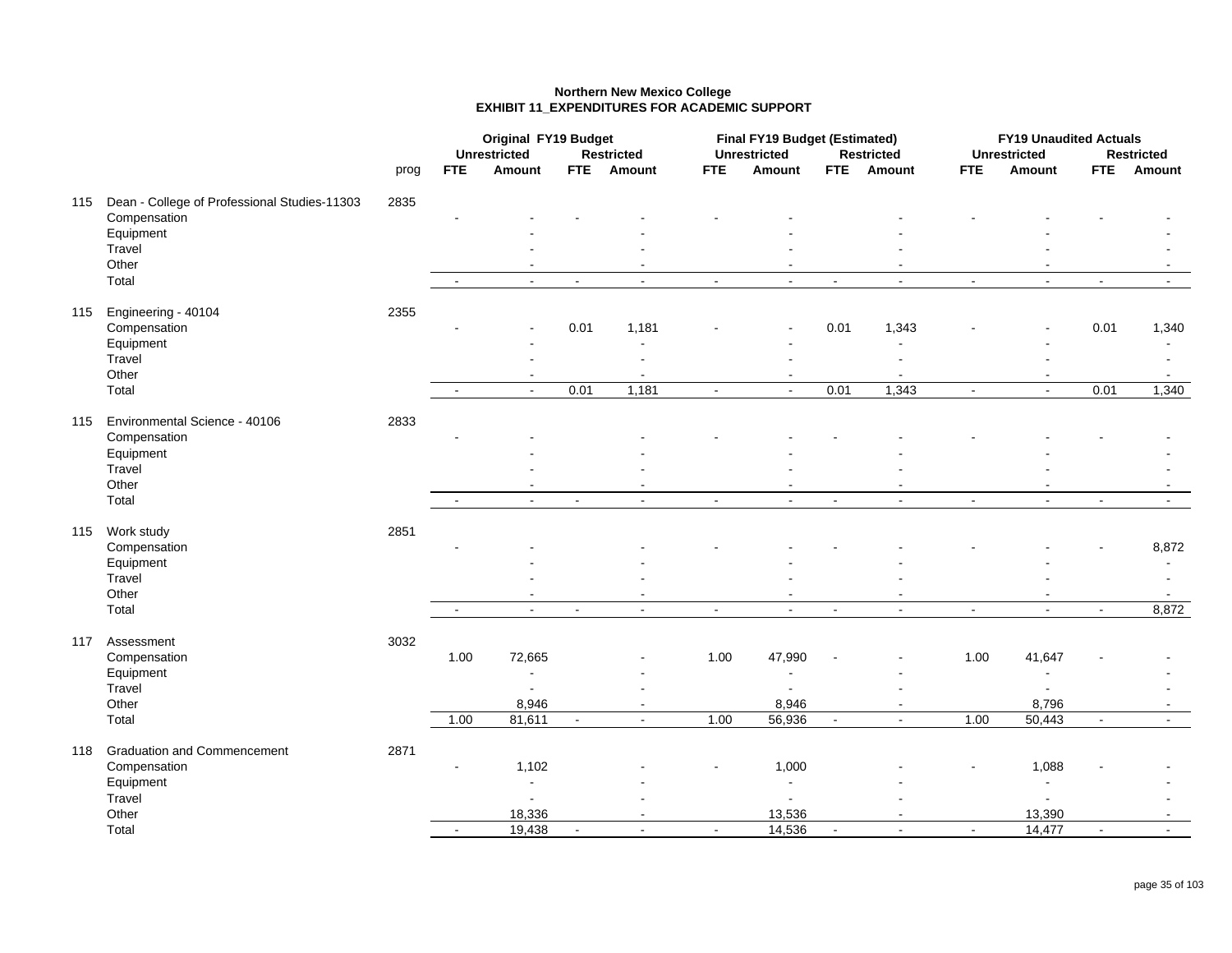**Northern New Mexico College**
**EXHIBIT 11_EXPENDITURES FOR ACADEMIC SUPPORT**

| | | | Original FY19 Budget | | | | Final FY19 Budget (Estimated) | | | | FY19 Unaudited Actuals | | | |
|---|---|---|---|---|---|---|---|---|---|---|---|---|---|---|
| | | | Unrestricted | | Restricted | | Unrestricted | | Restricted | | Unrestricted | | Restricted | |
| | | prog | FTE | Amount | FTE | Amount | FTE | Amount | FTE | Amount | FTE | Amount | FTE | Amount |
| 115 | Dean - College of Professional Studies-11303 | 2835 | | | | | | | | | | | | |
| | Compensation | | - | - | - | - | - | - | | - | - | - | - | - |
| | Equipment | | | - | | - | | - | | - | | - | | - |
| | Travel | | | - | | - | | - | | - | | - | | - |
| | Other | | | - | | - | | - | | - | | - | | - |
| | Total | | - | - | - | - | - | - | - | - | - | - | - | - |
| 115 | Engineering - 40104 | 2355 | | | | | | | | | | | | |
| | Compensation | | - | - | 0.01 | 1,181 | - | - | 0.01 | 1,343 | - | - | 0.01 | 1,340 |
| | Equipment | | | - | | - | | - | | - | | - | | - |
| | Travel | | | - | | - | | - | | - | | - | | - |
| | Other | | | - | | - | | - | | - | | - | | - |
| | Total | | - | - | 0.01 | 1,181 | - | - | 0.01 | 1,343 | - | - | 0.01 | 1,340 |
| 115 | Environmental Science - 40106 | 2833 | | | | | | | | | | | | |
| | Compensation | | - | - | | - | - | - | - | - | - | - | - | - |
| | Equipment | | | - | | - | | - | | - | | - | | - |
| | Travel | | | - | | - | | - | | - | | - | | - |
| | Other | | | - | | - | | - | | - | | - | | - |
| | Total | | - | - | - | - | - | - | - | - | - | - | - | - |
| 115 | Work study | 2851 | | | | | | | | | | | | |
| | Compensation | | - | - | | - | - | - | - | - | - | - | - | 8,872 |
| | Equipment | | | - | | - | | - | | - | | - | | - |
| | Travel | | | - | | - | | - | | - | | - | | - |
| | Other | | | - | | - | | - | | - | | - | | - |
| | Total | | - | - | - | - | - | - | - | - | - | - | - | 8,872 |
| 117 | Assessment | 3032 | | | | | | | | | | | | |
| | Compensation | | 1.00 | 72,665 | | - | 1.00 | 47,990 | - | - | 1.00 | 41,647 | - | - |
| | Equipment | | | - | | - | | - | | - | | - | | - |
| | Travel | | | - | | - | | - | | - | | - | | - |
| | Other | | | 8,946 | | - | | 8,946 | | - | | 8,796 | | - |
| | Total | | 1.00 | 81,611 | - | - | 1.00 | 56,936 | - | - | 1.00 | 50,443 | - | - |
| 118 | Graduation and Commencement | 2871 | | | | | | | | | | | | |
| | Compensation | | - | 1,102 | | - | - | 1,000 | | - | - | 1,088 | - | - |
| | Equipment | | | - | | - | | - | | - | | - | | - |
| | Travel | | | - | | - | | - | | - | | - | | - |
| | Other | | | 18,336 | | - | | 13,536 | | - | | 13,390 | | - |
| | Total | | - | 19,438 | - | - | - | 14,536 | - | - | - | 14,477 | - | - |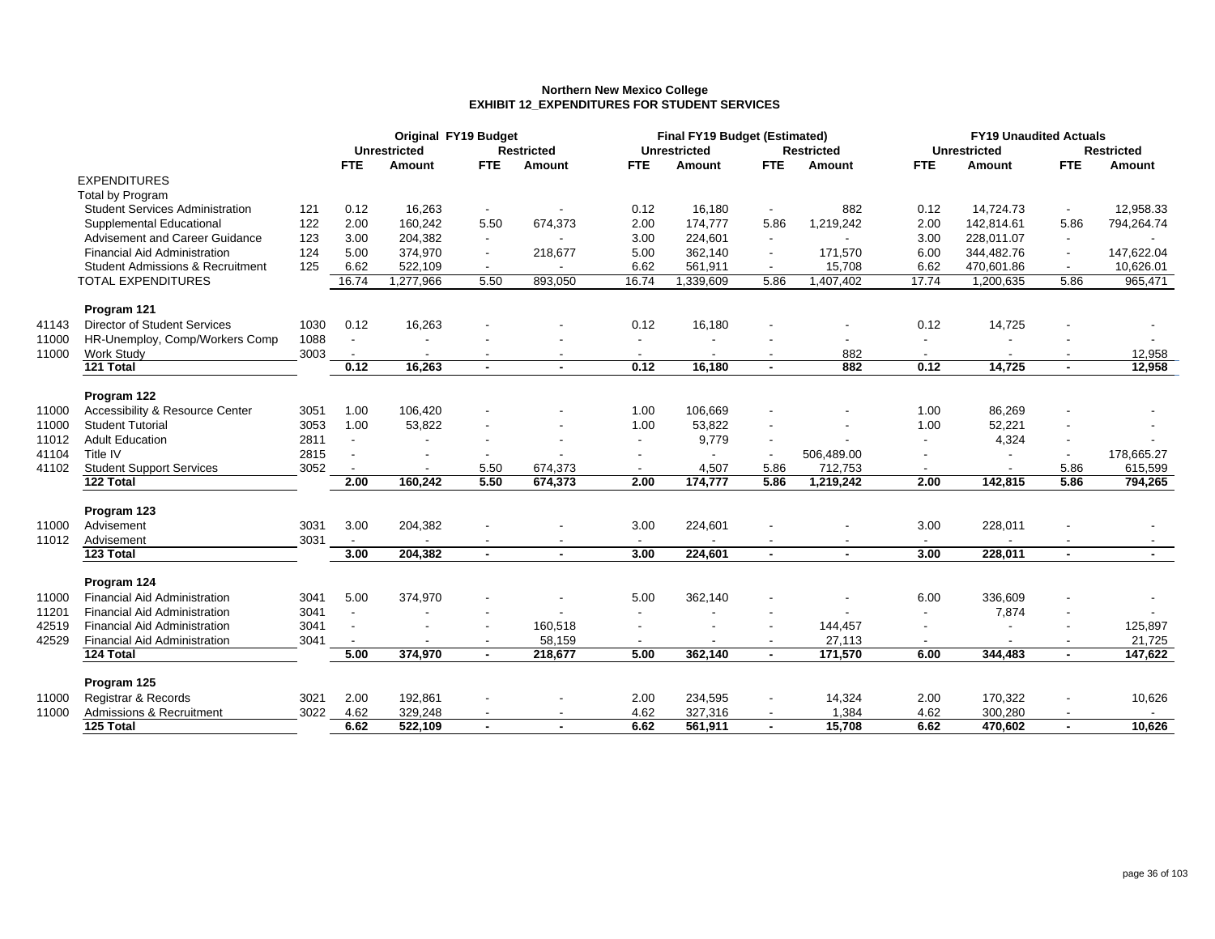# Northern New Mexico College

## EXHIBIT 12_EXPENDITURES FOR STUDENT SERVICES

| | | | Original FY19 Budget | | | | Final FY19 Budget (Estimated) | | | | FY19 Unaudited Actuals | | | |
|---|---|---|---|---|---|---|---|---|---|---|---|---|---|---|
| | | | Unrestricted | | Restricted | | Unrestricted | | Restricted | | Unrestricted | | Restricted | |
| | | | FTE | Amount | FTE | Amount | FTE | Amount | FTE | Amount | FTE | Amount | FTE | Amount |
| | EXPENDITURES | | | | | | | | | | | | | |
| | Total by Program | | | | | | | | | | | | | |
| | Student Services Administration | 121 | 0.12 | 16,263 | - | - | 0.12 | 16,180 | - | 882 | 0.12 | 14,724.73 | - | 12,958.33 |
| | Supplemental Educational | 122 | 2.00 | 160,242 | 5.50 | 674,373 | 2.00 | 174,777 | 5.86 | 1,219,242 | 2.00 | 142,814.61 | 5.86 | 794,264.74 |
| | Advisement and Career Guidance | 123 | 3.00 | 204,382 | - | - | 3.00 | 224,601 | - | - | 3.00 | 228,011.07 | - | - |
| | Financial Aid Administration | 124 | 5.00 | 374,970 | - | 218,677 | 5.00 | 362,140 | - | 171,570 | 6.00 | 344,482.76 | - | 147,622.04 |
| | Student Admissions & Recruitment | 125 | 6.62 | 522,109 | - | - | 6.62 | 561,911 | - | 15,708 | 6.62 | 470,601.86 | - | 10,626.01 |
| | TOTAL EXPENDITURES | | 16.74 | 1,277,966 | 5.50 | 893,050 | 16.74 | 1,339,609 | 5.86 | 1,407,402 | 17.74 | 1,200,635 | 5.86 | 965,471 |
| | **Program 121** | | | | | | | | | | | | | |
| 41143 | Director of Student Services | 1030 | 0.12 | 16,263 | - | - | 0.12 | 16,180 | - | - | 0.12 | 14,725 | - | - |
| 11000 | HR-Unemploy, Comp/Workers Comp | 1088 | - | - | - | - | - | - | - | - | - | - | - | - |
| 11000 | Work Study | 3003 | - | - | - | - | - | - | - | 882 | - | - | - | 12,958 |
| | **121 Total** | | **0.12** | **16,263** | **-** | **-** | **0.12** | **16,180** | **-** | **882** | **0.12** | **14,725** | **-** | **12,958** |
| | **Program 122** | | | | | | | | | | | | | |
| 11000 | Accessibility & Resource Center | 3051 | 1.00 | 106,420 | - | - | 1.00 | 106,669 | - | - | 1.00 | 86,269 | - | - |
| 11000 | Student Tutorial | 3053 | 1.00 | 53,822 | - | - | 1.00 | 53,822 | - | - | 1.00 | 52,221 | - | - |
| 11012 | Adult Education | 2811 | - | - | - | - | - | 9,779 | - | - | - | 4,324 | - | - |
| 41104 | Title IV | 2815 | - | - | - | - | - | - | - | 506,489.00 | - | - | - | 178,665.27 |
| 41102 | Student Support Services | 3052 | - | - | 5.50 | 674,373 | - | 4,507 | 5.86 | 712,753 | - | - | 5.86 | 615,599 |
| | **122 Total** | | **2.00** | **160,242** | **5.50** | **674,373** | **2.00** | **174,777** | **5.86** | **1,219,242** | **2.00** | **142,815** | **5.86** | **794,265** |
| | **Program 123** | | | | | | | | | | | | | |
| 11000 | Advisement | 3031 | 3.00 | 204,382 | - | - | 3.00 | 224,601 | - | - | 3.00 | 228,011 | - | - |
| 11012 | Advisement | 3031 | - | - | - | - | - | - | - | - | - | - | - | - |
| | **123 Total** | | **3.00** | **204,382** | **-** | **-** | **3.00** | **224,601** | **-** | **-** | **3.00** | **228,011** | **-** | **-** |
| | **Program 124** | | | | | | | | | | | | | |
| 11000 | Financial Aid Administration | 3041 | 5.00 | 374,970 | - | - | 5.00 | 362,140 | - | - | 6.00 | 336,609 | - | - |
| 11201 | Financial Aid Administration | 3041 | - | - | - | - | - | - | - | - | - | 7,874 | - | - |
| 42519 | Financial Aid Administration | 3041 | - | - | - | 160,518 | - | - | - | 144,457 | - | - | - | 125,897 |
| 42529 | Financial Aid Administration | 3041 | - | - | - | 58,159 | - | - | - | 27,113 | - | - | - | 21,725 |
| | **124 Total** | | **5.00** | **374,970** | **-** | **218,677** | **5.00** | **362,140** | **-** | **171,570** | **6.00** | **344,483** | **-** | **147,622** |
| | **Program 125** | | | | | | | | | | | | | |
| 11000 | Registrar & Records | 3021 | 2.00 | 192,861 | - | - | 2.00 | 234,595 | - | 14,324 | 2.00 | 170,322 | - | 10,626 |
| 11000 | Admissions & Recruitment | 3022 | 4.62 | 329,248 | - | - | 4.62 | 327,316 | - | 1,384 | 4.62 | 300,280 | - | - |
| | **125 Total** | | **6.62** | **522,109** | **-** | **-** | **6.62** | **561,911** | **-** | **15,708** | **6.62** | **470,602** | **-** | **10,626** |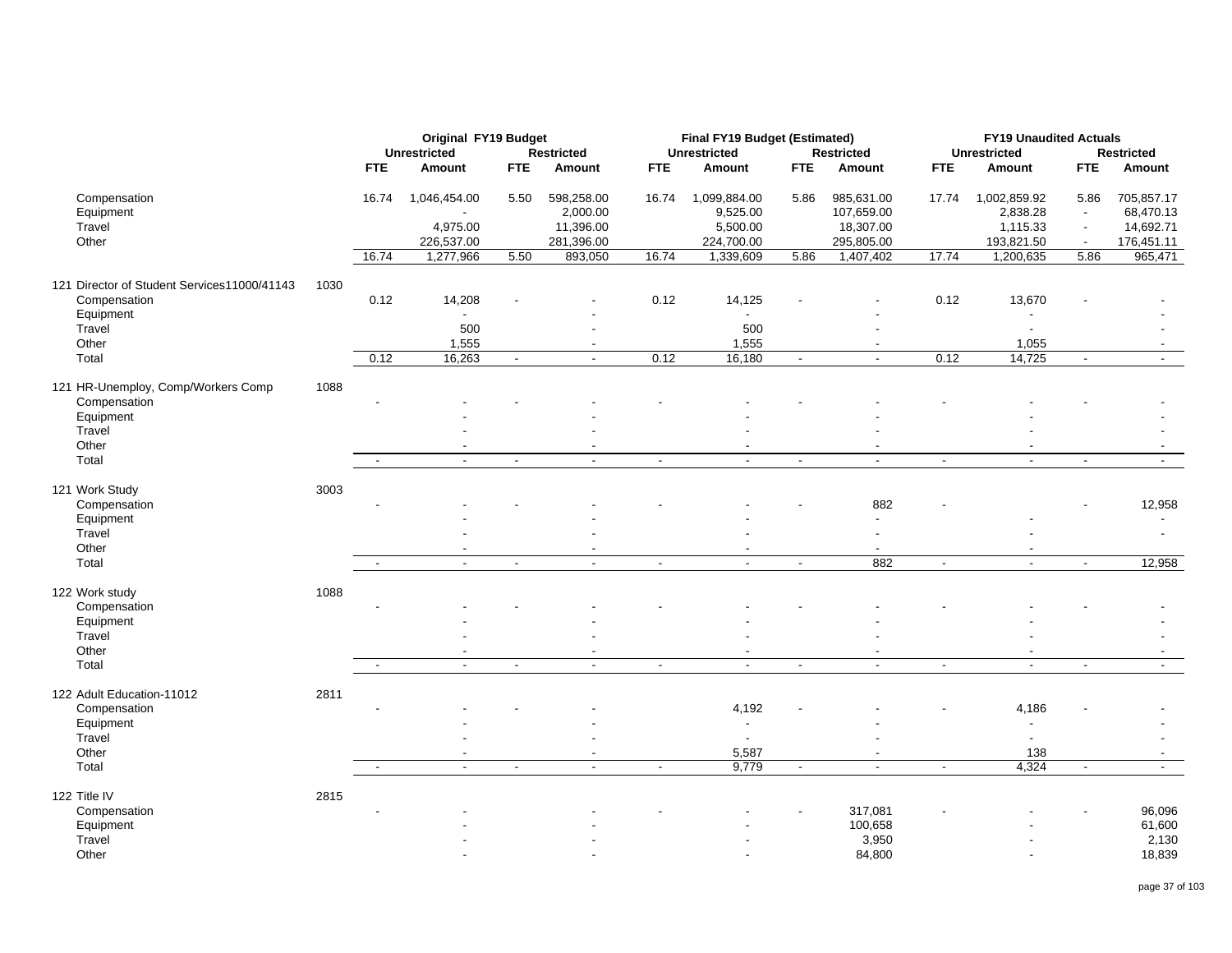| | | Original FY19 Budget | | | | Final FY19 Budget (Estimated) | | | | FY19 Unaudited Actuals | | | |
|---|---|---|---|---|---|---|---|---|---|---|---|---|---|
| | | Unrestricted | | Restricted | | Unrestricted | | Restricted | | Unrestricted | | Restricted | |
| | | FTE | Amount | FTE | Amount | FTE | Amount | FTE | Amount | FTE | Amount | FTE | Amount |
| Compensation | | 16.74 | 1,046,454.00 | 5.50 | 598,258.00 | 16.74 | 1,099,884.00 | 5.86 | 985,631.00 | 17.74 | 1,002,859.92 | 5.86 | 705,857.17 |
| Equipment | | | - | | 2,000.00 | | 9,525.00 | | 107,659.00 | | 2,838.28 | - | 68,470.13 |
| Travel | | | 4,975.00 | | 11,396.00 | | 5,500.00 | | 18,307.00 | | 1,115.33 | - | 14,692.71 |
| Other | | | 226,537.00 | | 281,396.00 | | 224,700.00 | | 295,805.00 | | 193,821.50 | - | 176,451.11 |
| | | 16.74 | 1,277,966 | 5.50 | 893,050 | 16.74 | 1,339,609 | 5.86 | 1,407,402 | 17.74 | 1,200,635 | 5.86 | 965,471 |
| 121 Director of Student Services11000/41143 | 1030 | | | | | | | | | | | | |
| Compensation | | 0.12 | 14,208 | - | - | 0.12 | 14,125 | - | - | 0.12 | 13,670 | - | - |
| Equipment | | | - | | - | | - | | - | | - | | - |
| Travel | | | 500 | | - | | 500 | | - | | - | | - |
| Other | | | 1,555 | | - | | 1,555 | | - | | 1,055 | | - |
| Total | | 0.12 | 16,263 | - | - | 0.12 | 16,180 | - | - | 0.12 | 14,725 | - | - |
| 121 HR-Unemploy, Comp/Workers Comp | 1088 | | | | | | | | | | | | |
| Compensation | | - | - | - | - | - | - | - | - | - | - | - | - |
| Equipment | | | - | | - | | - | | - | | - | | - |
| Travel | | | - | | - | | - | | - | | - | | - |
| Other | | | - | | - | | - | | - | | - | | - |
| Total | | - | - | - | - | - | - | - | - | - | - | - | - |
| 121 Work Study | 3003 | | | | | | | | | | | | |
| Compensation | | - | - | - | - | - | - | - | 882 | - | | - | 12,958 |
| Equipment | | | - | | - | | - | | - | | - | | - |
| Travel | | | - | | - | | - | | - | | - | | - |
| Other | | | - | | - | | - | | - | | - | | |
| Total | | - | - | - | - | - | - | - | 882 | - | - | - | 12,958 |
| 122 Work study | 1088 | | | | | | | | | | | | |
| Compensation | | - | - | - | - | - | - | - | - | - | - | - | - |
| Equipment | | | - | | - | | - | | - | | - | | - |
| Travel | | | - | | - | | - | | - | | - | | - |
| Other | | | - | | - | | - | | - | | - | | - |
| Total | | - | - | - | - | - | - | - | - | - | - | - | - |
| 122 Adult Education-11012 | 2811 | | | | | | | | | | | | |
| Compensation | | - | - | - | - | | 4,192 | - | - | - | 4,186 | - | - |
| Equipment | | | - | | - | | - | | - | | - | | - |
| Travel | | | - | | - | | - | | - | | - | | - |
| Other | | | - | | - | | 5,587 | | - | | 138 | | - |
| Total | | - | - | - | - | - | 9,779 | - | - | - | 4,324 | - | - |
| 122 Title IV | 2815 | | | | | | | | | | | | |
| Compensation | | - | - | | - | - | - | - | 317,081 | - | - | - | 96,096 |
| Equipment | | | - | | - | | - | | 100,658 | | - | | 61,600 |
| Travel | | | - | | - | | - | | 3,950 | | - | | 2,130 |
| Other | | | - | | - | | - | | 84,800 | | - | | 18,839 |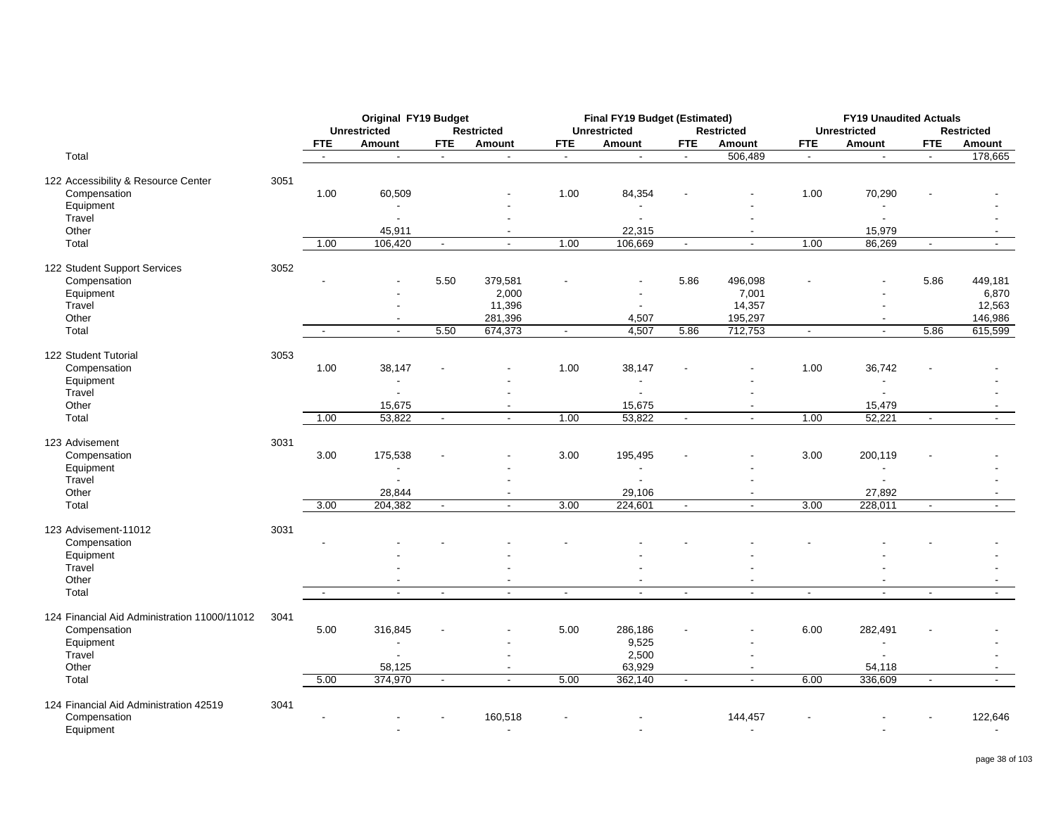| | | Original FY19 Budget | | | | Final FY19 Budget (Estimated) | | | | FY19 Unaudited Actuals | | | |
|---|---|---|---|---|---|---|---|---|---|---|---|---|---|
| | | Unrestricted | | Restricted | | Unrestricted | | Restricted | | Unrestricted | | Restricted | |
| | | FTE | Amount | FTE | Amount | FTE | Amount | FTE | Amount | FTE | Amount | FTE | Amount |
| Total | | - | - | - | - | - | - | - | 506,489 | - | - | - | 178,665 |
| 122 Accessibility & Resource Center | 3051 | | | | | | | | | | | | |
| Compensation | | 1.00 | 60,509 | | - | 1.00 | 84,354 | - | - | 1.00 | 70,290 | - | - |
| Equipment | | | - | | - | | - | | - | | - | | - |
| Travel | | | - | | - | | - | | - | | - | | - |
| Other | | | 45,911 | | - | | 22,315 | | - | | 15,979 | | - |
| Total | | 1.00 | 106,420 | - | - | 1.00 | 106,669 | - | - | 1.00 | 86,269 | - | - |
| 122 Student Support Services | 3052 | | | | | | | | | | | | |
| Compensation | | - | - | 5.50 | 379,581 | - | - | 5.86 | 496,098 | - | - | 5.86 | 449,181 |
| Equipment | | | - | | 2,000 | | - | | 7,001 | | - | | 6,870 |
| Travel | | | - | | 11,396 | | - | | 14,357 | | - | | 12,563 |
| Other | | | - | | 281,396 | | 4,507 | | 195,297 | | - | | 146,986 |
| Total | | - | - | 5.50 | 674,373 | - | 4,507 | 5.86 | 712,753 | - | - | 5.86 | 615,599 |
| 122 Student Tutorial | 3053 | | | | | | | | | | | | |
| Compensation | | 1.00 | 38,147 | - | - | 1.00 | 38,147 | - | - | 1.00 | 36,742 | - | - |
| Equipment | | | - | | - | | - | | - | | - | | - |
| Travel | | | - | | - | | - | | - | | - | | - |
| Other | | | 15,675 | | - | | 15,675 | | - | | 15,479 | | - |
| Total | | 1.00 | 53,822 | - | - | 1.00 | 53,822 | - | - | 1.00 | 52,221 | - | - |
| 123 Advisement | 3031 | | | | | | | | | | | | |
| Compensation | | 3.00 | 175,538 | - | - | 3.00 | 195,495 | - | - | 3.00 | 200,119 | - | - |
| Equipment | | | - | | - | | - | | - | | - | | - |
| Travel | | | - | | - | | - | | - | | - | | - |
| Other | | | 28,844 | | - | | 29,106 | | - | | 27,892 | | - |
| Total | | 3.00 | 204,382 | - | - | 3.00 | 224,601 | - | - | 3.00 | 228,011 | - | - |
| 123 Advisement-11012 | 3031 | | | | | | | | | | | | |
| Compensation | | - | - | - | - | - | - | - | - | - | - | - | - |
| Equipment | | | - | | - | | - | | - | | - | | - |
| Travel | | | - | | - | | - | | - | | - | | - |
| Other | | | - | | - | | - | | - | | - | | - |
| Total | | - | - | - | - | - | - | - | - | - | - | - | - |
| 124 Financial Aid Administration 11000/11012 | 3041 | | | | | | | | | | | | |
| Compensation | | 5.00 | 316,845 | - | - | 5.00 | 286,186 | - | - | 6.00 | 282,491 | - | - |
| Equipment | | | - | | - | | 9,525 | | - | | - | | - |
| Travel | | | - | | - | | 2,500 | | - | | - | | - |
| Other | | | 58,125 | | - | | 63,929 | | - | | 54,118 | | - |
| Total | | 5.00 | 374,970 | - | - | 5.00 | 362,140 | - | - | 6.00 | 336,609 | - | - |
| 124 Financial Aid Administration 42519 | 3041 | | | | | | | | | | | | |
| Compensation | | - | - | - | 160,518 | - | - | | 144,457 | - | - | - | 122,646 |
| Equipment | | | - | | - | | - | | - | | - | | - |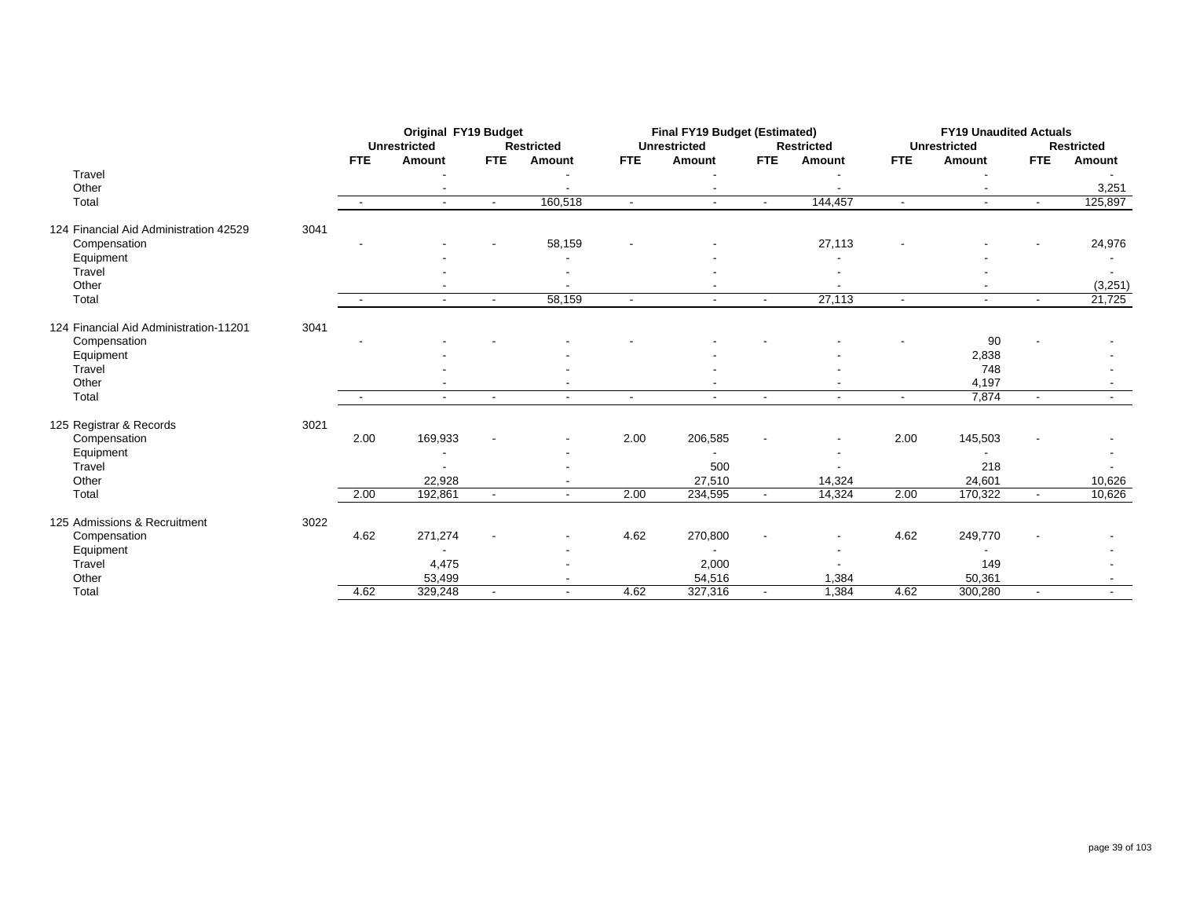| | | Original FY19 Budget | | | | Final FY19 Budget (Estimated) | | | | FY19 Unaudited Actuals | | | |
|---|---|---|---|---|---|---|---|---|---|---|---|---|---|
| | | Unrestricted | | Restricted | | Unrestricted | | Restricted | | Unrestricted | | Restricted | |
| | | FTE | Amount | FTE | Amount | FTE | Amount | FTE | Amount | FTE | Amount | FTE | Amount |
| Travel | | | - | | - | | - | | - | | - | | - |
| Other | | | - | | - | | - | | - | | - | | 3,251 |
| Total | | - | - | - | 160,518 | - | - | - | 144,457 | - | - | - | 125,897 |
| 124 Financial Aid Administration 42529 | 3041 | | | | | | | | | | | | |
| Compensation | | - | - | - | 58,159 | - | - | | 27,113 | - | - | - | 24,976 |
| Equipment | | | - | | - | | - | | - | | - | | - |
| Travel | | | - | | - | | - | | - | | - | | - |
| Other | | | - | | - | | - | | - | | - | | (3,251) |
| Total | | - | - | - | 58,159 | - | - | - | 27,113 | - | - | - | 21,725 |
| 124 Financial Aid Administration-11201 | 3041 | | | | | | | | | | | | |
| Compensation | | - | - | - | - | - | - | - | - | - | 90 | - | - |
| Equipment | | | - | | - | | - | | - | | 2,838 | | - |
| Travel | | | - | | - | | - | | - | | 748 | | - |
| Other | | | - | | - | | - | | - | | 4,197 | | - |
| Total | | - | - | - | - | - | - | - | - | - | 7,874 | - | - |
| 125 Registrar & Records | 3021 | | | | | | | | | | | | |
| Compensation | | 2.00 | 169,933 | - | - | 2.00 | 206,585 | - | - | 2.00 | 145,503 | - | - |
| Equipment | | | - | | - | | - | | - | | - | | - |
| Travel | | | - | | - | | 500 | | - | | 218 | | - |
| Other | | | 22,928 | | - | | 27,510 | | 14,324 | | 24,601 | | 10,626 |
| Total | | 2.00 | 192,861 | - | - | 2.00 | 234,595 | - | 14,324 | 2.00 | 170,322 | - | 10,626 |
| 125 Admissions & Recruitment | 3022 | | | | | | | | | | | | |
| Compensation | | 4.62 | 271,274 | - | - | 4.62 | 270,800 | - | - | 4.62 | 249,770 | - | - |
| Equipment | | | - | | - | | - | | - | | - | | - |
| Travel | | | 4,475 | | - | | 2,000 | | - | | 149 | | - |
| Other | | | 53,499 | | - | | 54,516 | | 1,384 | | 50,361 | | - |
| Total | | 4.62 | 329,248 | - | - | 4.62 | 327,316 | - | 1,384 | 4.62 | 300,280 | - | - |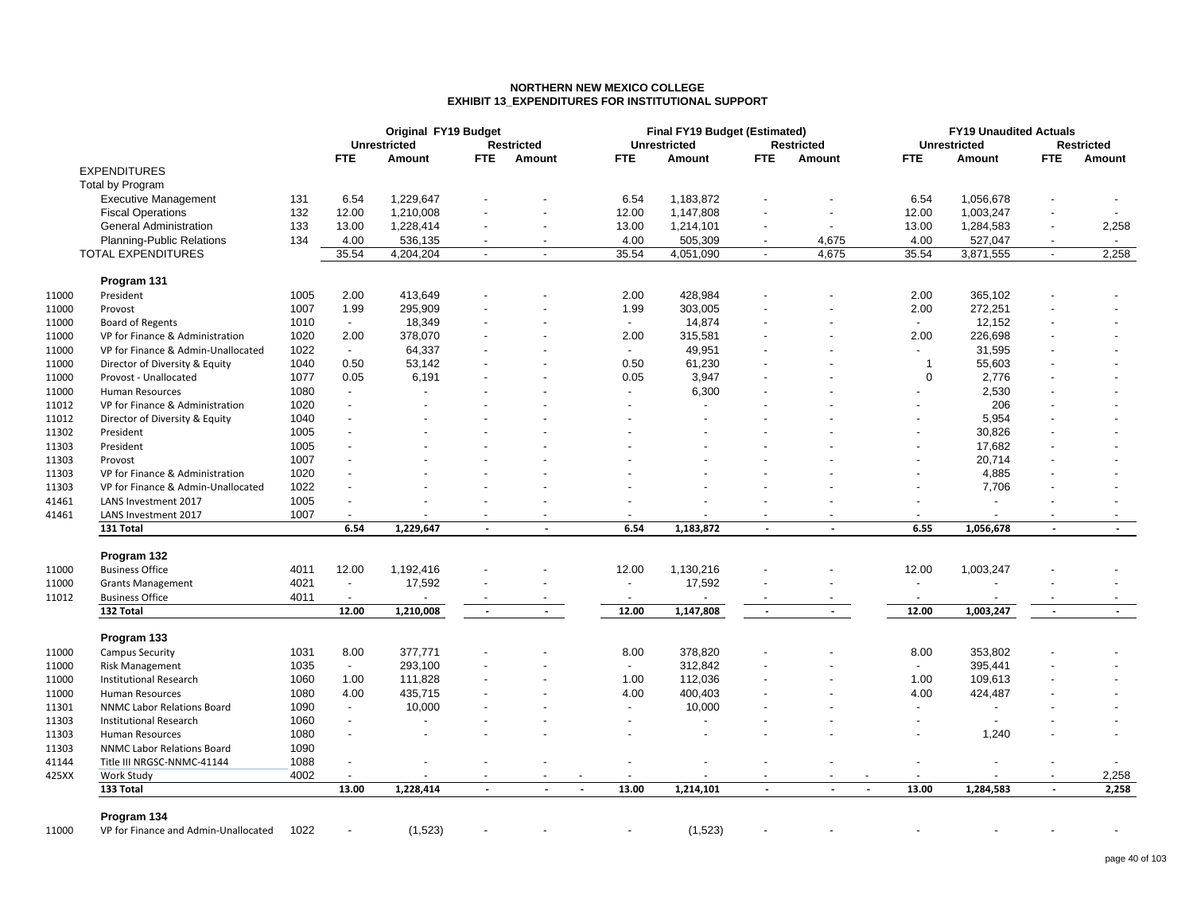# NORTHERN NEW MEXICO COLLEGE
## EXHIBIT 13_EXPENDITURES FOR INSTITUTIONAL SUPPORT

| | | | Original FY19 Budget | | | | Final FY19 Budget (Estimated) | | | | FY19 Unaudited Actuals | | | |
|---|---|---|---|---|---|---|---|---|---|---|---|---|---|---|
| | | | Unrestricted | | Restricted | | Unrestricted | | Restricted | | Unrestricted | | Restricted | |
| | | | FTE | Amount | FTE | Amount | FTE | Amount | FTE | Amount | FTE | Amount | FTE | Amount |
| | EXPENDITURES | | | | | | | | | | | | | |
| | Total by Program | | | | | | | | | | | | | |
| | Executive Management | 131 | 6.54 | 1,229,647 | - | - | 6.54 | 1,183,872 | - | - | 6.54 | 1,056,678 | - | - |
| | Fiscal Operations | 132 | 12.00 | 1,210,008 | - | - | 12.00 | 1,147,808 | - | - | 12.00 | 1,003,247 | - | - |
| | General Administration | 133 | 13.00 | 1,228,414 | - | - | 13.00 | 1,214,101 | - | - | 13.00 | 1,284,583 | - | 2,258 |
| | Planning-Public Relations | 134 | 4.00 | 536,135 | - | - | 4.00 | 505,309 | - | 4,675 | 4.00 | 527,047 | - | - |
| | TOTAL EXPENDITURES | | 35.54 | 4,204,204 | - | - | 35.54 | 4,051,090 | - | 4,675 | 35.54 | 3,871,555 | - | 2,258 |
| | **Program 131** | | | | | | | | | | | | | |
| 11000 | President | 1005 | 2.00 | 413,649 | - | - | 2.00 | 428,984 | - | - | 2.00 | 365,102 | - | - |
| 11000 | Provost | 1007 | 1.99 | 295,909 | - | - | 1.99 | 303,005 | - | - | 2.00 | 272,251 | - | - |
| 11000 | Board of Regents | 1010 | - | 18,349 | - | - | - | 14,874 | - | - | - | 12,152 | - | - |
| 11000 | VP for Finance & Administration | 1020 | 2.00 | 378,070 | - | - | 2.00 | 315,581 | - | - | 2.00 | 226,698 | - | - |
| 11000 | VP for Finance & Admin-Unallocated | 1022 | - | 64,337 | - | - | - | 49,951 | - | - | - | 31,595 | - | - |
| 11000 | Director of Diversity & Equity | 1040 | 0.50 | 53,142 | - | - | 0.50 | 61,230 | - | - | 1 | 55,603 | - | - |
| 11000 | Provost - Unallocated | 1077 | 0.05 | 6,191 | - | - | 0.05 | 3,947 | - | - | 0 | 2,776 | - | - |
| 11000 | Human Resources | 1080 | - | - | - | - | - | 6,300 | - | - | - | 2,530 | - | - |
| 11012 | VP for Finance & Administration | 1020 | - | - | - | - | - | - | - | - | - | 206 | - | - |
| 11012 | Director of Diversity & Equity | 1040 | - | - | - | - | - | - | - | - | - | 5,954 | - | - |
| 11302 | President | 1005 | - | - | - | - | - | - | - | - | - | 30,826 | - | - |
| 11303 | President | 1005 | - | - | - | - | - | - | - | - | - | 17,682 | - | - |
| 11303 | Provost | 1007 | - | - | - | - | - | - | - | - | - | 20,714 | - | - |
| 11303 | VP for Finance & Administration | 1020 | - | - | - | - | - | - | - | - | - | 4,885 | - | - |
| 11303 | VP for Finance & Admin-Unallocated | 1022 | - | - | - | - | - | - | - | - | - | 7,706 | - | - |
| 41461 | LANS Investment 2017 | 1005 | - | - | - | - | - | - | - | - | - | - | - | - |
| 41461 | LANS Investment 2017 | 1007 | - | - | - | - | - | - | - | - | - | - | - | - |
| | **131 Total** | | **6.54** | **1,229,647** | **-** | **-** | **6.54** | **1,183,872** | **-** | **-** | **6.55** | **1,056,678** | **-** | **-** |
| | **Program 132** | | | | | | | | | | | | | |
| 11000 | Business Office | 4011 | 12.00 | 1,192,416 | - | - | 12.00 | 1,130,216 | - | - | 12.00 | 1,003,247 | - | - |
| 11000 | Grants Management | 4021 | - | 17,592 | - | - | - | 17,592 | - | - | - | - | - | - |
| 11012 | Business Office | 4011 | - | - | - | - | - | - | - | - | - | - | - | - |
| | **132 Total** | | **12.00** | **1,210,008** | **-** | **-** | **12.00** | **1,147,808** | **-** | **-** | **12.00** | **1,003,247** | **-** | **-** |
| | **Program 133** | | | | | | | | | | | | | |
| 11000 | Campus Security | 1031 | 8.00 | 377,771 | - | - | 8.00 | 378,820 | - | - | 8.00 | 353,802 | - | - |
| 11000 | Risk Management | 1035 | - | 293,100 | - | - | - | 312,842 | - | - | - | 395,441 | - | - |
| 11000 | Institutional Research | 1060 | 1.00 | 111,828 | - | - | 1.00 | 112,036 | - | - | 1.00 | 109,613 | - | - |
| 11000 | Human Resources | 1080 | 4.00 | 435,715 | - | - | 4.00 | 400,403 | - | - | 4.00 | 424,487 | - | - |
| 11301 | NNMC Labor Relations Board | 1090 | - | 10,000 | - | - | - | 10,000 | - | - | - | - | - | - |
| 11303 | Institutional Research | 1060 | - | - | - | - | - | - | - | - | - | - | - | - |
| 11303 | Human Resources | 1080 | - | - | - | - | - | - | - | - | - | 1,240 | - | - |
| 11303 | NNMC Labor Relations Board | 1090 | | | | | | | | | | | | |
| 41144 | Title III NRGSC-NNMC-41144 | 1088 | - | - | - | - | - | - | - | - | - | - | - | - |
| 425XX | Work Study | 4002 | - | - | - | - | - | - | - | - | - | - | - | 2,258 |
| | **133 Total** | | **13.00** | **1,228,414** | **-** | **-** | **13.00** | **1,214,101** | **-** | **-** | **13.00** | **1,284,583** | **-** | **2,258** |
| | **Program 134** | | | | | | | | | | | | | |
| 11000 | VP for Finance and Admin-Unallocated | 1022 | - | (1,523) | - | - | - | (1,523) | - | - | - | - | - | - |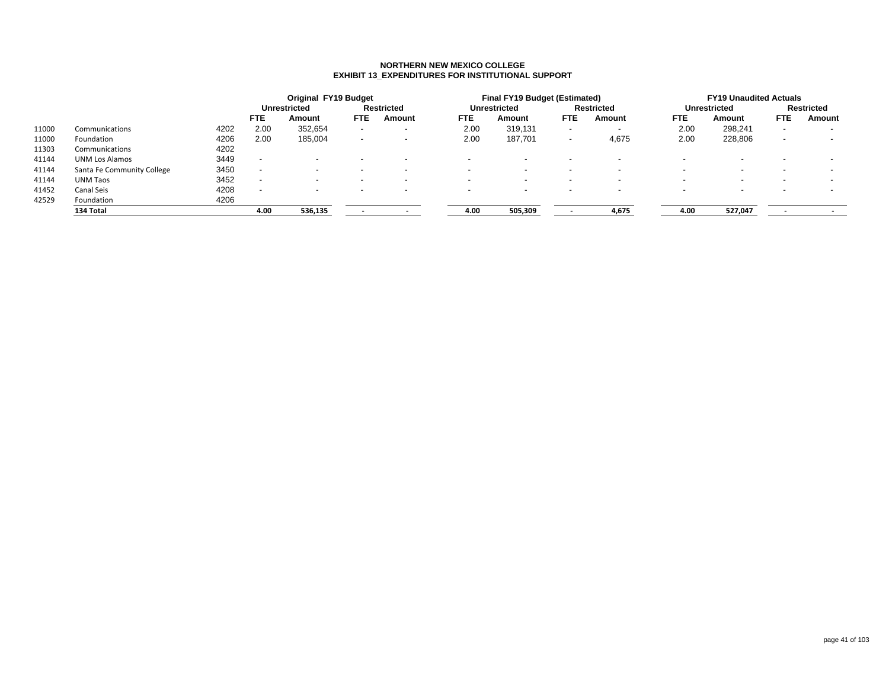**NORTHERN NEW MEXICO COLLEGE**
**EXHIBIT 13_EXPENDITURES FOR INSTITUTIONAL SUPPORT**

| | | | Original FY19 Budget | | | | Final FY19 Budget (Estimated) | | | | FY19 Unaudited Actuals | | | |
|---|---|---|---|---|---|---|---|---|---|---|---|---|---|---|
| | | | Unrestricted | | Restricted | | Unrestricted | | Restricted | | Unrestricted | | Restricted | |
| | | | FTE | Amount | FTE | Amount | FTE | Amount | FTE | Amount | FTE | Amount | FTE | Amount |
| 11000 | Communications | 4202 | 2.00 | 352,654 | - | - | 2.00 | 319,131 | - | - | 2.00 | 298,241 | - | - |
| 11000 | Foundation | 4206 | 2.00 | 185,004 | - | - | 2.00 | 187,701 | - | 4,675 | 2.00 | 228,806 | - | - |
| 11303 | Communications | 4202 | | | | | | | | | | | | |
| 41144 | UNM Los Alamos | 3449 | - | - | - | - | - | - | - | - | - | - | - | - |
| 41144 | Santa Fe Community College | 3450 | - | - | - | - | - | - | - | - | - | - | - | - |
| 41144 | UNM Taos | 3452 | - | - | - | - | - | - | - | - | - | - | - | - |
| 41452 | Canal Seis | 4208 | - | - | - | - | - | - | - | - | - | - | - | - |
| 42529 | Foundation | 4206 | | | | | | | | | | | | |
| | **134 Total** | | **4.00** | **536,135** | **-** | **-** | **4.00** | **505,309** | **-** | **4,675** | **4.00** | **527,047** | **-** | **-** |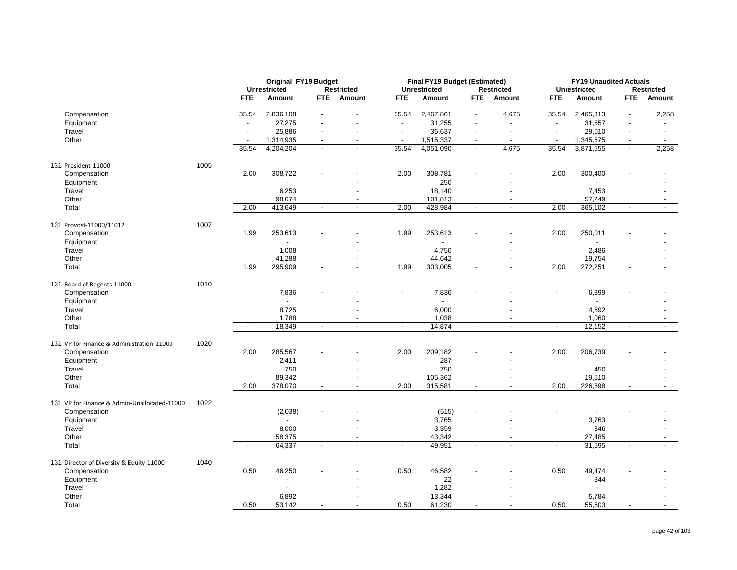| | | Original FY19 Budget | | | | Final FY19 Budget (Estimated) | | | | FY19 Unaudited Actuals | | | |
|---|---|---|---|---|---|---|---|---|---|---|---|---|---|
| | | Unrestricted | | Restricted | | Unrestricted | | Restricted | | Unrestricted | | Restricted | |
| | | FTE | Amount | FTE | Amount | FTE | Amount | FTE | Amount | FTE | Amount | FTE | Amount |
| Compensation | | 35.54 | 2,836,108 | - | - | 35.54 | 2,467,861 | - | 4,675 | 35.54 | 2,465,313 | - | 2,258 |
| Equipment | | - | 27,275 | - | - | - | 31,255 | - | - | - | 31,557 | - | - |
| Travel | | - | 25,886 | - | - | - | 36,637 | - | - | - | 29,010 | - | - |
| Other | | - | 1,314,935 | - | - | - | 1,515,337 | - | - | - | 1,345,675 | - | - |
| | | 35.54 | 4,204,204 | - | - | 35.54 | 4,051,090 | - | 4,675 | 35.54 | 3,871,555 | - | 2,258 |
| 131 President-11000 | 1005 | | | | | | | | | | | | |
| Compensation | | 2.00 | 308,722 | - | - | 2.00 | 308,781 | - | - | 2.00 | 300,400 | - | - |
| Equipment | | | - | | - | | 250 | | - | | - | | - |
| Travel | | | 6,253 | | - | | 18,140 | | - | | 7,453 | | - |
| Other | | | 98,674 | | - | | 101,813 | | - | | 57,249 | | - |
| Total | | 2.00 | 413,649 | - | - | 2.00 | 428,984 | - | - | 2.00 | 365,102 | - | - |
| 131 Provost-11000/11012 | 1007 | | | | | | | | | | | | |
| Compensation | | 1.99 | 253,613 | - | - | 1.99 | 253,613 | - | - | 2.00 | 250,011 | - | - |
| Equipment | | | - | | - | | - | | - | | - | | - |
| Travel | | | 1,008 | | - | | 4,750 | | - | | 2,486 | | - |
| Other | | | 41,288 | | - | | 44,642 | | - | | 19,754 | | - |
| Total | | 1.99 | 295,909 | - | - | 1.99 | 303,005 | - | - | 2.00 | 272,251 | - | - |
| 131 Board of Regents-11000 | 1010 | | | | | | | | | | | | |
| Compensation | | | 7,836 | - | - | - | 7,836 | - | - | - | 6,399 | - | - |
| Equipment | | | - | | - | | - | | - | | - | | - |
| Travel | | | 8,725 | | - | | 6,000 | | - | | 4,692 | | - |
| Other | | | 1,788 | | - | | 1,038 | | - | | 1,060 | | - |
| Total | | - | 18,349 | - | - | - | 14,874 | - | - | - | 12,152 | - | - |
| 131 VP for Finance & Administration-11000 | 1020 | | | | | | | | | | | | |
| Compensation | | 2.00 | 285,567 | - | - | 2.00 | 209,182 | - | - | 2.00 | 206,739 | - | - |
| Equipment | | | 2,411 | | - | | 287 | | - | | - | | - |
| Travel | | | 750 | | - | | 750 | | - | | 450 | | - |
| Other | | | 89,342 | | - | | 105,362 | | - | | 19,510 | | - |
| Total | | 2.00 | 378,070 | - | - | 2.00 | 315,581 | - | - | 2.00 | 226,698 | - | - |
| 131 VP for Finance & Admin-Unallocated-11000 | 1022 | | | | | | | | | | | | |
| Compensation | | | (2,038) | - | - | | (515) | - | - | - | - | - | - |
| Equipment | | | - | | - | | 3,765 | | - | | 3,763 | | - |
| Travel | | | 8,000 | | - | | 3,359 | | - | | 346 | | - |
| Other | | | 58,375 | | - | | 43,342 | | - | | 27,485 | | - |
| Total | | - | 64,337 | - | - | - | 49,951 | - | - | - | 31,595 | - | - |
| 131 Director of Diversity & Equity-11000 | 1040 | | | | | | | | | | | | |
| Compensation | | 0.50 | 46,250 | - | - | 0.50 | 46,582 | - | - | 0.50 | 49,474 | - | - |
| Equipment | | | - | | - | | 22 | | - | | 344 | | - |
| Travel | | | - | | - | | 1,282 | | - | | - | | - |
| Other | | | 6,892 | | - | | 13,344 | | - | | 5,784 | | - |
| Total | | 0.50 | 53,142 | - | - | 0.50 | 61,230 | - | - | 0.50 | 55,603 | - | - |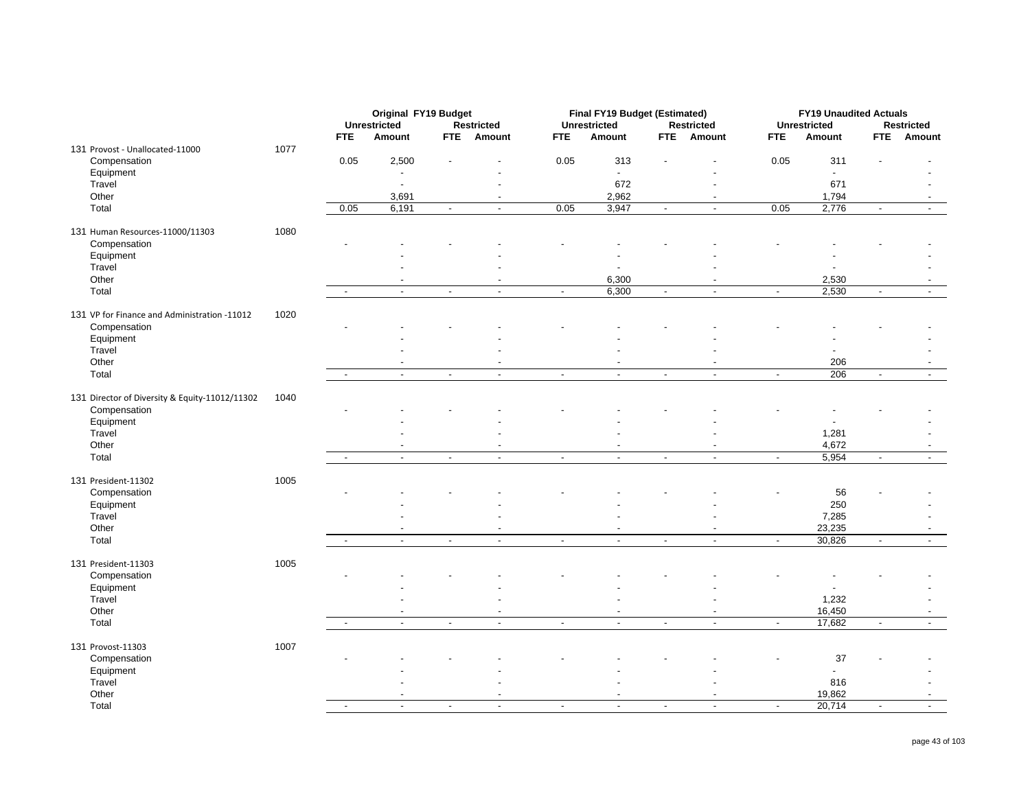| | | Original FY19 Budget | | | | Final FY19 Budget (Estimated) | | | | FY19 Unaudited Actuals | | | |
|---|---|---|---|---|---|---|---|---|---|---|---|---|---|
| | | Unrestricted | | Restricted | | Unrestricted | | Restricted | | Unrestricted | | Restricted | |
| | | FTE | Amount | FTE | Amount | FTE | Amount | FTE | Amount | FTE | Amount | FTE | Amount |
| 131 Provost - Unallocated-11000 | 1077 | | | | | | | | | | | | |
| Compensation | | 0.05 | 2,500 | - | - | 0.05 | 313 | - | - | 0.05 | 311 | - | - |
| Equipment | | | - | | - | | - | | - | | - | | - |
| Travel | | | - | | - | | 672 | | - | | 671 | | - |
| Other | | | 3,691 | | - | | 2,962 | | - | | 1,794 | | - |
| Total | | 0.05 | 6,191 | - | - | 0.05 | 3,947 | - | - | 0.05 | 2,776 | - | - |
| 131 Human Resources-11000/11303 | 1080 | | | | | | | | | | | | |
| Compensation | | - | - | - | - | - | - | - | - | - | - | - | - |
| Equipment | | | - | | - | | - | | - | | - | | - |
| Travel | | | - | | - | | - | | - | | - | | - |
| Other | | | - | | - | | 6,300 | | - | | 2,530 | | - |
| Total | | - | - | - | - | - | 6,300 | - | - | - | 2,530 | - | - |
| 131 VP for Finance and Administration -11012 | 1020 | | | | | | | | | | | | |
| Compensation | | - | - | - | - | - | - | - | - | - | - | - | - |
| Equipment | | | - | | - | | - | | - | | - | | - |
| Travel | | | - | | - | | - | | - | | - | | - |
| Other | | | - | | - | | - | | - | | 206 | | - |
| Total | | - | - | - | - | - | - | - | - | - | 206 | - | - |
| 131 Director of Diversity & Equity-11012/11302 | 1040 | | | | | | | | | | | | |
| Compensation | | - | - | - | - | - | - | - | - | - | - | - | - |
| Equipment | | | - | | - | | - | | - | | - | | - |
| Travel | | | - | | - | | - | | - | | 1,281 | | - |
| Other | | | - | | - | | - | | - | | 4,672 | | - |
| Total | | - | - | - | - | - | - | - | - | - | 5,954 | - | - |
| 131 President-11302 | 1005 | | | | | | | | | | | | |
| Compensation | | - | - | - | - | - | - | - | - | - | 56 | - | - |
| Equipment | | | - | | - | | - | | - | | 250 | | - |
| Travel | | | - | | - | | - | | - | | 7,285 | | - |
| Other | | | - | | - | | - | | - | | 23,235 | | - |
| Total | | - | - | - | - | - | - | - | - | - | 30,826 | - | - |
| 131 President-11303 | 1005 | | | | | | | | | | | | |
| Compensation | | - | - | - | - | - | - | - | - | - | - | - | - |
| Equipment | | | - | | - | | - | | - | | - | | - |
| Travel | | | - | | - | | - | | - | | 1,232 | | - |
| Other | | | - | | - | | - | | - | | 16,450 | | - |
| Total | | - | - | - | - | - | - | - | - | - | 17,682 | - | - |
| 131 Provost-11303 | 1007 | | | | | | | | | | | | |
| Compensation | | - | - | - | - | - | - | - | - | - | 37 | - | - |
| Equipment | | | - | | - | | - | | - | | - | | - |
| Travel | | | - | | - | | - | | - | | 816 | | - |
| Other | | | - | | - | | - | | - | | 19,862 | | - |
| Total | | - | - | - | - | - | - | - | - | - | 20,714 | - | - |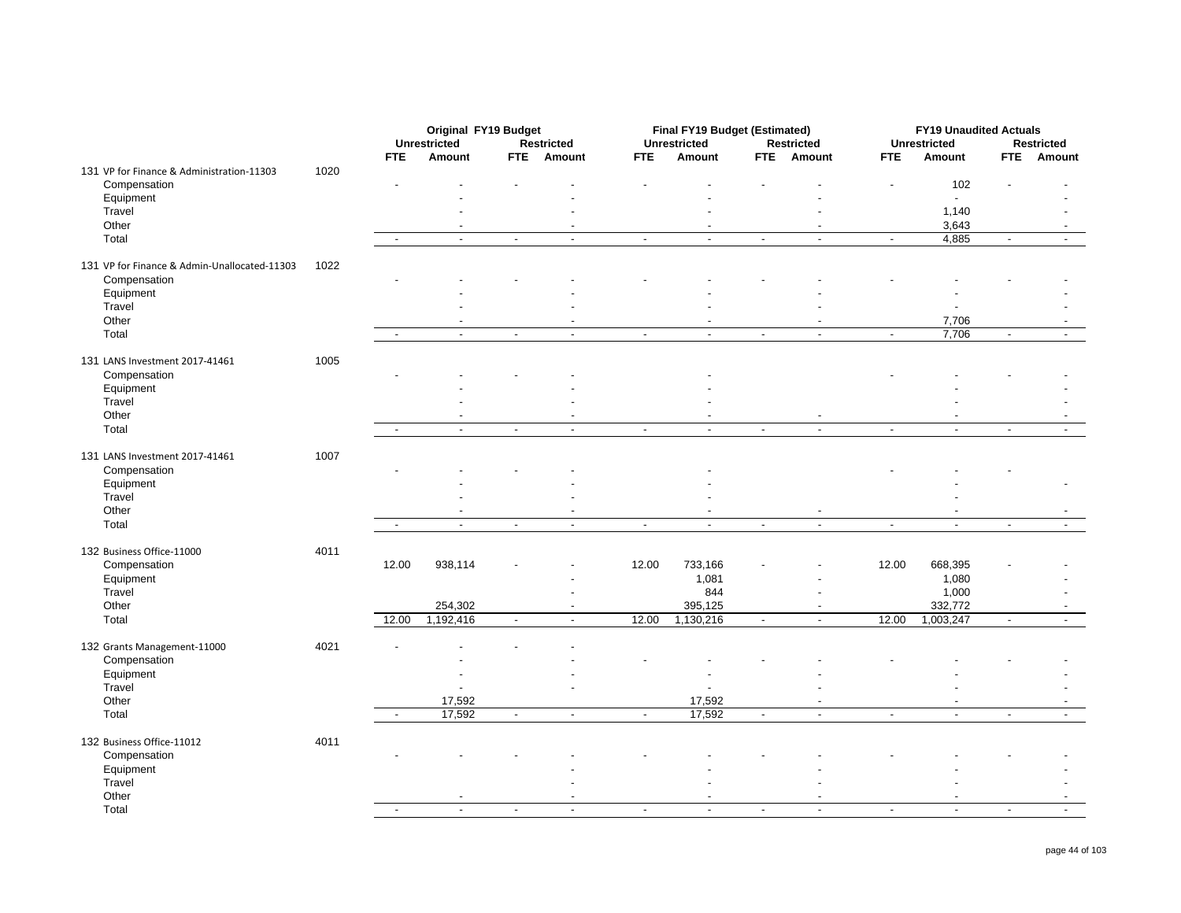| | | Original FY19 Budget | | | | Final FY19 Budget (Estimated) | | | | FY19 Unaudited Actuals | | | |
|---|---|---|---|---|---|---|---|---|---|---|---|---|---|
| | | Unrestricted | | Restricted | | Unrestricted | | Restricted | | Unrestricted | | Restricted | |
| | | FTE | Amount | FTE | Amount | FTE | Amount | FTE | Amount | FTE | Amount | FTE | Amount |
| 131 VP for Finance & Administration-11303 | 1020 | | | | | | | | | | | | |
| Compensation | | - | - | - | - | - | - | - | - | - | 102 | - | - |
| Equipment | | | - | | - | | - | | - | | - | | - |
| Travel | | | - | | - | | - | | - | | 1,140 | | - |
| Other | | | - | | - | | - | | - | | 3,643 | | - |
| Total | | - | - | - | - | - | - | - | - | - | 4,885 | - | - |
| 131 VP for Finance & Admin-Unallocated-11303 | 1022 | | | | | | | | | | | | |
| Compensation | | - | - | - | - | - | - | - | - | - | - | - | - |
| Equipment | | | - | | - | | - | | - | | - | | - |
| Travel | | | - | | - | | - | | - | | - | | - |
| Other | | | - | | - | | - | | - | | 7,706 | | - |
| Total | | - | - | - | - | - | - | - | - | - | 7,706 | - | - |
| 131 LANS Investment 2017-41461 | 1005 | | | | | | | | | | | | |
| Compensation | | - | - | - | - | | - | | | - | - | - | - |
| Equipment | | | - | | - | | - | | | | - | | - |
| Travel | | | - | | - | | - | | | | - | | - |
| Other | | | - | | - | | - | | - | | - | | - |
| Total | | - | - | - | - | - | - | - | - | - | - | - | - |
| 131 LANS Investment 2017-41461 | 1007 | | | | | | | | | | | | |
| Compensation | | - | - | - | - | | - | | | - | - | - | |
| Equipment | | | - | | - | | - | | | | - | | - |
| Travel | | | - | | - | | - | | | | - | | |
| Other | | | - | | - | | - | | - | | - | | - |
| Total | | - | - | - | - | - | - | - | - | - | - | - | - |
| 132 Business Office-11000 | 4011 | | | | | | | | | | | | |
| Compensation | | 12.00 | 938,114 | - | - | 12.00 | 733,166 | - | - | 12.00 | 668,395 | - | - |
| Equipment | | | | | - | | 1,081 | | - | | 1,080 | | - |
| Travel | | | | | - | | 844 | | - | | 1,000 | | - |
| Other | | | 254,302 | | - | | 395,125 | | - | | 332,772 | | - |
| Total | | 12.00 | 1,192,416 | - | - | 12.00 | 1,130,216 | - | - | 12.00 | 1,003,247 | - | - |
| 132 Grants Management-11000 | 4021 | - | - | - | - | | | | | | | | |
| Compensation | | | - | | - | - | - | - | - | - | - | - | - |
| Equipment | | | - | | - | | - | | - | | - | | - |
| Travel | | | - | | - | | - | | - | | - | | - |
| Other | | | 17,592 | | | | 17,592 | | - | | - | | - |
| Total | | - | 17,592 | - | - | - | 17,592 | - | - | - | - | - | - |
| 132 Business Office-11012 | 4011 | | | | | | | | | | | | |
| Compensation | | - | - | - | - | - | - | - | - | - | - | - | - |
| Equipment | | | | | - | | - | | - | | - | | - |
| Travel | | | | | - | | - | | - | | - | | - |
| Other | | | - | | - | | - | | - | | - | | - |
| Total | | - | - | - | - | - | - | - | - | - | - | - | - |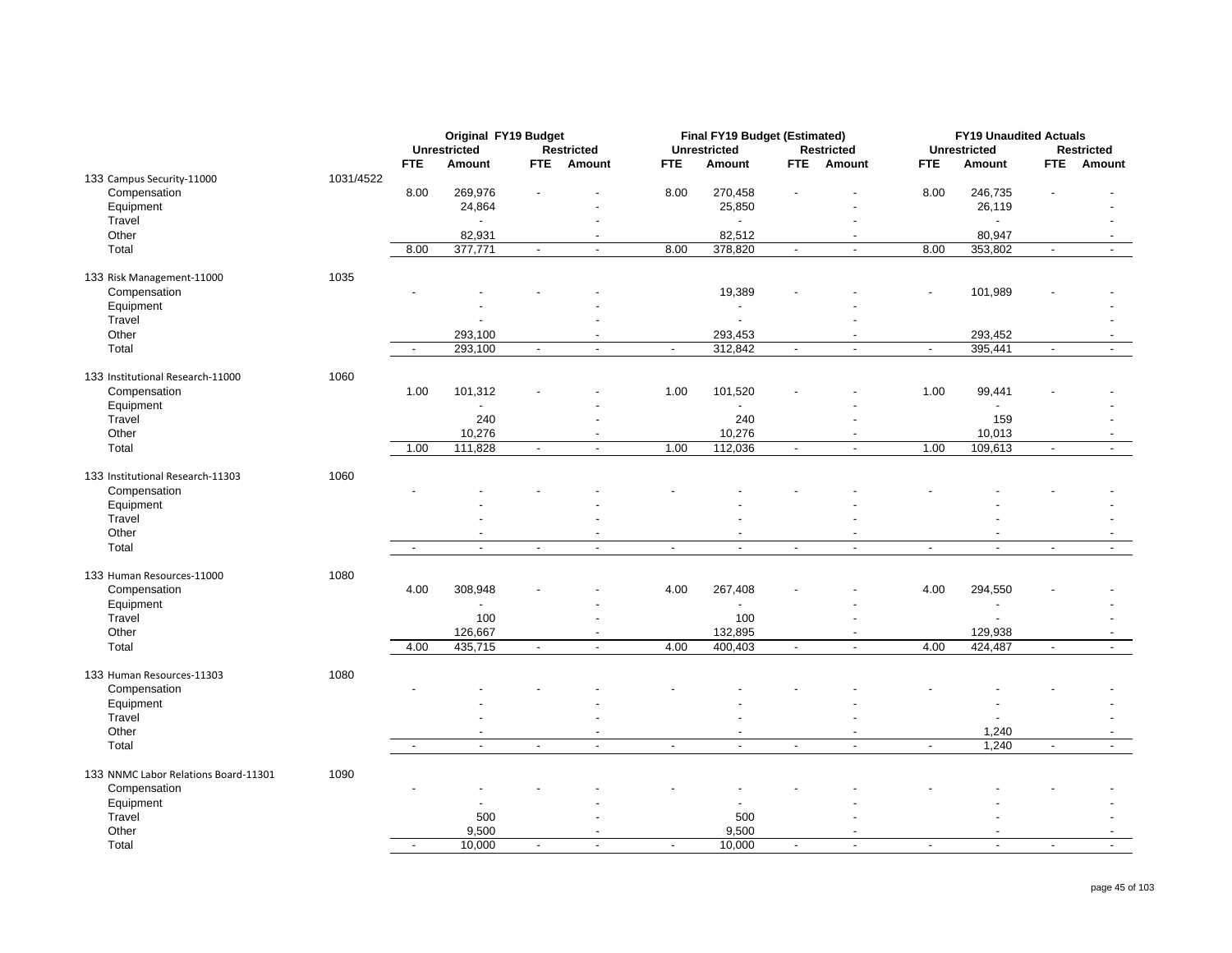| | | Original FY19 Budget | | | | Final FY19 Budget (Estimated) | | | | FY19 Unaudited Actuals | | | |
|---|---|---|---|---|---|---|---|---|---|---|---|---|---|
| | | Unrestricted | | Restricted | | Unrestricted | | Restricted | | Unrestricted | | Restricted | |
| | | FTE | Amount | FTE | Amount | FTE | Amount | FTE | Amount | FTE | Amount | FTE | Amount |
| 133 Campus Security-11000 | 1031/4522 | | | | | | | | | | | | |
| Compensation | | 8.00 | 269,976 | - | - | 8.00 | 270,458 | - | - | 8.00 | 246,735 | - | - |
| Equipment | | | 24,864 | | - | | 25,850 | | - | | 26,119 | | - |
| Travel | | | - | | - | | - | | - | | - | | - |
| Other | | | 82,931 | | - | | 82,512 | | - | | 80,947 | | - |
| Total | | 8.00 | 377,771 | - | - | 8.00 | 378,820 | - | - | 8.00 | 353,802 | - | - |
| 133 Risk Management-11000 | 1035 | | | | | | | | | | | | |
| Compensation | | - | - | - | - | | 19,389 | - | - | - | 101,989 | - | - |
| Equipment | | | - | | - | | - | | - | | | | - |
| Travel | | | - | | - | | - | | - | | | | - |
| Other | | | 293,100 | | - | | 293,453 | | - | | 293,452 | | - |
| Total | | - | 293,100 | - | - | - | 312,842 | - | - | - | 395,441 | - | - |
| 133 Institutional Research-11000 | 1060 | | | | | | | | | | | | |
| Compensation | | 1.00 | 101,312 | - | - | 1.00 | 101,520 | - | - | 1.00 | 99,441 | - | - |
| Equipment | | | - | | - | | - | | - | | - | | - |
| Travel | | | 240 | | - | | 240 | | - | | 159 | | - |
| Other | | | 10,276 | | - | | 10,276 | | - | | 10,013 | | - |
| Total | | 1.00 | 111,828 | - | - | 1.00 | 112,036 | - | - | 1.00 | 109,613 | - | - |
| 133 Institutional Research-11303 | 1060 | | | | | | | | | | | | |
| Compensation | | - | - | - | - | - | - | - | - | - | - | - | - |
| Equipment | | | - | | - | | - | | - | | - | | - |
| Travel | | | - | | - | | - | | - | | - | | - |
| Other | | | - | | - | | - | | - | | - | | - |
| Total | | - | - | - | - | - | - | - | - | - | - | - | - |
| 133 Human Resources-11000 | 1080 | | | | | | | | | | | | |
| Compensation | | 4.00 | 308,948 | - | - | 4.00 | 267,408 | - | - | 4.00 | 294,550 | - | - |
| Equipment | | | - | | - | | - | | - | | - | | - |
| Travel | | | 100 | | - | | 100 | | - | | - | | - |
| Other | | | 126,667 | | - | | 132,895 | | - | | 129,938 | | - |
| Total | | 4.00 | 435,715 | - | - | 4.00 | 400,403 | - | - | 4.00 | 424,487 | - | - |
| 133 Human Resources-11303 | 1080 | | | | | | | | | | | | |
| Compensation | | - | - | - | - | - | - | - | - | - | - | - | - |
| Equipment | | | - | | - | | - | | - | | - | | - |
| Travel | | | - | | - | | - | | - | | - | | - |
| Other | | | - | | - | | - | | - | | 1,240 | | - |
| Total | | - | - | - | - | - | - | - | - | - | 1,240 | - | - |
| 133 NNMC Labor Relations Board-11301 | 1090 | | | | | | | | | | | | |
| Compensation | | - | - | - | - | - | - | - | - | - | - | - | - |
| Equipment | | | - | | - | | - | | - | | - | | - |
| Travel | | | 500 | | - | | 500 | | - | | - | | - |
| Other | | | 9,500 | | - | | 9,500 | | - | | - | | - |
| Total | | - | 10,000 | - | - | - | 10,000 | - | - | - | - | - | - |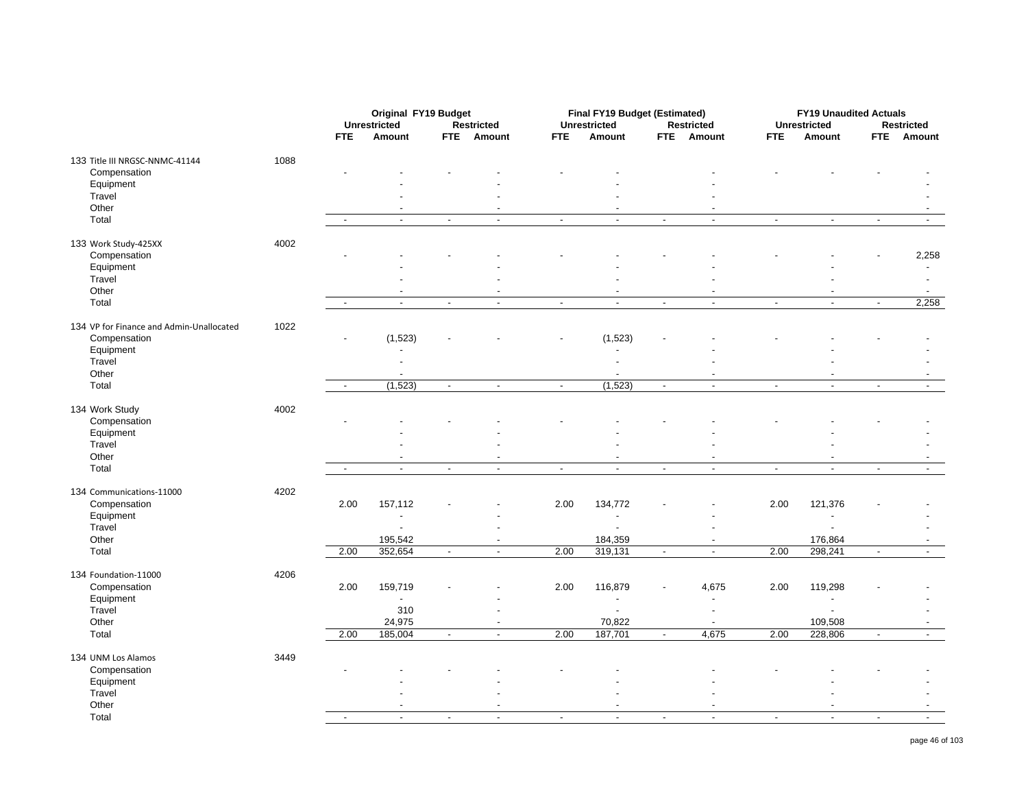| | | Original FY19 Budget | | | | Final FY19 Budget (Estimated) | | | | FY19 Unaudited Actuals | | | |
|---|---|---|---|---|---|---|---|---|---|---|---|---|---|
| | | Unrestricted | | Restricted | | Unrestricted | | Restricted | | Unrestricted | | Restricted | |
| | | FTE | Amount | FTE | Amount | FTE | Amount | FTE | Amount | FTE | Amount | FTE | Amount |
| 133 Title III NRGSC-NNMC-41144 | 1088 | | | | | | | | | | | | |
| Compensation | | - | - | - | - | - | - | | - | - | - | - | - |
| Equipment | | | - | | - | | - | | - | | | | - |
| Travel | | | - | | - | | - | | - | | | | - |
| Other | | | - | | - | | - | | - | | | | - |
| Total | | - | - | - | - | - | - | - | - | - | - | - | - |
| 133 Work Study-425XX | 4002 | | | | | | | | | | | | |
| Compensation | | - | - | - | - | - | - | - | - | - | - | - | 2,258 |
| Equipment | | | - | | - | | - | | - | | - | | - |
| Travel | | | - | | - | | - | | - | | - | | - |
| Other | | | - | | - | | - | | - | | - | | - |
| Total | | - | - | - | - | - | - | - | - | - | - | - | 2,258 |
| 134 VP for Finance and Admin-Unallocated | 1022 | | | | | | | | | | | | |
| Compensation | | - | (1,523) | - | - | - | (1,523) | - | - | - | - | - | - |
| Equipment | | | - | | | | - | | - | | - | | - |
| Travel | | | - | | | | - | | - | | - | | - |
| Other | | | - | | | | - | | - | | - | | - |
| Total | | - | (1,523) | - | - | - | (1,523) | - | - | - | - | - | - |
| 134 Work Study | 4002 | | | | | | | | | | | | |
| Compensation | | - | - | - | - | - | - | - | - | - | - | - | - |
| Equipment | | | - | | - | | - | | - | | - | | - |
| Travel | | | - | | - | | - | | - | | - | | - |
| Other | | | - | | - | | - | | - | | - | | - |
| Total | | - | - | - | - | - | - | - | - | - | - | - | - |
| 134 Communications-11000 | 4202 | | | | | | | | | | | | |
| Compensation | | 2.00 | 157,112 | - | - | 2.00 | 134,772 | - | - | 2.00 | 121,376 | - | - |
| Equipment | | | - | | - | | - | | - | | - | | - |
| Travel | | | - | | - | | - | | - | | - | | - |
| Other | | | 195,542 | | - | | 184,359 | | - | | 176,864 | | - |
| Total | | 2.00 | 352,654 | - | - | 2.00 | 319,131 | - | - | 2.00 | 298,241 | - | - |
| 134 Foundation-11000 | 4206 | | | | | | | | | | | | |
| Compensation | | 2.00 | 159,719 | - | - | 2.00 | 116,879 | - | 4,675 | 2.00 | 119,298 | - | - |
| Equipment | | | - | | - | | - | | - | | - | | - |
| Travel | | | 310 | | - | | - | | - | | - | | - |
| Other | | | 24,975 | | - | | 70,822 | | - | | 109,508 | | - |
| Total | | 2.00 | 185,004 | - | - | 2.00 | 187,701 | - | 4,675 | 2.00 | 228,806 | - | - |
| 134 UNM Los Alamos | 3449 | | | | | | | | | | | | |
| Compensation | | - | - | - | - | - | - | | - | - | - | - | - |
| Equipment | | | - | | - | | - | | - | | - | | - |
| Travel | | | - | | - | | - | | - | | - | | - |
| Other | | | - | | - | | - | | - | | - | | - |
| Total | | - | - | - | - | - | - | - | - | - | - | - | - |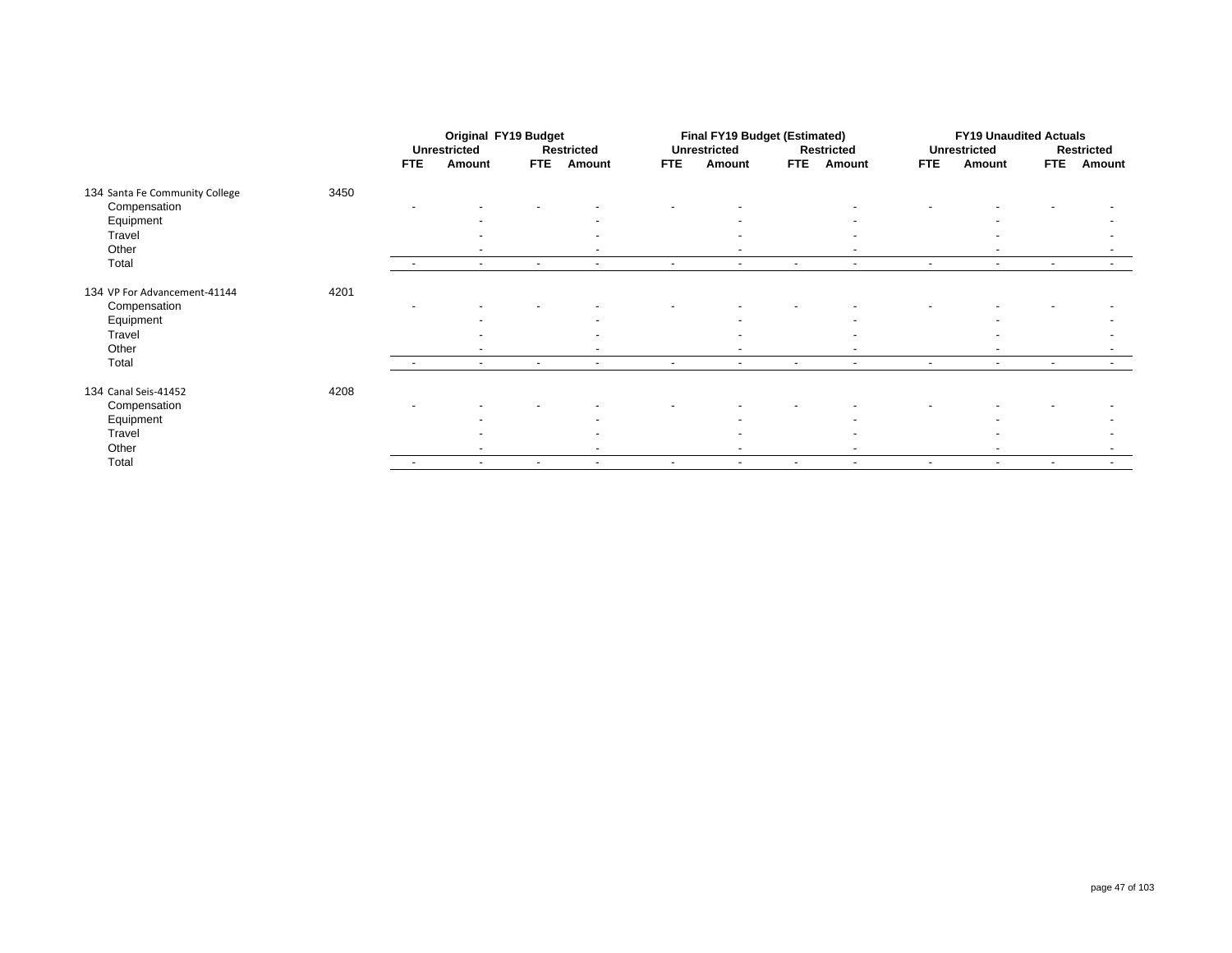| | | Original FY19 Budget | | | | Final FY19 Budget (Estimated) | | | | FY19 Unaudited Actuals | | | |
|---|---|---|---|---|---|---|---|---|---|---|---|---|---|
| | | Unrestricted | | Restricted | | Unrestricted | | Restricted | | Unrestricted | | Restricted | |
| | | FTE | Amount | FTE | Amount | FTE | Amount | FTE | Amount | FTE | Amount | FTE | Amount |
| 134 Santa Fe Community College | 3450 | | | | | | | | | | | | |
| Compensation | | - | - | - | - | - | - | | - | - | - | - | - |
| Equipment | | | - | | - | | - | | - | | - | | - |
| Travel | | | - | | - | | - | | - | | - | | - |
| Other | | | - | | - | | - | | - | | - | | - |
| Total | | - | - | - | - | - | - | - | - | - | - | - | - |
| 134 VP For Advancement-41144 | 4201 | | | | | | | | | | | | |
| Compensation | | - | - | - | - | - | - | - | - | - | - | - | - |
| Equipment | | | - | | - | | - | | - | | - | | - |
| Travel | | | - | | - | | - | | - | | - | | - |
| Other | | | - | | - | | - | | - | | - | | - |
| Total | | - | - | - | - | - | - | - | - | - | - | - | - |
| 134 Canal Seis-41452 | 4208 | | | | | | | | | | | | |
| Compensation | | - | - | - | - | - | - | - | - | - | - | - | - |
| Equipment | | | - | | - | | - | | - | | - | | - |
| Travel | | | - | | - | | - | | - | | - | | - |
| Other | | | - | | - | | - | | - | | - | | - |
| Total | | - | - | - | - | - | - | - | - | - | - | - | - |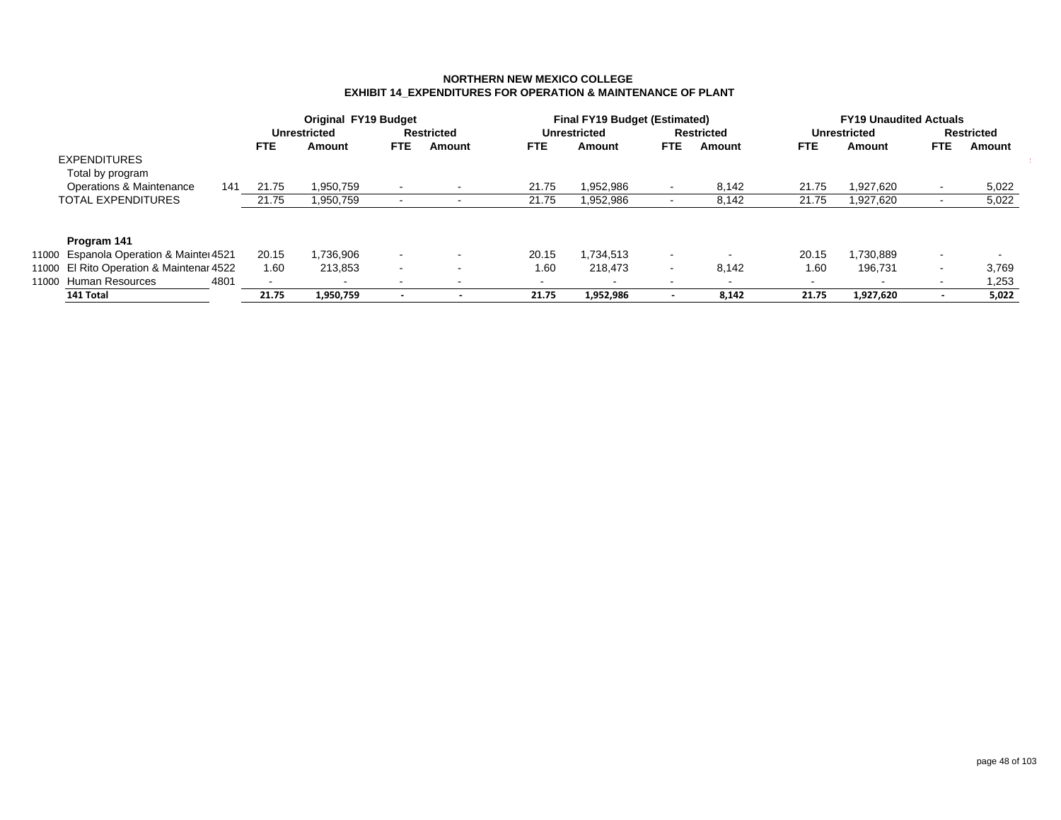**NORTHERN NEW MEXICO COLLEGE**
**EXHIBIT 14_EXPENDITURES FOR OPERATION & MAINTENANCE OF PLANT**

| | | | Original FY19 Budget | | | | Final FY19 Budget (Estimated) | | | | FY19 Unaudited Actuals | | | |
|---|---|---|---|---|---|---|---|---|---|---|---|---|---|---|
| | | | Unrestricted | | Restricted | | Unrestricted | | Restricted | | Unrestricted | | Restricted | |
| | | | FTE | Amount | FTE | Amount | FTE | Amount | FTE | Amount | FTE | Amount | FTE | Amount |
| | EXPENDITURES | | | | | | | | | | | | | |
| | Total by program | | | | | | | | | | | | | |
| | Operations & Maintenance | 141 | 21.75 | 1,950,759 | - | - | 21.75 | 1,952,986 | - | 8,142 | 21.75 | 1,927,620 | - | 5,022 |
| | TOTAL EXPENDITURES | | 21.75 | 1,950,759 | - | - | 21.75 | 1,952,986 | - | 8,142 | 21.75 | 1,927,620 | - | 5,022 |
| | | | | | | | | | | | | | | |
| | **Program 141** | | | | | | | | | | | | | |
| 11000 | Espanola Operation & Mainte | 4521 | 20.15 | 1,736,906 | - | - | 20.15 | 1,734,513 | - | - | 20.15 | 1,730,889 | - | - |
| 11000 | El Rito Operation & Maintenar | 4522 | 1.60 | 213,853 | - | - | 1.60 | 218,473 | - | 8,142 | 1.60 | 196,731 | - | 3,769 |
| 11000 | Human Resources | 4801 | - | - | - | - | - | - | - | - | - | - | - | 1,253 |
| | **141 Total** | | **21.75** | **1,950,759** | **-** | **-** | **21.75** | **1,952,986** | **-** | **8,142** | **21.75** | **1,927,620** | **-** | **5,022** |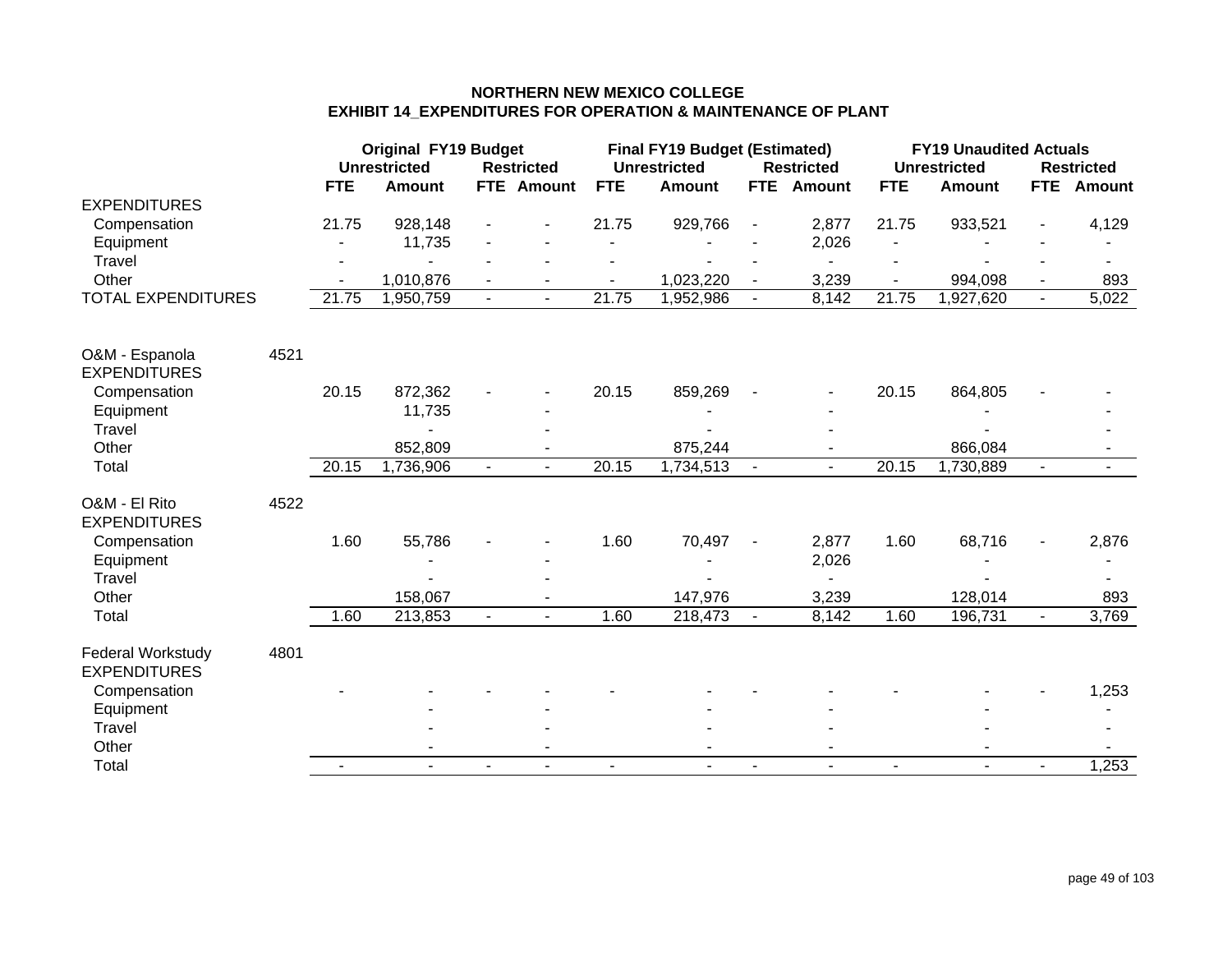# NORTHERN NEW MEXICO COLLEGE
## EXHIBIT 14_EXPENDITURES FOR OPERATION & MAINTENANCE OF PLANT

| | | Original FY19 Budget | | | | Final FY19 Budget (Estimated) | | | | FY19 Unaudited Actuals | | | |
|---|---|---|---|---|---|---|---|---|---|---|---|---|---|
| | | Unrestricted | | Restricted | | Unrestricted | | Restricted | | Unrestricted | | Restricted | |
| | | FTE | Amount | FTE | Amount | FTE | Amount | FTE | Amount | FTE | Amount | FTE | Amount |
| EXPENDITURES | | | | | | | | | | | | | |
| Compensation | | 21.75 | 928,148 | - | - | 21.75 | 929,766 | - | 2,877 | 21.75 | 933,521 | - | 4,129 |
| Equipment | | - | 11,735 | - | - | - | - | - | 2,026 | - | - | - | - |
| Travel | | - | - | - | - | - | - | - | - | - | - | - | - |
| Other | | - | 1,010,876 | - | - | - | 1,023,220 | - | 3,239 | - | 994,098 | - | 893 |
| TOTAL EXPENDITURES | | 21.75 | 1,950,759 | - | - | 21.75 | 1,952,986 | - | 8,142 | 21.75 | 1,927,620 | - | 5,022 |
| | | | | | | | | | | | | | |
| O&M - Espanola | 4521 | | | | | | | | | | | | |
| EXPENDITURES | | | | | | | | | | | | | |
| Compensation | | 20.15 | 872,362 | - | - | 20.15 | 859,269 | - | - | 20.15 | 864,805 | - | - |
| Equipment | | | 11,735 | | - | | - | | - | | - | | - |
| Travel | | | - | | - | | - | | - | | - | | - |
| Other | | | 852,809 | | - | | 875,244 | | - | | 866,084 | | - |
| Total | | 20.15 | 1,736,906 | - | - | 20.15 | 1,734,513 | - | - | 20.15 | 1,730,889 | - | - |
| | | | | | | | | | | | | | |
| O&M - El Rito | 4522 | | | | | | | | | | | | |
| EXPENDITURES | | | | | | | | | | | | | |
| Compensation | | 1.60 | 55,786 | - | - | 1.60 | 70,497 | - | 2,877 | 1.60 | 68,716 | - | 2,876 |
| Equipment | | | - | | - | | - | | 2,026 | | - | | - |
| Travel | | | - | | - | | - | | - | | - | | - |
| Other | | | 158,067 | | - | | 147,976 | | 3,239 | | 128,014 | | 893 |
| Total | | 1.60 | 213,853 | - | - | 1.60 | 218,473 | - | 8,142 | 1.60 | 196,731 | - | 3,769 |
| | | | | | | | | | | | | | |
| Federal Workstudy | 4801 | | | | | | | | | | | | |
| EXPENDITURES | | | | | | | | | | | | | |
| Compensation | | - | - | - | - | - | - | - | - | - | - | - | 1,253 |
| Equipment | | | - | | - | | - | | - | | - | | - |
| Travel | | | - | | - | | - | | - | | - | | - |
| Other | | | - | | - | | - | | - | | - | | - |
| Total | | - | - | - | - | - | - | - | - | - | - | - | 1,253 |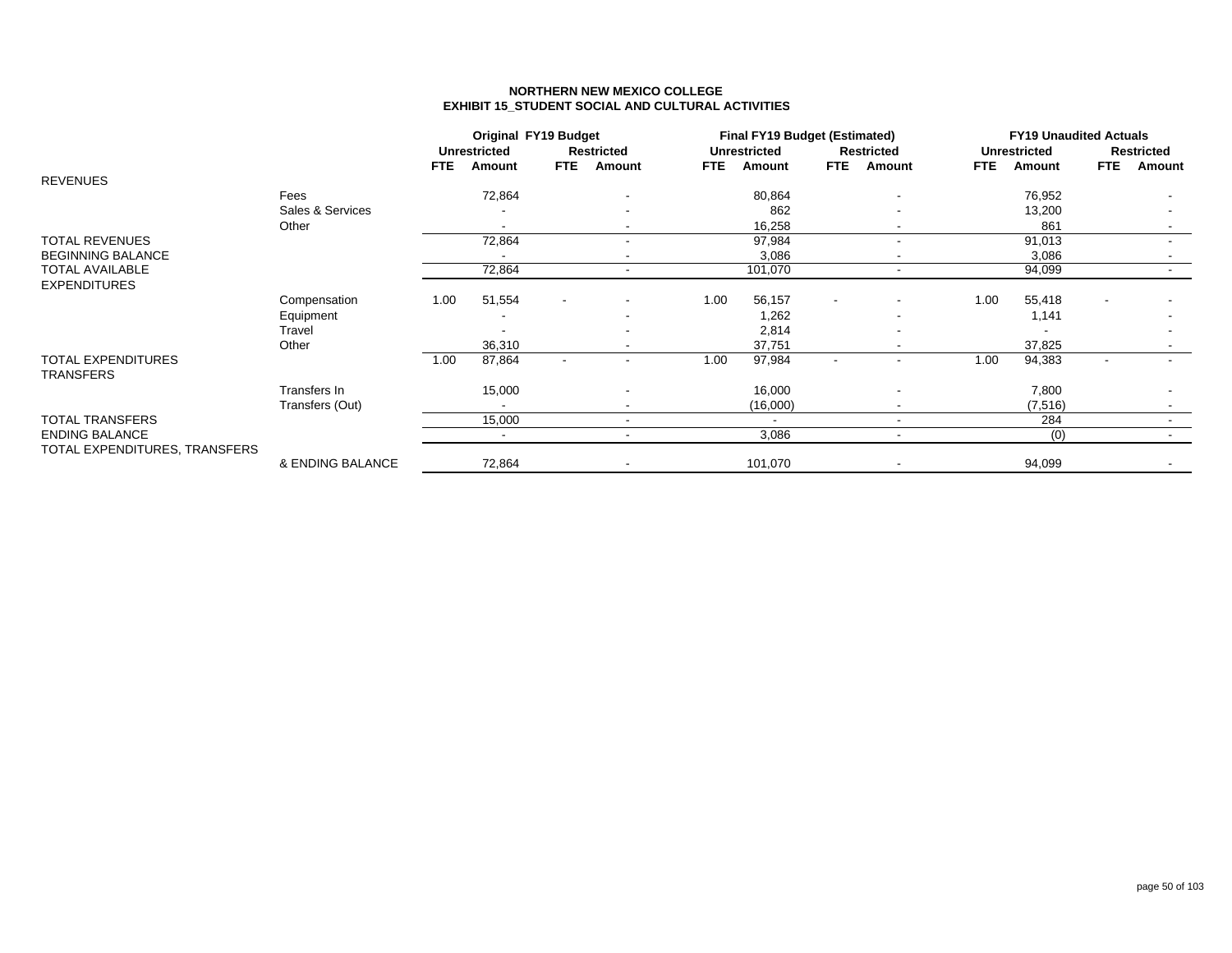**NORTHERN NEW MEXICO COLLEGE**
**EXHIBIT 15_STUDENT SOCIAL AND CULTURAL ACTIVITIES**

| | | Original FY19 Budget | | | | Final FY19 Budget (Estimated) | | | | FY19 Unaudited Actuals | | | |
|---|---|---|---|---|---|---|---|---|---|---|---|---|---|
| | | Unrestricted | | Restricted | | Unrestricted | | Restricted | | Unrestricted | | Restricted | |
| | | FTE | Amount | FTE | Amount | FTE | Amount | FTE | Amount | FTE | Amount | FTE | Amount |
| REVENUES | | | | | | | | | | | | | |
| | Fees | | 72,864 | | - | | 80,864 | | - | | 76,952 | | - |
| | Sales & Services | | - | | - | | 862 | | - | | 13,200 | | - |
| | Other | | - | | - | | 16,258 | | - | | 861 | | - |
| TOTAL REVENUES | | | 72,864 | | - | | 97,984 | | - | | 91,013 | | - |
| BEGINNING BALANCE | | | - | | - | | 3,086 | | - | | 3,086 | | - |
| TOTAL AVAILABLE | | | 72,864 | | - | | 101,070 | | - | | 94,099 | | - |
| EXPENDITURES | | | | | | | | | | | | | |
| | Compensation | 1.00 | 51,554 | - | - | 1.00 | 56,157 | - | - | 1.00 | 55,418 | - | - |
| | Equipment | | - | | - | | 1,262 | | - | | 1,141 | | - |
| | Travel | | - | | - | | 2,814 | | - | | - | | - |
| | Other | | 36,310 | | - | | 37,751 | | - | | 37,825 | | - |
| TOTAL EXPENDITURES | | 1.00 | 87,864 | - | - | 1.00 | 97,984 | - | - | 1.00 | 94,383 | - | - |
| TRANSFERS | | | | | | | | | | | | | |
| | Transfers In | | 15,000 | | - | | 16,000 | | - | | 7,800 | | - |
| | Transfers (Out) | | - | | - | | (16,000) | | - | | (7,516) | | - |
| TOTAL TRANSFERS | | | 15,000 | | - | | - | | - | | 284 | | - |
| ENDING BALANCE | | | - | | - | | 3,086 | | - | | (0) | | - |
| TOTAL EXPENDITURES, TRANSFERS | & ENDING BALANCE | | 72,864 | | - | | 101,070 | | - | | 94,099 | | - |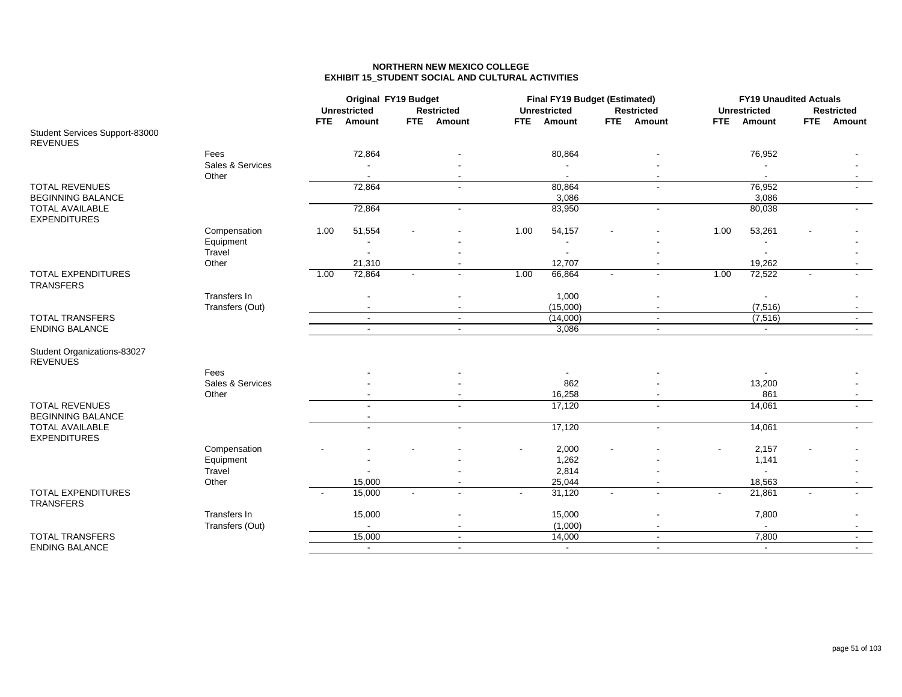# NORTHERN NEW MEXICO COLLEGE
## EXHIBIT 15_STUDENT SOCIAL AND CULTURAL ACTIVITIES

| | | Original FY19 Budget | | | | Final FY19 Budget (Estimated) | | | | FY19 Unaudited Actuals | | | |
|---|---|---|---|---|---|---|---|---|---|---|---|---|---|
| | | Unrestricted | | Restricted | | Unrestricted | | Restricted | | Unrestricted | | Restricted | |
| | | FTE | Amount | FTE | Amount | FTE | Amount | FTE | Amount | FTE | Amount | FTE | Amount |
| Student Services Support-83000 | | | | | | | | | | | | | |
| REVENUES | | | | | | | | | | | | | |
| | Fees | | 72,864 | | - | | 80,864 | | - | | 76,952 | | - |
| | Sales & Services | | - | | - | | - | | - | | - | | - |
| | Other | | - | | - | | - | | - | | - | | - |
| TOTAL REVENUES | | | 72,864 | | - | | 80,864 | | - | | 76,952 | | - |
| BEGINNING BALANCE | | | | | | | 3,086 | | | | 3,086 | | |
| TOTAL AVAILABLE | | | 72,864 | | - | | 83,950 | | - | | 80,038 | | - |
| EXPENDITURES | | | | | | | | | | | | | |
| | Compensation | 1.00 | 51,554 | - | - | 1.00 | 54,157 | - | - | 1.00 | 53,261 | - | - |
| | Equipment | | - | | - | | - | | - | | - | | - |
| | Travel | | - | | - | | - | | - | | - | | - |
| | Other | | 21,310 | | - | | 12,707 | | - | | 19,262 | | - |
| TOTAL EXPENDITURES | | 1.00 | 72,864 | - | - | 1.00 | 66,864 | - | - | 1.00 | 72,522 | - | - |
| TRANSFERS | | | | | | | | | | | | | |
| | Transfers In | | - | | - | | 1,000 | | - | | - | | - |
| | Transfers (Out) | | - | | - | | (15,000) | | - | | (7,516) | | - |
| TOTAL TRANSFERS | | | - | | - | | (14,000) | | - | | (7,516) | | - |
| ENDING BALANCE | | | - | | - | | 3,086 | | - | | - | | - |
| Student Organizations-83027 | | | | | | | | | | | | | |
| REVENUES | | | | | | | | | | | | | |
| | Fees | | - | | - | | - | | - | | - | | - |
| | Sales & Services | | - | | - | | 862 | | - | | 13,200 | | - |
| | Other | | - | | - | | 16,258 | | - | | 861 | | - |
| TOTAL REVENUES | | | - | | - | | 17,120 | | - | | 14,061 | | - |
| BEGINNING BALANCE | | | - | | | | | | | | | | |
| TOTAL AVAILABLE | | | - | | - | | 17,120 | | - | | 14,061 | | - |
| EXPENDITURES | | | | | | | | | | | | | |
| | Compensation | - | - | - | - | - | 2,000 | - | - | - | 2,157 | - | - |
| | Equipment | | - | | - | | 1,262 | | - | | 1,141 | | - |
| | Travel | | - | | - | | 2,814 | | - | | - | | - |
| | Other | | 15,000 | | - | | 25,044 | | - | | 18,563 | | - |
| TOTAL EXPENDITURES | | - | 15,000 | - | - | - | 31,120 | - | - | - | 21,861 | - | - |
| TRANSFERS | | | | | | | | | | | | | |
| | Transfers In | | 15,000 | | - | | 15,000 | | - | | 7,800 | | - |
| | Transfers (Out) | | - | | - | | (1,000) | | - | | - | | - |
| TOTAL TRANSFERS | | | 15,000 | | - | | 14,000 | | - | | 7,800 | | - |
| ENDING BALANCE | | | - | | - | | - | | - | | - | | - |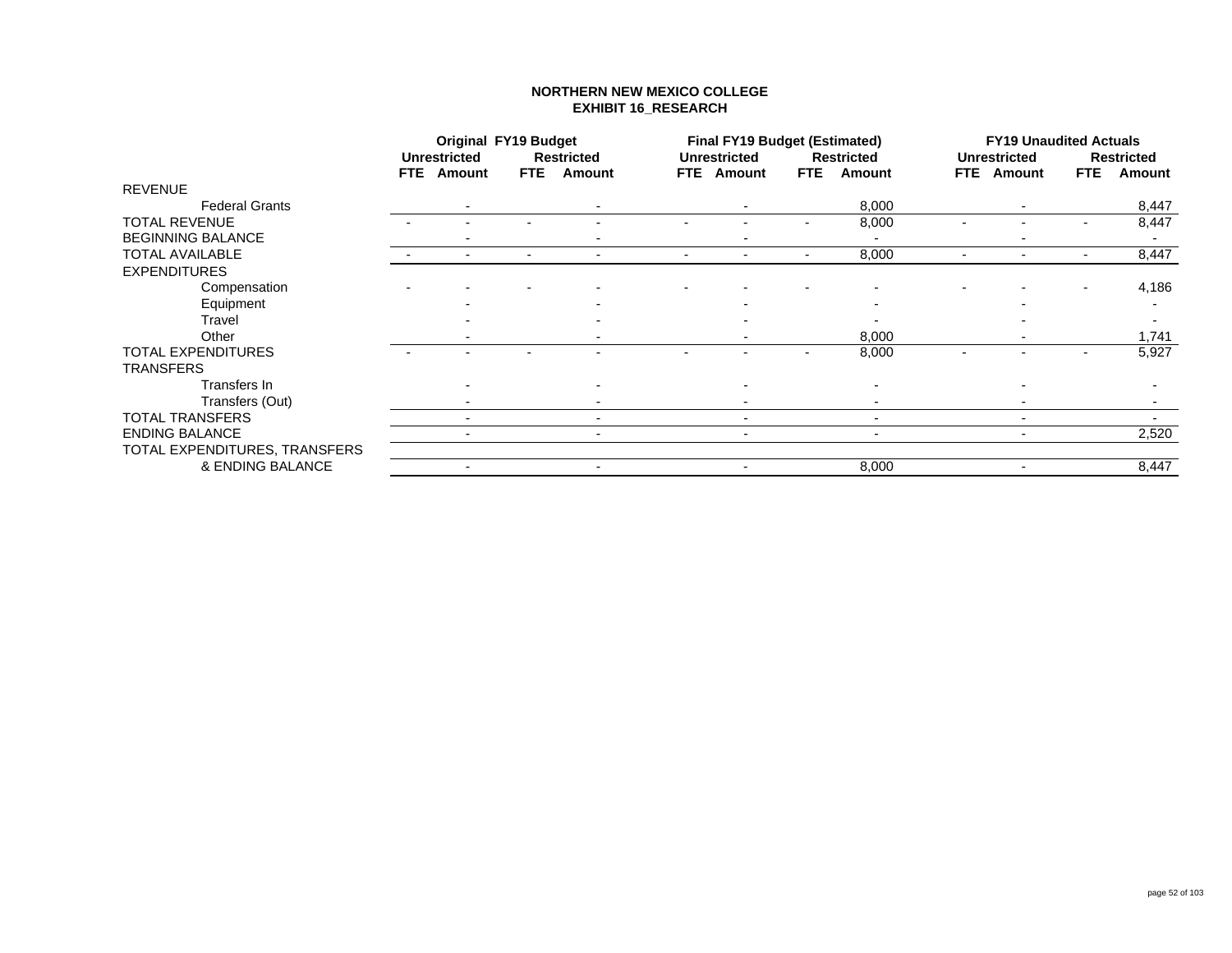# NORTHERN NEW MEXICO COLLEGE
## EXHIBIT 16_RESEARCH

| | Original FY19 Budget | | | | Final FY19 Budget (Estimated) | | | | FY19 Unaudited Actuals | | | |
|---|---|---|---|---|---|---|---|---|---|---|---|---|
| | Unrestricted | | Restricted | | Unrestricted | | Restricted | | Unrestricted | | Restricted | |
| | FTE | Amount | FTE | Amount | FTE | Amount | FTE | Amount | FTE | Amount | FTE | Amount |
| REVENUE | | | | | | | | | | | | |
| Federal Grants | | - | | - | | - | | 8,000 | | - | | 8,447 |
| TOTAL REVENUE | - | - | - | - | - | - | - | 8,000 | - | - | - | 8,447 |
| BEGINNING BALANCE | | - | | - | | - | | - | | - | | - |
| TOTAL AVAILABLE | - | - | - | - | - | - | - | 8,000 | - | - | - | 8,447 |
| EXPENDITURES | | | | | | | | | | | | |
| Compensation | - | - | - | - | - | - | - | - | - | - | - | 4,186 |
| Equipment | | - | | - | | - | | - | | - | | - |
| Travel | | - | | - | | - | | - | | - | | - |
| Other | | - | | - | | - | | 8,000 | | - | | 1,741 |
| TOTAL EXPENDITURES | - | - | - | - | - | - | - | 8,000 | - | - | - | 5,927 |
| TRANSFERS | | | | | | | | | | | | |
| Transfers In | | - | | - | | - | | - | | - | | - |
| Transfers (Out) | | - | | - | | - | | - | | - | | - |
| TOTAL TRANSFERS | | - | | - | | - | | - | | - | | - |
| ENDING BALANCE | | - | | - | | - | | - | | - | | 2,520 |
| TOTAL EXPENDITURES, TRANSFERS & ENDING BALANCE | | - | | - | | - | | 8,000 | | - | | 8,447 |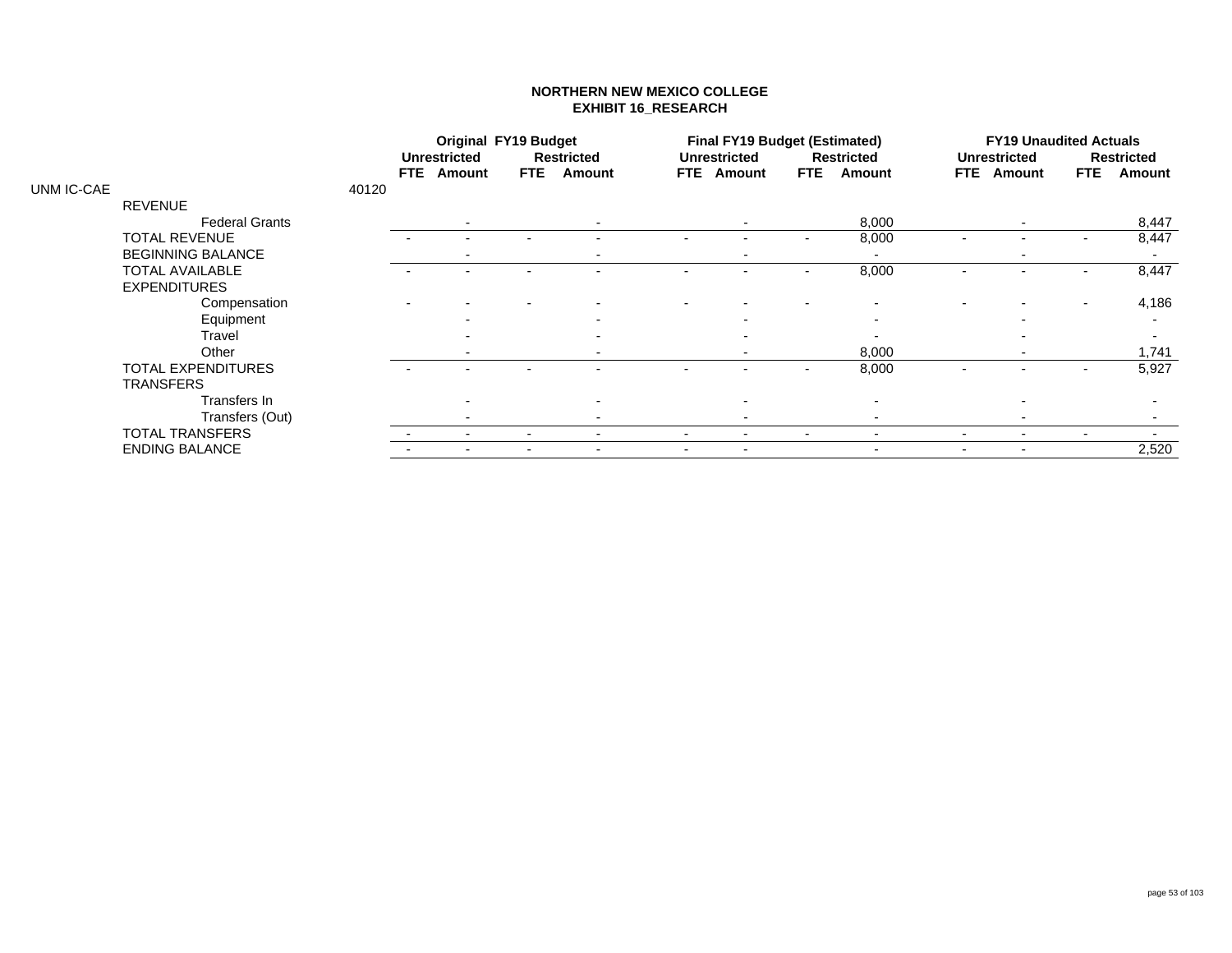**NORTHERN NEW MEXICO COLLEGE**
**EXHIBIT 16_RESEARCH**

| | | Original FY19 Budget | | | | Final FY19 Budget (Estimated) | | | | FY19 Unaudited Actuals | | | |
|---|---|---|---|---|---|---|---|---|---|---|---|---|---|
| | | Unrestricted | | Restricted | | Unrestricted | | Restricted | | Unrestricted | | Restricted | |
| | | FTE | Amount | FTE | Amount | FTE | Amount | FTE | Amount | FTE | Amount | FTE | Amount |
| UNM IC-CAE | 40120 | | | | | | | | | | | | |
| REVENUE | | | | | | | | | | | | | |
| Federal Grants | | | - | | - | | - | | 8,000 | | - | | 8,447 |
| TOTAL REVENUE | | - | - | - | - | - | - | - | 8,000 | - | - | - | 8,447 |
| BEGINNING BALANCE | | | - | | - | | - | | - | | - | | - |
| TOTAL AVAILABLE | | - | - | - | - | - | - | - | 8,000 | - | - | - | 8,447 |
| EXPENDITURES | | | | | | | | | | | | | |
| Compensation | | - | - | - | - | - | - | - | - | - | - | - | 4,186 |
| Equipment | | | - | | - | | - | | - | | - | | - |
| Travel | | | - | | - | | - | | - | | - | | - |
| Other | | | - | | - | | - | | 8,000 | | - | | 1,741 |
| TOTAL EXPENDITURES | | - | - | - | - | - | - | - | 8,000 | - | - | - | 5,927 |
| TRANSFERS | | | | | | | | | | | | | |
| Transfers In | | | - | | - | | - | | - | | - | | - |
| Transfers (Out) | | | - | | - | | - | | - | | - | | - |
| TOTAL TRANSFERS | | - | - | - | - | - | - | - | - | - | - | - | - |
| ENDING BALANCE | | - | - | - | - | - | - | | - | - | - | | 2,520 |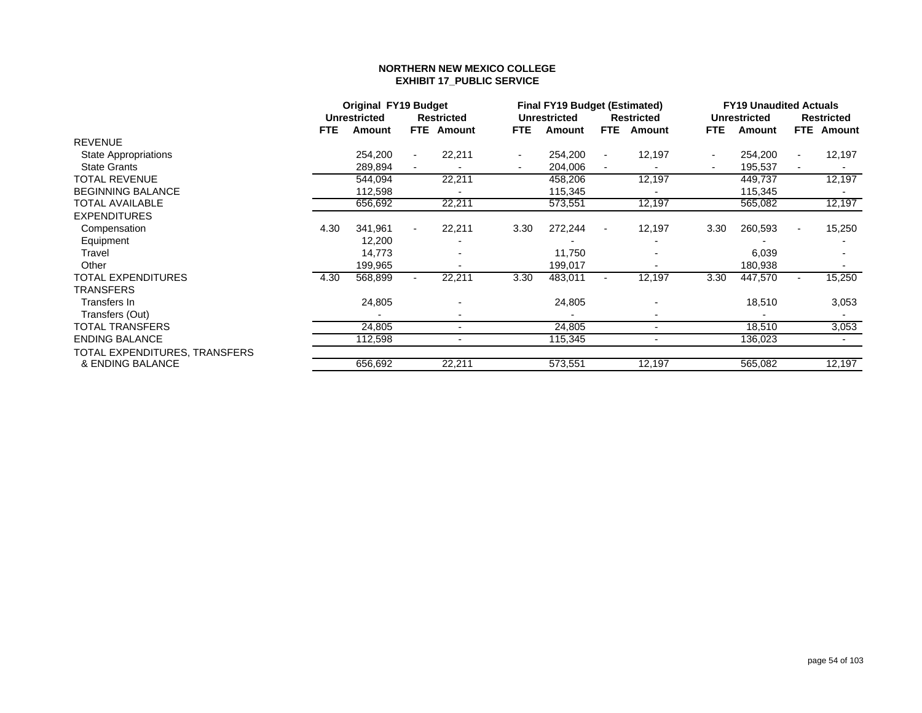**NORTHERN NEW MEXICO COLLEGE**
**EXHIBIT 17_PUBLIC SERVICE**

| | Original FY19 Budget | | | | Final FY19 Budget (Estimated) | | | | FY19 Unaudited Actuals | | | |
|---|---|---|---|---|---|---|---|---|---|---|---|---|
| | Unrestricted | | Restricted | | Unrestricted | | Restricted | | Unrestricted | | Restricted | |
| | FTE | Amount | FTE | Amount | FTE | Amount | FTE | Amount | FTE | Amount | FTE | Amount |
| REVENUE | | | | | | | | | | | | |
| State Appropriations | | 254,200 | - | 22,211 | - | 254,200 | - | 12,197 | - | 254,200 | - | 12,197 |
| State Grants | | 289,894 | - | - | - | 204,006 | - | - | - | 195,537 | - | - |
| TOTAL REVENUE | | 544,094 | | 22,211 | | 458,206 | | 12,197 | | 449,737 | | 12,197 |
| BEGINNING BALANCE | | 112,598 | | - | | 115,345 | | - | | 115,345 | | - |
| TOTAL AVAILABLE | | 656,692 | | 22,211 | | 573,551 | | 12,197 | | 565,082 | | 12,197 |
| EXPENDITURES | | | | | | | | | | | | |
| Compensation | 4.30 | 341,961 | - | 22,211 | 3.30 | 272,244 | - | 12,197 | 3.30 | 260,593 | - | 15,250 |
| Equipment | | 12,200 | | - | | - | | - | | - | | - |
| Travel | | 14,773 | | - | | 11,750 | | - | | 6,039 | | - |
| Other | | 199,965 | | - | | 199,017 | | - | | 180,938 | | - |
| TOTAL EXPENDITURES | 4.30 | 568,899 | - | 22,211 | 3.30 | 483,011 | - | 12,197 | 3.30 | 447,570 | - | 15,250 |
| TRANSFERS | | | | | | | | | | | | |
| Transfers In | | 24,805 | | - | | 24,805 | | - | | 18,510 | | 3,053 |
| Transfers (Out) | | - | | - | | - | | - | | - | | - |
| TOTAL TRANSFERS | | 24,805 | | - | | 24,805 | | - | | 18,510 | | 3,053 |
| ENDING BALANCE | | 112,598 | | - | | 115,345 | | - | | 136,023 | | - |
| TOTAL EXPENDITURES, TRANSFERS & ENDING BALANCE | | 656,692 | | 22,211 | | 573,551 | | 12,197 | | 565,082 | | 12,197 |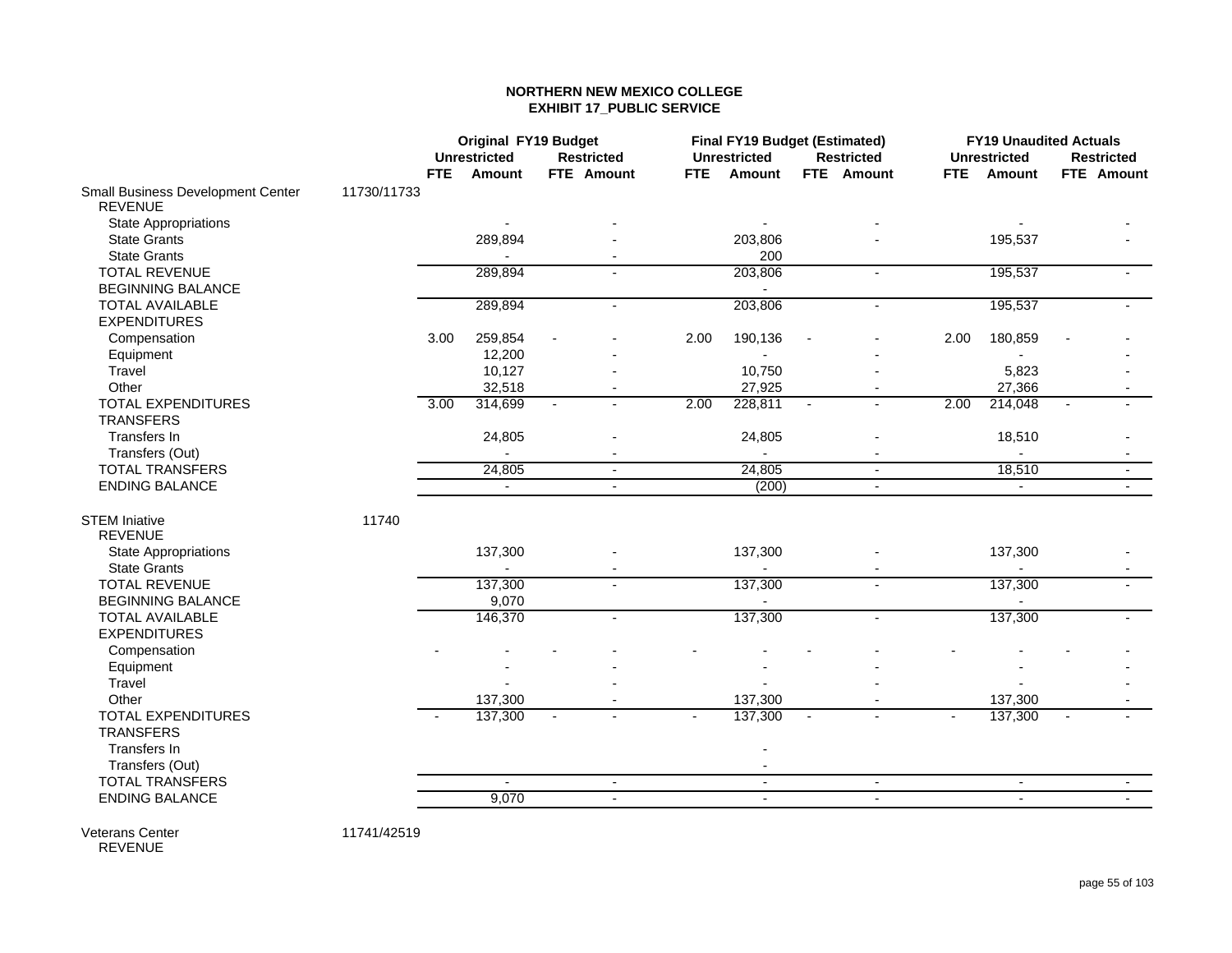**NORTHERN NEW MEXICO COLLEGE**
**EXHIBIT 17_PUBLIC SERVICE**

| | | Original FY19 Budget | | | | Final FY19 Budget (Estimated) | | | | FY19 Unaudited Actuals | | | |
|---|---|---|---|---|---|---|---|---|---|---|---|---|---|
| | | Unrestricted | | Restricted | | Unrestricted | | Restricted | | Unrestricted | | Restricted | |
| | | FTE | Amount | FTE | Amount | FTE | Amount | FTE | Amount | FTE | Amount | FTE | Amount |
| Small Business Development Center | 11730/11733 | | | | | | | | | | | | |
| REVENUE | | | | | | | | | | | | | |
| State Appropriations | | | - | | - | | - | | - | | - | | - |
| State Grants | | | 289,894 | | - | | 203,806 | | - | | 195,537 | | - |
| State Grants | | | - | | - | | 200 | | | | | | |
| TOTAL REVENUE | | | 289,894 | | - | | 203,806 | | - | | 195,537 | | - |
| BEGINNING BALANCE | | | | | | | - | | | | | | |
| TOTAL AVAILABLE | | | 289,894 | | - | | 203,806 | | - | | 195,537 | | - |
| EXPENDITURES | | | | | | | | | | | | | |
| Compensation | | 3.00 | 259,854 | - | - | 2.00 | 190,136 | - | - | 2.00 | 180,859 | - | - |
| Equipment | | | 12,200 | | - | | - | | - | | - | | - |
| Travel | | | 10,127 | | - | | 10,750 | | - | | 5,823 | | - |
| Other | | | 32,518 | | - | | 27,925 | | - | | 27,366 | | - |
| TOTAL EXPENDITURES | | 3.00 | 314,699 | - | - | 2.00 | 228,811 | - | - | 2.00 | 214,048 | - | - |
| TRANSFERS | | | | | | | | | | | | | |
| Transfers In | | | 24,805 | | - | | 24,805 | | - | | 18,510 | | - |
| Transfers (Out) | | | - | | - | | - | | - | | - | | - |
| TOTAL TRANSFERS | | | 24,805 | | - | | 24,805 | | - | | 18,510 | | - |
| ENDING BALANCE | | | - | | - | | (200) | | - | | - | | - |
| | | | | | | | | | | | | | |
| STEM Iniative | 11740 | | | | | | | | | | | | |
| REVENUE | | | | | | | | | | | | | |
| State Appropriations | | | 137,300 | | - | | 137,300 | | - | | 137,300 | | - |
| State Grants | | | - | | - | | - | | - | | - | | - |
| TOTAL REVENUE | | | 137,300 | | - | | 137,300 | | - | | 137,300 | | - |
| BEGINNING BALANCE | | | 9,070 | | | | - | | | | - | | |
| TOTAL AVAILABLE | | | 146,370 | | - | | 137,300 | | - | | 137,300 | | - |
| EXPENDITURES | | | | | | | | | | | | | |
| Compensation | | - | - | - | - | - | - | - | - | - | - | - | - |
| Equipment | | | - | | - | | - | | - | | - | | - |
| Travel | | | - | | - | | - | | - | | - | | - |
| Other | | | 137,300 | | - | | 137,300 | | - | | 137,300 | | - |
| TOTAL EXPENDITURES | | - | 137,300 | - | - | - | 137,300 | - | - | - | 137,300 | - | - |
| TRANSFERS | | | | | | | | | | | | | |
| Transfers In | | | | | | | - | | | | | | |
| Transfers (Out) | | | | | | | - | | | | | | |
| TOTAL TRANSFERS | | | - | | - | | - | | - | | - | | - |
| ENDING BALANCE | | | 9,070 | | - | | - | | - | | - | | - |
| | | | | | | | | | | | | | |
| Veterans Center | 11741/42519 | | | | | | | | | | | | |
| REVENUE | | | | | | | | | | | | | |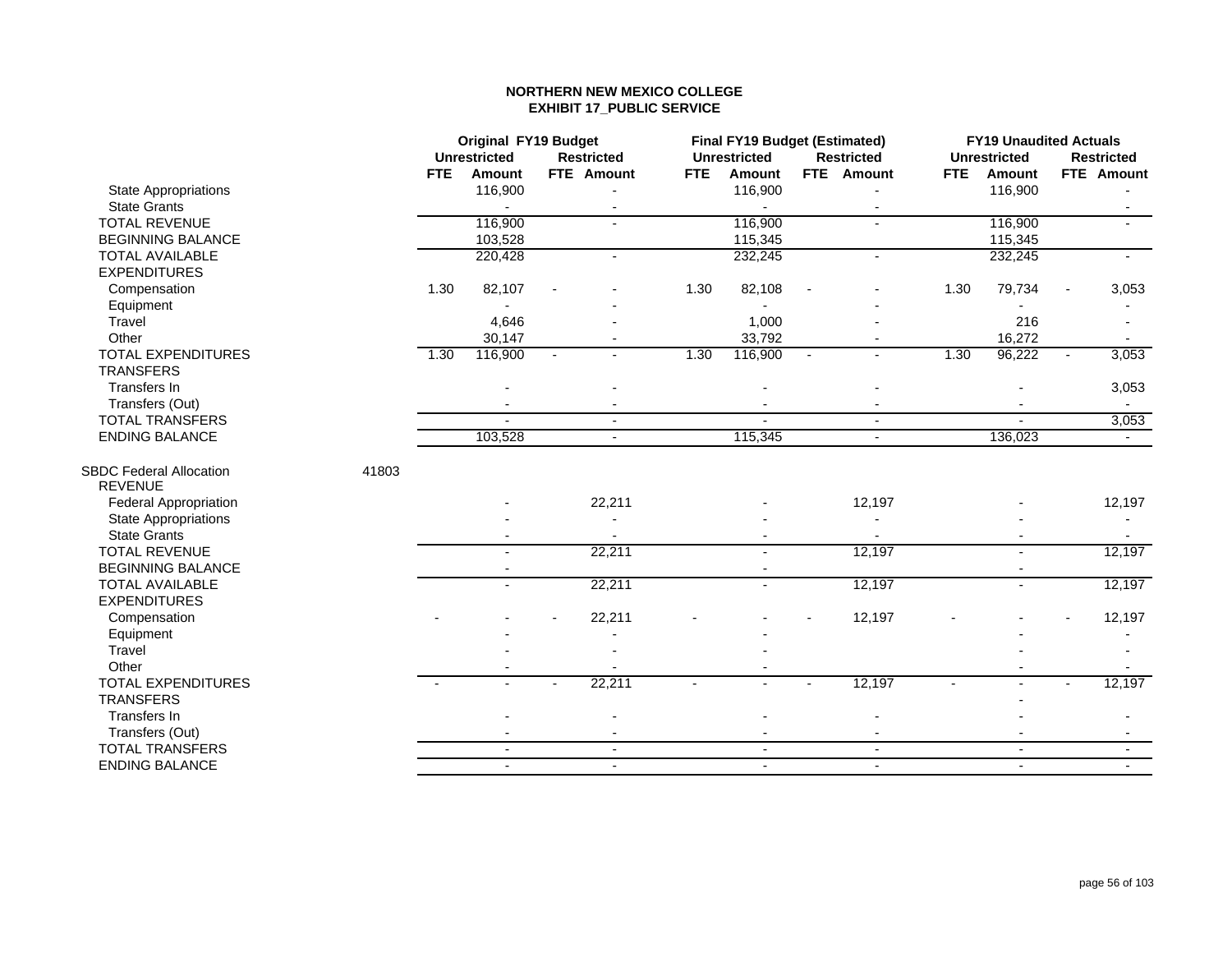**NORTHERN NEW MEXICO COLLEGE**
**EXHIBIT 17_PUBLIC SERVICE**

| | | Original FY19 Budget | | | | Final FY19 Budget (Estimated) | | | | FY19 Unaudited Actuals | | | |
|---|---|---|---|---|---|---|---|---|---|---|---|---|---|
| | | Unrestricted | | Restricted | | Unrestricted | | Restricted | | Unrestricted | | Restricted | |
| | | FTE | Amount | FTE | Amount | FTE | Amount | FTE | Amount | FTE | Amount | FTE | Amount |
| State Appropriations | | | 116,900 | | - | | 116,900 | | - | | 116,900 | | - |
| State Grants | | | - | | - | | - | | - | | | | - |
| TOTAL REVENUE | | | 116,900 | | - | | 116,900 | | - | | 116,900 | | - |
| BEGINNING BALANCE | | | 103,528 | | | | 115,345 | | | | 115,345 | | |
| TOTAL AVAILABLE | | | 220,428 | | - | | 232,245 | | - | | 232,245 | | - |
| EXPENDITURES | | | | | | | | | | | | | |
| Compensation | | 1.30 | 82,107 | - | - | 1.30 | 82,108 | - | - | 1.30 | 79,734 | - | 3,053 |
| Equipment | | | - | | - | | - | | - | | - | | - |
| Travel | | | 4,646 | | - | | 1,000 | | - | | 216 | | - |
| Other | | | 30,147 | | - | | 33,792 | | - | | 16,272 | | - |
| TOTAL EXPENDITURES | | 1.30 | 116,900 | - | - | 1.30 | 116,900 | - | - | 1.30 | 96,222 | - | 3,053 |
| TRANSFERS | | | | | | | | | | | | | |
| Transfers In | | | - | | - | | - | | - | | - | | 3,053 |
| Transfers (Out) | | | - | | - | | - | | - | | - | | - |
| TOTAL TRANSFERS | | | - | | - | | - | | - | | - | | 3,053 |
| ENDING BALANCE | | | 103,528 | | - | | 115,345 | | - | | 136,023 | | - |
| | | | | | | | | | | | | | |
| SBDC Federal Allocation | 41803 | | | | | | | | | | | | |
| REVENUE | | | | | | | | | | | | | |
| Federal Appropriation | | | - | | 22,211 | | - | | 12,197 | | - | | 12,197 |
| State Appropriations | | | - | | - | | - | | - | | - | | - |
| State Grants | | | - | | - | | - | | - | | - | | - |
| TOTAL REVENUE | | | - | | 22,211 | | - | | 12,197 | | - | | 12,197 |
| BEGINNING BALANCE | | | - | | | | - | | | | - | | |
| TOTAL AVAILABLE | | | - | | 22,211 | | - | | 12,197 | | - | | 12,197 |
| EXPENDITURES | | | | | | | | | | | | | |
| Compensation | | - | - | - | 22,211 | - | - | - | 12,197 | - | - | - | 12,197 |
| Equipment | | | - | | - | | - | | | | - | | - |
| Travel | | | - | | - | | - | | | | - | | - |
| Other | | | - | | - | | - | | | | - | | - |
| TOTAL EXPENDITURES | | - | - | - | 22,211 | - | - | - | 12,197 | - | - | - | 12,197 |
| TRANSFERS | | | | | | | | | | | - | | |
| Transfers In | | | - | | - | | - | | - | | - | | - |
| Transfers (Out) | | | - | | - | | - | | - | | - | | - |
| TOTAL TRANSFERS | | | - | | - | | - | | - | | - | | - |
| ENDING BALANCE | | | - | | - | | - | | - | | - | | - |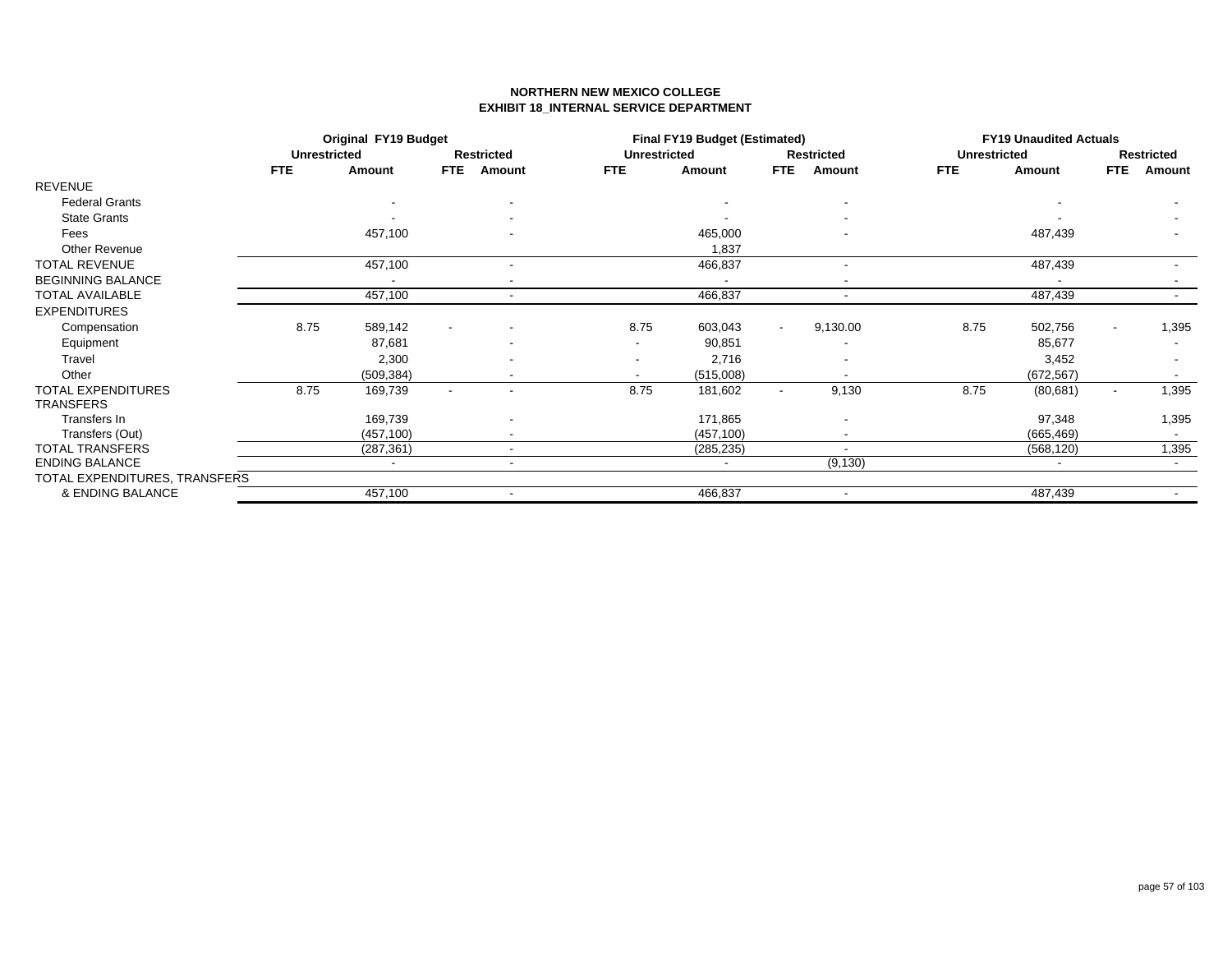**NORTHERN NEW MEXICO COLLEGE**
**EXHIBIT 18_INTERNAL SERVICE DEPARTMENT**

| | Original FY19 Budget | | | | Final FY19 Budget (Estimated) | | | | FY19 Unaudited Actuals | | | |
|---|---|---|---|---|---|---|---|---|---|---|---|---|
| | Unrestricted | | Restricted | | Unrestricted | | Restricted | | Unrestricted | | Restricted | |
| | FTE | Amount | FTE | Amount | FTE | Amount | FTE | Amount | FTE | Amount | FTE | Amount |
| REVENUE | | | | | | | | | | | | |
| Federal Grants | | - | | - | | - | | - | | - | | - |
| State Grants | | - | | - | | - | | - | | - | | - |
| Fees | | 457,100 | | - | | 465,000 | | - | | 487,439 | | - |
| Other Revenue | | | | | | 1,837 | | | | | | |
| TOTAL REVENUE | | 457,100 | | - | | 466,837 | | - | | 487,439 | | - |
| BEGINNING BALANCE | | - | | - | | - | | - | | - | | - |
| TOTAL AVAILABLE | | 457,100 | | - | | 466,837 | | - | | 487,439 | | - |
| EXPENDITURES | | | | | | | | | | | | |
| Compensation | 8.75 | 589,142 | - | - | 8.75 | 603,043 | - | 9,130.00 | 8.75 | 502,756 | - | 1,395 |
| Equipment | | 87,681 | | - | - | 90,851 | | - | | 85,677 | | - |
| Travel | | 2,300 | | - | - | 2,716 | | - | | 3,452 | | - |
| Other | | (509,384) | | - | - | (515,008) | | - | | (672,567) | | - |
| TOTAL EXPENDITURES | 8.75 | 169,739 | - | - | 8.75 | 181,602 | - | 9,130 | 8.75 | (80,681) | - | 1,395 |
| TRANSFERS | | | | | | | | | | | | |
| Transfers In | | 169,739 | | - | | 171,865 | | - | | 97,348 | | 1,395 |
| Transfers (Out) | | (457,100) | | - | | (457,100) | | - | | (665,469) | | - |
| TOTAL TRANSFERS | | (287,361) | | - | | (285,235) | | - | | (568,120) | | 1,395 |
| ENDING BALANCE | | - | | - | | - | | (9,130) | | - | | - |
| TOTAL EXPENDITURES, TRANSFERS & ENDING BALANCE | | 457,100 | | - | | 466,837 | | - | | 487,439 | | - |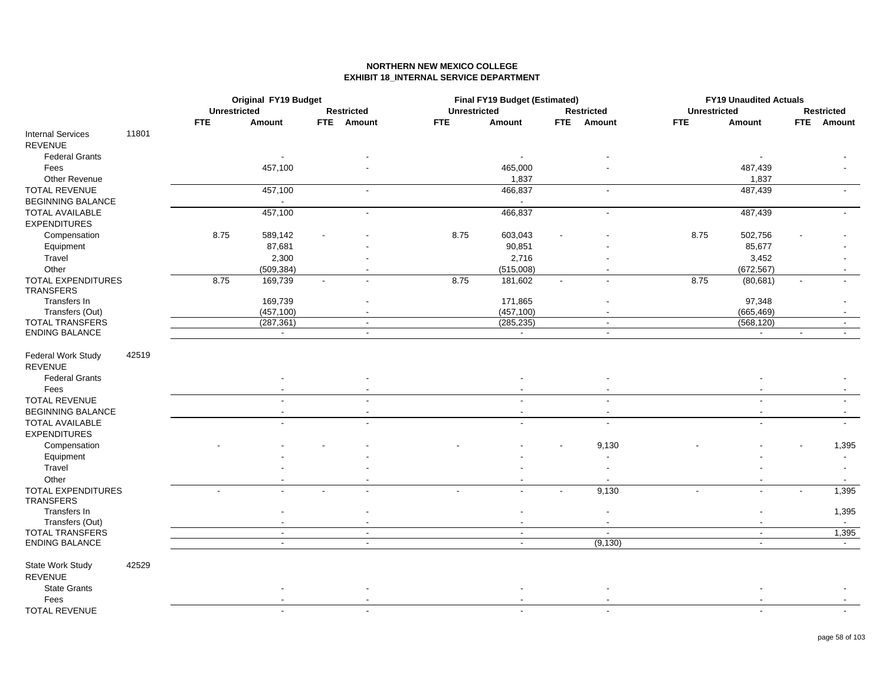**NORTHERN NEW MEXICO COLLEGE**
**EXHIBIT 18_INTERNAL SERVICE DEPARTMENT**

| | | Original FY19 Budget | | | | Final FY19 Budget (Estimated) | | | | FY19 Unaudited Actuals | | | |
|---|---|---|---|---|---|---|---|---|---|---|---|---|---|
| | | Unrestricted | | Restricted | | Unrestricted | | Restricted | | Unrestricted | | Restricted | |
| | | FTE | Amount | FTE | Amount | FTE | Amount | FTE | Amount | FTE | Amount | FTE | Amount |
| Internal Services | 11801 | | | | | | | | | | | | |
| REVENUE | | | | | | | | | | | | | |
| Federal Grants | | | - | | - | | - | | - | | - | | - |
| Fees | | | 457,100 | | - | | 465,000 | | - | | 487,439 | | - |
| Other Revenue | | | | | | | 1,837 | | | | 1,837 | | |
| TOTAL REVENUE | | | 457,100 | | - | | 466,837 | | - | | 487,439 | | - |
| BEGINNING BALANCE | | | - | | | | - | | | | | | |
| TOTAL AVAILABLE | | | 457,100 | | - | | 466,837 | | - | | 487,439 | | - |
| EXPENDITURES | | | | | | | | | | | | | |
| Compensation | | 8.75 | 589,142 | - | - | 8.75 | 603,043 | - | - | 8.75 | 502,756 | - | - |
| Equipment | | | 87,681 | | - | | 90,851 | | - | | 85,677 | | - |
| Travel | | | 2,300 | | - | | 2,716 | | - | | 3,452 | | - |
| Other | | | (509,384) | | - | | (515,008) | | - | | (672,567) | | - |
| TOTAL EXPENDITURES | | 8.75 | 169,739 | - | - | 8.75 | 181,602 | - | - | 8.75 | (80,681) | - | - |
| TRANSFERS | | | | | | | | | | | | | |
| Transfers In | | | 169,739 | | - | | 171,865 | | - | | 97,348 | | - |
| Transfers (Out) | | | (457,100) | | - | | (457,100) | | - | | (665,469) | | - |
| TOTAL TRANSFERS | | | (287,361) | | - | | (285,235) | | - | | (568,120) | | - |
| ENDING BALANCE | | | - | | - | | - | | - | | - | - | - |
| | | | | | | | | | | | | | |
| Federal Work Study | 42519 | | | | | | | | | | | | |
| REVENUE | | | | | | | | | | | | | |
| Federal Grants | | | - | | - | | - | | - | | - | | - |
| Fees | | | - | | - | | - | | - | | - | | - |
| TOTAL REVENUE | | | - | | - | | - | | - | | - | | - |
| BEGINNING BALANCE | | | - | | - | | - | | - | | - | | - |
| TOTAL AVAILABLE | | | - | | - | | - | | - | | - | | - |
| EXPENDITURES | | | | | | | | | | | | | |
| Compensation | | - | - | - | - | - | - | - | 9,130 | - | - | - | 1,395 |
| Equipment | | | - | | - | | - | | - | | - | | - |
| Travel | | | - | | - | | - | | - | | - | | - |
| Other | | | - | | - | | - | | - | | - | | - |
| TOTAL EXPENDITURES | | - | - | - | - | - | - | - | 9,130 | - | - | - | 1,395 |
| TRANSFERS | | | | | | | | | | | | | |
| Transfers In | | | - | | - | | - | | - | | - | | 1,395 |
| Transfers (Out) | | | - | | - | | - | | - | | - | | - |
| TOTAL TRANSFERS | | | - | | - | | - | | - | | - | | 1,395 |
| ENDING BALANCE | | | - | | - | | - | | (9,130) | | - | | - |
| | | | | | | | | | | | | | |
| State Work Study | 42529 | | | | | | | | | | | | |
| REVENUE | | | | | | | | | | | | | |
| State Grants | | | - | | - | | - | | - | | - | | - |
| Fees | | | - | | - | | - | | - | | - | | - |
| TOTAL REVENUE | | | - | | - | | - | | - | | - | | - |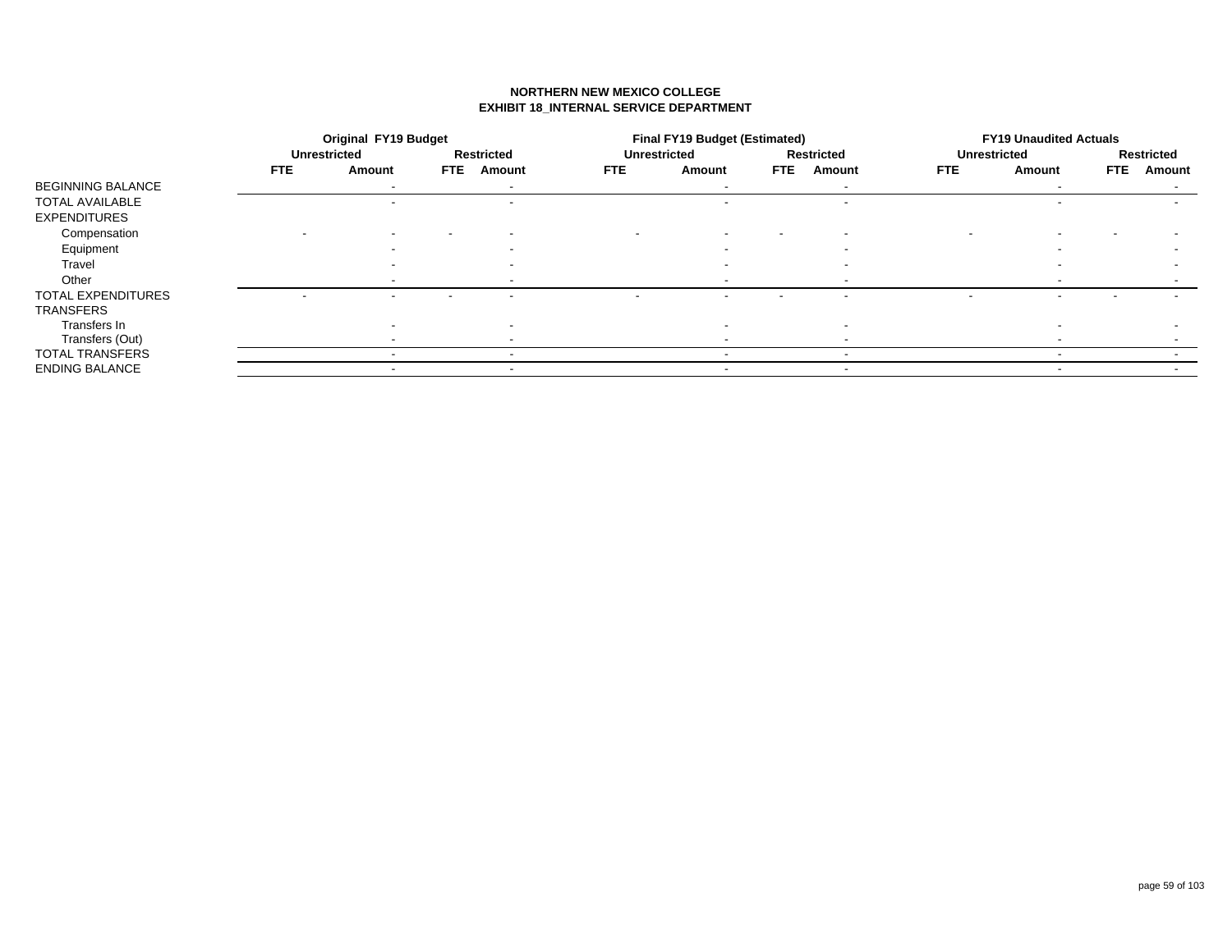# NORTHERN NEW MEXICO COLLEGE
## EXHIBIT 18_INTERNAL SERVICE DEPARTMENT

| | Original FY19 Budget | | | | Final FY19 Budget (Estimated) | | | | FY19 Unaudited Actuals | | | |
|---|---|---|---|---|---|---|---|---|---|---|---|---|
| | Unrestricted | | Restricted | | Unrestricted | | Restricted | | Unrestricted | | Restricted | |
| | FTE | Amount | FTE | Amount | FTE | Amount | FTE | Amount | FTE | Amount | FTE | Amount |
| BEGINNING BALANCE | | - | | - | | - | | - | | - | | - |
| TOTAL AVAILABLE | | - | | - | | - | | - | | - | | - |
| EXPENDITURES | | | | | | | | | | | | |
| Compensation | - | - | - | - | - | - | - | - | - | - | - | - |
| Equipment | | - | | - | | - | | - | | - | | - |
| Travel | | - | | - | | - | | - | | - | | - |
| Other | | - | | - | | - | | - | | - | | - |
| TOTAL EXPENDITURES | - | - | - | - | - | - | - | - | - | - | - | - |
| TRANSFERS | | | | | | | | | | | | |
| Transfers In | | - | | - | | - | | - | | - | | - |
| Transfers (Out) | | - | | - | | - | | - | | - | | - |
| TOTAL TRANSFERS | | - | | - | | - | | - | | - | | - |
| ENDING BALANCE | | - | | - | | - | | - | | - | | - |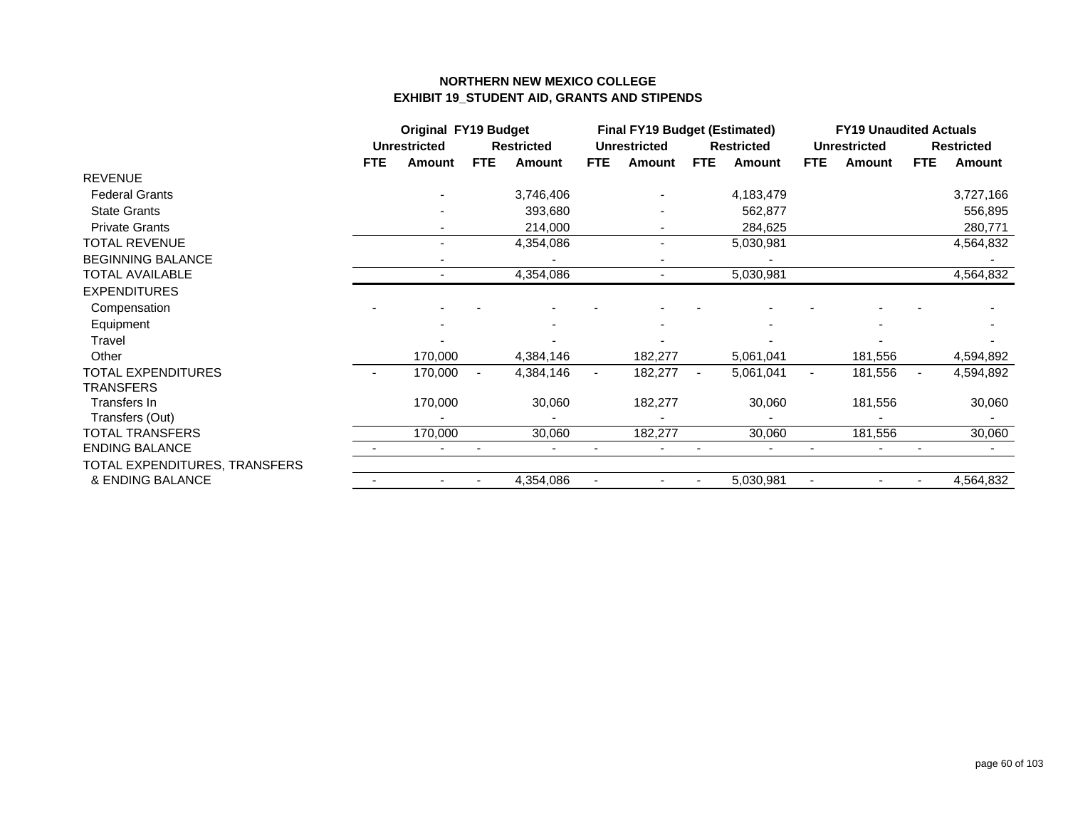**NORTHERN NEW MEXICO COLLEGE**
**EXHIBIT 19_STUDENT AID, GRANTS AND STIPENDS**

| | Original FY19 Budget | | | | Final FY19 Budget (Estimated) | | | | FY19 Unaudited Actuals | | | |
|---|---|---|---|---|---|---|---|---|---|---|---|---|
| | Unrestricted | | Restricted | | Unrestricted | | Restricted | | Unrestricted | | Restricted | |
| | FTE | Amount | FTE | Amount | FTE | Amount | FTE | Amount | FTE | Amount | FTE | Amount |
| REVENUE | | | | | | | | | | | | |
| Federal Grants | | - | | 3,746,406 | | - | | 4,183,479 | | | | 3,727,166 |
| State Grants | | - | | 393,680 | | - | | 562,877 | | | | 556,895 |
| Private Grants | | - | | 214,000 | | - | | 284,625 | | | | 280,771 |
| TOTAL REVENUE | | - | | 4,354,086 | | - | | 5,030,981 | | | | 4,564,832 |
| BEGINNING BALANCE | | - | | - | | - | | - | | | | - |
| TOTAL AVAILABLE | | - | | 4,354,086 | | - | | 5,030,981 | | | | 4,564,832 |
| EXPENDITURES | | | | | | | | | | | | |
| Compensation | - | - | - | - | - | - | - | - | - | - | - | - |
| Equipment | | - | | - | | - | | - | | - | | - |
| Travel | | - | | - | | - | | - | | - | | - |
| Other | | 170,000 | | 4,384,146 | | 182,277 | | 5,061,041 | | 181,556 | | 4,594,892 |
| TOTAL EXPENDITURES | - | 170,000 | - | 4,384,146 | - | 182,277 | - | 5,061,041 | - | 181,556 | - | 4,594,892 |
| TRANSFERS | | | | | | | | | | | | |
| Transfers In | | 170,000 | | 30,060 | | 182,277 | | 30,060 | | 181,556 | | 30,060 |
| Transfers (Out) | | - | | - | | - | | - | | - | | - |
| TOTAL TRANSFERS | | 170,000 | | 30,060 | | 182,277 | | 30,060 | | 181,556 | | 30,060 |
| ENDING BALANCE | - | - | - | - | - | - | - | - | - | - | - | - |
| TOTAL EXPENDITURES, TRANSFERS & ENDING BALANCE | - | - | - | 4,354,086 | - | - | - | 5,030,981 | - | - | - | 4,564,832 |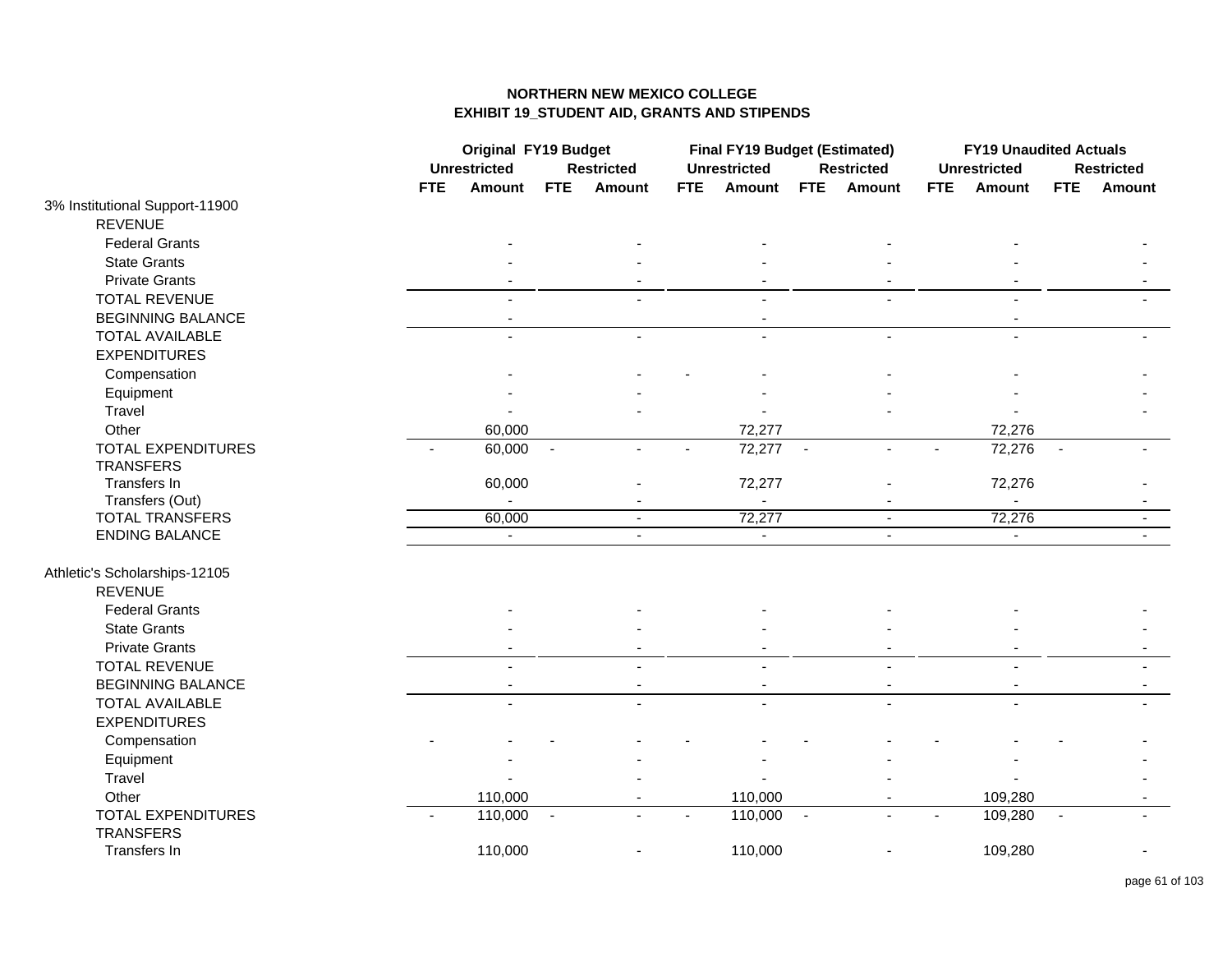# NORTHERN NEW MEXICO COLLEGE
## EXHIBIT 19_STUDENT AID, GRANTS AND STIPENDS

| | Original FY19 Budget | | | | Final FY19 Budget (Estimated) | | | | FY19 Unaudited Actuals | | | |
|---|---|---|---|---|---|---|---|---|---|---|---|---|
| | Unrestricted | | Restricted | | Unrestricted | | Restricted | | Unrestricted | | Restricted | |
| | FTE | Amount | FTE | Amount | FTE | Amount | FTE | Amount | FTE | Amount | FTE | Amount |
| 3% Institutional Support-11900 | | | | | | | | | | | | |
| REVENUE | | | | | | | | | | | | |
| Federal Grants | | - | | - | | - | | - | | - | | - |
| State Grants | | - | | - | | - | | - | | - | | - |
| Private Grants | | - | | - | | - | | - | | - | | - |
| TOTAL REVENUE | | - | | - | | - | | - | | - | | - |
| BEGINNING BALANCE | | - | | | | - | | | | - | | |
| TOTAL AVAILABLE | | - | | - | | - | | - | | - | | - |
| EXPENDITURES | | | | | | | | | | | | |
| Compensation | | - | | - | - | - | | - | | - | | - |
| Equipment | | - | | - | | - | | - | | - | | - |
| Travel | | - | | - | | - | | - | | - | | - |
| Other | | 60,000 | | | | 72,277 | | | | 72,276 | | |
| TOTAL EXPENDITURES | - | 60,000 | - | - | - | 72,277 | - | - | - | 72,276 | - | - |
| TRANSFERS | | | | | | | | | | | | |
| Transfers In | | 60,000 | | - | | 72,277 | | - | | 72,276 | | - |
| Transfers (Out) | | - | | - | | - | | - | | - | | - |
| TOTAL TRANSFERS | | 60,000 | | - | | 72,277 | | - | | 72,276 | | - |
| ENDING BALANCE | | - | | - | | - | | - | | - | | - |
| | | | | | | | | | | | | |
| Athletic's Scholarships-12105 | | | | | | | | | | | | |
| REVENUE | | | | | | | | | | | | |
| Federal Grants | | - | | - | | - | | - | | - | | - |
| State Grants | | - | | - | | - | | - | | - | | - |
| Private Grants | | - | | - | | - | | - | | - | | - |
| TOTAL REVENUE | | - | | - | | - | | - | | - | | - |
| BEGINNING BALANCE | | - | | - | | - | | - | | - | | - |
| TOTAL AVAILABLE | | - | | - | | - | | - | | - | | - |
| EXPENDITURES | | | | | | | | | | | | |
| Compensation | - | - | - | - | - | - | - | - | - | - | - | - |
| Equipment | | - | | - | | - | | - | | - | | - |
| Travel | | - | | - | | - | | - | | - | | - |
| Other | | 110,000 | | - | | 110,000 | | - | | 109,280 | | - |
| TOTAL EXPENDITURES | - | 110,000 | - | - | - | 110,000 | - | - | - | 109,280 | - | - |
| TRANSFERS | | | | | | | | | | | | |
| Transfers In | | 110,000 | | - | | 110,000 | | - | | 109,280 | | - |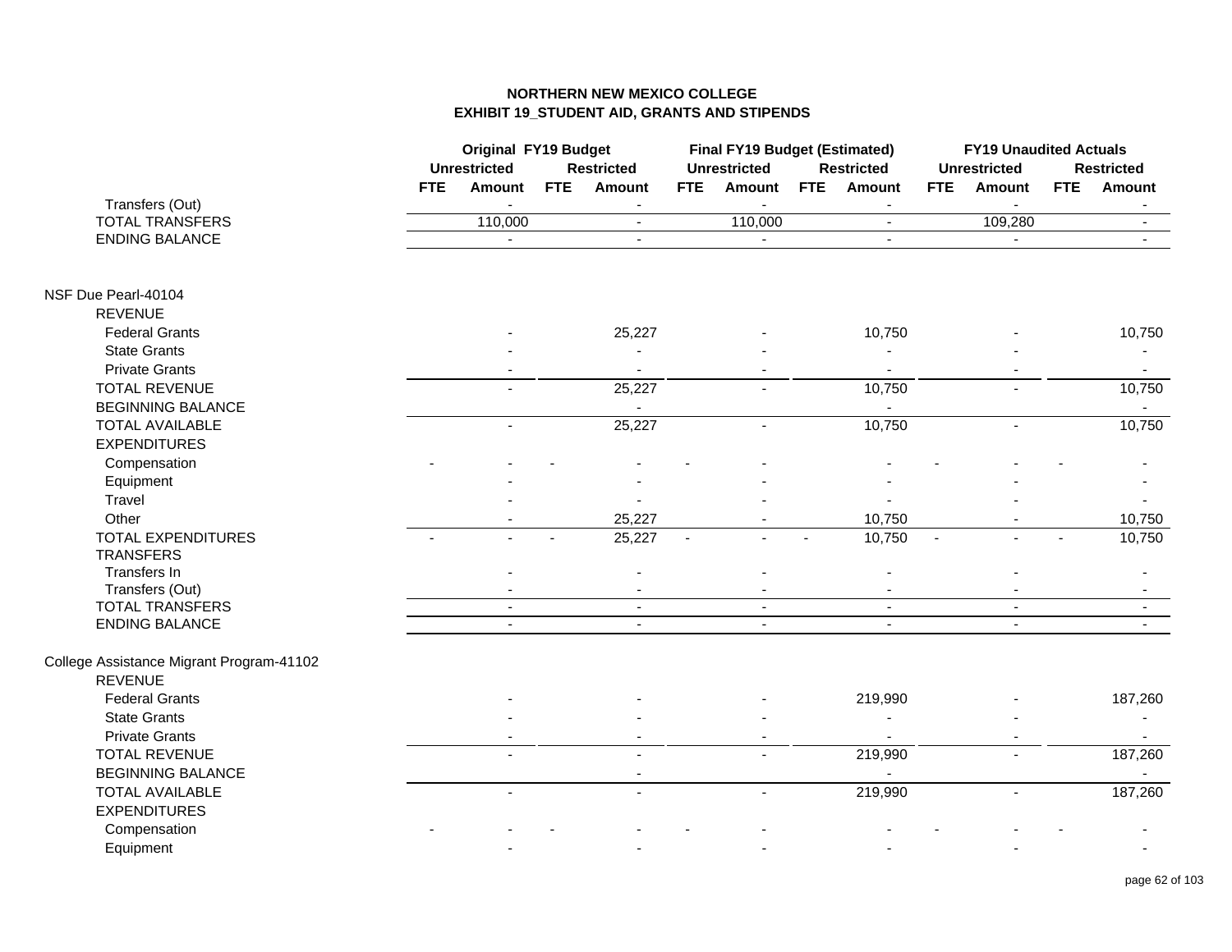# NORTHERN NEW MEXICO COLLEGE
## EXHIBIT 19_STUDENT AID, GRANTS AND STIPENDS

| | Original FY19 Budget | | | | Final FY19 Budget (Estimated) | | | | FY19 Unaudited Actuals | | | |
|---|---|---|---|---|---|---|---|---|---|---|---|---|
| | Unrestricted | | Restricted | | Unrestricted | | Restricted | | Unrestricted | | Restricted | |
| | FTE | Amount | FTE | Amount | FTE | Amount | FTE | Amount | FTE | Amount | FTE | Amount |
| Transfers (Out) | | - | | - | | - | | - | | - | | - |
| TOTAL TRANSFERS | | 110,000 | | - | | 110,000 | | - | | 109,280 | | - |
| ENDING BALANCE | | - | | - | | - | | - | | - | | - |
| | | | | | | | | | | | | |
| NSF Due Pearl-40104 | | | | | | | | | | | | |
| REVENUE | | | | | | | | | | | | |
| Federal Grants | | - | | 25,227 | | - | | 10,750 | | - | | 10,750 |
| State Grants | | - | | - | | - | | - | | - | | - |
| Private Grants | | - | | - | | - | | - | | - | | - |
| TOTAL REVENUE | | - | | 25,227 | | - | | 10,750 | | - | | 10,750 |
| BEGINNING BALANCE | | | | - | | | | - | | | | - |
| TOTAL AVAILABLE | | - | | 25,227 | | - | | 10,750 | | - | | 10,750 |
| EXPENDITURES | | | | | | | | | | | | |
| Compensation | - | - | - | - | - | - | | - | - | - | - | - |
| Equipment | | - | | - | | - | | - | | - | | - |
| Travel | | - | | - | | - | | - | | - | | - |
| Other | | - | | 25,227 | | - | | 10,750 | | - | | 10,750 |
| TOTAL EXPENDITURES | - | - | - | 25,227 | - | - | - | 10,750 | - | - | - | 10,750 |
| TRANSFERS | | | | | | | | | | | | |
| Transfers In | | - | | - | | - | | - | | - | | - |
| Transfers (Out) | | - | | - | | - | | - | | - | | - |
| TOTAL TRANSFERS | | - | | - | | - | | - | | - | | - |
| ENDING BALANCE | | - | | - | | - | | - | | - | | - |
| | | | | | | | | | | | | |
| College Assistance Migrant Program-41102 | | | | | | | | | | | | |
| REVENUE | | | | | | | | | | | | |
| Federal Grants | | - | | - | | - | | 219,990 | | - | | 187,260 |
| State Grants | | - | | - | | - | | - | | - | | - |
| Private Grants | | - | | - | | - | | - | | - | | - |
| TOTAL REVENUE | | - | | - | | - | | 219,990 | | - | | 187,260 |
| BEGINNING BALANCE | | | | - | | | | - | | | | - |
| TOTAL AVAILABLE | | - | | - | | - | | 219,990 | | - | | 187,260 |
| EXPENDITURES | | | | | | | | | | | | |
| Compensation | - | - | - | - | - | - | | - | - | - | - | - |
| Equipment | | - | | - | | - | | - | | - | | - |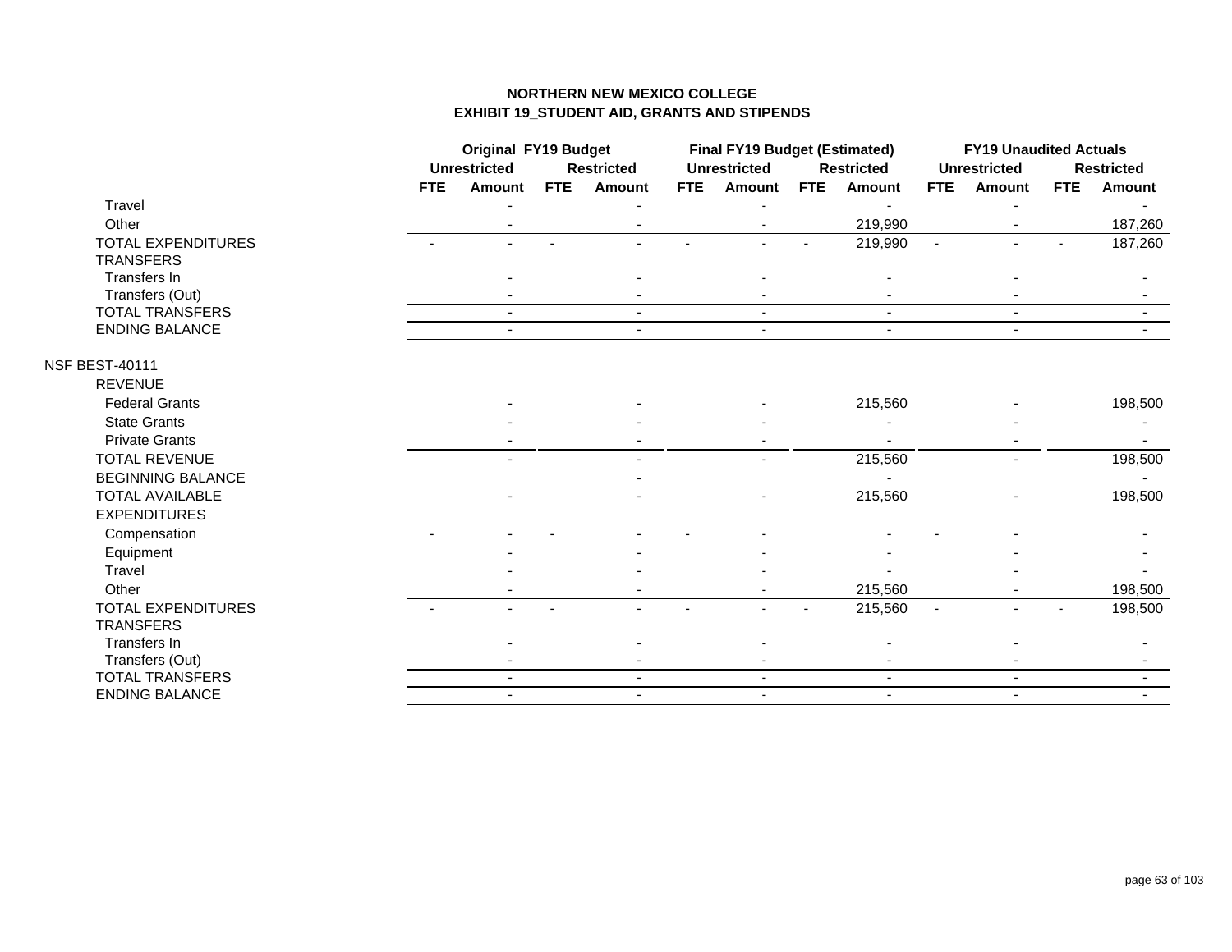# NORTHERN NEW MEXICO COLLEGE
## EXHIBIT 19_STUDENT AID, GRANTS AND STIPENDS

| | Original FY19 Budget | | | | Final FY19 Budget (Estimated) | | | | FY19 Unaudited Actuals | | | |
|---|---|---|---|---|---|---|---|---|---|---|---|---|
| | Unrestricted | | Restricted | | Unrestricted | | Restricted | | Unrestricted | | Restricted | |
| | FTE | Amount | FTE | Amount | FTE | Amount | FTE | Amount | FTE | Amount | FTE | Amount |
| Travel | | - | | - | | - | | - | | - | | - |
| Other | | - | | - | | - | | 219,990 | | - | | 187,260 |
| TOTAL EXPENDITURES | - | - | - | - | - | - | - | 219,990 | - | - | - | 187,260 |
| TRANSFERS | | | | | | | | | | | | |
| Transfers In | | - | | - | | - | | - | | - | | - |
| Transfers (Out) | | - | | - | | - | | - | | - | | - |
| TOTAL TRANSFERS | | - | | - | | - | | - | | - | | - |
| ENDING BALANCE | | - | | - | | - | | - | | - | | - |
| NSF BEST-40111 | | | | | | | | | | | | |
| REVENUE | | | | | | | | | | | | |
| Federal Grants | | - | | - | | - | | 215,560 | | - | | 198,500 |
| State Grants | | - | | - | | - | | - | | - | | - |
| Private Grants | | - | | - | | - | | - | | - | | - |
| TOTAL REVENUE | | - | | - | | - | | 215,560 | | - | | 198,500 |
| BEGINNING BALANCE | | | | - | | | | - | | | | - |
| TOTAL AVAILABLE | | - | | - | | - | | 215,560 | | - | | 198,500 |
| EXPENDITURES | | | | | | | | | | | | |
| Compensation | - | - | - | - | - | - | | - | - | - | | - |
| Equipment | | - | | - | | - | | - | | - | | - |
| Travel | | - | | - | | - | | - | | - | | - |
| Other | | - | | - | | - | | 215,560 | | - | | 198,500 |
| TOTAL EXPENDITURES | - | - | - | - | - | - | - | 215,560 | - | - | - | 198,500 |
| TRANSFERS | | | | | | | | | | | | |
| Transfers In | | - | | - | | - | | - | | - | | - |
| Transfers (Out) | | - | | - | | - | | - | | - | | - |
| TOTAL TRANSFERS | | - | | - | | - | | - | | - | | - |
| ENDING BALANCE | | - | | - | | - | | - | | - | | - |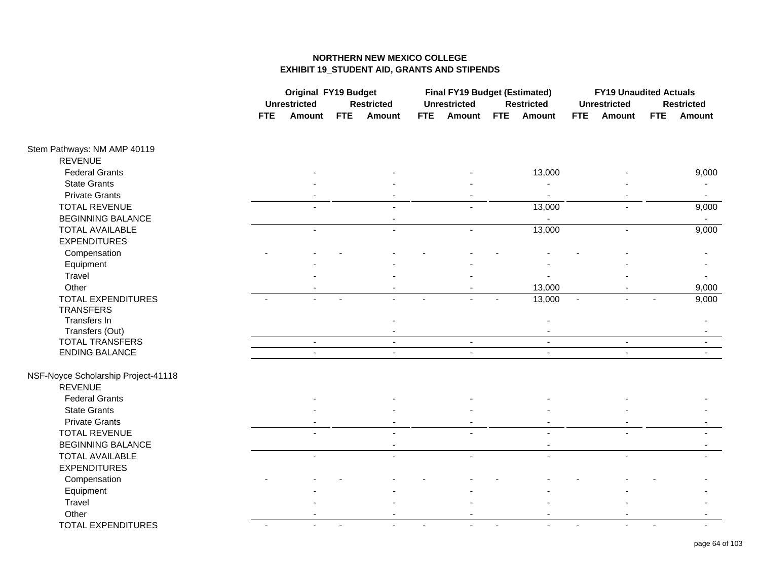# NORTHERN NEW MEXICO COLLEGE
## EXHIBIT 19_STUDENT AID, GRANTS AND STIPENDS

| | Original FY19 Budget | | | | Final FY19 Budget (Estimated) | | | | FY19 Unaudited Actuals | | | |
|---|---|---|---|---|---|---|---|---|---|---|---|---|
| | Unrestricted | | Restricted | | Unrestricted | | Restricted | | Unrestricted | | Restricted | |
| | FTE | Amount | FTE | Amount | FTE | Amount | FTE | Amount | FTE | Amount | FTE | Amount |
| **Stem Pathways: NM AMP 40119** | | | | | | | | | | | | |
| REVENUE | | | | | | | | | | | | |
| Federal Grants | | - | | - | | - | | 13,000 | | - | | 9,000 |
| State Grants | | - | | - | | - | | - | | - | | - |
| Private Grants | | - | | - | | - | | - | | - | | - |
| TOTAL REVENUE | | - | | - | | - | | 13,000 | | - | | 9,000 |
| BEGINNING BALANCE | | | | - | | | | - | | | | - |
| TOTAL AVAILABLE | | - | | - | | - | | 13,000 | | - | | 9,000 |
| EXPENDITURES | | | | | | | | | | | | |
| Compensation | - | - | - | - | - | - | - | - | - | - | | - |
| Equipment | | - | | - | | - | | - | | - | | - |
| Travel | | - | | - | | - | | - | | - | | - |
| Other | | - | | - | | - | | 13,000 | | - | | 9,000 |
| TOTAL EXPENDITURES | - | - | - | - | - | - | - | 13,000 | - | - | - | 9,000 |
| TRANSFERS | | | | | | | | | | | | |
| Transfers In | | | | - | | | | - | | | | - |
| Transfers (Out) | | | | - | | | | - | | | | - |
| TOTAL TRANSFERS | | - | | - | | - | | - | | - | | - |
| ENDING BALANCE | | - | | - | | - | | - | | - | | - |
| **NSF-Noyce Scholarship Project-41118** | | | | | | | | | | | | |
| REVENUE | | | | | | | | | | | | |
| Federal Grants | | - | | - | | - | | - | | - | | - |
| State Grants | | - | | - | | - | | - | | - | | - |
| Private Grants | | - | | - | | - | | - | | - | | - |
| TOTAL REVENUE | | - | | - | | - | | - | | - | | - |
| BEGINNING BALANCE | | | | - | | | | - | | | | - |
| TOTAL AVAILABLE | | - | | - | | - | | - | | - | | - |
| EXPENDITURES | | | | | | | | | | | | |
| Compensation | - | - | - | - | - | - | - | - | - | - | - | - |
| Equipment | | - | | - | | - | | - | | - | | - |
| Travel | | - | | - | | - | | - | | - | | - |
| Other | | - | | - | | - | | - | | - | | - |
| TOTAL EXPENDITURES | - | - | - | - | - | - | - | - | - | - | - | - |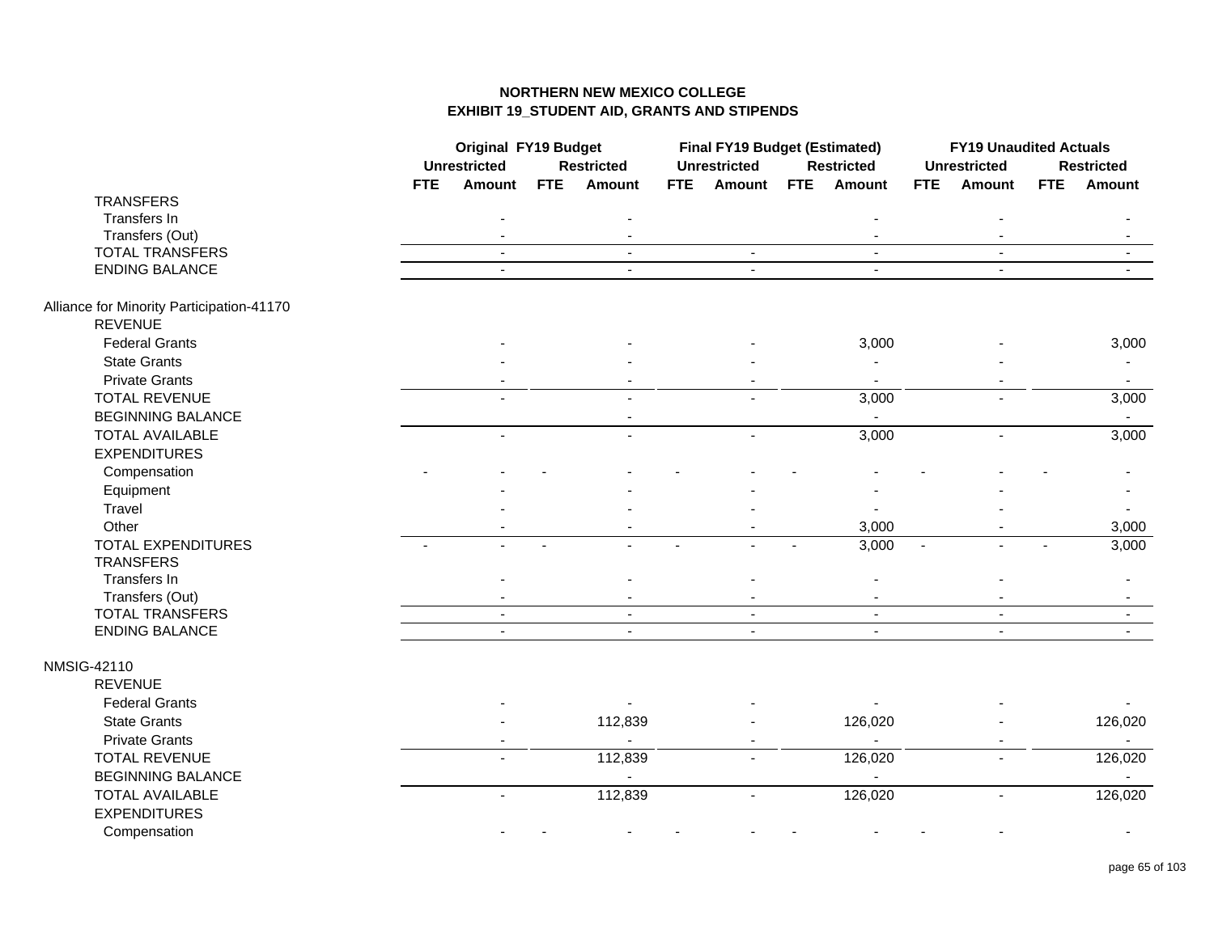# NORTHERN NEW MEXICO COLLEGE
## EXHIBIT 19_STUDENT AID, GRANTS AND STIPENDS

| | Original FY19 Budget | | | | Final FY19 Budget (Estimated) | | | | FY19 Unaudited Actuals | | | |
|---|---|---|---|---|---|---|---|---|---|---|---|---|
| | Unrestricted | | Restricted | | Unrestricted | | Restricted | | Unrestricted | | Restricted | |
| | FTE | Amount | FTE | Amount | FTE | Amount | FTE | Amount | FTE | Amount | FTE | Amount |
| TRANSFERS | | | | | | | | | | | | |
| Transfers In | | - | | - | | | | - | | - | | - |
| Transfers (Out) | | - | | - | | | | - | | - | | - |
| TOTAL TRANSFERS | | - | | - | | - | | - | | - | | - |
| ENDING BALANCE | | - | | - | | - | | - | | - | | - |
| | | | | | | | | | | | | |
| **Alliance for Minority Participation-41170** | | | | | | | | | | | | |
| REVENUE | | | | | | | | | | | | |
| Federal Grants | | - | | - | | - | | 3,000 | | - | | 3,000 |
| State Grants | | - | | - | | - | | - | | - | | - |
| Private Grants | | - | | - | | - | | - | | - | | - |
| TOTAL REVENUE | | - | | - | | - | | 3,000 | | - | | 3,000 |
| BEGINNING BALANCE | | | | - | | | | - | | | | - |
| TOTAL AVAILABLE | | - | | - | | - | | 3,000 | | - | | 3,000 |
| EXPENDITURES | | | | | | | | | | | | |
| Compensation | - | - | - | - | - | - | - | - | - | - | - | - |
| Equipment | | - | | - | | - | | - | | - | | - |
| Travel | | - | | - | | - | | - | | - | | - |
| Other | | - | | - | | - | | 3,000 | | - | | 3,000 |
| TOTAL EXPENDITURES | - | - | - | - | - | - | - | 3,000 | - | - | - | 3,000 |
| TRANSFERS | | | | | | | | | | | | |
| Transfers In | | - | | - | | - | | - | | - | | - |
| Transfers (Out) | | - | | - | | - | | - | | - | | - |
| TOTAL TRANSFERS | | - | | - | | - | | - | | - | | - |
| ENDING BALANCE | | - | | - | | - | | - | | - | | - |
| | | | | | | | | | | | | |
| **NMSIG-42110** | | | | | | | | | | | | |
| REVENUE | | | | | | | | | | | | |
| Federal Grants | | - | | - | | - | | - | | - | | - |
| State Grants | | - | | 112,839 | | - | | 126,020 | | - | | 126,020 |
| Private Grants | | - | | - | | - | | - | | - | | - |
| TOTAL REVENUE | | - | | 112,839 | | - | | 126,020 | | - | | 126,020 |
| BEGINNING BALANCE | | | | - | | | | - | | | | - |
| TOTAL AVAILABLE | | - | | 112,839 | | - | | 126,020 | | - | | 126,020 |
| EXPENDITURES | | | | | | | | | | | | |
| Compensation | | - | - | - | - | - | - | - | - | - | | - |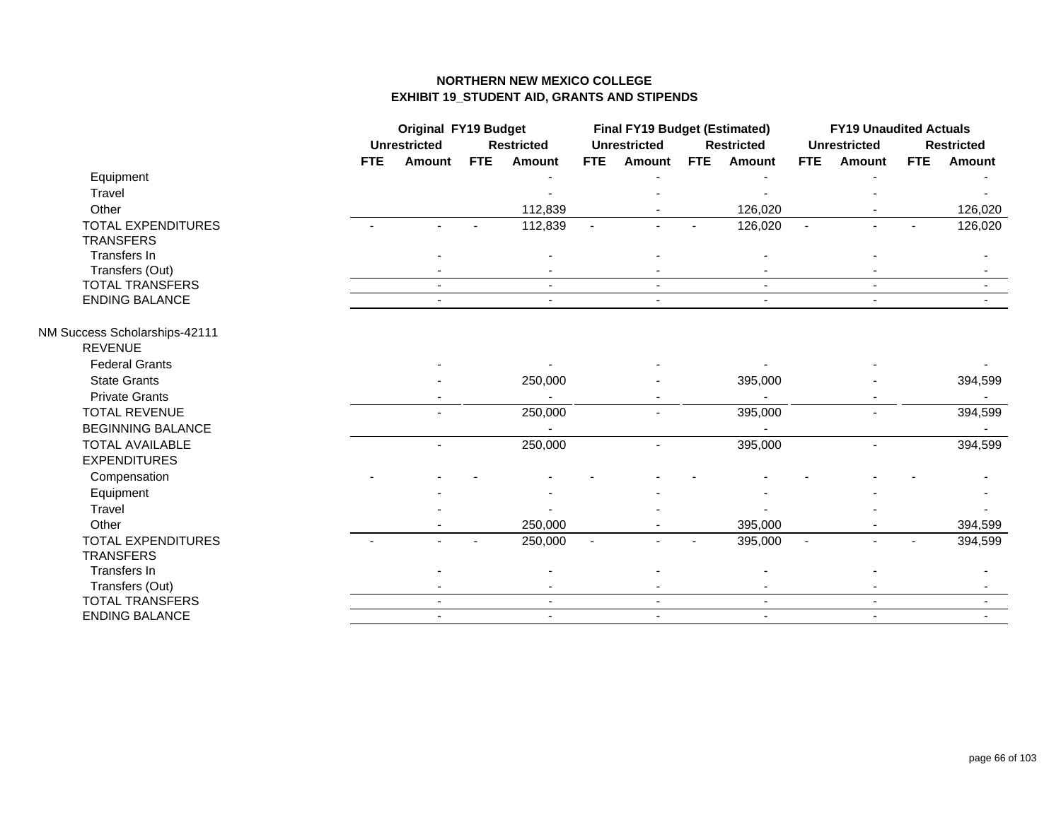# NORTHERN NEW MEXICO COLLEGE
## EXHIBIT 19_STUDENT AID, GRANTS AND STIPENDS

| | Original FY19 Budget | | | | Final FY19 Budget (Estimated) | | | | FY19 Unaudited Actuals | | | |
|---|---|---|---|---|---|---|---|---|---|---|---|---|
| | Unrestricted | | Restricted | | Unrestricted | | Restricted | | Unrestricted | | Restricted | |
| | FTE | Amount | FTE | Amount | FTE | Amount | FTE | Amount | FTE | Amount | FTE | Amount |
| Equipment | | | | - | | - | | - | | - | | - |
| Travel | | | | - | | - | | - | | - | | - |
| Other | | | | 112,839 | | - | | 126,020 | | - | | 126,020 |
| TOTAL EXPENDITURES | - | - | - | 112,839 | - | - | - | 126,020 | - | - | - | 126,020 |
| TRANSFERS | | | | | | | | | | | | |
| Transfers In | | - | | - | | - | | - | | - | | - |
| Transfers (Out) | | - | | - | | - | | - | | - | | - |
| TOTAL TRANSFERS | | - | | - | | - | | - | | - | | - |
| ENDING BALANCE | | - | | - | | - | | - | | - | | - |
| | | | | | | | | | | | | |
| NM Success Scholarships-42111 | | | | | | | | | | | | |
| REVENUE | | | | | | | | | | | | |
| Federal Grants | | - | | - | | - | | - | | - | | - |
| State Grants | | - | | 250,000 | | - | | 395,000 | | - | | 394,599 |
| Private Grants | | - | | - | | - | | - | | - | | - |
| TOTAL REVENUE | | - | | 250,000 | | - | | 395,000 | | - | | 394,599 |
| BEGINNING BALANCE | | | | - | | | | - | | | | - |
| TOTAL AVAILABLE | | - | | 250,000 | | - | | 395,000 | | - | | 394,599 |
| EXPENDITURES | | | | | | | | | | | | |
| Compensation | - | - | - | - | - | - | - | - | - | - | - | - |
| Equipment | | - | | - | | - | | - | | - | | - |
| Travel | | - | | - | | - | | - | | - | | - |
| Other | | - | | 250,000 | | - | | 395,000 | | - | | 394,599 |
| TOTAL EXPENDITURES | - | - | - | 250,000 | - | - | - | 395,000 | - | - | - | 394,599 |
| TRANSFERS | | | | | | | | | | | | |
| Transfers In | | - | | - | | - | | - | | - | | - |
| Transfers (Out) | | - | | - | | - | | - | | - | | - |
| TOTAL TRANSFERS | | - | | - | | - | | - | | - | | - |
| ENDING BALANCE | | - | | - | | - | | - | | - | | - |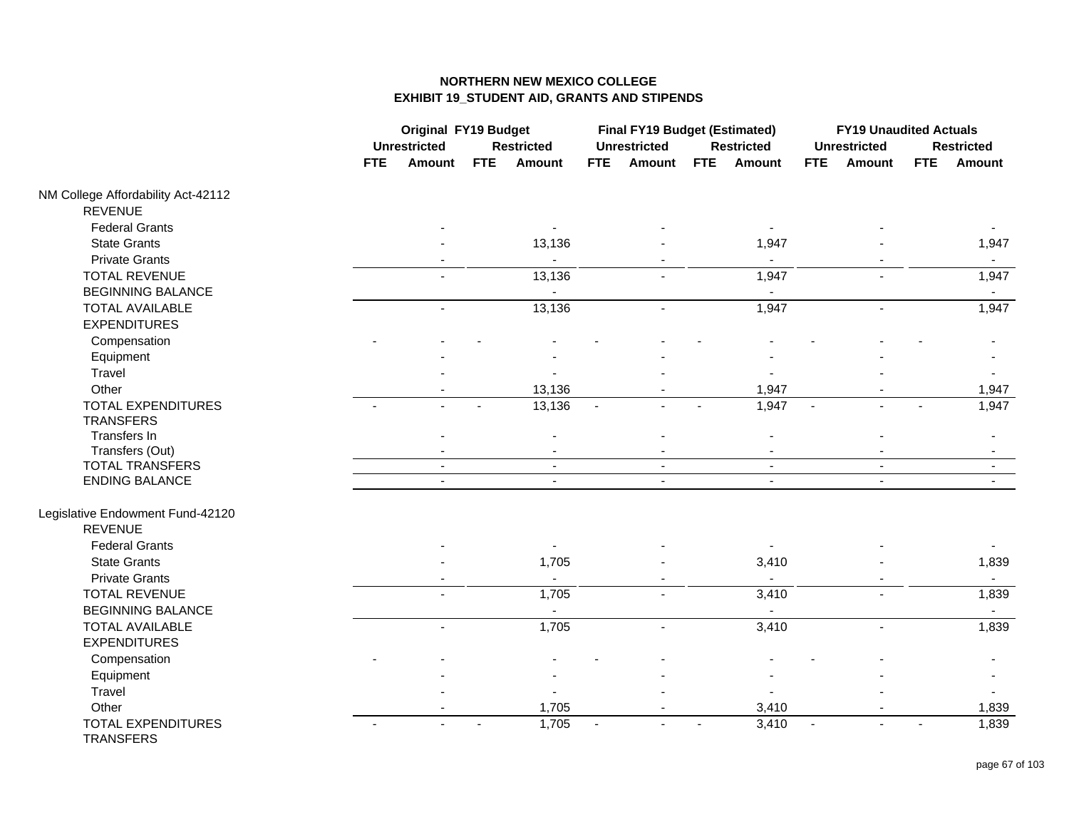**NORTHERN NEW MEXICO COLLEGE**
**EXHIBIT 19_STUDENT AID, GRANTS AND STIPENDS**

| | Original FY19 Budget | | | | Final FY19 Budget (Estimated) | | | | FY19 Unaudited Actuals | | | |
|---|---|---|---|---|---|---|---|---|---|---|---|---|
| | Unrestricted | | Restricted | | Unrestricted | | Restricted | | Unrestricted | | Restricted | |
| | FTE | Amount | FTE | Amount | FTE | Amount | FTE | Amount | FTE | Amount | FTE | Amount |
| NM College Affordability Act-42112 | | | | | | | | | | | | |
| REVENUE | | | | | | | | | | | | |
| Federal Grants | | - | | - | | - | | - | | - | | - |
| State Grants | | - | | 13,136 | | - | | 1,947 | | - | | 1,947 |
| Private Grants | | - | | - | | - | | - | | - | | - |
| TOTAL REVENUE | | - | | 13,136 | | - | | 1,947 | | - | | 1,947 |
| BEGINNING BALANCE | | | | - | | | | - | | | | - |
| TOTAL AVAILABLE | | - | | 13,136 | | - | | 1,947 | | - | | 1,947 |
| EXPENDITURES | | | | | | | | | | | | |
| Compensation | - | - | - | - | - | - | - | - | - | - | - | - |
| Equipment | | - | | - | | - | | - | | - | | - |
| Travel | | - | | - | | - | | - | | - | | - |
| Other | | - | | 13,136 | | - | | 1,947 | | - | | 1,947 |
| TOTAL EXPENDITURES | - | - | - | 13,136 | - | - | - | 1,947 | - | - | - | 1,947 |
| TRANSFERS | | | | | | | | | | | | |
| Transfers In | | - | | - | | - | | - | | - | | - |
| Transfers (Out) | | - | | - | | - | | - | | - | | - |
| TOTAL TRANSFERS | | - | | - | | - | | - | | - | | - |
| ENDING BALANCE | | - | | - | | - | | - | | - | | - |
| Legislative Endowment Fund-42120 | | | | | | | | | | | | |
| REVENUE | | | | | | | | | | | | |
| Federal Grants | | - | | - | | - | | - | | - | | - |
| State Grants | | - | | 1,705 | | - | | 3,410 | | - | | 1,839 |
| Private Grants | | - | | - | | - | | - | | - | | - |
| TOTAL REVENUE | | - | | 1,705 | | - | | 3,410 | | - | | 1,839 |
| BEGINNING BALANCE | | | | - | | | | - | | | | - |
| TOTAL AVAILABLE | | - | | 1,705 | | - | | 3,410 | | - | | 1,839 |
| EXPENDITURES | | | | | | | | | | | | |
| Compensation | - | - | | - | - | - | | - | - | - | | - |
| Equipment | | - | | - | | - | | - | | - | | - |
| Travel | | - | | - | | - | | - | | - | | - |
| Other | | - | | 1,705 | | - | | 3,410 | | - | | 1,839 |
| TOTAL EXPENDITURES | - | - | - | 1,705 | - | - | - | 3,410 | - | - | - | 1,839 |
| TRANSFERS | | | | | | | | | | | | |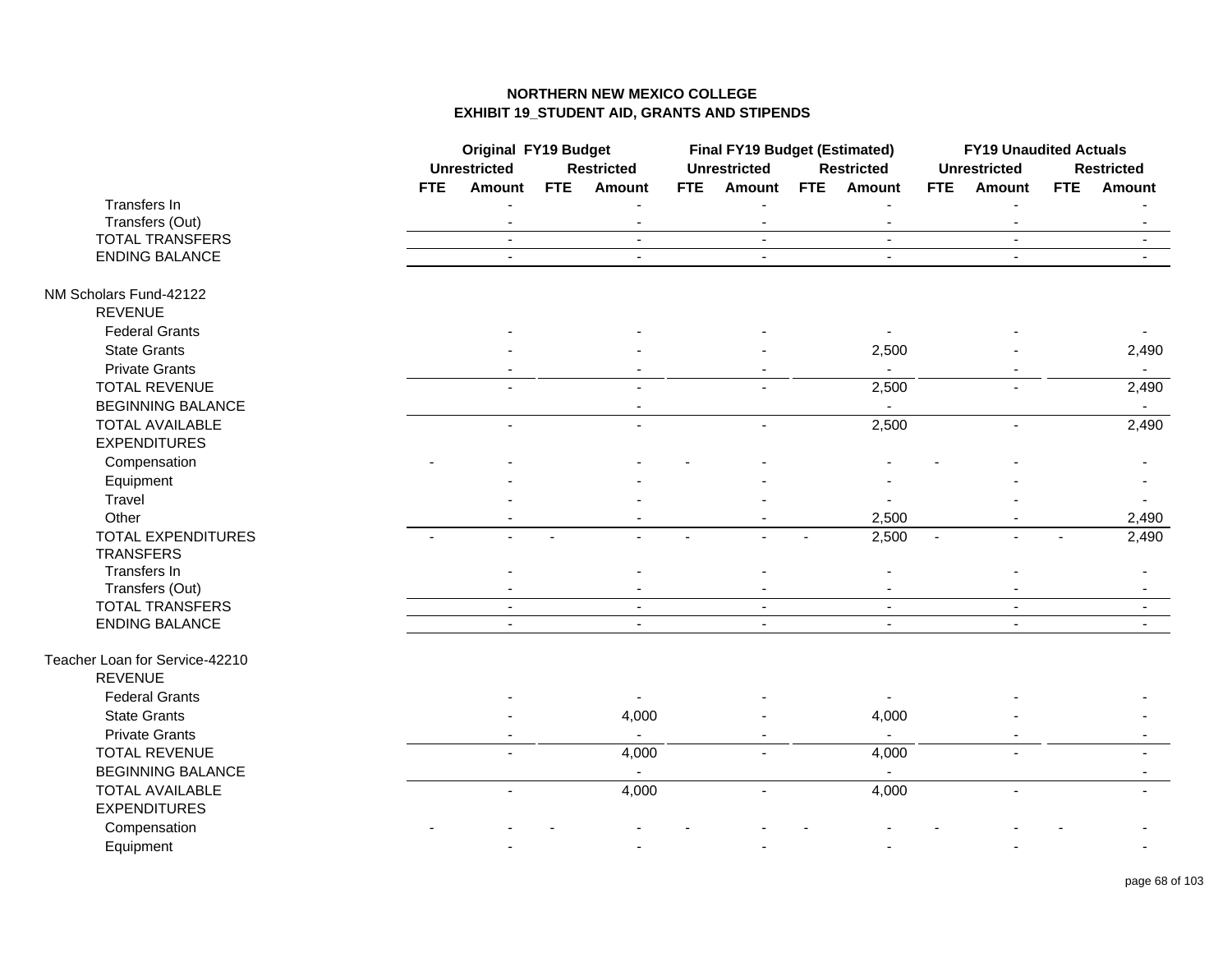**NORTHERN NEW MEXICO COLLEGE**
**EXHIBIT 19_STUDENT AID, GRANTS AND STIPENDS**

| | Original FY19 Budget | | | | Final FY19 Budget (Estimated) | | | | FY19 Unaudited Actuals | | | |
|---|---|---|---|---|---|---|---|---|---|---|---|---|
| | Unrestricted | | Restricted | | Unrestricted | | Restricted | | Unrestricted | | Restricted | |
| | FTE | Amount | FTE | Amount | FTE | Amount | FTE | Amount | FTE | Amount | FTE | Amount |
| Transfers In | | - | | - | | - | | - | | - | | - |
| Transfers (Out) | | - | | - | | - | | - | | - | | - |
| TOTAL TRANSFERS | | - | | - | | - | | - | | - | | - |
| ENDING BALANCE | | - | | - | | - | | - | | - | | - |
| | | | | | | | | | | | | |
| NM Scholars Fund-42122 | | | | | | | | | | | | |
| REVENUE | | | | | | | | | | | | |
| Federal Grants | | - | | - | | - | | - | | - | | - |
| State Grants | | - | | - | | - | | 2,500 | | - | | 2,490 |
| Private Grants | | - | | - | | - | | - | | - | | - |
| TOTAL REVENUE | | - | | - | | - | | 2,500 | | - | | 2,490 |
| BEGINNING BALANCE | | | | - | | | | - | | | | - |
| TOTAL AVAILABLE | | - | | - | | - | | 2,500 | | - | | 2,490 |
| EXPENDITURES | | | | | | | | | | | | |
| Compensation | - | - | | - | - | - | | - | - | - | | - |
| Equipment | | - | | - | | - | | - | | - | | - |
| Travel | | - | | - | | - | | - | | - | | - |
| Other | | - | | - | | - | | 2,500 | | - | | 2,490 |
| TOTAL EXPENDITURES | - | - | - | - | - | - | - | 2,500 | - | - | - | 2,490 |
| TRANSFERS | | | | | | | | | | | | |
| Transfers In | | - | | - | | - | | - | | - | | - |
| Transfers (Out) | | - | | - | | - | | - | | - | | - |
| TOTAL TRANSFERS | | - | | - | | - | | - | | - | | - |
| ENDING BALANCE | | - | | - | | - | | - | | - | | - |
| | | | | | | | | | | | | |
| Teacher Loan for Service-42210 | | | | | | | | | | | | |
| REVENUE | | | | | | | | | | | | |
| Federal Grants | | - | | - | | - | | - | | - | | - |
| State Grants | | - | | 4,000 | | - | | 4,000 | | - | | - |
| Private Grants | | - | | - | | - | | - | | - | | - |
| TOTAL REVENUE | | - | | 4,000 | | - | | 4,000 | | - | | - |
| BEGINNING BALANCE | | | | - | | | | - | | | | - |
| TOTAL AVAILABLE | | - | | 4,000 | | - | | 4,000 | | - | | - |
| EXPENDITURES | | | | | | | | | | | | |
| Compensation | - | - | - | - | - | - | - | - | - | - | - | - |
| Equipment | | - | | - | | - | | - | | - | | - |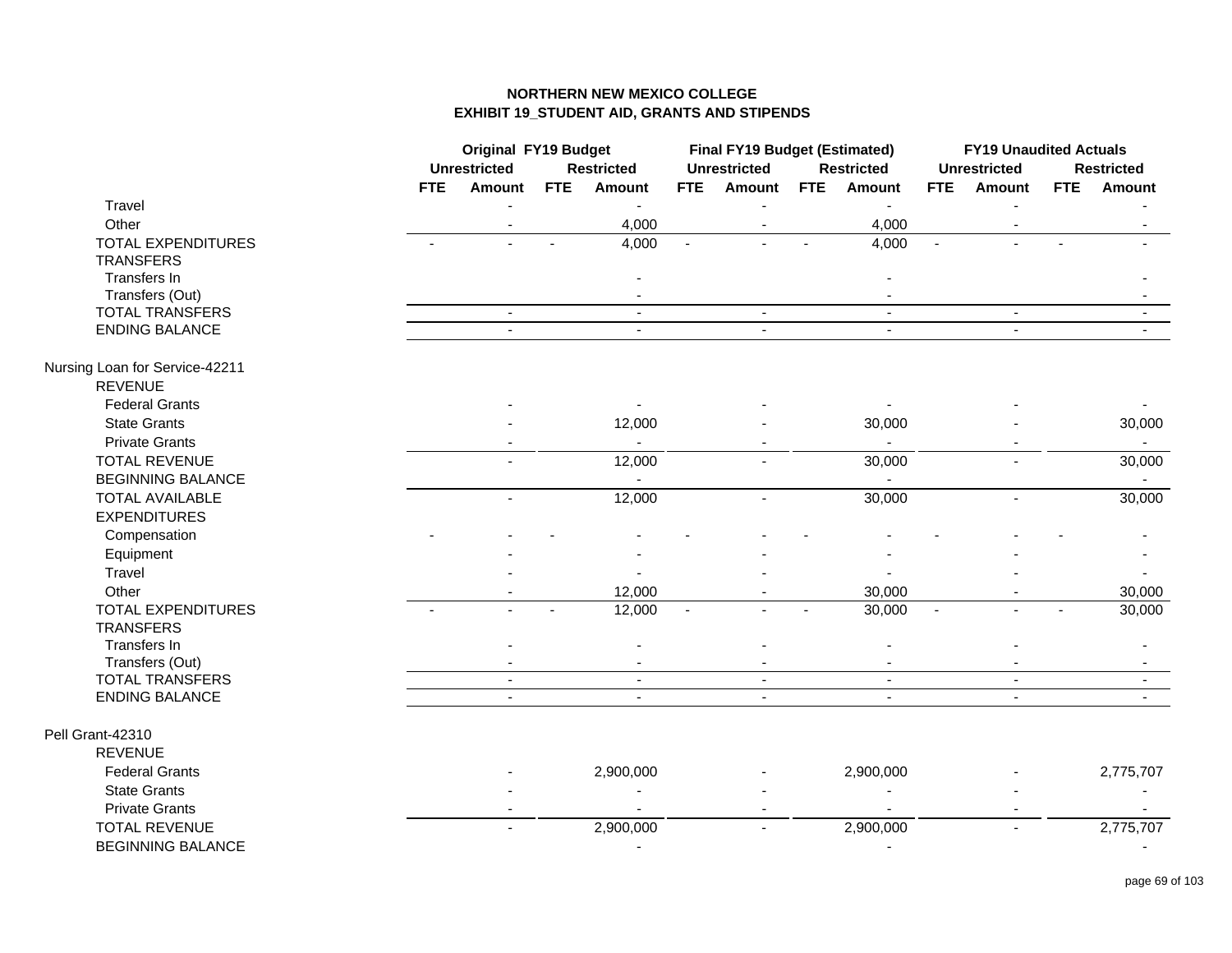## NORTHERN NEW MEXICO COLLEGE
## EXHIBIT 19_STUDENT AID, GRANTS AND STIPENDS

| | Original FY19 Budget | | | | Final FY19 Budget (Estimated) | | | | FY19 Unaudited Actuals | | | |
|---|---|---|---|---|---|---|---|---|---|---|---|---|
| | Unrestricted | | Restricted | | Unrestricted | | Restricted | | Unrestricted | | Restricted | |
| | FTE | Amount | FTE | Amount | FTE | Amount | FTE | Amount | FTE | Amount | FTE | Amount |
| Travel | | - | | - | | - | | - | | - | | - |
| Other | | - | | 4,000 | | - | | 4,000 | | - | | - |
| TOTAL EXPENDITURES | - | - | - | 4,000 | - | - | - | 4,000 | - | - | - | - |
| TRANSFERS | | | | | | | | | | | | |
| Transfers In | | | | - | | | | - | | | | - |
| Transfers (Out) | | | | - | | | | - | | | | - |
| TOTAL TRANSFERS | | - | | - | | - | | - | | - | | - |
| ENDING BALANCE | | - | | - | | - | | - | | - | | - |
| | | | | | | | | | | | | |
| Nursing Loan for Service-42211 | | | | | | | | | | | | |
| REVENUE | | | | | | | | | | | | |
| Federal Grants | | - | | - | | - | | - | | - | | - |
| State Grants | | - | | 12,000 | | - | | 30,000 | | - | | 30,000 |
| Private Grants | | - | | - | | - | | - | | - | | - |
| TOTAL REVENUE | | - | | 12,000 | | - | | 30,000 | | - | | 30,000 |
| BEGINNING BALANCE | | | | - | | | | - | | | | - |
| TOTAL AVAILABLE | | - | | 12,000 | | - | | 30,000 | | - | | 30,000 |
| EXPENDITURES | | | | | | | | | | | | |
| Compensation | - | - | - | - | - | - | - | - | - | - | - | - |
| Equipment | | - | | - | | - | | - | | - | | - |
| Travel | | - | | - | | - | | - | | - | | - |
| Other | | - | | 12,000 | | - | | 30,000 | | - | | 30,000 |
| TOTAL EXPENDITURES | - | - | - | 12,000 | - | - | - | 30,000 | - | - | - | 30,000 |
| TRANSFERS | | | | | | | | | | | | |
| Transfers In | | - | | - | | - | | - | | - | | - |
| Transfers (Out) | | - | | - | | - | | - | | - | | - |
| TOTAL TRANSFERS | | - | | - | | - | | - | | - | | - |
| ENDING BALANCE | | - | | - | | - | | - | | - | | - |
| | | | | | | | | | | | | |
| Pell Grant-42310 | | | | | | | | | | | | |
| REVENUE | | | | | | | | | | | | |
| Federal Grants | | - | | 2,900,000 | | - | | 2,900,000 | | - | | 2,775,707 |
| State Grants | | - | | - | | - | | - | | - | | - |
| Private Grants | | - | | - | | - | | - | | - | | - |
| TOTAL REVENUE | | - | | 2,900,000 | | - | | 2,900,000 | | - | | 2,775,707 |
| BEGINNING BALANCE | | | | - | | | | - | | | | - |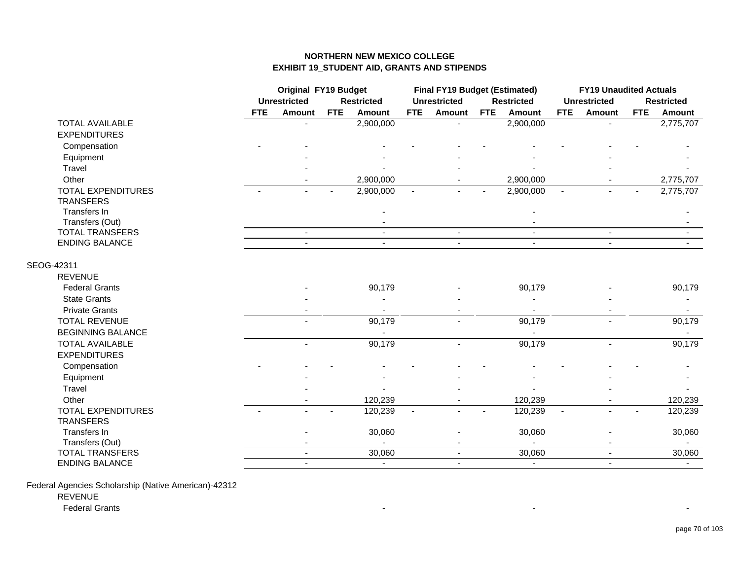# NORTHERN NEW MEXICO COLLEGE
## EXHIBIT 19_STUDENT AID, GRANTS AND STIPENDS

| | Original FY19 Budget | | | | Final FY19 Budget (Estimated) | | | | FY19 Unaudited Actuals | | | |
|---|---|---|---|---|---|---|---|---|---|---|---|---|
| | Unrestricted | | Restricted | | Unrestricted | | Restricted | | Unrestricted | | Restricted | |
| | FTE | Amount | FTE | Amount | FTE | Amount | FTE | Amount | FTE | Amount | FTE | Amount |
| TOTAL AVAILABLE | | - | | 2,900,000 | | - | | 2,900,000 | | - | | 2,775,707 |
| EXPENDITURES | | | | | | | | | | | | |
| Compensation | - | - | | - | - | - | - | - | - | - | - | - |
| Equipment | | - | | - | | - | | - | | - | | - |
| Travel | | - | | - | | - | | - | | - | | - |
| Other | | - | | 2,900,000 | | - | | 2,900,000 | | - | | 2,775,707 |
| TOTAL EXPENDITURES | - | - | - | 2,900,000 | - | - | - | 2,900,000 | - | - | - | 2,775,707 |
| TRANSFERS | | | | | | | | | | | | |
| Transfers In | | | | - | | | | - | | | | - |
| Transfers (Out) | | | | - | | | | - | | | | - |
| TOTAL TRANSFERS | | - | | - | | - | | - | | - | | - |
| ENDING BALANCE | | - | | - | | - | | - | | - | | - |
| | | | | | | | | | | | | |
| SEOG-42311 | | | | | | | | | | | | |
| REVENUE | | | | | | | | | | | | |
| Federal Grants | | - | | 90,179 | | - | | 90,179 | | - | | 90,179 |
| State Grants | | - | | - | | - | | - | | - | | - |
| Private Grants | | - | | - | | - | | - | | - | | - |
| TOTAL REVENUE | | - | | 90,179 | | - | | 90,179 | | - | | 90,179 |
| BEGINNING BALANCE | | | | - | | | | - | | | | - |
| TOTAL AVAILABLE | | - | | 90,179 | | - | | 90,179 | | - | | 90,179 |
| EXPENDITURES | | | | | | | | | | | | |
| Compensation | - | - | - | - | - | - | - | - | - | - | - | - |
| Equipment | | - | | - | | - | | - | | - | | - |
| Travel | | - | | - | | - | | - | | - | | - |
| Other | | - | | 120,239 | | - | | 120,239 | | - | | 120,239 |
| TOTAL EXPENDITURES | - | - | - | 120,239 | - | - | - | 120,239 | - | - | - | 120,239 |
| TRANSFERS | | | | | | | | | | | | |
| Transfers In | | - | | 30,060 | | - | | 30,060 | | - | | 30,060 |
| Transfers (Out) | | - | | - | | - | | - | | - | | - |
| TOTAL TRANSFERS | | - | | 30,060 | | - | | 30,060 | | - | | 30,060 |
| ENDING BALANCE | | - | | - | | - | | - | | - | | - |
| | | | | | | | | | | | | |
| Federal Agencies Scholarship (Native American)-42312 | | | | | | | | | | | | |
| REVENUE | | | | | | | | | | | | |
| Federal Grants | | | | - | | | | - | | | | - |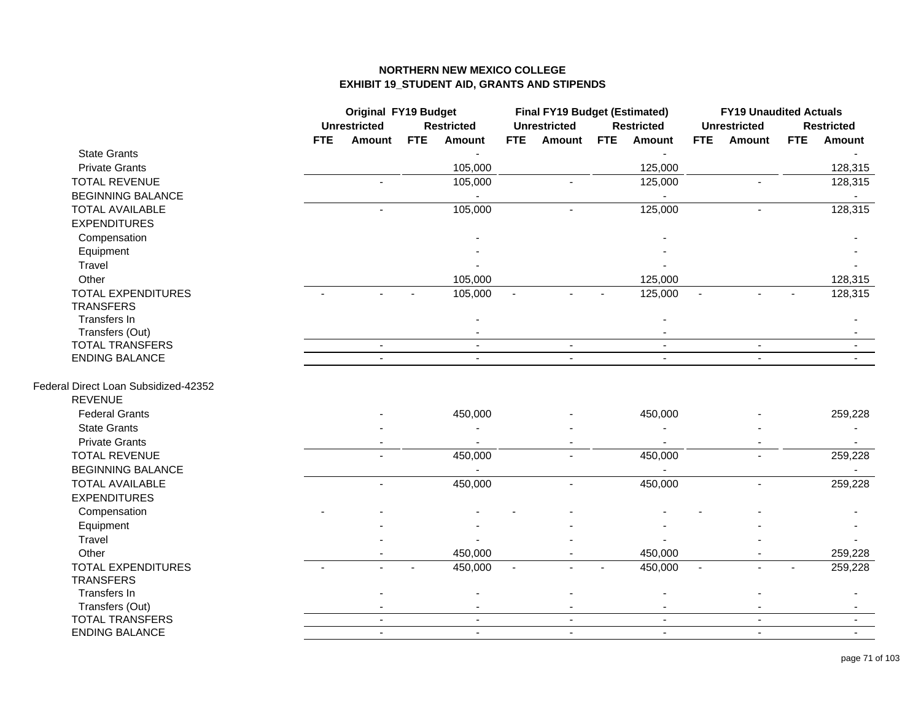# NORTHERN NEW MEXICO COLLEGE
## EXHIBIT 19_STUDENT AID, GRANTS AND STIPENDS

| | Original FY19 Budget | | | | Final FY19 Budget (Estimated) | | | | FY19 Unaudited Actuals | | | |
|---|---|---|---|---|---|---|---|---|---|---|---|---|
| | Unrestricted | | Restricted | | Unrestricted | | Restricted | | Unrestricted | | Restricted | |
| | FTE | Amount | FTE | Amount | FTE | Amount | FTE | Amount | FTE | Amount | FTE | Amount |
| State Grants | | | | - | | | | - | | | | - |
| Private Grants | | | | 105,000 | | | | 125,000 | | | | 128,315 |
| TOTAL REVENUE | | - | | 105,000 | | - | | 125,000 | | - | | 128,315 |
| BEGINNING BALANCE | | | | - | | | | - | | | | - |
| TOTAL AVAILABLE | | - | | 105,000 | | - | | 125,000 | | - | | 128,315 |
| EXPENDITURES | | | | | | | | | | | | |
| Compensation | | | | - | | | | - | | | | - |
| Equipment | | | | - | | | | - | | | | - |
| Travel | | | | - | | | | - | | | | - |
| Other | | | | 105,000 | | | | 125,000 | | | | 128,315 |
| TOTAL EXPENDITURES | - | - | - | 105,000 | - | - | - | 125,000 | - | - | - | 128,315 |
| TRANSFERS | | | | | | | | | | | | |
| Transfers In | | | | - | | | | - | | | | - |
| Transfers (Out) | | | | - | | | | - | | | | - |
| TOTAL TRANSFERS | | - | | - | | - | | - | | - | | - |
| ENDING BALANCE | | - | | - | | - | | - | | - | | - |
| | | | | | | | | | | | | |
| Federal Direct Loan Subsidized-42352 | | | | | | | | | | | | |
| REVENUE | | | | | | | | | | | | |
| Federal Grants | | - | | 450,000 | | - | | 450,000 | | - | | 259,228 |
| State Grants | | - | | - | | - | | - | | - | | - |
| Private Grants | | - | | - | | - | | - | | - | | - |
| TOTAL REVENUE | | - | | 450,000 | | - | | 450,000 | | - | | 259,228 |
| BEGINNING BALANCE | | | | - | | | | - | | | | - |
| TOTAL AVAILABLE | | - | | 450,000 | | - | | 450,000 | | - | | 259,228 |
| EXPENDITURES | | | | | | | | | | | | |
| Compensation | - | - | | - | - | - | | - | - | - | | - |
| Equipment | | - | | - | | - | | - | | - | | - |
| Travel | | - | | - | | - | | - | | - | | - |
| Other | | - | | 450,000 | | - | | 450,000 | | - | | 259,228 |
| TOTAL EXPENDITURES | - | - | - | 450,000 | - | - | - | 450,000 | - | - | - | 259,228 |
| TRANSFERS | | | | | | | | | | | | |
| Transfers In | | - | | - | | - | | - | | - | | - |
| Transfers (Out) | | - | | - | | - | | - | | - | | - |
| TOTAL TRANSFERS | | - | | - | | - | | - | | - | | - |
| ENDING BALANCE | | - | | - | | - | | - | | - | | - |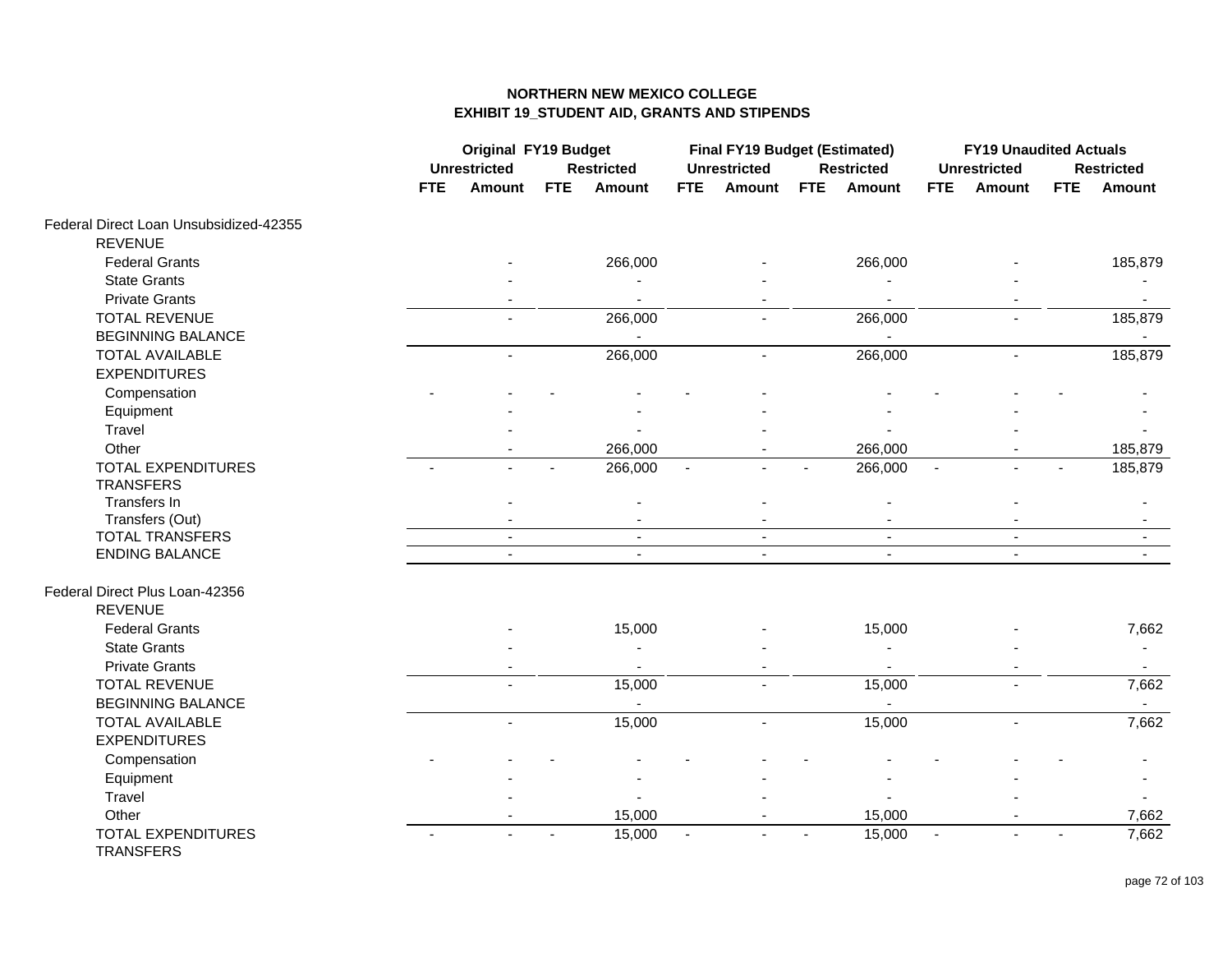**NORTHERN NEW MEXICO COLLEGE**
**EXHIBIT 19_STUDENT AID, GRANTS AND STIPENDS**

| | Original FY19 Budget | | | | Final FY19 Budget (Estimated) | | | | FY19 Unaudited Actuals | | | |
|---|---|---|---|---|---|---|---|---|---|---|---|---|
| | Unrestricted | | Restricted | | Unrestricted | | Restricted | | Unrestricted | | Restricted | |
| | FTE | Amount | FTE | Amount | FTE | Amount | FTE | Amount | FTE | Amount | FTE | Amount |
| Federal Direct Loan Unsubsidized-42355 | | | | | | | | | | | | |
| REVENUE | | | | | | | | | | | | |
| Federal Grants | | - | | 266,000 | | - | | 266,000 | | - | | 185,879 |
| State Grants | | - | | - | | - | | - | | - | | - |
| Private Grants | | - | | - | | - | | - | | - | | - |
| TOTAL REVENUE | | - | | 266,000 | | - | | 266,000 | | - | | 185,879 |
| BEGINNING BALANCE | | | | - | | | | - | | | | - |
| TOTAL AVAILABLE | | - | | 266,000 | | - | | 266,000 | | - | | 185,879 |
| EXPENDITURES | | | | | | | | | | | | |
| Compensation | - | - | - | - | - | - | | - | - | - | - | - |
| Equipment | | - | | - | | - | | - | | - | | - |
| Travel | | - | | - | | - | | - | | - | | - |
| Other | | - | | 266,000 | | - | | 266,000 | | - | | 185,879 |
| TOTAL EXPENDITURES | - | - | - | 266,000 | - | - | - | 266,000 | - | - | - | 185,879 |
| TRANSFERS | | | | | | | | | | | | |
| Transfers In | | - | | - | | - | | - | | - | | - |
| Transfers (Out) | | - | | - | | - | | - | | - | | - |
| TOTAL TRANSFERS | | - | | - | | - | | - | | - | | - |
| ENDING BALANCE | | - | | - | | - | | - | | - | | - |
| Federal Direct Plus Loan-42356 | | | | | | | | | | | | |
| REVENUE | | | | | | | | | | | | |
| Federal Grants | | - | | 15,000 | | - | | 15,000 | | - | | 7,662 |
| State Grants | | - | | - | | - | | - | | - | | - |
| Private Grants | | - | | - | | - | | - | | - | | - |
| TOTAL REVENUE | | - | | 15,000 | | - | | 15,000 | | - | | 7,662 |
| BEGINNING BALANCE | | | | - | | | | - | | | | - |
| TOTAL AVAILABLE | | - | | 15,000 | | - | | 15,000 | | - | | 7,662 |
| EXPENDITURES | | | | | | | | | | | | |
| Compensation | - | - | - | - | - | - | - | - | - | - | - | - |
| Equipment | | - | | - | | - | | - | | - | | - |
| Travel | | - | | - | | - | | - | | - | | - |
| Other | | - | | 15,000 | | - | | 15,000 | | - | | 7,662 |
| TOTAL EXPENDITURES | - | - | - | 15,000 | - | - | - | 15,000 | - | - | - | 7,662 |
| TRANSFERS | | | | | | | | | | | | |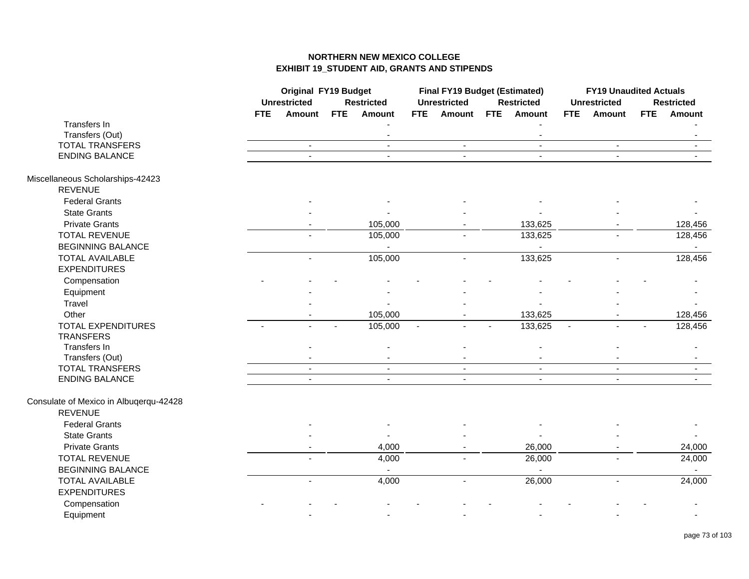## NORTHERN NEW MEXICO COLLEGE
## EXHIBIT 19_STUDENT AID, GRANTS AND STIPENDS

| | Original FY19 Budget | | | | Final FY19 Budget (Estimated) | | | | FY19 Unaudited Actuals | | | |
|---|---|---|---|---|---|---|---|---|---|---|---|---|
| | Unrestricted | | Restricted | | Unrestricted | | Restricted | | Unrestricted | | Restricted | |
| | FTE | Amount | FTE | Amount | FTE | Amount | FTE | Amount | FTE | Amount | FTE | Amount |
| Transfers In | | | | - | | | | - | | | | - |
| Transfers (Out) | | | | - | | | | - | | | | - |
| TOTAL TRANSFERS | | - | | - | | - | | - | | - | | - |
| ENDING BALANCE | | - | | - | | - | | - | | - | | - |
| | | | | | | | | | | | | |
| Miscellaneous Scholarships-42423 | | | | | | | | | | | | |
| REVENUE | | | | | | | | | | | | |
| Federal Grants | | - | | - | | - | | - | | - | | - |
| State Grants | | - | | - | | - | | - | | - | | - |
| Private Grants | | - | | 105,000 | | - | | 133,625 | | - | | 128,456 |
| TOTAL REVENUE | | - | | 105,000 | | - | | 133,625 | | - | | 128,456 |
| BEGINNING BALANCE | | | | - | | | | - | | | | - |
| TOTAL AVAILABLE | | - | | 105,000 | | - | | 133,625 | | - | | 128,456 |
| EXPENDITURES | | | | | | | | | | | | |
| Compensation | - | - | - | - | - | - | - | - | - | - | - | - |
| Equipment | | - | | - | | - | | - | | - | | - |
| Travel | | - | | - | | - | | - | | - | | - |
| Other | | - | | 105,000 | | - | | 133,625 | | - | | 128,456 |
| TOTAL EXPENDITURES | - | - | - | 105,000 | - | - | - | 133,625 | - | - | - | 128,456 |
| TRANSFERS | | | | | | | | | | | | |
| Transfers In | | - | | - | | - | | - | | - | | - |
| Transfers (Out) | | - | | - | | - | | - | | - | | - |
| TOTAL TRANSFERS | | - | | - | | - | | - | | - | | - |
| ENDING BALANCE | | - | | - | | - | | - | | - | | - |
| | | | | | | | | | | | | |
| Consulate of Mexico in Albuqerqu-42428 | | | | | | | | | | | | |
| REVENUE | | | | | | | | | | | | |
| Federal Grants | | - | | - | | - | | - | | - | | - |
| State Grants | | - | | - | | - | | - | | - | | - |
| Private Grants | | - | | 4,000 | | - | | 26,000 | | - | | 24,000 |
| TOTAL REVENUE | | - | | 4,000 | | - | | 26,000 | | - | | 24,000 |
| BEGINNING BALANCE | | | | - | | | | - | | | | - |
| TOTAL AVAILABLE | | - | | 4,000 | | - | | 26,000 | | - | | 24,000 |
| EXPENDITURES | | | | | | | | | | | | |
| Compensation | - | - | - | - | - | - | - | - | - | - | - | - |
| Equipment | | - | | - | | - | | - | | - | | - |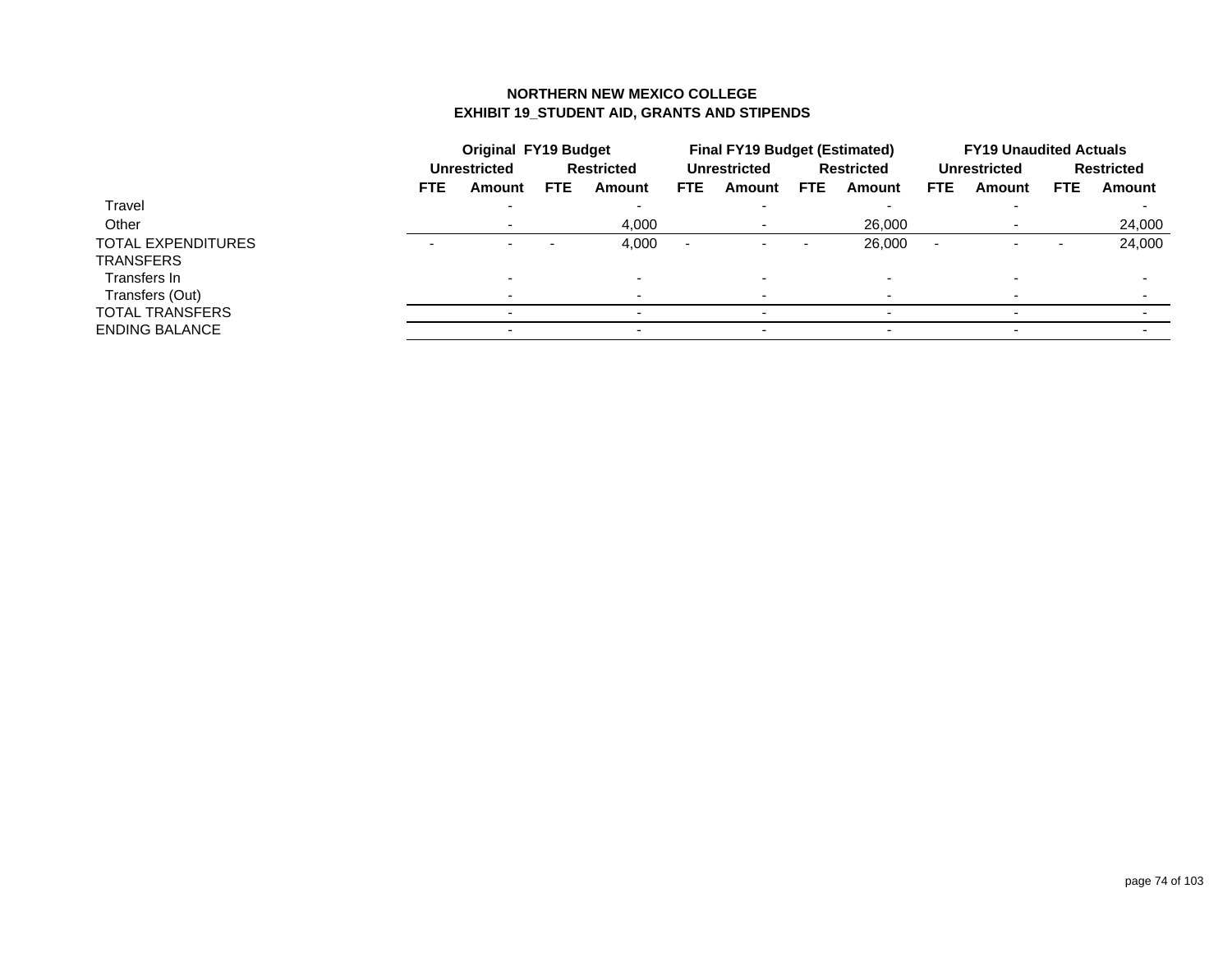# NORTHERN NEW MEXICO COLLEGE
## EXHIBIT 19_STUDENT AID, GRANTS AND STIPENDS

| | Original FY19 Budget | | | | Final FY19 Budget (Estimated) | | | | FY19 Unaudited Actuals | | | |
|---|---|---|---|---|---|---|---|---|---|---|---|---|
| | Unrestricted | | Restricted | | Unrestricted | | Restricted | | Unrestricted | | Restricted | |
| | FTE | Amount | FTE | Amount | FTE | Amount | FTE | Amount | FTE | Amount | FTE | Amount |
| Travel | | - | | - | | - | | - | | - | | - |
| Other | | - | | 4,000 | | - | | 26,000 | | - | | 24,000 |
| TOTAL EXPENDITURES | - | - | - | 4,000 | - | - | - | 26,000 | - | - | - | 24,000 |
| TRANSFERS | | | | | | | | | | | | |
| Transfers In | | - | | - | | - | | - | | - | | - |
| Transfers (Out) | | - | | - | | - | | - | | - | | - |
| TOTAL TRANSFERS | | - | | - | | - | | - | | - | | - |
| ENDING BALANCE | | - | | - | | - | | - | | - | | - |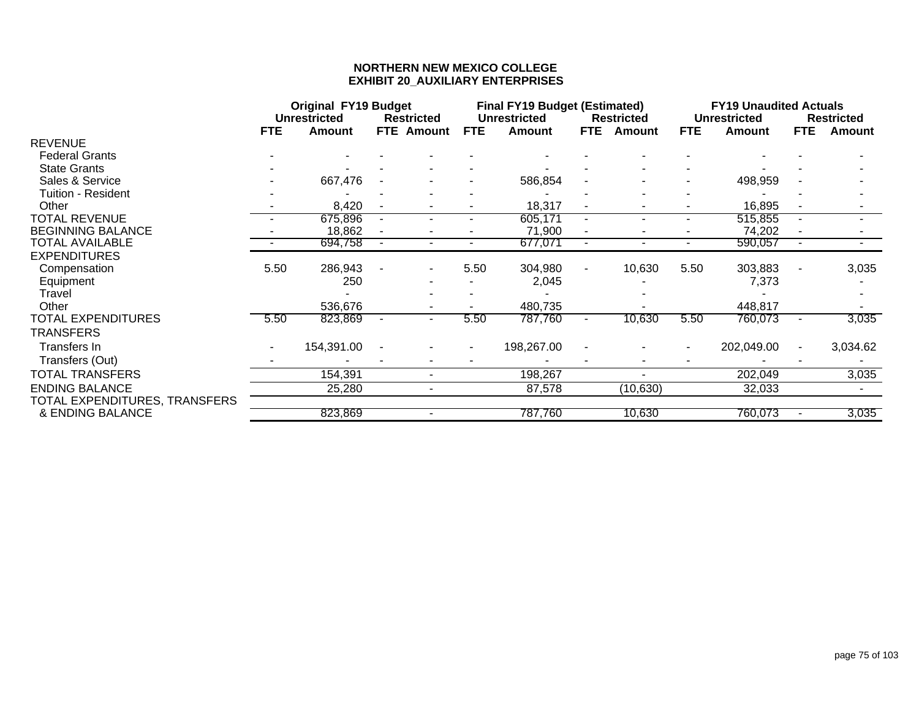# NORTHERN NEW MEXICO COLLEGE
## EXHIBIT 20_AUXILIARY ENTERPRISES

| | Original FY19 Budget | | | | Final FY19 Budget (Estimated) | | | | FY19 Unaudited Actuals | | | |
|---|---|---|---|---|---|---|---|---|---|---|---|---|
| | Unrestricted | | Restricted | | Unrestricted | | Restricted | | Unrestricted | | Restricted | |
| | FTE | Amount | FTE | Amount | FTE | Amount | FTE | Amount | FTE | Amount | FTE | Amount |
| REVENUE | | | | | | | | | | | | |
| Federal Grants | - | - | - | - | - | - | - | - | - | - | - | - |
| State Grants | - | - | - | - | - | - | - | - | - | - | - | - |
| Sales & Service | - | 667,476 | - | - | - | 586,854 | - | - | - | 498,959 | - | - |
| Tuition - Resident | - | - | - | - | - | - | - | - | - | - | - | - |
| Other | - | 8,420 | - | - | - | 18,317 | - | - | - | 16,895 | - | - |
| TOTAL REVENUE | - | 675,896 | - | - | - | 605,171 | - | - | - | 515,855 | - | - |
| BEGINNING BALANCE | - | 18,862 | - | - | - | 71,900 | - | - | - | 74,202 | - | - |
| TOTAL AVAILABLE | - | 694,758 | - | - | - | 677,071 | - | - | - | 590,057 | - | - |
| EXPENDITURES | | | | | | | | | | | | |
| Compensation | 5.50 | 286,943 | - | - | 5.50 | 304,980 | - | 10,630 | 5.50 | 303,883 | - | 3,035 |
| Equipment | | 250 | | - | - | 2,045 | | - | | 7,373 | | - |
| Travel | | - | | - | - | - | | - | | - | | - |
| Other | | 536,676 | | - | - | 480,735 | | - | | 448,817 | | - |
| TOTAL EXPENDITURES | 5.50 | 823,869 | - | - | 5.50 | 787,760 | - | 10,630 | 5.50 | 760,073 | - | 3,035 |
| TRANSFERS | | | | | | | | | | | | |
| Transfers In | - | 154,391.00 | - | - | - | 198,267.00 | - | - | - | 202,049.00 | - | 3,034.62 |
| Transfers (Out) | - | - | - | - | - | - | - | - | - | - | - | - |
| TOTAL TRANSFERS | | 154,391 | | - | | 198,267 | | - | | 202,049 | | 3,035 |
| ENDING BALANCE | | 25,280 | | - | | 87,578 | | (10,630) | | 32,033 | | - |
| TOTAL EXPENDITURES, TRANSFERS & ENDING BALANCE | | 823,869 | | - | | 787,760 | | 10,630 | | 760,073 | - | 3,035 |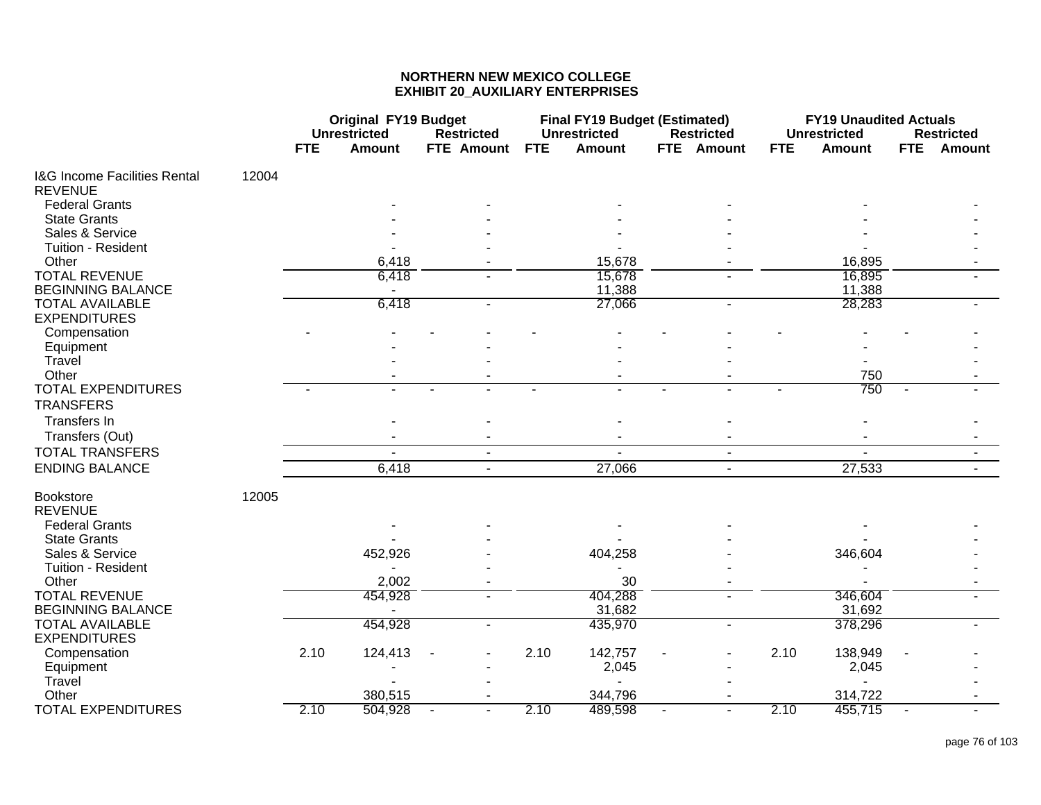# NORTHERN NEW MEXICO COLLEGE
## EXHIBIT 20_AUXILIARY ENTERPRISES

| | | Original FY19 Budget | | | | Final FY19 Budget (Estimated) | | | | FY19 Unaudited Actuals | | | |
|---|---|---|---|---|---|---|---|---|---|---|---|---|---|
| | | Unrestricted | | Restricted | | Unrestricted | | Restricted | | Unrestricted | | Restricted | |
| | | FTE | Amount | FTE | Amount | FTE | Amount | FTE | Amount | FTE | Amount | FTE | Amount |
| I&G Income Facilities Rental | 12004 | | | | | | | | | | | | |
| REVENUE | | | | | | | | | | | | | |
| Federal Grants | | | - | | - | | - | | - | | - | | - |
| State Grants | | | - | | - | | - | | - | | - | | - |
| Sales & Service | | | - | | - | | - | | - | | - | | - |
| Tuition - Resident | | | - | | - | | - | | - | | - | | - |
| Other | | | 6,418 | | - | | 15,678 | | - | | 16,895 | | - |
| TOTAL REVENUE | | | 6,418 | | - | | 15,678 | | - | | 16,895 | | - |
| BEGINNING BALANCE | | | - | | | | 11,388 | | | | 11,388 | | |
| TOTAL AVAILABLE | | | 6,418 | | - | | 27,066 | | - | | 28,283 | | - |
| EXPENDITURES | | | | | | | | | | | | | |
| Compensation | | - | - | - | - | - | - | - | - | - | - | - | - |
| Equipment | | | - | | - | | - | | - | | - | | - |
| Travel | | | - | | - | | - | | - | | - | | - |
| Other | | | - | | - | | - | | - | | 750 | | - |
| TOTAL EXPENDITURES | | - | - | - | - | - | - | - | - | - | 750 | - | - |
| TRANSFERS | | | | | | | | | | | | | |
| Transfers In | | | - | | - | | - | | - | | - | | - |
| Transfers (Out) | | | - | | - | | - | | - | | - | | - |
| TOTAL TRANSFERS | | | - | | - | | - | | - | | - | | - |
| ENDING BALANCE | | | 6,418 | | - | | 27,066 | | - | | 27,533 | | - |
| Bookstore | 12005 | | | | | | | | | | | | |
| REVENUE | | | | | | | | | | | | | |
| Federal Grants | | | - | | - | | - | | - | | - | | - |
| State Grants | | | - | | - | | - | | - | | - | | - |
| Sales & Service | | | 452,926 | | - | | 404,258 | | - | | 346,604 | | - |
| Tuition - Resident | | | - | | - | | - | | - | | - | | - |
| Other | | | 2,002 | | - | | 30 | | - | | - | | - |
| TOTAL REVENUE | | | 454,928 | | - | | 404,288 | | - | | 346,604 | | - |
| BEGINNING BALANCE | | | - | | | | 31,682 | | | | 31,692 | | |
| TOTAL AVAILABLE | | | 454,928 | | - | | 435,970 | | - | | 378,296 | | - |
| EXPENDITURES | | | | | | | | | | | | | |
| Compensation | | 2.10 | 124,413 | - | - | 2.10 | 142,757 | - | - | 2.10 | 138,949 | - | - |
| Equipment | | | - | | - | | 2,045 | | - | | 2,045 | | - |
| Travel | | | - | | - | | - | | - | | - | | - |
| Other | | | 380,515 | | - | | 344,796 | | - | | 314,722 | | - |
| TOTAL EXPENDITURES | | 2.10 | 504,928 | - | - | 2.10 | 489,598 | - | - | 2.10 | 455,715 | - | - |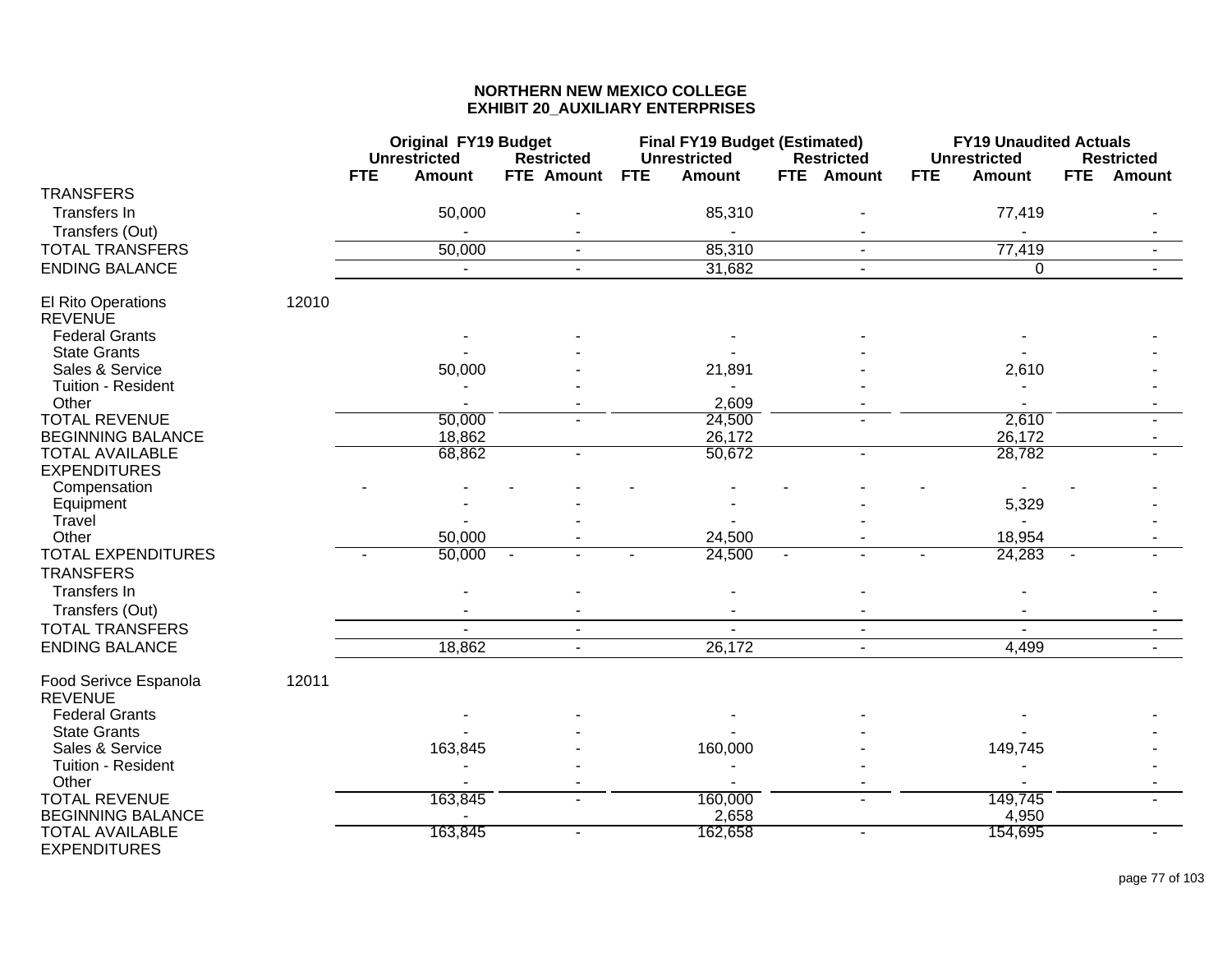# NORTHERN NEW MEXICO COLLEGE
## EXHIBIT 20_AUXILIARY ENTERPRISES

| | | Original FY19 Budget | | | | Final FY19 Budget (Estimated) | | | | FY19 Unaudited Actuals | | | |
|---|---|---|---|---|---|---|---|---|---|---|---|---|---|
| | | Unrestricted | | Restricted | | Unrestricted | | Restricted | | Unrestricted | | Restricted | |
| | | FTE | Amount | FTE | Amount | FTE | Amount | FTE | Amount | FTE | Amount | FTE | Amount |
| TRANSFERS | | | | | | | | | | | | | |
| Transfers In | | | 50,000 | | - | | 85,310 | | - | | 77,419 | | - |
| Transfers (Out) | | | - | | - | | - | | - | | - | | - |
| TOTAL TRANSFERS | | | 50,000 | | - | | 85,310 | | - | | 77,419 | | - |
| ENDING BALANCE | | | - | | - | | 31,682 | | - | | 0 | | - |
| El Rito Operations | 12010 | | | | | | | | | | | | |
| REVENUE | | | | | | | | | | | | | |
| Federal Grants | | | - | | - | | - | | - | | - | | - |
| State Grants | | | - | | - | | - | | - | | - | | - |
| Sales & Service | | | 50,000 | | - | | 21,891 | | - | | 2,610 | | - |
| Tuition - Resident | | | - | | - | | - | | - | | - | | - |
| Other | | | - | | - | | 2,609 | | - | | - | | - |
| TOTAL REVENUE | | | 50,000 | | - | | 24,500 | | - | | 2,610 | | - |
| BEGINNING BALANCE | | | 18,862 | | | | 26,172 | | | | 26,172 | | - |
| TOTAL AVAILABLE | | | 68,862 | | - | | 50,672 | | - | | 28,782 | | - |
| EXPENDITURES | | | | | | | | | | | | | |
| Compensation | | - | - | - | - | - | - | - | - | - | - | - | - |
| Equipment | | | - | | - | | - | | - | | 5,329 | | - |
| Travel | | | - | | - | | - | | - | | - | | - |
| Other | | | 50,000 | | - | | 24,500 | | - | | 18,954 | | - |
| TOTAL EXPENDITURES | | - | 50,000 | - | - | - | 24,500 | - | - | - | 24,283 | - | - |
| TRANSFERS | | | | | | | | | | | | | |
| Transfers In | | | - | | - | | - | | - | | - | | - |
| Transfers (Out) | | | - | | - | | - | | - | | - | | - |
| TOTAL TRANSFERS | | | - | | - | | - | | - | | - | | - |
| ENDING BALANCE | | | 18,862 | | - | | 26,172 | | - | | 4,499 | | - |
| Food Serivce Espanola | 12011 | | | | | | | | | | | | |
| REVENUE | | | | | | | | | | | | | |
| Federal Grants | | | - | | - | | - | | - | | - | | - |
| State Grants | | | - | | - | | - | | - | | - | | - |
| Sales & Service | | | 163,845 | | - | | 160,000 | | - | | 149,745 | | - |
| Tuition - Resident | | | - | | - | | - | | - | | - | | - |
| Other | | | - | | - | | - | | - | | - | | - |
| TOTAL REVENUE | | | 163,845 | | - | | 160,000 | | - | | 149,745 | | - |
| BEGINNING BALANCE | | | - | | | | 2,658 | | | | 4,950 | | |
| TOTAL AVAILABLE | | | 163,845 | | - | | 162,658 | | - | | 154,695 | | - |
| EXPENDITURES | | | | | | | | | | | | | |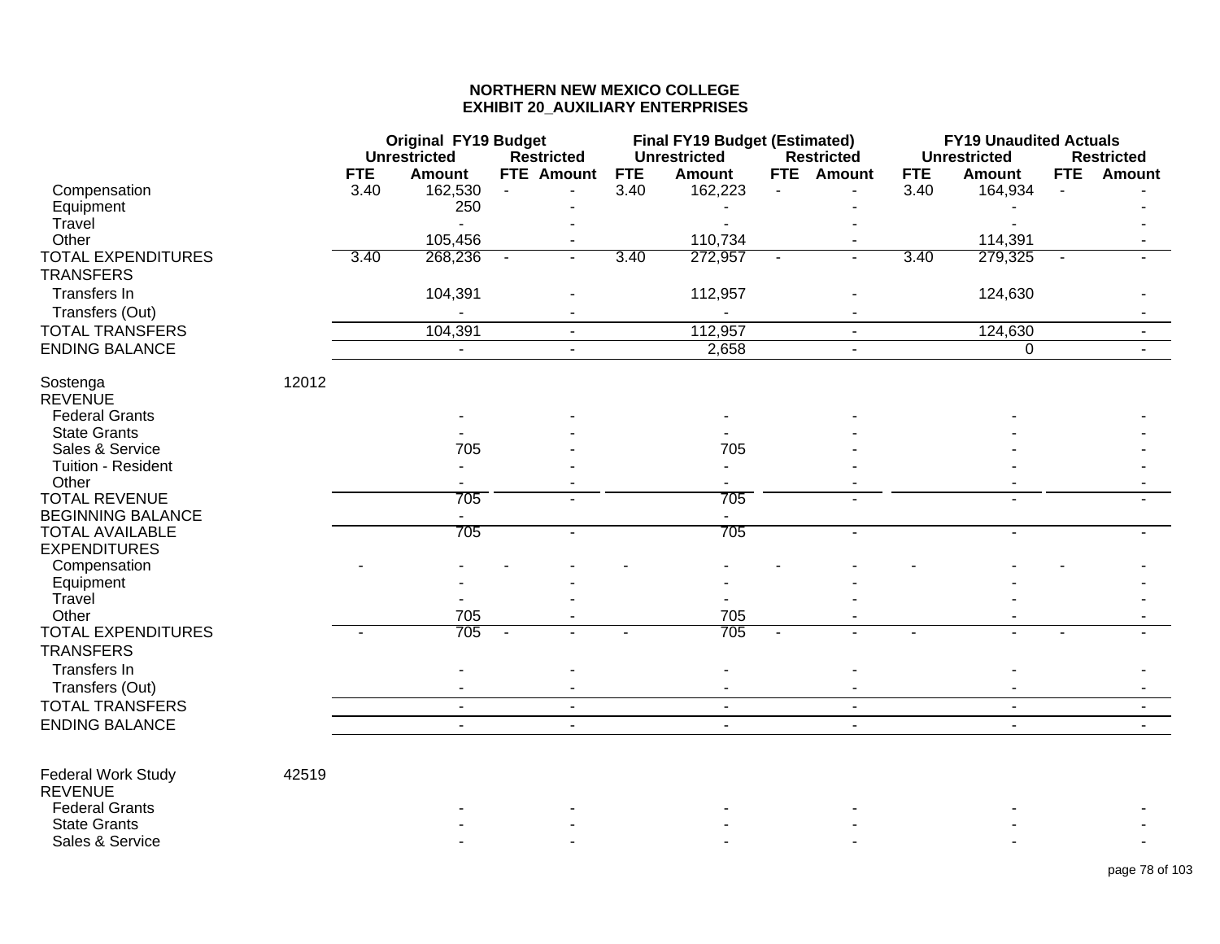# NORTHERN NEW MEXICO COLLEGE
## EXHIBIT 20_AUXILIARY ENTERPRISES

| | | Original FY19 Budget | | | | Final FY19 Budget (Estimated) | | | | FY19 Unaudited Actuals | | | |
|---|---|---|---|---|---|---|---|---|---|---|---|---|---|
| | | Unrestricted | | Restricted | | Unrestricted | | Restricted | | Unrestricted | | Restricted | |
| | | FTE | Amount | FTE | Amount | FTE | Amount | FTE | Amount | FTE | Amount | FTE | Amount |
| Compensation | | 3.40 | 162,530 | - | - | 3.40 | 162,223 | - | - | 3.40 | 164,934 | - | - |
| Equipment | | | 250 | | - | | - | | - | | - | | - |
| Travel | | | - | | - | | - | | - | | - | | - |
| Other | | | 105,456 | | - | | 110,734 | | - | | 114,391 | | - |
| TOTAL EXPENDITURES | | 3.40 | 268,236 | - | - | 3.40 | 272,957 | - | - | 3.40 | 279,325 | - | - |
| TRANSFERS | | | | | | | | | | | | | |
| Transfers In | | | 104,391 | | - | | 112,957 | | - | | 124,630 | | - |
| Transfers (Out) | | | - | | - | | - | | - | | | | - |
| TOTAL TRANSFERS | | | 104,391 | | - | | 112,957 | | - | | 124,630 | | - |
| ENDING BALANCE | | | - | | - | | 2,658 | | - | | 0 | | - |
| | | | | | | | | | | | | | |
| Sostenga | 12012 | | | | | | | | | | | | |
| REVENUE | | | | | | | | | | | | | |
| Federal Grants | | | - | | - | | - | | - | | - | | - |
| State Grants | | | - | | - | | - | | - | | - | | - |
| Sales & Service | | | 705 | | - | | 705 | | - | | - | | - |
| Tuition - Resident | | | - | | - | | - | | - | | - | | - |
| Other | | | - | | - | | - | | - | | - | | - |
| TOTAL REVENUE | | | 705 | | - | | 705 | | - | | - | | - |
| BEGINNING BALANCE | | | - | | | | - | | | | | | |
| TOTAL AVAILABLE | | | 705 | | - | | 705 | | - | | - | | - |
| EXPENDITURES | | | | | | | | | | | | | |
| Compensation | | - | - | - | - | - | - | - | - | - | - | - | - |
| Equipment | | | - | | - | | - | | - | | - | | - |
| Travel | | | - | | - | | - | | - | | - | | - |
| Other | | | 705 | | - | | 705 | | - | | - | | - |
| TOTAL EXPENDITURES | | - | 705 | - | - | - | 705 | - | - | - | - | - | - |
| TRANSFERS | | | | | | | | | | | | | |
| Transfers In | | | - | | - | | - | | - | | - | | - |
| Transfers (Out) | | | - | | - | | - | | - | | - | | - |
| TOTAL TRANSFERS | | | - | | - | | - | | - | | - | | - |
| ENDING BALANCE | | | - | | - | | - | | - | | - | | - |
| | | | | | | | | | | | | | |
| Federal Work Study | 42519 | | | | | | | | | | | | |
| REVENUE | | | | | | | | | | | | | |
| Federal Grants | | | - | | - | | - | | - | | - | | - |
| State Grants | | | - | | - | | - | | - | | - | | - |
| Sales & Service | | | - | | - | | - | | - | | - | | - |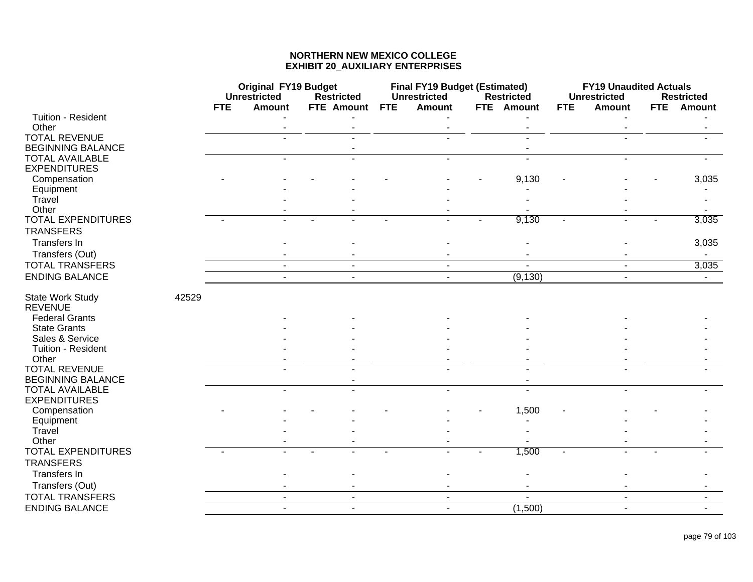# NORTHERN NEW MEXICO COLLEGE
## EXHIBIT 20_AUXILIARY ENTERPRISES

| | | Original FY19 Budget | | | | Final FY19 Budget (Estimated) | | | | FY19 Unaudited Actuals | | | |
|---|---|---|---|---|---|---|---|---|---|---|---|---|---|
| | | Unrestricted | | Restricted | | Unrestricted | | Restricted | | Unrestricted | | Restricted | |
| | | FTE | Amount | FTE | Amount | FTE | Amount | FTE | Amount | FTE | Amount | FTE | Amount |
| Tuition - Resident | | | - | | - | | - | | - | | - | | - |
| Other | | | - | | - | | - | | - | | - | | - |
| TOTAL REVENUE | | | - | | - | | - | | - | | - | | - |
| BEGINNING BALANCE | | | | | - | | | | - | | | | |
| TOTAL AVAILABLE | | | - | | - | | - | | - | | - | | - |
| EXPENDITURES | | | | | | | | | | | | | |
| Compensation | | - | - | - | - | - | - | - | 9,130 | - | - | - | 3,035 |
| Equipment | | | - | | - | | - | | - | | - | | - |
| Travel | | | - | | - | | - | | - | | - | | - |
| Other | | | - | | - | | - | | - | | - | | - |
| TOTAL EXPENDITURES | | - | - | - | - | - | - | - | 9,130 | - | - | - | 3,035 |
| TRANSFERS | | | | | | | | | | | | | |
| Transfers In | | | - | | - | | - | | - | | - | | 3,035 |
| Transfers (Out) | | | - | | - | | - | | - | | - | | - |
| TOTAL TRANSFERS | | | - | | - | | - | | - | | - | | 3,035 |
| ENDING BALANCE | | | - | | - | | - | | (9,130) | | - | | - |
| | | | | | | | | | | | | | |
| State Work Study | 42529 | | | | | | | | | | | | |
| REVENUE | | | | | | | | | | | | | |
| Federal Grants | | | - | | - | | - | | - | | - | | - |
| State Grants | | | - | | - | | - | | - | | - | | - |
| Sales & Service | | | - | | - | | - | | - | | - | | - |
| Tuition - Resident | | | - | | - | | - | | - | | - | | - |
| Other | | | - | | - | | - | | - | | - | | - |
| TOTAL REVENUE | | | - | | - | | - | | - | | - | | - |
| BEGINNING BALANCE | | | | | - | | | | - | | | | |
| TOTAL AVAILABLE | | | - | | - | | - | | - | | - | | - |
| EXPENDITURES | | | | | | | | | | | | | |
| Compensation | | - | - | - | - | - | - | - | 1,500 | - | - | - | - |
| Equipment | | | - | | - | | - | | - | | - | | - |
| Travel | | | - | | - | | - | | - | | - | | - |
| Other | | | - | | - | | - | | - | | - | | - |
| TOTAL EXPENDITURES | | - | - | - | - | - | - | - | 1,500 | - | - | - | - |
| TRANSFERS | | | | | | | | | | | | | |
| Transfers In | | | - | | - | | - | | - | | - | | - |
| Transfers (Out) | | | - | | - | | - | | - | | - | | - |
| TOTAL TRANSFERS | | | - | | - | | - | | - | | - | | - |
| ENDING BALANCE | | | - | | - | | - | | (1,500) | | - | | - |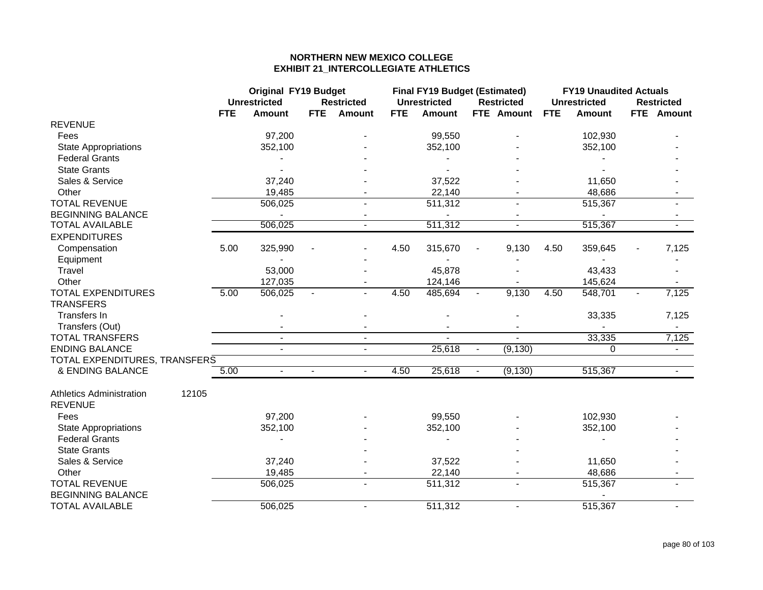**NORTHERN NEW MEXICO COLLEGE**
**EXHIBIT 21_INTERCOLLEGIATE ATHLETICS**

| | Original FY19 Budget | | | | Final FY19 Budget (Estimated) | | | | FY19 Unaudited Actuals | | | |
|---|---|---|---|---|---|---|---|---|---|---|---|---|
| | Unrestricted | | Restricted | | Unrestricted | | Restricted | | Unrestricted | | Restricted | |
| | FTE | Amount | FTE | Amount | FTE | Amount | FTE | Amount | FTE | Amount | FTE | Amount |
| REVENUE | | | | | | | | | | | | |
| Fees | | 97,200 | | - | | 99,550 | | - | | 102,930 | | - |
| State Appropriations | | 352,100 | | - | | 352,100 | | - | | 352,100 | | - |
| Federal Grants | | - | | - | | - | | - | | - | | - |
| State Grants | | - | | - | | - | | - | | - | | - |
| Sales & Service | | 37,240 | | - | | 37,522 | | - | | 11,650 | | - |
| Other | | 19,485 | | - | | 22,140 | | - | | 48,686 | | - |
| TOTAL REVENUE | | 506,025 | | - | | 511,312 | | - | | 515,367 | | - |
| BEGINNING BALANCE | | - | | - | | - | | - | | - | | - |
| TOTAL AVAILABLE | | 506,025 | | - | | 511,312 | | - | | 515,367 | | - |
| EXPENDITURES | | | | | | | | | | | | |
| Compensation | 5.00 | 325,990 | - | - | 4.50 | 315,670 | - | 9,130 | 4.50 | 359,645 | - | 7,125 |
| Equipment | | - | | - | | - | | - | | - | | - |
| Travel | | 53,000 | | - | | 45,878 | | - | | 43,433 | | - |
| Other | | 127,035 | | - | | 124,146 | | - | | 145,624 | | - |
| TOTAL EXPENDITURES | 5.00 | 506,025 | - | - | 4.50 | 485,694 | - | 9,130 | 4.50 | 548,701 | - | 7,125 |
| TRANSFERS | | | | | | | | | | | | |
| Transfers In | | - | | - | | - | | - | | 33,335 | | 7,125 |
| Transfers (Out) | | - | | - | | - | | - | | - | | - |
| TOTAL TRANSFERS | | - | | - | | - | | - | | 33,335 | | 7,125 |
| ENDING BALANCE | | - | | - | | 25,618 | - | (9,130) | | 0 | | - |
| TOTAL EXPENDITURES, TRANSFERS & ENDING BALANCE | 5.00 | - | - | - | 4.50 | 25,618 | - | (9,130) | | 515,367 | | - |
| Athletics Administration 12105 | | | | | | | | | | | | |
| REVENUE | | | | | | | | | | | | |
| Fees | | 97,200 | | - | | 99,550 | | - | | 102,930 | | - |
| State Appropriations | | 352,100 | | - | | 352,100 | | - | | 352,100 | | - |
| Federal Grants | | - | | - | | - | | - | | - | | - |
| State Grants | | | | - | | | | - | | | | - |
| Sales & Service | | 37,240 | | - | | 37,522 | | - | | 11,650 | | - |
| Other | | 19,485 | | - | | 22,140 | | - | | 48,686 | | - |
| TOTAL REVENUE | | 506,025 | | - | | 511,312 | | - | | 515,367 | | - |
| BEGINNING BALANCE | | | | | | | | | | - | | |
| TOTAL AVAILABLE | | 506,025 | | - | | 511,312 | | - | | 515,367 | | - |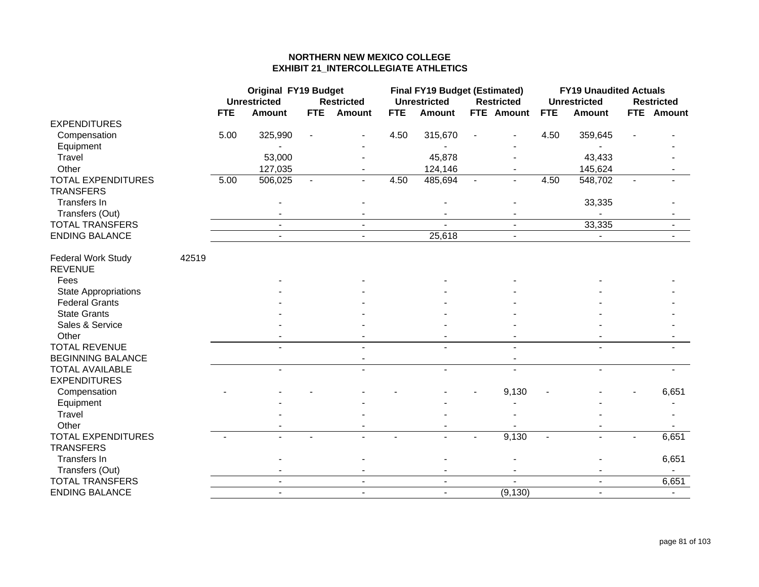# NORTHERN NEW MEXICO COLLEGE
## EXHIBIT 21_INTERCOLLEGIATE ATHLETICS

| | | Original FY19 Budget | | | | Final FY19 Budget (Estimated) | | | | FY19 Unaudited Actuals | | | |
|---|---|---|---|---|---|---|---|---|---|---|---|---|---|
| | | Unrestricted | | Restricted | | Unrestricted | | Restricted | | Unrestricted | | Restricted | |
| | | FTE | Amount | FTE | Amount | FTE | Amount | FTE | Amount | FTE | Amount | FTE | Amount |
| EXPENDITURES | | | | | | | | | | | | | |
| Compensation | | 5.00 | 325,990 | - | - | 4.50 | 315,670 | - | - | 4.50 | 359,645 | - | - |
| Equipment | | | - | | - | | - | | - | | - | | - |
| Travel | | | 53,000 | | - | | 45,878 | | - | | 43,433 | | - |
| Other | | | 127,035 | | - | | 124,146 | | - | | 145,624 | | - |
| TOTAL EXPENDITURES | | 5.00 | 506,025 | - | - | 4.50 | 485,694 | - | - | 4.50 | 548,702 | - | - |
| TRANSFERS | | | | | | | | | | | | | |
| Transfers In | | | - | | - | | - | | - | | 33,335 | | - |
| Transfers (Out) | | | - | | - | | - | | - | | - | | - |
| TOTAL TRANSFERS | | | - | | - | | - | | - | | 33,335 | | - |
| ENDING BALANCE | | | - | | - | | 25,618 | | - | | - | | - |
| | | | | | | | | | | | | | |
| Federal Work Study | 42519 | | | | | | | | | | | | |
| REVENUE | | | | | | | | | | | | | |
| Fees | | | - | | - | | - | | - | | - | | - |
| State Appropriations | | | - | | - | | - | | - | | - | | - |
| Federal Grants | | | - | | - | | - | | - | | - | | - |
| State Grants | | | - | | - | | - | | - | | - | | - |
| Sales & Service | | | - | | - | | - | | - | | - | | - |
| Other | | | - | | - | | - | | - | | - | | - |
| TOTAL REVENUE | | | - | | - | | - | | - | | - | | - |
| BEGINNING BALANCE | | | | | - | | | | - | | | | |
| TOTAL AVAILABLE | | | - | | - | | - | | - | | - | | - |
| EXPENDITURES | | | | | | | | | | | | | |
| Compensation | | - | - | - | - | - | - | - | 9,130 | - | - | - | 6,651 |
| Equipment | | | - | | - | | - | | - | | - | | - |
| Travel | | | - | | - | | - | | - | | - | | - |
| Other | | | - | | - | | - | | - | | - | | - |
| TOTAL EXPENDITURES | | - | - | - | - | - | - | - | 9,130 | - | - | - | 6,651 |
| TRANSFERS | | | | | | | | | | | | | |
| Transfers In | | | - | | - | | - | | - | | - | | 6,651 |
| Transfers (Out) | | | - | | - | | - | | - | | - | | - |
| TOTAL TRANSFERS | | | - | | - | | - | | - | | - | | 6,651 |
| ENDING BALANCE | | | - | | - | | - | | (9,130) | | - | | - |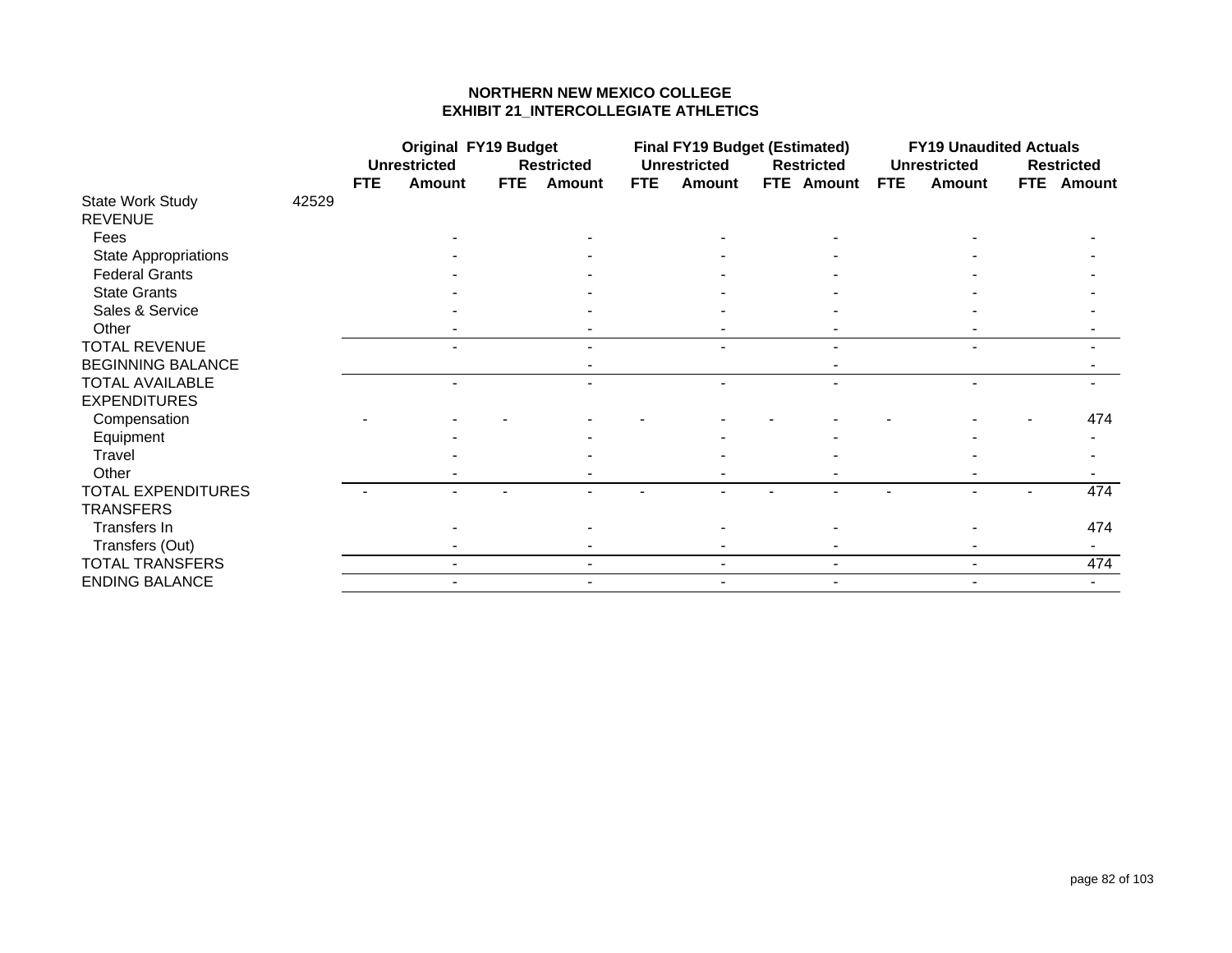# NORTHERN NEW MEXICO COLLEGE
## EXHIBIT 21_INTERCOLLEGIATE ATHLETICS

| | | Original FY19 Budget | | | | Final FY19 Budget (Estimated) | | | | FY19 Unaudited Actuals | | | |
|---|---|---|---|---|---|---|---|---|---|---|---|---|---|
| | | Unrestricted | | Restricted | | Unrestricted | | Restricted | | Unrestricted | | Restricted | |
| | | FTE | Amount | FTE | Amount | FTE | Amount | FTE | Amount | FTE | Amount | FTE | Amount |
| State Work Study | 42529 | | | | | | | | | | | | |
| REVENUE | | | | | | | | | | | | | |
| Fees | | | - | | - | | - | | - | | - | | - |
| State Appropriations | | | - | | - | | - | | - | | - | | - |
| Federal Grants | | | - | | - | | - | | - | | - | | - |
| State Grants | | | - | | - | | - | | - | | - | | - |
| Sales & Service | | | - | | - | | - | | - | | - | | - |
| Other | | | - | | - | | - | | - | | - | | - |
| TOTAL REVENUE | | | - | | - | | - | | - | | - | | - |
| BEGINNING BALANCE | | | | | - | | | | - | | | | - |
| TOTAL AVAILABLE | | | - | | - | | - | | - | | - | | - |
| EXPENDITURES | | | | | | | | | | | | | |
| Compensation | | - | - | - | - | - | - | - | - | - | - | - | 474 |
| Equipment | | | - | | - | | - | | - | | - | | - |
| Travel | | | - | | - | | - | | - | | - | | - |
| Other | | | - | | - | | - | | - | | - | | - |
| TOTAL EXPENDITURES | | - | - | - | - | - | - | - | - | - | - | - | 474 |
| TRANSFERS | | | | | | | | | | | | | |
| Transfers In | | | - | | - | | - | | - | | - | | 474 |
| Transfers (Out) | | | - | | - | | - | | - | | - | | - |
| TOTAL TRANSFERS | | | - | | - | | - | | - | | - | | 474 |
| ENDING BALANCE | | | - | | - | | - | | - | | - | | - |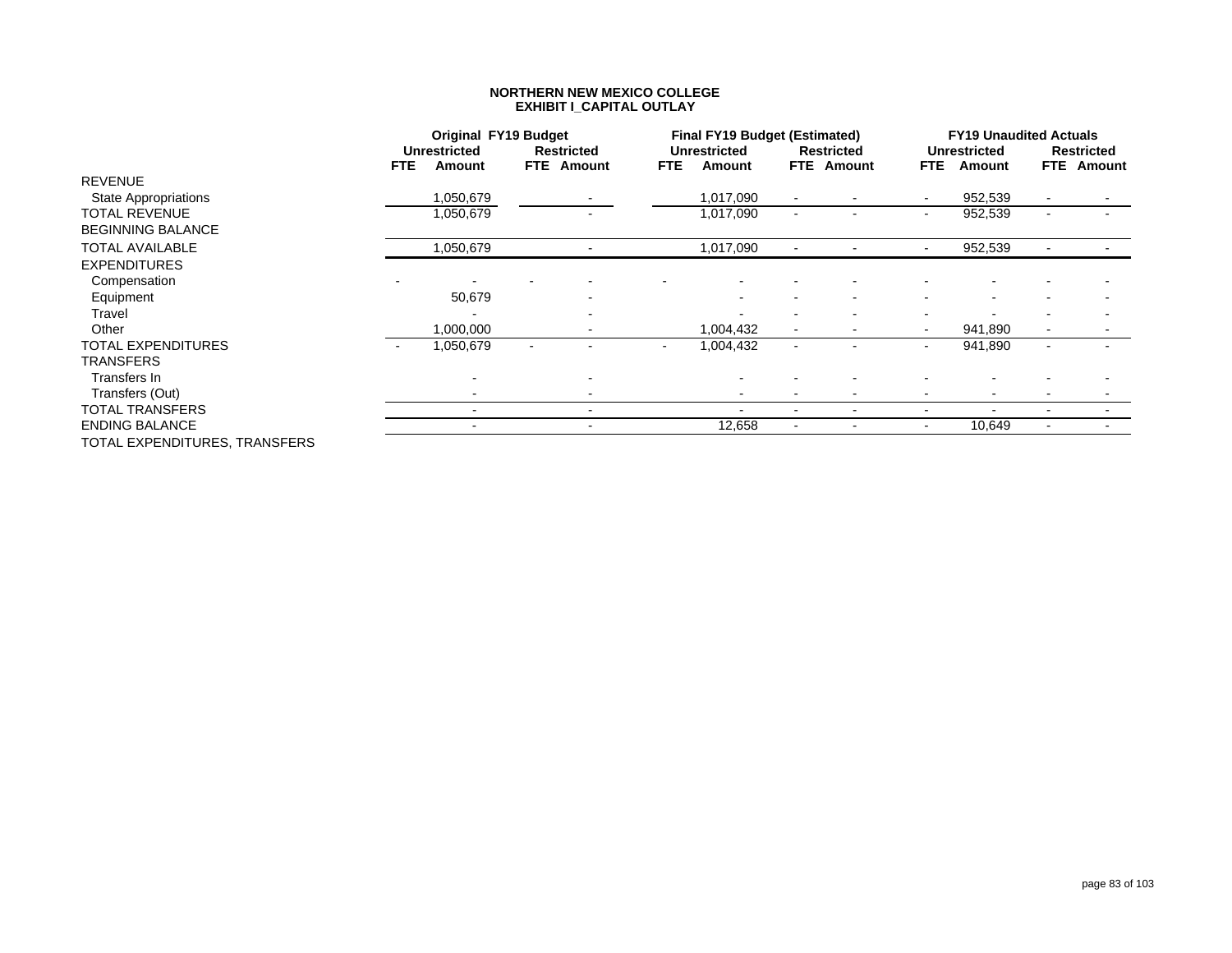**NORTHERN NEW MEXICO COLLEGE**
**EXHIBIT I_CAPITAL OUTLAY**

| | Original FY19 Budget | | | | Final FY19 Budget (Estimated) | | | | FY19 Unaudited Actuals | | | |
|---|---|---|---|---|---|---|---|---|---|---|---|---|
| | Unrestricted | | Restricted | | Unrestricted | | Restricted | | Unrestricted | | Restricted | |
| | FTE | Amount | FTE | Amount | FTE | Amount | FTE | Amount | FTE | Amount | FTE | Amount |
| REVENUE | | | | | | | | | | | | |
| State Appropriations | | 1,050,679 | | - | | 1,017,090 | - | - | - | 952,539 | - | - |
| TOTAL REVENUE | | 1,050,679 | | - | | 1,017,090 | - | - | - | 952,539 | - | - |
| BEGINNING BALANCE | | | | | | | | | | | | |
| TOTAL AVAILABLE | | 1,050,679 | | - | | 1,017,090 | - | - | - | 952,539 | - | - |
| EXPENDITURES | | | | | | | | | | | | |
| Compensation | - | - | - | - | - | - | - | - | - | - | - | - |
| Equipment | | 50,679 | | - | | - | - | - | - | - | - | - |
| Travel | | - | | - | | - | - | - | - | - | - | - |
| Other | | 1,000,000 | | - | | 1,004,432 | - | - | - | 941,890 | - | - |
| TOTAL EXPENDITURES | - | 1,050,679 | - | - | - | 1,004,432 | - | - | - | 941,890 | - | - |
| TRANSFERS | | | | | | | | | | | | |
| Transfers In | | - | | - | | - | - | - | - | - | - | - |
| Transfers (Out) | | - | | - | | - | - | - | - | - | - | - |
| TOTAL TRANSFERS | | - | | - | | - | - | - | - | - | - | - |
| ENDING BALANCE | | - | | - | | 12,658 | - | - | - | 10,649 | - | - |
| TOTAL EXPENDITURES, TRANSFERS | | | | | | | | | | | | |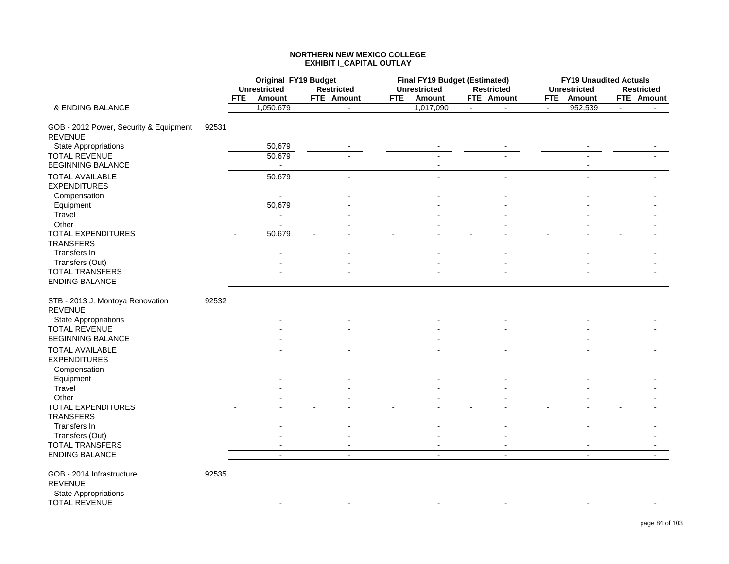# NORTHERN NEW MEXICO COLLEGE
## EXHIBIT I_CAPITAL OUTLAY

| | | Original FY19 Budget | | | | Final FY19 Budget (Estimated) | | | | FY19 Unaudited Actuals | | | |
|---|---|---|---|---|---|---|---|---|---|---|---|---|---|
| | | Unrestricted | | Restricted | | Unrestricted | | Restricted | | Unrestricted | | Restricted | |
| | | FTE | Amount | FTE | Amount | FTE | Amount | FTE | Amount | FTE | Amount | FTE | Amount |
| & ENDING BALANCE | | | 1,050,679 | | - | | 1,017,090 | - | - | - | 952,539 | - | - |
| GOB - 2012 Power, Security & Equipment | 92531 | | | | | | | | | | | | |
| REVENUE | | | | | | | | | | | | | |
| State Appropriations | | | 50,679 | | - | | - | | - | | - | | - |
| TOTAL REVENUE | | | 50,679 | | - | | - | | - | | - | | - |
| BEGINNING BALANCE | | | - | | | | - | | | | - | | |
| TOTAL AVAILABLE | | | 50,679 | | - | | - | | - | | - | | - |
| EXPENDITURES | | | | | | | | | | | | | |
| Compensation | | | - | | - | | - | | - | | - | | - |
| Equipment | | | 50,679 | | - | | - | | - | | - | | - |
| Travel | | | - | | - | | - | | - | | - | | - |
| Other | | | - | | - | | - | | - | | - | | - |
| TOTAL EXPENDITURES | | - | 50,679 | - | - | - | - | - | - | - | - | - | - |
| TRANSFERS | | | | | | | | | | | | | |
| Transfers In | | | - | | - | | - | | - | | - | | - |
| Transfers (Out) | | | - | | - | | - | | - | | - | | - |
| TOTAL TRANSFERS | | | - | | - | | - | | - | | - | | - |
| ENDING BALANCE | | | - | | - | | - | | - | | - | | - |
| STB - 2013 J. Montoya Renovation | 92532 | | | | | | | | | | | | |
| REVENUE | | | | | | | | | | | | | |
| State Appropriations | | | - | | - | | - | | - | | - | | - |
| TOTAL REVENUE | | | - | | - | | - | | - | | - | | - |
| BEGINNING BALANCE | | | - | | | | - | | | | - | | |
| TOTAL AVAILABLE | | | - | | - | | - | | - | | - | | - |
| EXPENDITURES | | | | | | | | | | | | | |
| Compensation | | | - | | - | | - | | - | | - | | - |
| Equipment | | | - | | - | | - | | - | | - | | - |
| Travel | | | - | | - | | - | | - | | - | | - |
| Other | | | - | | - | | - | | - | | - | | - |
| TOTAL EXPENDITURES | | - | - | - | - | - | - | - | - | - | - | - | - |
| TRANSFERS | | | | | | | | | | | | | |
| Transfers In | | | - | | - | | - | | - | | - | | - |
| Transfers (Out) | | | - | | - | | - | | - | | | | - |
| TOTAL TRANSFERS | | | - | | - | | - | | - | | - | | - |
| ENDING BALANCE | | | - | | - | | - | | - | | - | | - |
| GOB - 2014 Infrastructure | 92535 | | | | | | | | | | | | |
| REVENUE | | | | | | | | | | | | | |
| State Appropriations | | | - | | - | | - | | - | | - | | - |
| TOTAL REVENUE | | | - | | - | | - | | - | | - | | - |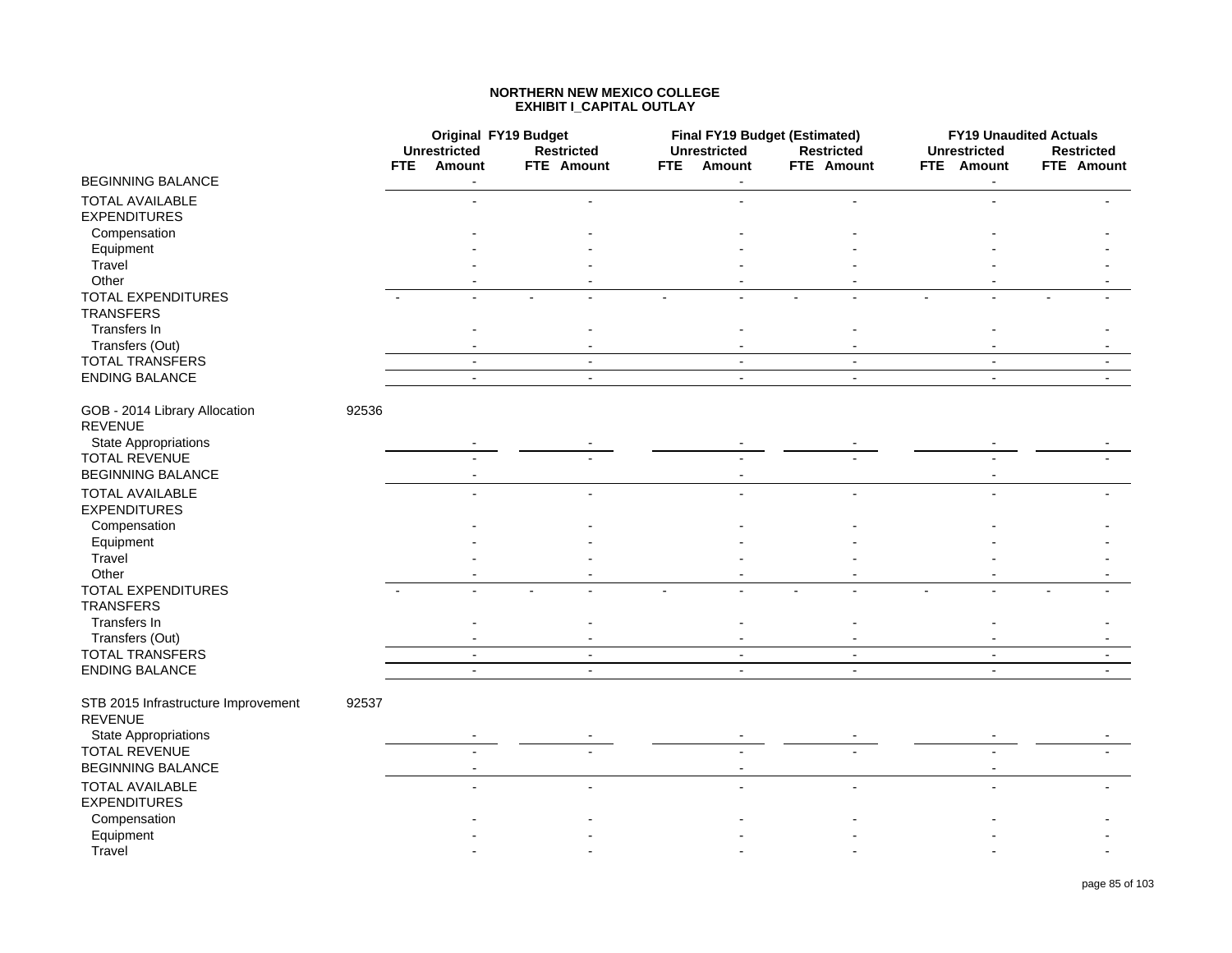# NORTHERN NEW MEXICO COLLEGE
## EXHIBIT I_CAPITAL OUTLAY

| | | Original FY19 Budget | | | | Final FY19 Budget (Estimated) | | | | FY19 Unaudited Actuals | | | |
|---|---|---|---|---|---|---|---|---|---|---|---|---|---|
| | | Unrestricted | | Restricted | | Unrestricted | | Restricted | | Unrestricted | | Restricted | |
| | | FTE | Amount | FTE | Amount | FTE | Amount | FTE | Amount | FTE | Amount | FTE | Amount |
| BEGINNING BALANCE | | | - | | | | - | | | | - | | |
| TOTAL AVAILABLE | | | - | | - | | - | | - | | - | | - |
| EXPENDITURES | | | | | | | | | | | | | |
| Compensation | | | - | | - | | - | | - | | - | | - |
| Equipment | | | - | | - | | - | | - | | - | | - |
| Travel | | | - | | - | | - | | - | | - | | - |
| Other | | | - | | - | | - | | - | | - | | - |
| TOTAL EXPENDITURES | | - | - | - | - | - | - | - | - | - | - | - | - |
| TRANSFERS | | | | | | | | | | | | | |
| Transfers In | | | - | | - | | - | | - | | - | | - |
| Transfers (Out) | | | - | | - | | - | | - | | - | | - |
| TOTAL TRANSFERS | | | - | | - | | - | | - | | - | | - |
| ENDING BALANCE | | | - | | - | | - | | - | | - | | - |
| | | | | | | | | | | | | | |
| GOB - 2014 Library Allocation | 92536 | | | | | | | | | | | | |
| REVENUE | | | | | | | | | | | | | |
| State Appropriations | | | - | | - | | - | | - | | - | | - |
| TOTAL REVENUE | | | - | | - | | - | | - | | - | | - |
| BEGINNING BALANCE | | | - | | | | - | | | | - | | |
| TOTAL AVAILABLE | | | - | | - | | - | | - | | - | | - |
| EXPENDITURES | | | | | | | | | | | | | |
| Compensation | | | - | | - | | - | | - | | - | | - |
| Equipment | | | - | | - | | - | | - | | - | | - |
| Travel | | | - | | - | | - | | - | | - | | - |
| Other | | | - | | - | | - | | - | | - | | - |
| TOTAL EXPENDITURES | | - | - | - | - | - | - | - | - | - | - | - | - |
| TRANSFERS | | | | | | | | | | | | | |
| Transfers In | | | - | | - | | - | | - | | - | | - |
| Transfers (Out) | | | - | | - | | - | | - | | - | | - |
| TOTAL TRANSFERS | | | - | | - | | - | | - | | - | | - |
| ENDING BALANCE | | | - | | - | | - | | - | | - | | - |
| | | | | | | | | | | | | | |
| STB 2015 Infrastructure Improvement | 92537 | | | | | | | | | | | | |
| REVENUE | | | | | | | | | | | | | |
| State Appropriations | | | - | | - | | - | | - | | - | | - |
| TOTAL REVENUE | | | - | | - | | - | | - | | - | | - |
| BEGINNING BALANCE | | | - | | | | - | | | | - | | |
| TOTAL AVAILABLE | | | - | | - | | - | | - | | - | | - |
| EXPENDITURES | | | | | | | | | | | | | |
| Compensation | | | - | | - | | - | | - | | - | | - |
| Equipment | | | - | | - | | - | | - | | - | | - |
| Travel | | | - | | - | | - | | - | | - | | - |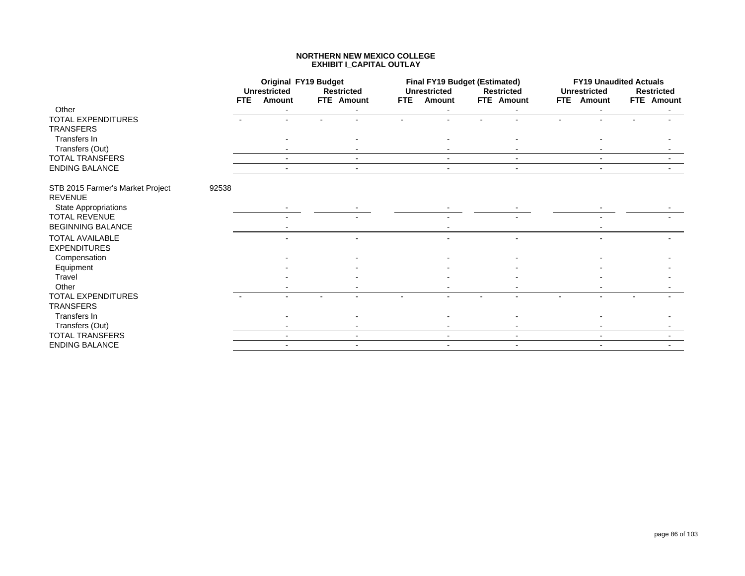**NORTHERN NEW MEXICO COLLEGE**
**EXHIBIT I_CAPITAL OUTLAY**

| | | Original FY19 Budget | | | | Final FY19 Budget (Estimated) | | | | FY19 Unaudited Actuals | | | |
|---|---|---|---|---|---|---|---|---|---|---|---|---|---|
| | | Unrestricted | | Restricted | | Unrestricted | | Restricted | | Unrestricted | | Restricted | |
| | | FTE | Amount | FTE | Amount | FTE | Amount | FTE | Amount | FTE | Amount | FTE | Amount |
| Other | | | - | | - | | - | | - | | - | | - |
| TOTAL EXPENDITURES | | - | - | - | - | - | - | - | - | - | - | - | - |
| TRANSFERS | | | | | | | | | | | | | |
| Transfers In | | | - | | - | | - | | - | | - | | - |
| Transfers (Out) | | | - | | - | | - | | - | | - | | - |
| TOTAL TRANSFERS | | | - | | - | | - | | - | | - | | - |
| ENDING BALANCE | | | - | | - | | - | | - | | - | | - |
| | | | | | | | | | | | | | |
| STB 2015 Farmer's Market Project | 92538 | | | | | | | | | | | | |
| REVENUE | | | | | | | | | | | | | |
| State Appropriations | | | - | | - | | - | | - | | - | | - |
| TOTAL REVENUE | | | - | | - | | - | | - | | - | | - |
| BEGINNING BALANCE | | | - | | | | - | | | | - | | |
| TOTAL AVAILABLE | | | - | | - | | - | | - | | - | | - |
| EXPENDITURES | | | | | | | | | | | | | |
| Compensation | | | - | | - | | - | | - | | - | | - |
| Equipment | | | - | | - | | - | | - | | - | | - |
| Travel | | | - | | - | | - | | - | | - | | - |
| Other | | | - | | - | | - | | - | | - | | - |
| TOTAL EXPENDITURES | | - | - | - | - | - | - | - | - | - | - | - | - |
| TRANSFERS | | | | | | | | | | | | | |
| Transfers In | | | - | | - | | - | | - | | - | | - |
| Transfers (Out) | | | - | | - | | - | | - | | - | | - |
| TOTAL TRANSFERS | | | - | | - | | - | | - | | - | | - |
| ENDING BALANCE | | | - | | - | | - | | - | | - | | - |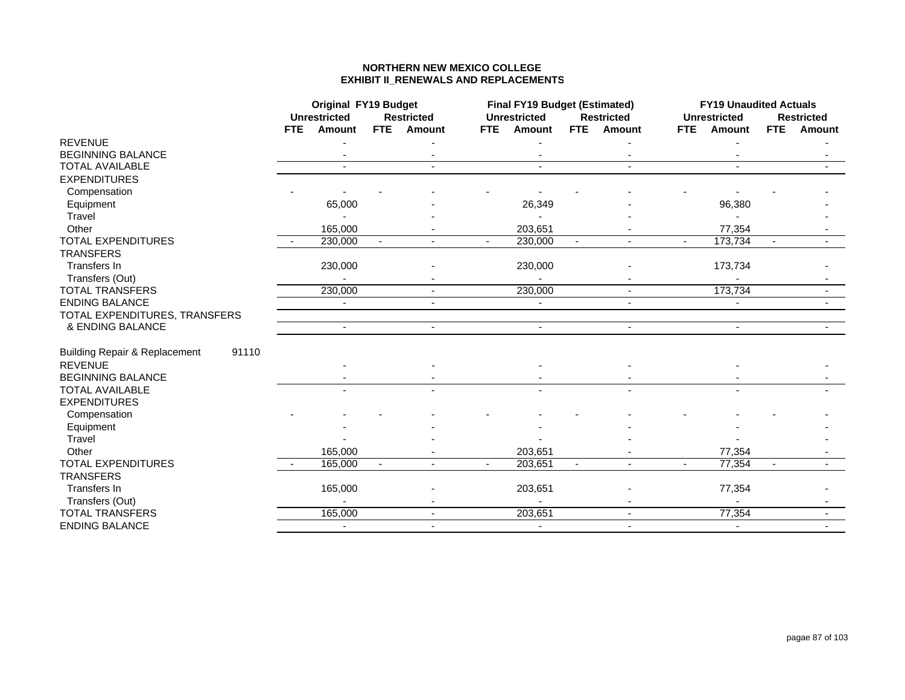# NORTHERN NEW MEXICO COLLEGE
## EXHIBIT II_RENEWALS AND REPLACEMENTS

| | Original FY19 Budget | | | | Final FY19 Budget (Estimated) | | | | FY19 Unaudited Actuals | | | |
|---|---|---|---|---|---|---|---|---|---|---|---|---|
| | Unrestricted | | Restricted | | Unrestricted | | Restricted | | Unrestricted | | Restricted | |
| | FTE | Amount | FTE | Amount | FTE | Amount | FTE | Amount | FTE | Amount | FTE | Amount |
| REVENUE | | - | | - | | - | | - | | - | | - |
| BEGINNING BALANCE | | - | | - | | - | | - | | - | | - |
| TOTAL AVAILABLE | | - | | - | | - | | - | | - | | - |
| EXPENDITURES | | | | | | | | | | | | |
| Compensation | - | - | - | - | - | - | - | - | - | - | - | - |
| Equipment | | 65,000 | | - | | 26,349 | | - | | 96,380 | | - |
| Travel | | - | | - | | - | | - | | - | | - |
| Other | | 165,000 | | - | | 203,651 | | - | | 77,354 | | - |
| TOTAL EXPENDITURES | - | 230,000 | - | - | - | 230,000 | - | - | - | 173,734 | - | - |
| TRANSFERS | | | | | | | | | | | | |
| Transfers In | | 230,000 | | - | | 230,000 | | - | | 173,734 | | - |
| Transfers (Out) | | - | | - | | - | | - | | - | | - |
| TOTAL TRANSFERS | | 230,000 | | - | | 230,000 | | - | | 173,734 | | - |
| ENDING BALANCE | | - | | - | | - | | - | | - | | - |
| TOTAL EXPENDITURES, TRANSFERS & ENDING BALANCE | | - | | - | | - | | - | | - | | - |
| | | | | | | | | | | | | |
| Building Repair & Replacement 91110 | | | | | | | | | | | | |
| REVENUE | | - | | - | | - | | - | | - | | - |
| BEGINNING BALANCE | | - | | - | | - | | - | | - | | - |
| TOTAL AVAILABLE | | - | | - | | - | | - | | - | | - |
| EXPENDITURES | | | | | | | | | | | | |
| Compensation | - | - | - | - | - | - | - | - | - | - | - | - |
| Equipment | | - | | - | | - | | - | | - | | - |
| Travel | | - | | - | | - | | - | | - | | - |
| Other | | 165,000 | | - | | 203,651 | | - | | 77,354 | | - |
| TOTAL EXPENDITURES | - | 165,000 | - | - | - | 203,651 | - | - | - | 77,354 | - | - |
| TRANSFERS | | | | | | | | | | | | |
| Transfers In | | 165,000 | | - | | 203,651 | | - | | 77,354 | | - |
| Transfers (Out) | | - | | - | | - | | - | | - | | - |
| TOTAL TRANSFERS | | 165,000 | | - | | 203,651 | | - | | 77,354 | | - |
| ENDING BALANCE | | - | | - | | - | | - | | - | | - |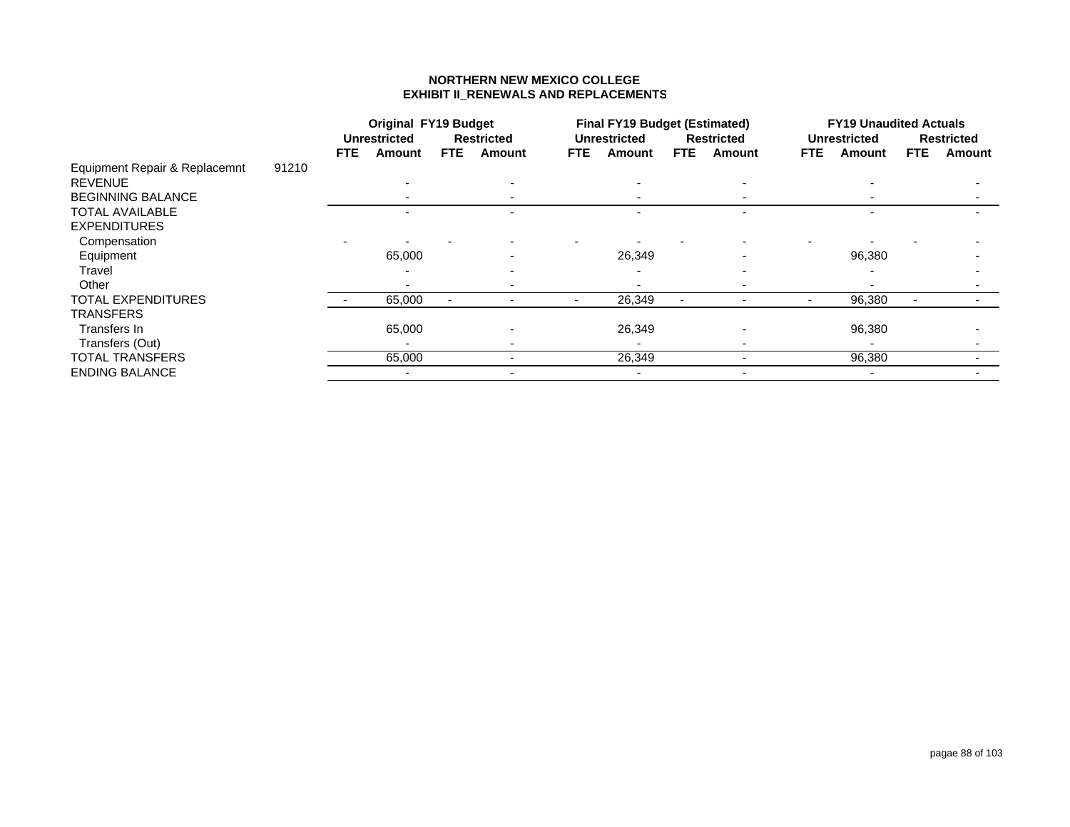# NORTHERN NEW MEXICO COLLEGE
## EXHIBIT II_RENEWALS AND REPLACEMENTS

| | | Original FY19 Budget | | | | Final FY19 Budget (Estimated) | | | | FY19 Unaudited Actuals | | | |
|---|---|---|---|---|---|---|---|---|---|---|---|---|---|
| | | Unrestricted | | Restricted | | Unrestricted | | Restricted | | Unrestricted | | Restricted | |
| | | FTE | Amount | FTE | Amount | FTE | Amount | FTE | Amount | FTE | Amount | FTE | Amount |
| Equipment Repair & Replacemnt | 91210 | | | | | | | | | | | | |
| REVENUE | | | - | | - | | - | | - | | - | | - |
| BEGINNING BALANCE | | | - | | - | | - | | - | | - | | - |
| TOTAL AVAILABLE | | | - | | - | | - | | - | | - | | - |
| EXPENDITURES | | | | | | | | | | | | | |
| Compensation | | - | - | - | - | - | - | - | - | - | - | - | - |
| Equipment | | | 65,000 | | - | | 26,349 | | - | | 96,380 | | - |
| Travel | | | - | | - | | - | | - | | - | | - |
| Other | | | - | | - | | - | | - | | - | | - |
| TOTAL EXPENDITURES | | - | 65,000 | - | - | - | 26,349 | - | - | - | 96,380 | - | - |
| TRANSFERS | | | | | | | | | | | | | |
| Transfers In | | | 65,000 | | - | | 26,349 | | - | | 96,380 | | - |
| Transfers (Out) | | | - | | - | | - | | - | | - | | - |
| TOTAL TRANSFERS | | | 65,000 | | - | | 26,349 | | - | | 96,380 | | - |
| ENDING BALANCE | | | - | | - | | - | | - | | - | | - |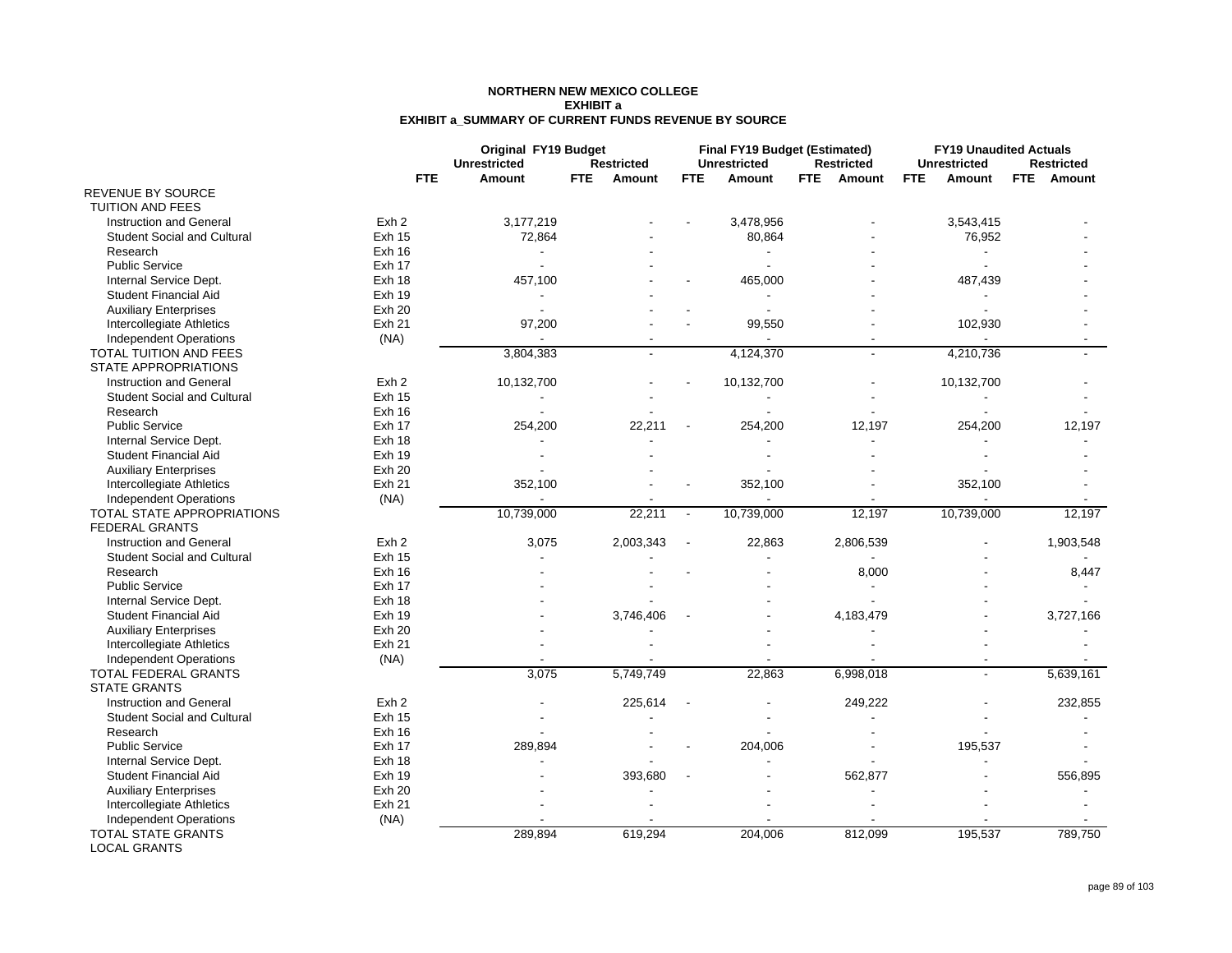**NORTHERN NEW MEXICO COLLEGE**
**EXHIBIT a**
**EXHIBIT a_SUMMARY OF CURRENT FUNDS REVENUE BY SOURCE**

| | | Original FY19 Budget | | | | Final FY19 Budget (Estimated) | | | | FY19 Unaudited Actuals | | | |
|---|---|---|---|---|---|---|---|---|---|---|---|---|---|
| | | Unrestricted | | Restricted | | Unrestricted | | Restricted | | Unrestricted | | Restricted | |
| | | FTE | Amount | FTE | Amount | FTE | Amount | FTE | Amount | FTE | Amount | FTE | Amount |
| REVENUE BY SOURCE | | | | | | | | | | | | | |
| TUITION AND FEES | | | | | | | | | | | | | |
| Instruction and General | Exh 2 | | 3,177,219 | | - | - | 3,478,956 | | - | | 3,543,415 | | - |
| Student Social and Cultural | Exh 15 | | 72,864 | | - | | 80,864 | | - | | 76,952 | | - |
| Research | Exh 16 | | - | | - | | - | | - | | - | | - |
| Public Service | Exh 17 | | - | | - | | - | | - | | - | | - |
| Internal Service Dept. | Exh 18 | | 457,100 | | - | - | 465,000 | | - | | 487,439 | | - |
| Student Financial Aid | Exh 19 | | - | | - | | - | | - | | - | | - |
| Auxiliary Enterprises | Exh 20 | | - | | - | - | - | | - | | - | | - |
| Intercollegiate Athletics | Exh 21 | | 97,200 | | - | - | 99,550 | | - | | 102,930 | | - |
| Independent Operations | (NA) | | - | | - | | - | | - | | - | | - |
| TOTAL TUITION AND FEES | | | 3,804,383 | | - | | 4,124,370 | | - | | 4,210,736 | | - |
| STATE APPROPRIATIONS | | | | | | | | | | | | | |
| Instruction and General | Exh 2 | | 10,132,700 | | - | - | 10,132,700 | | - | | 10,132,700 | | - |
| Student Social and Cultural | Exh 15 | | - | | - | | - | | - | | - | | - |
| Research | Exh 16 | | - | | - | | - | | - | | - | | - |
| Public Service | Exh 17 | | 254,200 | | 22,211 | - | 254,200 | | 12,197 | | 254,200 | | 12,197 |
| Internal Service Dept. | Exh 18 | | - | | - | | - | | - | | - | | - |
| Student Financial Aid | Exh 19 | | - | | - | | - | | - | | - | | - |
| Auxiliary Enterprises | Exh 20 | | - | | - | | - | | - | | - | | - |
| Intercollegiate Athletics | Exh 21 | | 352,100 | | - | - | 352,100 | | - | | 352,100 | | - |
| Independent Operations | (NA) | | - | | - | | - | | - | | - | | - |
| TOTAL STATE APPROPRIATIONS | | | 10,739,000 | | 22,211 | - | 10,739,000 | | 12,197 | | 10,739,000 | | 12,197 |
| FEDERAL GRANTS | | | | | | | | | | | | | |
| Instruction and General | Exh 2 | | 3,075 | | 2,003,343 | - | 22,863 | | 2,806,539 | | - | | 1,903,548 |
| Student Social and Cultural | Exh 15 | | - | | - | | - | | - | | - | | - |
| Research | Exh 16 | | - | | - | - | - | | 8,000 | | - | | 8,447 |
| Public Service | Exh 17 | | - | | - | | - | | - | | - | | - |
| Internal Service Dept. | Exh 18 | | - | | - | | - | | - | | - | | - |
| Student Financial Aid | Exh 19 | | - | | 3,746,406 | - | - | | 4,183,479 | | - | | 3,727,166 |
| Auxiliary Enterprises | Exh 20 | | - | | - | | - | | - | | - | | - |
| Intercollegiate Athletics | Exh 21 | | - | | - | | - | | - | | - | | - |
| Independent Operations | (NA) | | - | | - | | - | | - | | - | | - |
| TOTAL FEDERAL GRANTS | | | 3,075 | | 5,749,749 | | 22,863 | | 6,998,018 | | - | | 5,639,161 |
| STATE GRANTS | | | | | | | | | | | | | |
| Instruction and General | Exh 2 | | - | | 225,614 | - | - | | 249,222 | | - | | 232,855 |
| Student Social and Cultural | Exh 15 | | - | | - | | - | | - | | - | | - |
| Research | Exh 16 | | - | | - | | - | | - | | - | | - |
| Public Service | Exh 17 | | 289,894 | | - | - | 204,006 | | - | | 195,537 | | - |
| Internal Service Dept. | Exh 18 | | - | | - | | - | | - | | - | | - |
| Student Financial Aid | Exh 19 | | - | | 393,680 | - | - | | 562,877 | | - | | 556,895 |
| Auxiliary Enterprises | Exh 20 | | - | | - | | - | | - | | - | | - |
| Intercollegiate Athletics | Exh 21 | | - | | - | | - | | - | | - | | - |
| Independent Operations | (NA) | | - | | - | | - | | - | | - | | - |
| TOTAL STATE GRANTS | | | 289,894 | | 619,294 | | 204,006 | | 812,099 | | 195,537 | | 789,750 |
| LOCAL GRANTS | | | | | | | | | | | | | |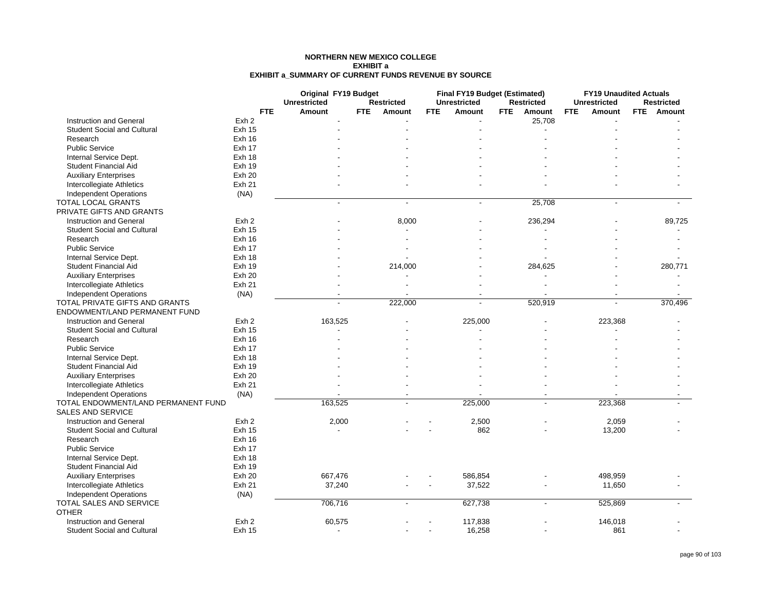# NORTHERN NEW MEXICO COLLEGE
## EXHIBIT a
### EXHIBIT a_SUMMARY OF CURRENT FUNDS REVENUE BY SOURCE

| | | Original FY19 Budget | | | | Final FY19 Budget (Estimated) | | | | FY19 Unaudited Actuals | | | |
|---|---|---|---|---|---|---|---|---|---|---|---|---|---|
| | | Unrestricted | | Restricted | | Unrestricted | | Restricted | | Unrestricted | | Restricted | |
| | | FTE | Amount | FTE | Amount | FTE | Amount | FTE | Amount | FTE | Amount | FTE | Amount |
| Instruction and General | Exh 2 | | - | | - | | - | | 25,708 | | - | | - |
| Student Social and Cultural | Exh 15 | | - | | - | | - | | - | | - | | - |
| Research | Exh 16 | | - | | - | | - | | - | | - | | - |
| Public Service | Exh 17 | | - | | - | | - | | - | | - | | - |
| Internal Service Dept. | Exh 18 | | - | | - | | - | | - | | - | | - |
| Student Financial Aid | Exh 19 | | - | | - | | - | | - | | - | | - |
| Auxiliary Enterprises | Exh 20 | | - | | - | | - | | - | | - | | - |
| Intercollegiate Athletics | Exh 21 | | - | | - | | - | | - | | - | | - |
| Independent Operations | (NA) | | | | | | | | | | | | |
| TOTAL LOCAL GRANTS | | | - | | - | | - | | 25,708 | | - | | - |
| PRIVATE GIFTS AND GRANTS | | | | | | | | | | | | | |
| Instruction and General | Exh 2 | | - | | 8,000 | | - | | 236,294 | | - | | 89,725 |
| Student Social and Cultural | Exh 15 | | - | | - | | - | | - | | - | | - |
| Research | Exh 16 | | - | | - | | - | | - | | - | | - |
| Public Service | Exh 17 | | - | | - | | - | | - | | - | | - |
| Internal Service Dept. | Exh 18 | | - | | - | | - | | - | | - | | - |
| Student Financial Aid | Exh 19 | | - | | 214,000 | | - | | 284,625 | | - | | 280,771 |
| Auxiliary Enterprises | Exh 20 | | - | | - | | - | | - | | - | | - |
| Intercollegiate Athletics | Exh 21 | | - | | - | | - | | - | | - | | - |
| Independent Operations | (NA) | | - | | - | | - | | - | | - | | - |
| TOTAL PRIVATE GIFTS AND GRANTS | | | - | | 222,000 | | - | | 520,919 | | - | | 370,496 |
| ENDOWMENT/LAND PERMANENT FUND | | | | | | | | | | | | | |
| Instruction and General | Exh 2 | | 163,525 | | - | | 225,000 | | - | | 223,368 | | - |
| Student Social and Cultural | Exh 15 | | - | | - | | - | | - | | - | | - |
| Research | Exh 16 | | - | | - | | - | | - | | - | | - |
| Public Service | Exh 17 | | - | | - | | - | | - | | - | | - |
| Internal Service Dept. | Exh 18 | | - | | - | | - | | - | | - | | - |
| Student Financial Aid | Exh 19 | | - | | - | | - | | - | | - | | - |
| Auxiliary Enterprises | Exh 20 | | - | | - | | - | | - | | - | | - |
| Intercollegiate Athletics | Exh 21 | | - | | - | | - | | - | | - | | - |
| Independent Operations | (NA) | | - | | - | | - | | - | | - | | - |
| TOTAL ENDOWMENT/LAND PERMANENT FUND | | | 163,525 | | - | | 225,000 | | - | | 223,368 | | - |
| SALES AND SERVICE | | | | | | | | | | | | | |
| Instruction and General | Exh 2 | | 2,000 | | - | - | 2,500 | | - | | 2,059 | | - |
| Student Social and Cultural | Exh 15 | | - | | - | - | 862 | | - | | 13,200 | | - |
| Research | Exh 16 | | | | | | | | | | | | |
| Public Service | Exh 17 | | | | | | | | | | | | |
| Internal Service Dept. | Exh 18 | | | | | | | | | | | | |
| Student Financial Aid | Exh 19 | | | | | | | | | | | | |
| Auxiliary Enterprises | Exh 20 | | 667,476 | | - | - | 586,854 | | - | | 498,959 | | - |
| Intercollegiate Athletics | Exh 21 | | 37,240 | | - | - | 37,522 | | - | | 11,650 | | - |
| Independent Operations | (NA) | | | | | | | | | | | | |
| TOTAL SALES AND SERVICE | | | 706,716 | | - | | 627,738 | | - | | 525,869 | | - |
| OTHER | | | | | | | | | | | | | |
| Instruction and General | Exh 2 | | 60,575 | | - | - | 117,838 | | - | | 146,018 | | - |
| Student Social and Cultural | Exh 15 | | - | | - | - | 16,258 | | - | | 861 | | - |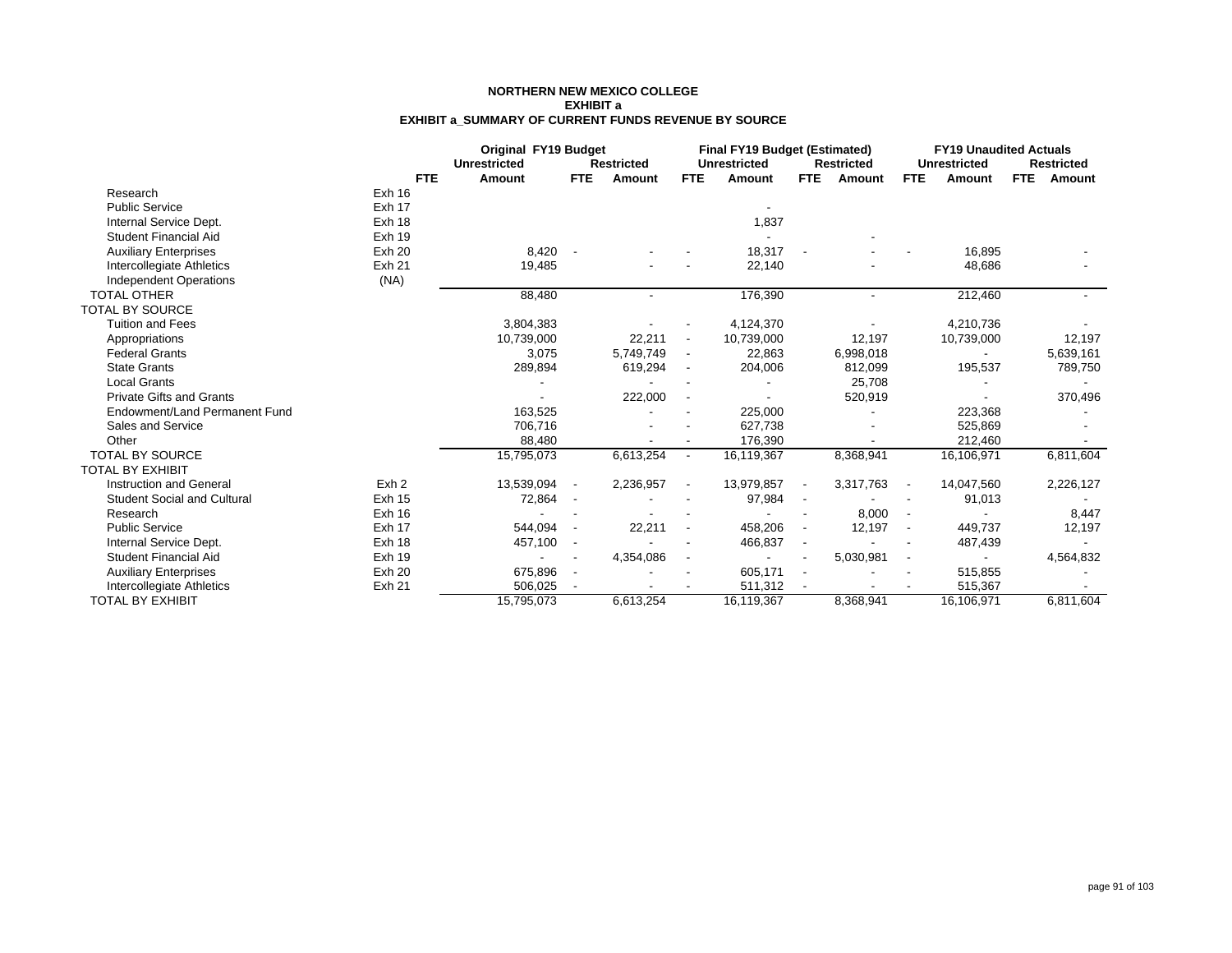**NORTHERN NEW MEXICO COLLEGE**
**EXHIBIT a**
**EXHIBIT a_SUMMARY OF CURRENT FUNDS REVENUE BY SOURCE**

| | | Original FY19 Budget | | | | Final FY19 Budget (Estimated) | | | | FY19 Unaudited Actuals | | | |
|---|---|---|---|---|---|---|---|---|---|---|---|---|---|
| | | Unrestricted | | Restricted | | Unrestricted | | Restricted | | Unrestricted | | Restricted | |
| | | FTE | Amount | FTE | Amount | FTE | Amount | FTE | Amount | FTE | Amount | FTE | Amount |
| Research | Exh 16 | | | | | | | | | | | | |
| Public Service | Exh 17 | | | | | | - | | | | | | |
| Internal Service Dept. | Exh 18 | | | | | | 1,837 | | | | | | |
| Student Financial Aid | Exh 19 | | | | | | - | | - | | | | |
| Auxiliary Enterprises | Exh 20 | | 8,420 | - | - | - | 18,317 | - | - | - | 16,895 | | - |
| Intercollegiate Athletics | Exh 21 | | 19,485 | | - | - | 22,140 | | - | | 48,686 | | - |
| Independent Operations | (NA) | | | | | | | | | | | | |
| TOTAL OTHER | | | 88,480 | | - | | 176,390 | | - | | 212,460 | | - |
| TOTAL BY SOURCE | | | | | | | | | | | | | |
| Tuition and Fees | | | 3,804,383 | | - | - | 4,124,370 | | - | | 4,210,736 | | - |
| Appropriations | | | 10,739,000 | | 22,211 | - | 10,739,000 | | 12,197 | | 10,739,000 | | 12,197 |
| Federal Grants | | | 3,075 | | 5,749,749 | - | 22,863 | | 6,998,018 | | - | | 5,639,161 |
| State Grants | | | 289,894 | | 619,294 | - | 204,006 | | 812,099 | | 195,537 | | 789,750 |
| Local Grants | | | - | | - | - | - | | 25,708 | | - | | - |
| Private Gifts and Grants | | | - | | 222,000 | - | - | | 520,919 | | - | | 370,496 |
| Endowment/Land Permanent Fund | | | 163,525 | | - | - | 225,000 | | - | | 223,368 | | - |
| Sales and Service | | | 706,716 | | - | - | 627,738 | | - | | 525,869 | | - |
| Other | | | 88,480 | | - | - | 176,390 | | - | | 212,460 | | - |
| TOTAL BY SOURCE | | | 15,795,073 | | 6,613,254 | - | 16,119,367 | | 8,368,941 | | 16,106,971 | | 6,811,604 |
| TOTAL BY EXHIBIT | | | | | | | | | | | | | |
| Instruction and General | Exh 2 | | 13,539,094 | - | 2,236,957 | - | 13,979,857 | - | 3,317,763 | - | 14,047,560 | | 2,226,127 |
| Student Social and Cultural | Exh 15 | | 72,864 | - | - | - | 97,984 | - | - | - | 91,013 | | - |
| Research | Exh 16 | | - | - | - | - | - | - | 8,000 | - | - | | 8,447 |
| Public Service | Exh 17 | | 544,094 | - | 22,211 | - | 458,206 | - | 12,197 | - | 449,737 | | 12,197 |
| Internal Service Dept. | Exh 18 | | 457,100 | - | - | - | 466,837 | - | - | - | 487,439 | | - |
| Student Financial Aid | Exh 19 | | - | - | 4,354,086 | - | - | - | 5,030,981 | - | - | | 4,564,832 |
| Auxiliary Enterprises | Exh 20 | | 675,896 | - | - | - | 605,171 | - | - | - | 515,855 | | - |
| Intercollegiate Athletics | Exh 21 | | 506,025 | - | - | - | 511,312 | - | - | - | 515,367 | | - |
| TOTAL BY EXHIBIT | | | 15,795,073 | | 6,613,254 | | 16,119,367 | | 8,368,941 | | 16,106,971 | | 6,811,604 |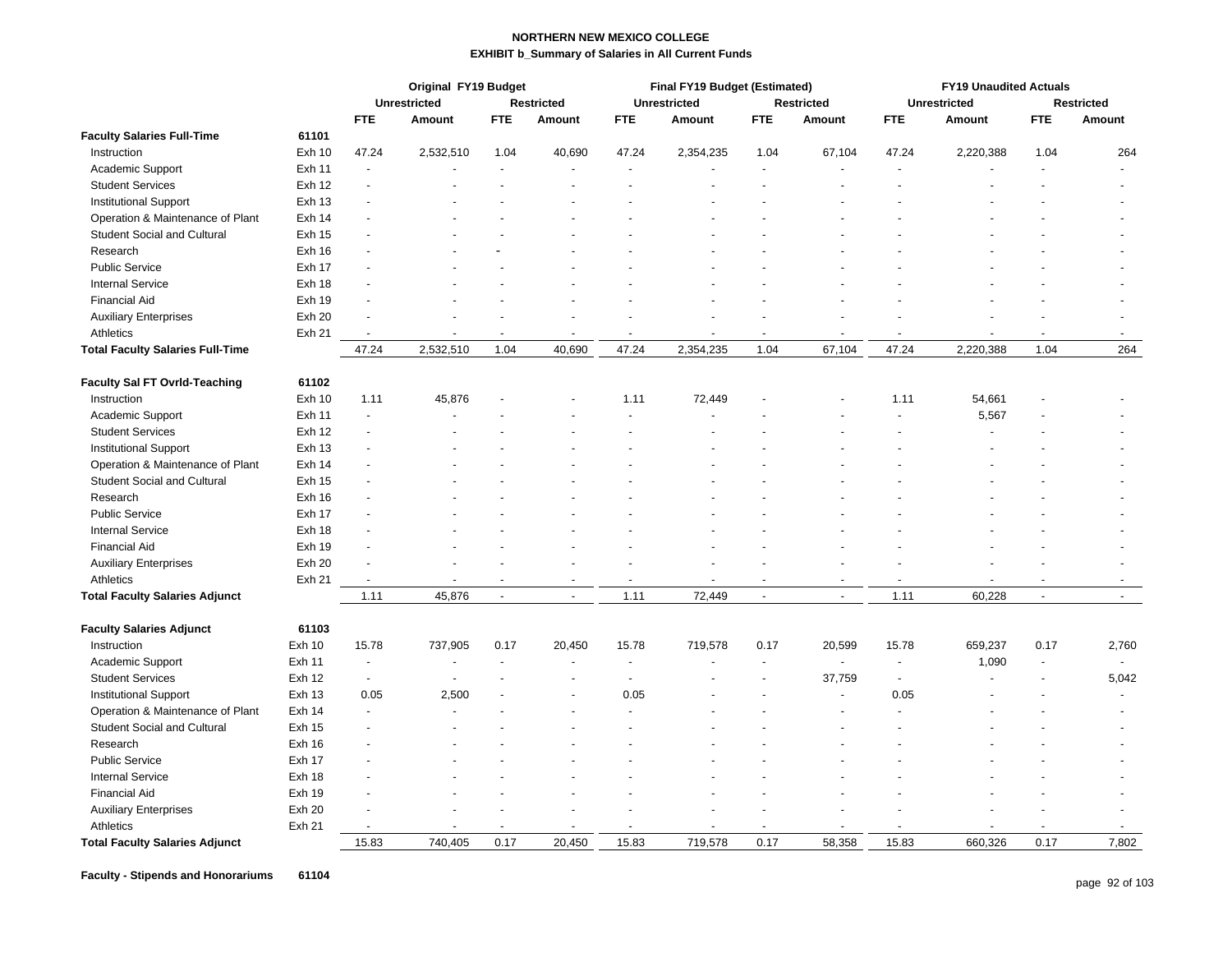**NORTHERN NEW MEXICO COLLEGE**
**EXHIBIT b_Summary of Salaries in All Current Funds**

| | | Original FY19 Budget | | | | Final FY19 Budget (Estimated) | | | | FY19 Unaudited Actuals | | | |
|---|---|---|---|---|---|---|---|---|---|---|---|---|---|
| | | Unrestricted | | Restricted | | Unrestricted | | Restricted | | Unrestricted | | Restricted | |
| | | FTE | Amount | FTE | Amount | FTE | Amount | FTE | Amount | FTE | Amount | FTE | Amount |
| **Faculty Salaries Full-Time** | 61101 | | | | | | | | | | | | |
| Instruction | Exh 10 | 47.24 | 2,532,510 | 1.04 | 40,690 | 47.24 | 2,354,235 | 1.04 | 67,104 | 47.24 | 2,220,388 | 1.04 | 264 |
| Academic Support | Exh 11 | - | - | - | - | - | - | - | - | - | - | - | - |
| Student Services | Exh 12 | - | - | - | - | - | - | - | - | - | - | - | - |
| Institutional Support | Exh 13 | - | - | - | - | - | - | - | - | - | - | - | - |
| Operation & Maintenance of Plant | Exh 14 | - | - | - | - | - | - | - | - | - | - | - | - |
| Student Social and Cultural | Exh 15 | - | - | - | - | - | - | - | - | - | - | - | - |
| Research | Exh 16 | - | - | - | - | - | - | - | - | - | - | - | - |
| Public Service | Exh 17 | - | - | - | - | - | - | - | - | - | - | - | - |
| Internal Service | Exh 18 | - | - | - | - | - | - | - | - | - | - | - | - |
| Financial Aid | Exh 19 | - | - | - | - | - | - | - | - | - | - | - | - |
| Auxiliary Enterprises | Exh 20 | - | - | - | - | - | - | - | - | - | - | - | - |
| Athletics | Exh 21 | - | - | - | - | - | - | - | - | - | - | - | - |
| **Total Faculty Salaries Full-Time** | | 47.24 | 2,532,510 | 1.04 | 40,690 | 47.24 | 2,354,235 | 1.04 | 67,104 | 47.24 | 2,220,388 | 1.04 | 264 |
| | | | | | | | | | | | | | |
| **Faculty Sal FT Ovrld-Teaching** | 61102 | | | | | | | | | | | | |
| Instruction | Exh 10 | 1.11 | 45,876 | - | - | 1.11 | 72,449 | - | - | 1.11 | 54,661 | - | - |
| Academic Support | Exh 11 | - | - | - | - | - | - | - | - | - | 5,567 | - | - |
| Student Services | Exh 12 | - | - | - | - | - | - | - | - | - | - | - | - |
| Institutional Support | Exh 13 | - | - | - | - | - | - | - | - | - | - | - | - |
| Operation & Maintenance of Plant | Exh 14 | - | - | - | - | - | - | - | - | - | - | - | - |
| Student Social and Cultural | Exh 15 | - | - | - | - | - | - | - | - | - | - | - | - |
| Research | Exh 16 | - | - | - | - | - | - | - | - | - | - | - | - |
| Public Service | Exh 17 | - | - | - | - | - | - | - | - | - | - | - | - |
| Internal Service | Exh 18 | - | - | - | - | - | - | - | - | - | - | - | - |
| Financial Aid | Exh 19 | - | - | - | - | - | - | - | - | - | - | - | - |
| Auxiliary Enterprises | Exh 20 | - | - | - | - | - | - | - | - | - | - | - | - |
| Athletics | Exh 21 | - | - | - | - | - | - | - | - | - | - | - | - |
| **Total Faculty Salaries Adjunct** | | 1.11 | 45,876 | - | - | 1.11 | 72,449 | - | - | 1.11 | 60,228 | - | - |
| | | | | | | | | | | | | | |
| **Faculty Salaries Adjunct** | 61103 | | | | | | | | | | | | |
| Instruction | Exh 10 | 15.78 | 737,905 | 0.17 | 20,450 | 15.78 | 719,578 | 0.17 | 20,599 | 15.78 | 659,237 | 0.17 | 2,760 |
| Academic Support | Exh 11 | - | - | - | - | - | - | - | - | - | 1,090 | - | - |
| Student Services | Exh 12 | - | - | - | - | - | - | - | 37,759 | - | - | - | 5,042 |
| Institutional Support | Exh 13 | 0.05 | 2,500 | - | - | 0.05 | - | - | - | 0.05 | - | - | - |
| Operation & Maintenance of Plant | Exh 14 | - | - | - | - | - | - | - | - | - | - | - | - |
| Student Social and Cultural | Exh 15 | - | - | - | - | - | - | - | - | - | - | - | - |
| Research | Exh 16 | - | - | - | - | - | - | - | - | - | - | - | - |
| Public Service | Exh 17 | - | - | - | - | - | - | - | - | - | - | - | - |
| Internal Service | Exh 18 | - | - | - | - | - | - | - | - | - | - | - | - |
| Financial Aid | Exh 19 | - | - | - | - | - | - | - | - | - | - | - | - |
| Auxiliary Enterprises | Exh 20 | - | - | - | - | - | - | - | - | - | - | - | - |
| Athletics | Exh 21 | - | - | - | - | - | - | - | - | - | - | - | - |
| **Total Faculty Salaries Adjunct** | | 15.83 | 740,405 | 0.17 | 20,450 | 15.83 | 719,578 | 0.17 | 58,358 | 15.83 | 660,326 | 0.17 | 7,802 |
| | | | | | | | | | | | | | |
| **Faculty - Stipends and Honorariums** | 61104 | | | | | | | | | | | | |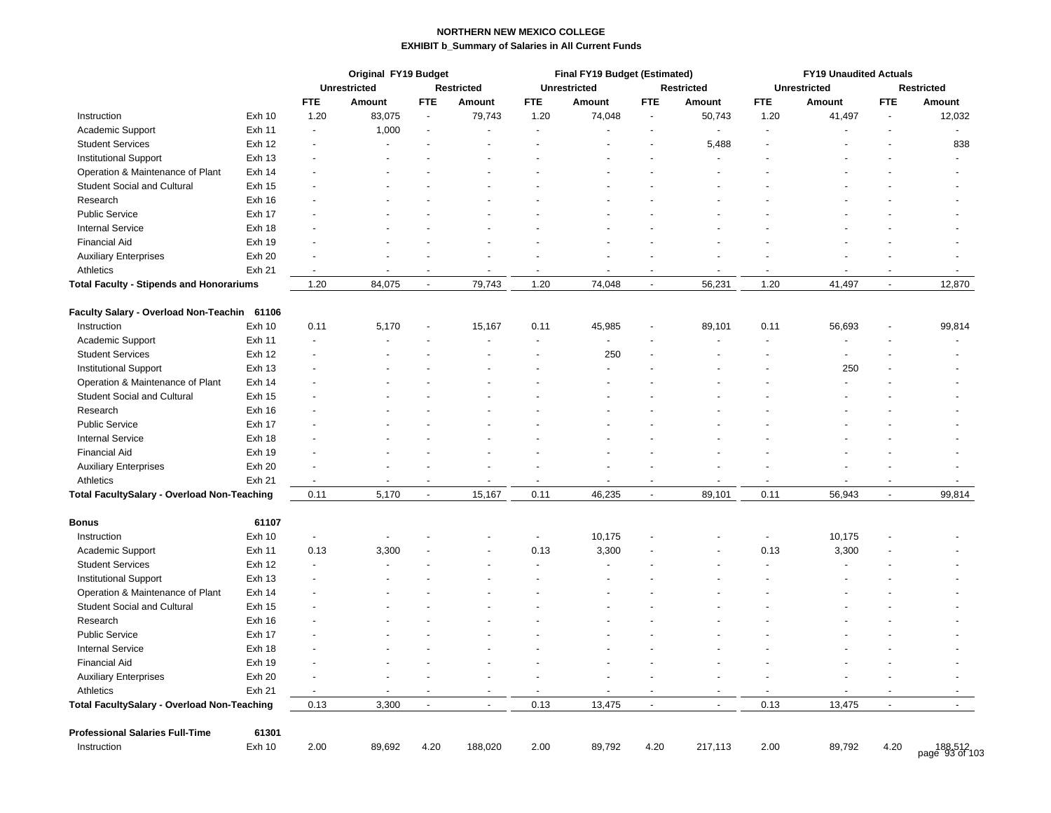**NORTHERN NEW MEXICO COLLEGE**

**EXHIBIT b_Summary of Salaries in All Current Funds**

| | | Original FY19 Budget | | | | Final FY19 Budget (Estimated) | | | | FY19 Unaudited Actuals | | | |
|---|---|---|---|---|---|---|---|---|---|---|---|---|---|
| | | Unrestricted | | Restricted | | Unrestricted | | Restricted | | Unrestricted | | Restricted | |
| | | FTE | Amount | FTE | Amount | FTE | Amount | FTE | Amount | FTE | Amount | FTE | Amount |
| Instruction | Exh 10 | 1.20 | 83,075 | - | 79,743 | 1.20 | 74,048 | - | 50,743 | 1.20 | 41,497 | - | 12,032 |
| Academic Support | Exh 11 | - | 1,000 | - | - | - | - | - | - | - | - | - | - |
| Student Services | Exh 12 | - | - | - | - | - | - | - | 5,488 | - | - | - | 838 |
| Institutional Support | Exh 13 | - | - | - | - | - | - | - | - | - | - | - | - |
| Operation & Maintenance of Plant | Exh 14 | - | - | - | - | - | - | - | - | - | - | - | - |
| Student Social and Cultural | Exh 15 | - | - | - | - | - | - | - | - | - | - | - | - |
| Research | Exh 16 | - | - | - | - | - | - | - | - | - | - | - | - |
| Public Service | Exh 17 | - | - | - | - | - | - | - | - | - | - | - | - |
| Internal Service | Exh 18 | - | - | - | - | - | - | - | - | - | - | - | - |
| Financial Aid | Exh 19 | - | - | - | - | - | - | - | - | - | - | - | - |
| Auxiliary Enterprises | Exh 20 | - | - | - | - | - | - | - | - | - | - | - | - |
| Athletics | Exh 21 | - | - | - | - | - | - | - | - | - | - | - | - |
| **Total Faculty - Stipends and Honorariums** | | 1.20 | 84,075 | - | 79,743 | 1.20 | 74,048 | - | 56,231 | 1.20 | 41,497 | - | 12,870 |
| | | | | | | | | | | | | | |
| **Faculty Salary - Overload Non-Teachin** | **61106** | | | | | | | | | | | | |
| Instruction | Exh 10 | 0.11 | 5,170 | - | 15,167 | 0.11 | 45,985 | - | 89,101 | 0.11 | 56,693 | - | 99,814 |
| Academic Support | Exh 11 | - | - | - | - | - | - | - | - | - | - | - | - |
| Student Services | Exh 12 | - | - | - | - | - | 250 | - | - | - | - | - | - |
| Institutional Support | Exh 13 | - | - | - | - | - | - | - | - | - | 250 | - | - |
| Operation & Maintenance of Plant | Exh 14 | - | - | - | - | - | - | - | - | - | - | - | - |
| Student Social and Cultural | Exh 15 | - | - | - | - | - | - | - | - | - | - | - | - |
| Research | Exh 16 | - | - | - | - | - | - | - | - | - | - | - | - |
| Public Service | Exh 17 | - | - | - | - | - | - | - | - | - | - | - | - |
| Internal Service | Exh 18 | - | - | - | - | - | - | - | - | - | - | - | - |
| Financial Aid | Exh 19 | - | - | - | - | - | - | - | - | - | - | - | - |
| Auxiliary Enterprises | Exh 20 | - | - | - | - | - | - | - | - | - | - | - | - |
| Athletics | Exh 21 | - | - | - | - | - | - | - | - | - | - | - | - |
| **Total FacultySalary - Overload Non-Teaching** | | 0.11 | 5,170 | - | 15,167 | 0.11 | 46,235 | - | 89,101 | 0.11 | 56,943 | - | 99,814 |
| | | | | | | | | | | | | | |
| **Bonus** | **61107** | | | | | | | | | | | | |
| Instruction | Exh 10 | - | - | - | - | - | 10,175 | - | - | - | 10,175 | - | - |
| Academic Support | Exh 11 | 0.13 | 3,300 | - | - | 0.13 | 3,300 | - | - | 0.13 | 3,300 | - | - |
| Student Services | Exh 12 | - | - | - | - | - | - | - | - | - | - | - | - |
| Institutional Support | Exh 13 | - | - | - | - | - | - | - | - | - | - | - | - |
| Operation & Maintenance of Plant | Exh 14 | - | - | - | - | - | - | - | - | - | - | - | - |
| Student Social and Cultural | Exh 15 | - | - | - | - | - | - | - | - | - | - | - | - |
| Research | Exh 16 | - | - | - | - | - | - | - | - | - | - | - | - |
| Public Service | Exh 17 | - | - | - | - | - | - | - | - | - | - | - | - |
| Internal Service | Exh 18 | - | - | - | - | - | - | - | - | - | - | - | - |
| Financial Aid | Exh 19 | - | - | - | - | - | - | - | - | - | - | - | - |
| Auxiliary Enterprises | Exh 20 | - | - | - | - | - | - | - | - | - | - | - | - |
| Athletics | Exh 21 | - | - | - | - | - | - | - | - | - | - | - | - |
| **Total FacultySalary - Overload Non-Teaching** | | 0.13 | 3,300 | - | - | 0.13 | 13,475 | - | - | 0.13 | 13,475 | - | - |
| | | | | | | | | | | | | | |
| **Professional Salaries Full-Time** | **61301** | | | | | | | | | | | | |
| Instruction | Exh 10 | 2.00 | 89,692 | 4.20 | 188,020 | 2.00 | 89,792 | 4.20 | 217,113 | 2.00 | 89,792 | 4.20 | 188,512 |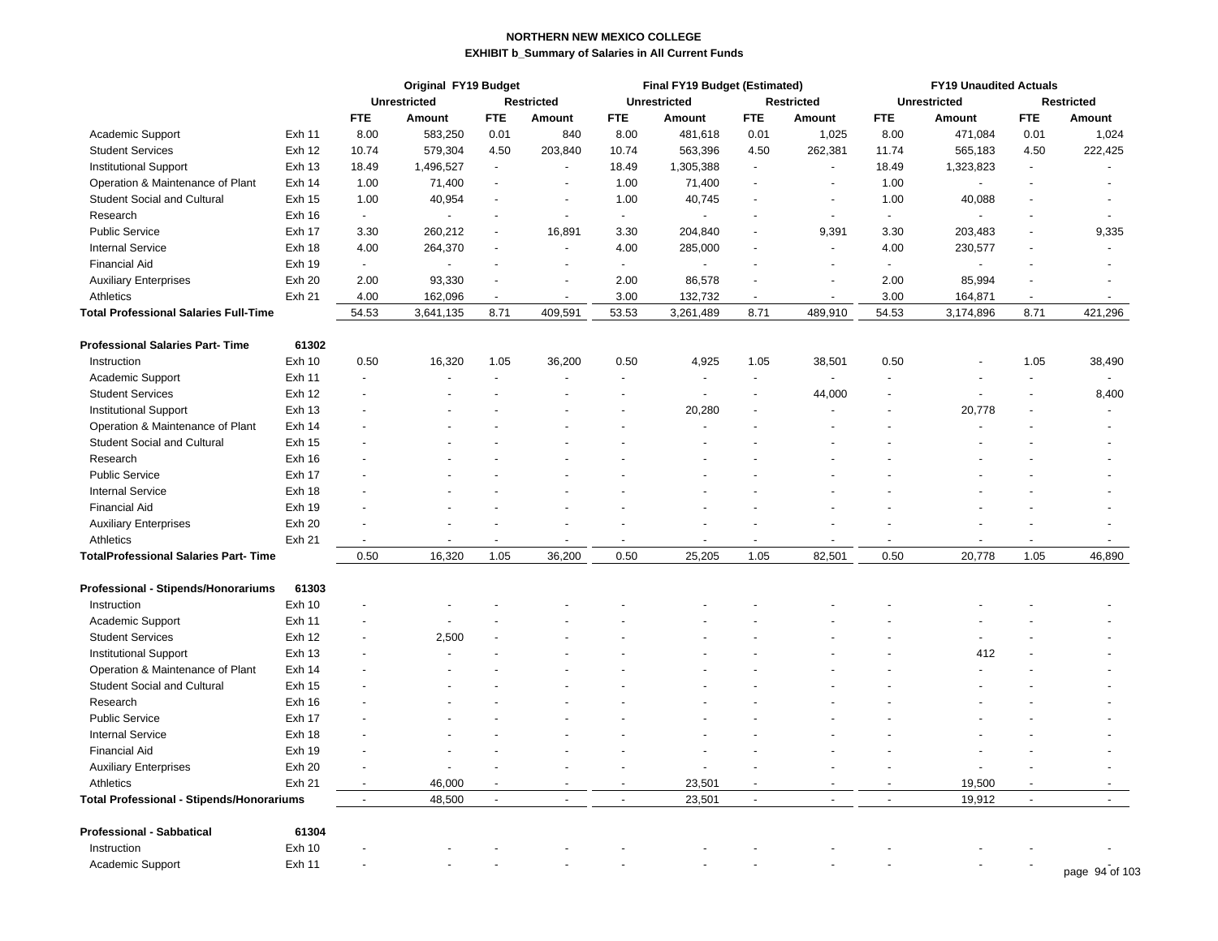**NORTHERN NEW MEXICO COLLEGE**

**EXHIBIT b_Summary of Salaries in All Current Funds**

| | | Original FY19 Budget | | | | Final FY19 Budget (Estimated) | | | | FY19 Unaudited Actuals | | | |
|---|---|---|---|---|---|---|---|---|---|---|---|---|---|
| | | Unrestricted | | Restricted | | Unrestricted | | Restricted | | Unrestricted | | Restricted | |
| | | FTE | Amount | FTE | Amount | FTE | Amount | FTE | Amount | FTE | Amount | FTE | Amount |
| Academic Support | Exh 11 | 8.00 | 583,250 | 0.01 | 840 | 8.00 | 481,618 | 0.01 | 1,025 | 8.00 | 471,084 | 0.01 | 1,024 |
| Student Services | Exh 12 | 10.74 | 579,304 | 4.50 | 203,840 | 10.74 | 563,396 | 4.50 | 262,381 | 11.74 | 565,183 | 4.50 | 222,425 |
| Institutional Support | Exh 13 | 18.49 | 1,496,527 | - | - | 18.49 | 1,305,388 | - | - | 18.49 | 1,323,823 | - | - |
| Operation & Maintenance of Plant | Exh 14 | 1.00 | 71,400 | - | - | 1.00 | 71,400 | - | - | 1.00 | - | - | - |
| Student Social and Cultural | Exh 15 | 1.00 | 40,954 | - | - | 1.00 | 40,745 | - | - | 1.00 | 40,088 | - | - |
| Research | Exh 16 | - | - | - | - | - | - | - | - | - | - | - | - |
| Public Service | Exh 17 | 3.30 | 260,212 | - | 16,891 | 3.30 | 204,840 | - | 9,391 | 3.30 | 203,483 | - | 9,335 |
| Internal Service | Exh 18 | 4.00 | 264,370 | - | - | 4.00 | 285,000 | - | - | 4.00 | 230,577 | - | - |
| Financial Aid | Exh 19 | - | - | - | - | - | - | - | - | - | - | - | - |
| Auxiliary Enterprises | Exh 20 | 2.00 | 93,330 | - | - | 2.00 | 86,578 | - | - | 2.00 | 85,994 | - | - |
| Athletics | Exh 21 | 4.00 | 162,096 | - | - | 3.00 | 132,732 | - | - | 3.00 | 164,871 | - | - |
| **Total Professional Salaries Full-Time** | | 54.53 | 3,641,135 | 8.71 | 409,591 | 53.53 | 3,261,489 | 8.71 | 489,910 | 54.53 | 3,174,896 | 8.71 | 421,296 |
| | | | | | | | | | | | | | |
| **Professional Salaries Part- Time** | **61302** | | | | | | | | | | | | |
| Instruction | Exh 10 | 0.50 | 16,320 | 1.05 | 36,200 | 0.50 | 4,925 | 1.05 | 38,501 | 0.50 | - | 1.05 | 38,490 |
| Academic Support | Exh 11 | - | - | - | - | - | - | - | - | - | - | - | - |
| Student Services | Exh 12 | - | - | - | - | - | - | - | 44,000 | - | - | - | 8,400 |
| Institutional Support | Exh 13 | - | - | - | - | - | 20,280 | - | - | - | 20,778 | - | - |
| Operation & Maintenance of Plant | Exh 14 | - | - | - | - | - | - | - | - | - | - | - | - |
| Student Social and Cultural | Exh 15 | - | - | - | - | - | - | - | - | - | - | - | - |
| Research | Exh 16 | - | - | - | - | - | - | - | - | - | - | - | - |
| Public Service | Exh 17 | - | - | - | - | - | - | - | - | - | - | - | - |
| Internal Service | Exh 18 | - | - | - | - | - | - | - | - | - | - | - | - |
| Financial Aid | Exh 19 | - | - | - | - | - | - | - | - | - | - | - | - |
| Auxiliary Enterprises | Exh 20 | - | - | - | - | - | - | - | - | - | - | - | - |
| Athletics | Exh 21 | - | - | - | - | - | - | - | - | - | - | - | - |
| **TotalProfessional Salaries Part- Time** | | 0.50 | 16,320 | 1.05 | 36,200 | 0.50 | 25,205 | 1.05 | 82,501 | 0.50 | 20,778 | 1.05 | 46,890 |
| | | | | | | | | | | | | | |
| **Professional - Stipends/Honorariums** | **61303** | | | | | | | | | | | | |
| Instruction | Exh 10 | - | - | - | - | - | - | - | - | - | - | - | - |
| Academic Support | Exh 11 | - | - | - | - | - | - | - | - | - | - | - | - |
| Student Services | Exh 12 | - | 2,500 | - | - | - | - | - | - | - | - | - | - |
| Institutional Support | Exh 13 | - | - | - | - | - | - | - | - | - | 412 | - | - |
| Operation & Maintenance of Plant | Exh 14 | - | - | - | - | - | - | - | - | - | - | - | - |
| Student Social and Cultural | Exh 15 | - | - | - | - | - | - | - | - | - | - | - | - |
| Research | Exh 16 | - | - | - | - | - | - | - | - | - | - | - | - |
| Public Service | Exh 17 | - | - | - | - | - | - | - | - | - | - | - | - |
| Internal Service | Exh 18 | - | - | - | - | - | - | - | - | - | - | - | - |
| Financial Aid | Exh 19 | - | - | - | - | - | - | - | - | - | - | - | - |
| Auxiliary Enterprises | Exh 20 | - | - | - | - | - | - | - | - | - | - | - | - |
| Athletics | Exh 21 | - | 46,000 | - | - | - | 23,501 | - | - | - | 19,500 | - | - |
| **Total Professional - Stipends/Honorariums** | | - | 48,500 | - | - | - | 23,501 | - | - | - | 19,912 | - | - |
| | | | | | | | | | | | | | |
| **Professional - Sabbatical** | **61304** | | | | | | | | | | | | |
| Instruction | Exh 10 | - | - | - | - | - | - | - | - | - | - | - | - |
| Academic Support | Exh 11 | - | - | - | - | - | - | - | - | - | - | - | - |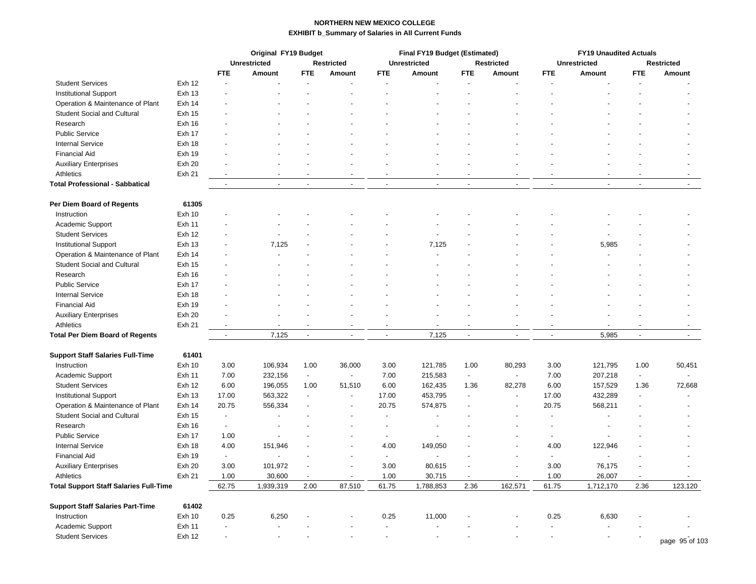**NORTHERN NEW MEXICO COLLEGE**

**EXHIBIT b_Summary of Salaries in All Current Funds**

| | | Original FY19 Budget | | | | Final FY19 Budget (Estimated) | | | | FY19 Unaudited Actuals | | | |
|---|---|---|---|---|---|---|---|---|---|---|---|---|---|
| | | Unrestricted | | Restricted | | Unrestricted | | Restricted | | Unrestricted | | Restricted | |
| | | FTE | Amount | FTE | Amount | FTE | Amount | FTE | Amount | FTE | Amount | FTE | Amount |
| Student Services | Exh 12 | - | - | - | - | - | - | - | - | - | - | - | - |
| Institutional Support | Exh 13 | - | - | - | - | - | - | - | - | - | - | - | - |
| Operation & Maintenance of Plant | Exh 14 | - | - | - | - | - | - | - | - | - | - | - | - |
| Student Social and Cultural | Exh 15 | - | - | - | - | - | - | - | - | - | - | - | - |
| Research | Exh 16 | - | - | - | - | - | - | - | - | - | - | - | - |
| Public Service | Exh 17 | - | - | - | - | - | - | - | - | - | - | - | - |
| Internal Service | Exh 18 | - | - | - | - | - | - | - | - | - | - | - | - |
| Financial Aid | Exh 19 | - | - | - | - | - | - | - | - | - | - | - | - |
| Auxiliary Enterprises | Exh 20 | - | - | - | - | - | - | - | - | - | - | - | - |
| Athletics | Exh 21 | - | - | - | - | - | - | - | - | - | - | - | - |
| **Total Professional - Sabbatical** | | - | - | - | - | - | - | - | - | - | - | - | - |
| | | | | | | | | | | | | | |
| **Per Diem Board of Regents** | **61305** | | | | | | | | | | | | |
| Instruction | Exh 10 | - | - | - | - | - | - | - | - | - | - | - | - |
| Academic Support | Exh 11 | - | - | - | - | - | - | - | - | - | - | - | - |
| Student Services | Exh 12 | - | - | - | - | - | - | - | - | - | - | - | - |
| Institutional Support | Exh 13 | - | 7,125 | - | - | - | 7,125 | - | - | - | 5,985 | - | - |
| Operation & Maintenance of Plant | Exh 14 | - | - | - | - | - | - | - | - | - | - | - | - |
| Student Social and Cultural | Exh 15 | - | - | - | - | - | - | - | - | - | - | - | - |
| Research | Exh 16 | - | - | - | - | - | - | - | - | - | - | - | - |
| Public Service | Exh 17 | - | - | - | - | - | - | - | - | - | - | - | - |
| Internal Service | Exh 18 | - | - | - | - | - | - | - | - | - | - | - | - |
| Financial Aid | Exh 19 | - | - | - | - | - | - | - | - | - | - | - | - |
| Auxiliary Enterprises | Exh 20 | - | - | - | - | - | - | - | - | - | - | - | - |
| Athletics | Exh 21 | - | - | - | - | - | - | - | - | - | - | - | - |
| **Total Per Diem Board of Regents** | | - | 7,125 | - | - | - | 7,125 | - | - | - | 5,985 | - | - |
| | | | | | | | | | | | | | |
| **Support Staff Salaries Full-Time** | **61401** | | | | | | | | | | | | |
| Instruction | Exh 10 | 3.00 | 106,934 | 1.00 | 36,000 | 3.00 | 121,785 | 1.00 | 80,293 | 3.00 | 121,795 | 1.00 | 50,451 |
| Academic Support | Exh 11 | 7.00 | 232,156 | - | - | 7.00 | 215,583 | - | - | 7.00 | 207,218 | - | - |
| Student Services | Exh 12 | 6.00 | 196,055 | 1.00 | 51,510 | 6.00 | 162,435 | 1.36 | 82,278 | 6.00 | 157,529 | 1.36 | 72,668 |
| Institutional Support | Exh 13 | 17.00 | 563,322 | - | - | 17.00 | 453,795 | - | - | 17.00 | 432,289 | - | - |
| Operation & Maintenance of Plant | Exh 14 | 20.75 | 556,334 | - | - | 20.75 | 574,875 | - | - | 20.75 | 568,211 | - | - |
| Student Social and Cultural | Exh 15 | - | - | - | - | - | - | - | - | - | - | - | - |
| Research | Exh 16 | - | - | - | - | - | - | - | - | - | - | - | - |
| Public Service | Exh 17 | 1.00 | - | - | - | - | - | - | - | - | - | - | - |
| Internal Service | Exh 18 | 4.00 | 151,946 | - | - | 4.00 | 149,050 | - | - | 4.00 | 122,946 | - | - |
| Financial Aid | Exh 19 | - | - | - | - | - | - | - | - | - | - | - | - |
| Auxiliary Enterprises | Exh 20 | 3.00 | 101,972 | - | - | 3.00 | 80,615 | - | - | 3.00 | 76,175 | - | - |
| Athletics | Exh 21 | 1.00 | 30,600 | - | - | 1.00 | 30,715 | - | - | 1.00 | 26,007 | - | - |
| **Total Support Staff Salaries Full-Time** | | 62.75 | 1,939,319 | 2.00 | 87,510 | 61.75 | 1,788,853 | 2.36 | 162,571 | 61.75 | 1,712,170 | 2.36 | 123,120 |
| | | | | | | | | | | | | | |
| **Support Staff Salaries Part-Time** | **61402** | | | | | | | | | | | | |
| Instruction | Exh 10 | 0.25 | 6,250 | - | - | 0.25 | 11,000 | - | - | 0.25 | 6,630 | - | - |
| Academic Support | Exh 11 | - | - | - | - | - | - | - | - | - | - | - | - |
| Student Services | Exh 12 | - | - | - | - | - | - | - | - | - | - | - | - |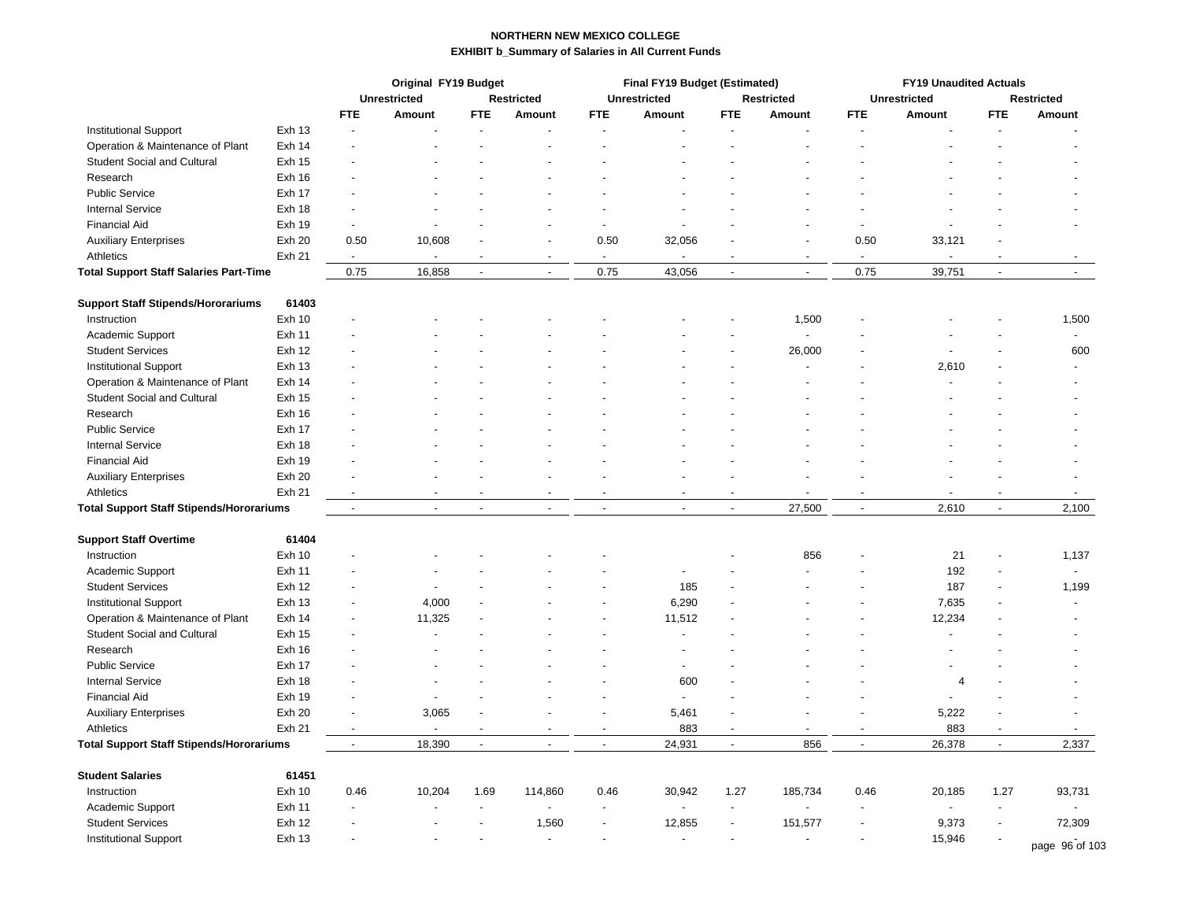**NORTHERN NEW MEXICO COLLEGE**

**EXHIBIT b_Summary of Salaries in All Current Funds**

| | | Original FY19 Budget | | | | Final FY19 Budget (Estimated) | | | | FY19 Unaudited Actuals | | | |
|---|---|---|---|---|---|---|---|---|---|---|---|---|---|
| | | Unrestricted | | Restricted | | Unrestricted | | Restricted | | Unrestricted | | Restricted | |
| | | FTE | Amount | FTE | Amount | FTE | Amount | FTE | Amount | FTE | Amount | FTE | Amount |
| Institutional Support | Exh 13 | - | - | - | - | - | - | - | - | - | - | - | - |
| Operation & Maintenance of Plant | Exh 14 | - | - | - | - | - | - | - | - | - | - | - | - |
| Student Social and Cultural | Exh 15 | - | - | - | - | - | - | - | - | - | - | - | - |
| Research | Exh 16 | - | - | - | - | - | - | - | - | - | - | - | - |
| Public Service | Exh 17 | - | - | - | - | - | - | - | - | - | - | - | - |
| Internal Service | Exh 18 | - | - | - | - | - | - | - | - | - | - | - | - |
| Financial Aid | Exh 19 | - | - | - | - | - | - | - | - | - | - | - | - |
| Auxiliary Enterprises | Exh 20 | 0.50 | 10,608 | - | - | 0.50 | 32,056 | - | - | 0.50 | 33,121 | - | |
| Athletics | Exh 21 | - | - | - | - | - | - | - | - | - | - | - | - |
| **Total Support Staff Salaries Part-Time** | | 0.75 | 16,858 | - | - | 0.75 | 43,056 | - | - | 0.75 | 39,751 | - | - |
| | | | | | | | | | | | | | |
| **Support Staff Stipends/Hororariums** | **61403** | | | | | | | | | | | | |
| Instruction | Exh 10 | - | - | - | - | - | - | - | 1,500 | - | - | - | 1,500 |
| Academic Support | Exh 11 | - | - | - | - | - | - | - | - | - | - | - | - |
| Student Services | Exh 12 | - | - | - | - | - | - | - | 26,000 | - | - | - | 600 |
| Institutional Support | Exh 13 | - | - | - | - | - | - | - | - | - | 2,610 | - | - |
| Operation & Maintenance of Plant | Exh 14 | - | - | - | - | - | - | - | - | - | - | - | - |
| Student Social and Cultural | Exh 15 | - | - | - | - | - | - | - | - | - | - | - | - |
| Research | Exh 16 | - | - | - | - | - | - | - | - | - | - | - | - |
| Public Service | Exh 17 | - | - | - | - | - | - | - | - | - | - | - | - |
| Internal Service | Exh 18 | - | - | - | - | - | - | - | - | - | - | - | - |
| Financial Aid | Exh 19 | - | - | - | - | - | - | - | - | - | - | - | - |
| Auxiliary Enterprises | Exh 20 | - | - | - | - | - | - | - | - | - | - | - | - |
| Athletics | Exh 21 | - | - | - | - | - | - | - | - | - | - | - | - |
| **Total Support Staff Stipends/Hororariums** | | - | - | - | - | - | - | - | 27,500 | - | 2,610 | - | 2,100 |
| | | | | | | | | | | | | | |
| **Support Staff Overtime** | **61404** | | | | | | | | | | | | |
| Instruction | Exh 10 | - | - | - | - | - | | - | 856 | - | 21 | - | 1,137 |
| Academic Support | Exh 11 | - | - | - | - | - | - | - | - | - | 192 | - | - |
| Student Services | Exh 12 | - | - | - | - | - | 185 | - | - | - | 187 | - | 1,199 |
| Institutional Support | Exh 13 | - | 4,000 | - | - | - | 6,290 | - | - | - | 7,635 | - | - |
| Operation & Maintenance of Plant | Exh 14 | - | 11,325 | - | - | - | 11,512 | - | - | - | 12,234 | - | - |
| Student Social and Cultural | Exh 15 | - | - | - | - | - | - | - | - | - | - | - | - |
| Research | Exh 16 | - | - | - | - | - | - | - | - | - | - | - | - |
| Public Service | Exh 17 | - | - | - | - | - | - | - | - | - | - | - | - |
| Internal Service | Exh 18 | - | - | - | - | - | 600 | - | - | - | 4 | - | - |
| Financial Aid | Exh 19 | - | - | - | - | - | - | - | - | - | - | - | - |
| Auxiliary Enterprises | Exh 20 | - | 3,065 | - | - | - | 5,461 | - | - | - | 5,222 | - | - |
| Athletics | Exh 21 | - | - | - | - | - | 883 | - | - | - | 883 | - | - |
| **Total Support Staff Stipends/Hororariums** | | - | 18,390 | - | - | - | 24,931 | - | 856 | - | 26,378 | - | 2,337 |
| | | | | | | | | | | | | | |
| **Student Salaries** | **61451** | | | | | | | | | | | | |
| Instruction | Exh 10 | 0.46 | 10,204 | 1.69 | 114,860 | 0.46 | 30,942 | 1.27 | 185,734 | 0.46 | 20,185 | 1.27 | 93,731 |
| Academic Support | Exh 11 | - | - | - | - | - | - | - | - | - | - | - | - |
| Student Services | Exh 12 | - | - | - | 1,560 | - | 12,855 | - | 151,577 | - | 9,373 | - | 72,309 |
| Institutional Support | Exh 13 | - | - | - | - | - | - | - | - | - | 15,946 | - | - |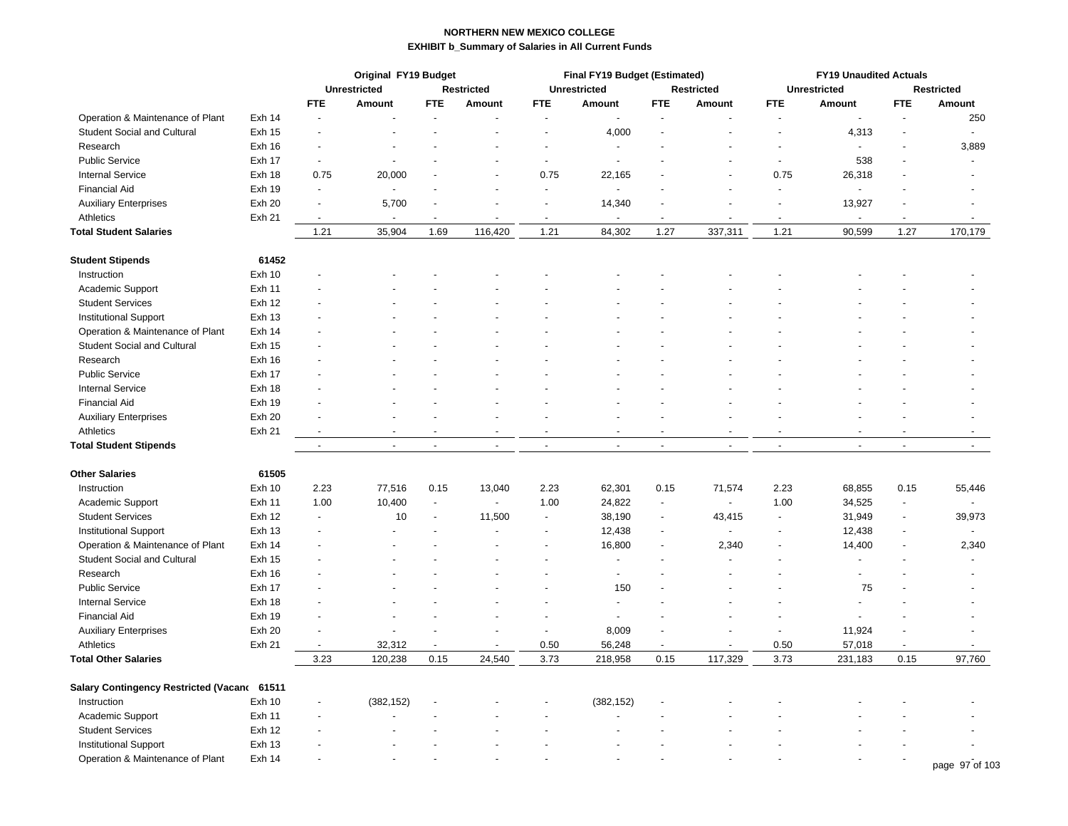**NORTHERN NEW MEXICO COLLEGE**

**EXHIBIT b_Summary of Salaries in All Current Funds**

| | | Original FY19 Budget | | | | Final FY19 Budget (Estimated) | | | | FY19 Unaudited Actuals | | | |
|---|---|---|---|---|---|---|---|---|---|---|---|---|---|
| | | Unrestricted | | Restricted | | Unrestricted | | Restricted | | Unrestricted | | Restricted | |
| | | FTE | Amount | FTE | Amount | FTE | Amount | FTE | Amount | FTE | Amount | FTE | Amount |
| Operation & Maintenance of Plant | Exh 14 | - | - | - | - | - | - | - | - | - | - | - | 250 |
| Student Social and Cultural | Exh 15 | - | - | - | - | - | 4,000 | - | - | - | 4,313 | - | - |
| Research | Exh 16 | - | - | - | - | - | - | - | - | - | - | - | 3,889 |
| Public Service | Exh 17 | - | - | - | - | - | - | - | - | - | 538 | - | - |
| Internal Service | Exh 18 | 0.75 | 20,000 | - | - | 0.75 | 22,165 | - | - | 0.75 | 26,318 | - | - |
| Financial Aid | Exh 19 | - | - | - | - | - | - | - | - | - | - | - | - |
| Auxiliary Enterprises | Exh 20 | - | 5,700 | - | - | - | 14,340 | - | - | - | 13,927 | - | - |
| Athletics | Exh 21 | - | - | - | - | - | - | - | - | - | - | - | - |
| **Total Student Salaries** | | 1.21 | 35,904 | 1.69 | 116,420 | 1.21 | 84,302 | 1.27 | 337,311 | 1.21 | 90,599 | 1.27 | 170,179 |
| | | | | | | | | | | | | | |
| **Student Stipends** | **61452** | | | | | | | | | | | | |
| Instruction | Exh 10 | - | - | - | - | - | - | - | - | - | - | - | - |
| Academic Support | Exh 11 | - | - | - | - | - | - | - | - | - | - | - | - |
| Student Services | Exh 12 | - | - | - | - | - | - | - | - | - | - | - | - |
| Institutional Support | Exh 13 | - | - | - | - | - | - | - | - | - | - | - | - |
| Operation & Maintenance of Plant | Exh 14 | - | - | - | - | - | - | - | - | - | - | - | - |
| Student Social and Cultural | Exh 15 | - | - | - | - | - | - | - | - | - | - | - | - |
| Research | Exh 16 | - | - | - | - | - | - | - | - | - | - | - | - |
| Public Service | Exh 17 | - | - | - | - | - | - | - | - | - | - | - | - |
| Internal Service | Exh 18 | - | - | - | - | - | - | - | - | - | - | - | - |
| Financial Aid | Exh 19 | - | - | - | - | - | - | - | - | - | - | - | - |
| Auxiliary Enterprises | Exh 20 | - | - | - | - | - | - | - | - | - | - | - | - |
| Athletics | Exh 21 | - | - | - | - | - | - | - | - | - | - | - | - |
| **Total Student Stipends** | | - | - | - | - | - | - | - | - | - | - | - | - |
| | | | | | | | | | | | | | |
| **Other Salaries** | **61505** | | | | | | | | | | | | |
| Instruction | Exh 10 | 2.23 | 77,516 | 0.15 | 13,040 | 2.23 | 62,301 | 0.15 | 71,574 | 2.23 | 68,855 | 0.15 | 55,446 |
| Academic Support | Exh 11 | 1.00 | 10,400 | - | - | 1.00 | 24,822 | - | - | 1.00 | 34,525 | - | - |
| Student Services | Exh 12 | - | 10 | - | 11,500 | - | 38,190 | - | 43,415 | - | 31,949 | - | 39,973 |
| Institutional Support | Exh 13 | - | - | - | - | - | 12,438 | - | - | - | 12,438 | - | - |
| Operation & Maintenance of Plant | Exh 14 | - | - | - | - | - | 16,800 | - | 2,340 | - | 14,400 | - | 2,340 |
| Student Social and Cultural | Exh 15 | - | - | - | - | - | - | - | - | - | - | - | - |
| Research | Exh 16 | - | - | - | - | - | - | - | - | - | - | - | - |
| Public Service | Exh 17 | - | - | - | - | - | 150 | - | - | - | 75 | - | - |
| Internal Service | Exh 18 | - | - | - | - | - | - | - | - | - | - | - | - |
| Financial Aid | Exh 19 | - | - | - | - | - | - | - | - | - | - | - | - |
| Auxiliary Enterprises | Exh 20 | - | - | - | - | - | 8,009 | - | - | - | 11,924 | - | - |
| Athletics | Exh 21 | - | 32,312 | - | - | 0.50 | 56,248 | - | - | 0.50 | 57,018 | - | - |
| **Total Other Salaries** | | 3.23 | 120,238 | 0.15 | 24,540 | 3.73 | 218,958 | 0.15 | 117,329 | 3.73 | 231,183 | 0.15 | 97,760 |
| | | | | | | | | | | | | | |
| **Salary Contingency Restricted (Vacanc** | **61511** | | | | | | | | | | | | |
| Instruction | Exh 10 | - | (382,152) | - | - | - | (382,152) | - | - | - | - | - | - |
| Academic Support | Exh 11 | - | - | - | - | - | - | - | - | - | - | - | - |
| Student Services | Exh 12 | - | - | - | - | - | - | - | - | - | - | - | - |
| Institutional Support | Exh 13 | - | - | - | - | - | - | - | - | - | - | - | - |
| Operation & Maintenance of Plant | Exh 14 | - | - | - | - | - | - | - | - | - | - | - | - |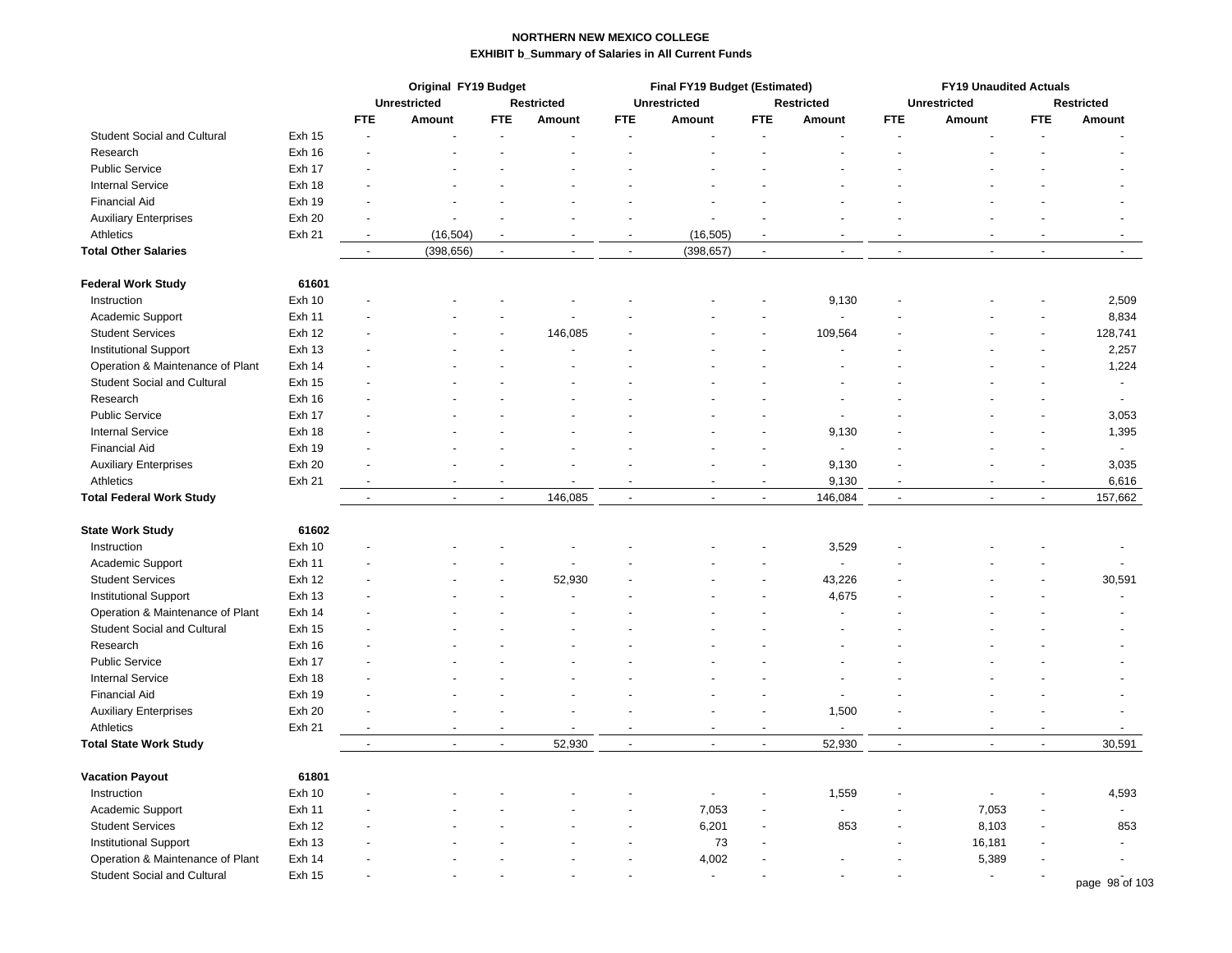**NORTHERN NEW MEXICO COLLEGE**

**EXHIBIT b_Summary of Salaries in All Current Funds**

| | | Original FY19 Budget | | | | Final FY19 Budget (Estimated) | | | | FY19 Unaudited Actuals | | | |
|---|---|---|---|---|---|---|---|---|---|---|---|---|---|
| | | Unrestricted | | Restricted | | Unrestricted | | Restricted | | Unrestricted | | Restricted | |
| | | FTE | Amount | FTE | Amount | FTE | Amount | FTE | Amount | FTE | Amount | FTE | Amount |
| Student Social and Cultural | Exh 15 | - | - | - | - | - | - | - | - | - | - | - | - |
| Research | Exh 16 | - | - | - | - | - | - | - | - | - | - | - | - |
| Public Service | Exh 17 | - | - | - | - | - | - | - | - | - | - | - | - |
| Internal Service | Exh 18 | - | - | - | - | - | - | - | - | - | - | - | - |
| Financial Aid | Exh 19 | - | - | - | - | - | - | - | - | - | - | - | - |
| Auxiliary Enterprises | Exh 20 | - | - | - | - | - | - | - | - | - | - | - | - |
| Athletics | Exh 21 | - | (16,504) | - | - | - | (16,505) | - | - | - | - | - | - |
| **Total Other Salaries** | | - | (398,656) | - | - | - | (398,657) | - | - | - | - | - | - |
| | | | | | | | | | | | | | |
| **Federal Work Study** | **61601** | | | | | | | | | | | | |
| Instruction | Exh 10 | - | - | - | - | - | - | - | 9,130 | - | - | - | 2,509 |
| Academic Support | Exh 11 | - | - | - | - | - | - | - | - | - | - | - | 8,834 |
| Student Services | Exh 12 | - | - | - | 146,085 | - | - | - | 109,564 | - | - | - | 128,741 |
| Institutional Support | Exh 13 | - | - | - | - | - | - | - | - | - | - | - | 2,257 |
| Operation & Maintenance of Plant | Exh 14 | - | - | - | - | - | - | - | - | - | - | - | 1,224 |
| Student Social and Cultural | Exh 15 | - | - | - | - | - | - | - | - | - | - | - | - |
| Research | Exh 16 | - | - | - | - | - | - | - | - | - | - | - | - |
| Public Service | Exh 17 | - | - | - | - | - | - | - | - | - | - | - | 3,053 |
| Internal Service | Exh 18 | - | - | - | - | - | - | - | 9,130 | - | - | - | 1,395 |
| Financial Aid | Exh 19 | - | - | - | - | - | - | - | - | - | - | - | - |
| Auxiliary Enterprises | Exh 20 | - | - | - | - | - | - | - | 9,130 | - | - | - | 3,035 |
| Athletics | Exh 21 | - | - | - | - | - | - | - | 9,130 | - | - | - | 6,616 |
| **Total Federal Work Study** | | - | - | - | 146,085 | - | - | - | 146,084 | - | - | - | 157,662 |
| | | | | | | | | | | | | | |
| **State Work Study** | **61602** | | | | | | | | | | | | |
| Instruction | Exh 10 | - | - | - | - | - | - | - | 3,529 | - | - | - | - |
| Academic Support | Exh 11 | - | - | - | - | - | - | - | - | - | - | - | - |
| Student Services | Exh 12 | - | - | - | 52,930 | - | - | - | 43,226 | - | - | - | 30,591 |
| Institutional Support | Exh 13 | - | - | - | - | - | - | - | 4,675 | - | - | - | - |
| Operation & Maintenance of Plant | Exh 14 | - | - | - | - | - | - | - | - | - | - | - | - |
| Student Social and Cultural | Exh 15 | - | - | - | - | - | - | - | - | - | - | - | - |
| Research | Exh 16 | - | - | - | - | - | - | - | - | - | - | - | - |
| Public Service | Exh 17 | - | - | - | - | - | - | - | - | - | - | - | - |
| Internal Service | Exh 18 | - | - | - | - | - | - | - | - | - | - | - | - |
| Financial Aid | Exh 19 | - | - | - | - | - | - | - | - | - | - | - | - |
| Auxiliary Enterprises | Exh 20 | - | - | - | - | - | - | - | 1,500 | - | - | - | - |
| Athletics | Exh 21 | - | - | - | - | - | - | - | - | - | - | - | - |
| **Total State Work Study** | | - | - | - | 52,930 | - | - | - | 52,930 | - | - | - | 30,591 |
| | | | | | | | | | | | | | |
| **Vacation Payout** | **61801** | | | | | | | | | | | | |
| Instruction | Exh 10 | - | - | - | - | - | - | - | 1,559 | - | - | - | 4,593 |
| Academic Support | Exh 11 | - | - | - | - | - | 7,053 | - | - | - | 7,053 | - | - |
| Student Services | Exh 12 | - | - | - | - | - | 6,201 | - | 853 | - | 8,103 | - | 853 |
| Institutional Support | Exh 13 | - | - | - | - | - | 73 | - | | - | 16,181 | - | - |
| Operation & Maintenance of Plant | Exh 14 | - | - | - | - | - | 4,002 | - | - | - | 5,389 | - | - |
| Student Social and Cultural | Exh 15 | - | - | - | - | - | - | - | - | - | - | - | - |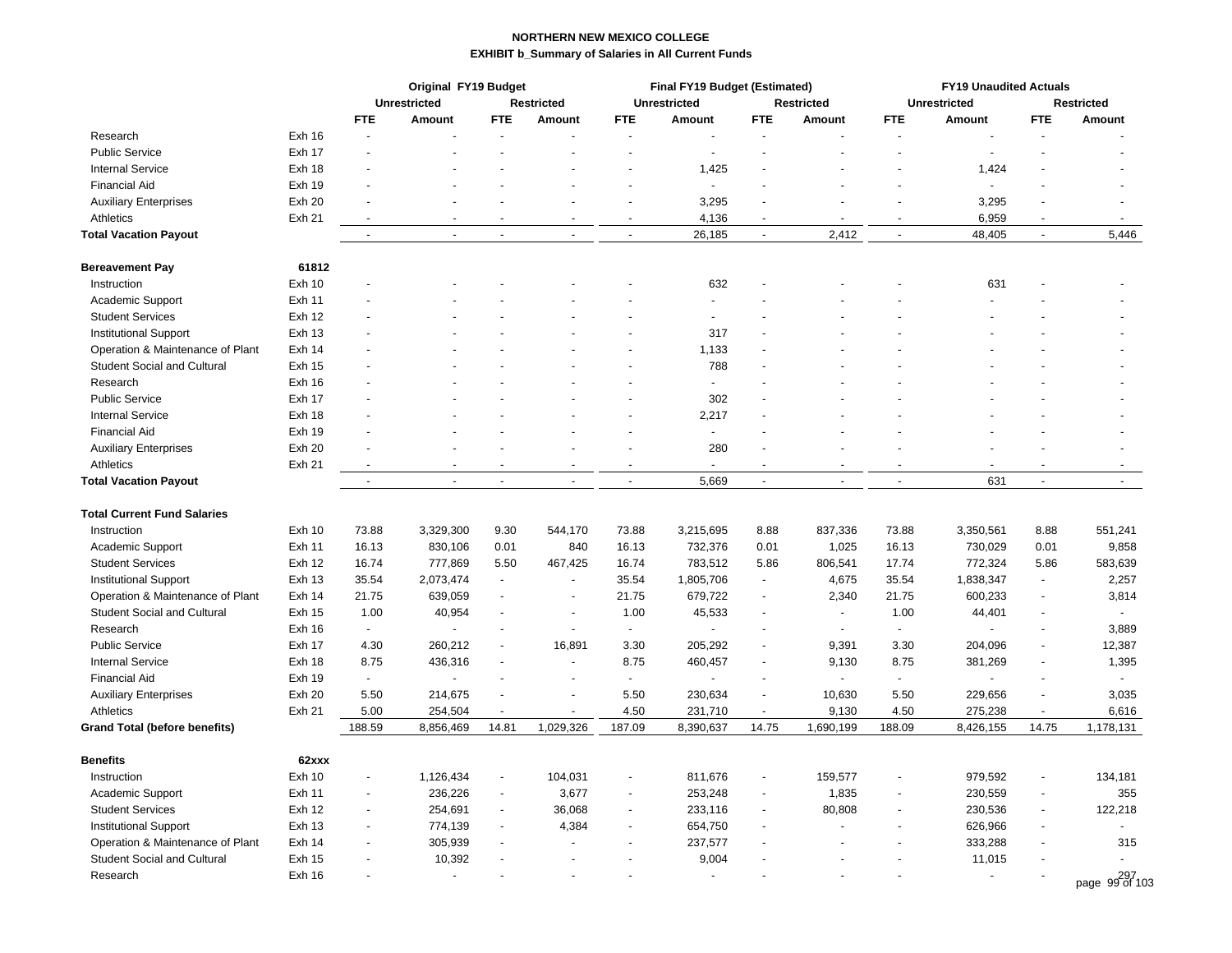**NORTHERN NEW MEXICO COLLEGE**

**EXHIBIT b_Summary of Salaries in All Current Funds**

| | | Original FY19 Budget | | | | Final FY19 Budget (Estimated) | | | | FY19 Unaudited Actuals | | | |
|---|---|---|---|---|---|---|---|---|---|---|---|---|---|
| | | Unrestricted | | Restricted | | Unrestricted | | Restricted | | Unrestricted | | Restricted | |
| | | FTE | Amount | FTE | Amount | FTE | Amount | FTE | Amount | FTE | Amount | FTE | Amount |
| Research | Exh 16 | - | - | - | - | - | - | - | - | - | - | - | - |
| Public Service | Exh 17 | - | - | - | - | - | - | - | - | - | - | - | - |
| Internal Service | Exh 18 | - | - | - | - | - | 1,425 | - | - | - | 1,424 | - | - |
| Financial Aid | Exh 19 | - | - | - | - | - | - | - | - | - | - | - | - |
| Auxiliary Enterprises | Exh 20 | - | - | - | - | - | 3,295 | - | - | - | 3,295 | - | - |
| Athletics | Exh 21 | - | - | - | - | - | 4,136 | - | - | - | 6,959 | - | - |
| **Total Vacation Payout** | | - | - | - | - | - | 26,185 | - | 2,412 | - | 48,405 | - | 5,446 |
| | | | | | | | | | | | | | |
| **Bereavement Pay** | **61812** | | | | | | | | | | | | |
| Instruction | Exh 10 | - | - | - | - | - | 632 | - | - | - | 631 | - | - |
| Academic Support | Exh 11 | - | - | - | - | - | - | - | - | - | - | - | - |
| Student Services | Exh 12 | - | - | - | - | - | - | - | - | - | - | - | - |
| Institutional Support | Exh 13 | - | - | - | - | - | 317 | - | - | - | - | - | - |
| Operation & Maintenance of Plant | Exh 14 | - | - | - | - | - | 1,133 | - | - | - | - | - | - |
| Student Social and Cultural | Exh 15 | - | - | - | - | - | 788 | - | - | - | - | - | - |
| Research | Exh 16 | - | - | - | - | - | - | - | - | - | - | - | - |
| Public Service | Exh 17 | - | - | - | - | - | 302 | - | - | - | - | - | - |
| Internal Service | Exh 18 | - | - | - | - | - | 2,217 | - | - | - | - | - | - |
| Financial Aid | Exh 19 | - | - | - | - | - | - | - | - | - | - | - | - |
| Auxiliary Enterprises | Exh 20 | - | - | - | - | - | 280 | - | - | - | - | - | - |
| Athletics | Exh 21 | - | - | - | - | - | - | - | - | - | - | - | - |
| **Total Vacation Payout** | | - | - | - | - | - | 5,669 | - | - | - | 631 | - | - |
| | | | | | | | | | | | | | |
| **Total Current Fund Salaries** | | | | | | | | | | | | | |
| Instruction | Exh 10 | 73.88 | 3,329,300 | 9.30 | 544,170 | 73.88 | 3,215,695 | 8.88 | 837,336 | 73.88 | 3,350,561 | 8.88 | 551,241 |
| Academic Support | Exh 11 | 16.13 | 830,106 | 0.01 | 840 | 16.13 | 732,376 | 0.01 | 1,025 | 16.13 | 730,029 | 0.01 | 9,858 |
| Student Services | Exh 12 | 16.74 | 777,869 | 5.50 | 467,425 | 16.74 | 783,512 | 5.86 | 806,541 | 17.74 | 772,324 | 5.86 | 583,639 |
| Institutional Support | Exh 13 | 35.54 | 2,073,474 | - | - | 35.54 | 1,805,706 | - | 4,675 | 35.54 | 1,838,347 | - | 2,257 |
| Operation & Maintenance of Plant | Exh 14 | 21.75 | 639,059 | - | - | 21.75 | 679,722 | - | 2,340 | 21.75 | 600,233 | - | 3,814 |
| Student Social and Cultural | Exh 15 | 1.00 | 40,954 | - | - | 1.00 | 45,533 | - | - | 1.00 | 44,401 | - | - |
| Research | Exh 16 | - | - | - | - | - | - | - | - | - | - | - | 3,889 |
| Public Service | Exh 17 | 4.30 | 260,212 | - | 16,891 | 3.30 | 205,292 | - | 9,391 | 3.30 | 204,096 | - | 12,387 |
| Internal Service | Exh 18 | 8.75 | 436,316 | - | - | 8.75 | 460,457 | - | 9,130 | 8.75 | 381,269 | - | 1,395 |
| Financial Aid | Exh 19 | - | - | - | - | - | - | - | - | - | - | - | - |
| Auxiliary Enterprises | Exh 20 | 5.50 | 214,675 | - | - | 5.50 | 230,634 | - | 10,630 | 5.50 | 229,656 | - | 3,035 |
| Athletics | Exh 21 | 5.00 | 254,504 | - | - | 4.50 | 231,710 | - | 9,130 | 4.50 | 275,238 | - | 6,616 |
| **Grand Total (before benefits)** | | 188.59 | 8,856,469 | 14.81 | 1,029,326 | 187.09 | 8,390,637 | 14.75 | 1,690,199 | 188.09 | 8,426,155 | 14.75 | 1,178,131 |
| | | | | | | | | | | | | | |
| **Benefits** | **62xxx** | | | | | | | | | | | | |
| Instruction | Exh 10 | - | 1,126,434 | - | 104,031 | - | 811,676 | - | 159,577 | - | 979,592 | - | 134,181 |
| Academic Support | Exh 11 | - | 236,226 | - | 3,677 | - | 253,248 | - | 1,835 | - | 230,559 | - | 355 |
| Student Services | Exh 12 | - | 254,691 | - | 36,068 | - | 233,116 | - | 80,808 | - | 230,536 | - | 122,218 |
| Institutional Support | Exh 13 | - | 774,139 | - | 4,384 | - | 654,750 | - | - | - | 626,966 | - | - |
| Operation & Maintenance of Plant | Exh 14 | - | 305,939 | - | - | - | 237,577 | - | - | - | 333,288 | - | 315 |
| Student Social and Cultural | Exh 15 | - | 10,392 | - | - | - | 9,004 | - | - | - | 11,015 | - | - |
| Research | Exh 16 | - | - | - | - | - | - | - | - | - | - | - | 297 |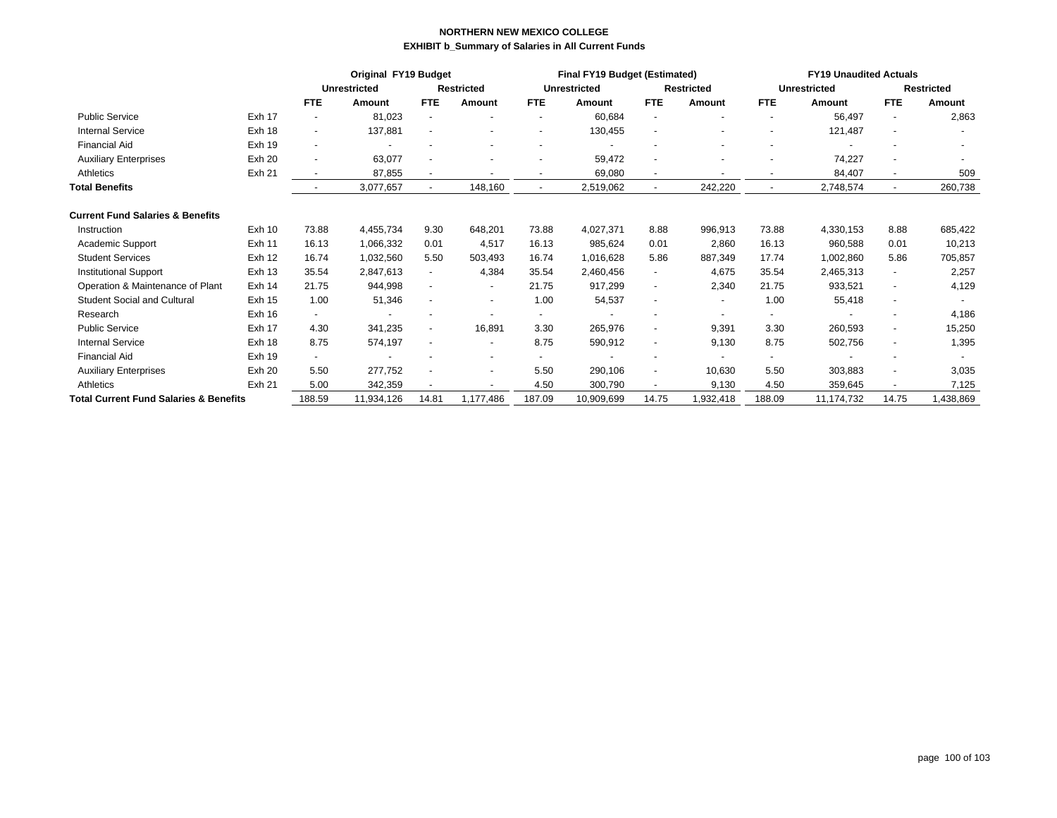**NORTHERN NEW MEXICO COLLEGE**

**EXHIBIT b_Summary of Salaries in All Current Funds**

| | | Original FY19 Budget | | | | Final FY19 Budget (Estimated) | | | | FY19 Unaudited Actuals | | | |
|---|---|---|---|---|---|---|---|---|---|---|---|---|---|
| | | Unrestricted | | Restricted | | Unrestricted | | Restricted | | Unrestricted | | Restricted | |
| | | FTE | Amount | FTE | Amount | FTE | Amount | FTE | Amount | FTE | Amount | FTE | Amount |
| Public Service | Exh 17 | - | 81,023 | - | - | - | 60,684 | - | - | - | 56,497 | - | 2,863 |
| Internal Service | Exh 18 | - | 137,881 | - | - | - | 130,455 | - | - | - | 121,487 | - | - |
| Financial Aid | Exh 19 | - | - | - | - | - | - | - | - | - | - | - | - |
| Auxiliary Enterprises | Exh 20 | - | 63,077 | - | - | - | 59,472 | - | - | - | 74,227 | - | - |
| Athletics | Exh 21 | - | 87,855 | - | - | - | 69,080 | - | - | - | 84,407 | - | 509 |
| **Total Benefits** | | - | 3,077,657 | - | 148,160 | - | 2,519,062 | - | 242,220 | - | 2,748,574 | - | 260,738 |
| **Current Fund Salaries & Benefits** | | | | | | | | | | | | | |
| Instruction | Exh 10 | 73.88 | 4,455,734 | 9.30 | 648,201 | 73.88 | 4,027,371 | 8.88 | 996,913 | 73.88 | 4,330,153 | 8.88 | 685,422 |
| Academic Support | Exh 11 | 16.13 | 1,066,332 | 0.01 | 4,517 | 16.13 | 985,624 | 0.01 | 2,860 | 16.13 | 960,588 | 0.01 | 10,213 |
| Student Services | Exh 12 | 16.74 | 1,032,560 | 5.50 | 503,493 | 16.74 | 1,016,628 | 5.86 | 887,349 | 17.74 | 1,002,860 | 5.86 | 705,857 |
| Institutional Support | Exh 13 | 35.54 | 2,847,613 | - | 4,384 | 35.54 | 2,460,456 | - | 4,675 | 35.54 | 2,465,313 | - | 2,257 |
| Operation & Maintenance of Plant | Exh 14 | 21.75 | 944,998 | - | - | 21.75 | 917,299 | - | 2,340 | 21.75 | 933,521 | - | 4,129 |
| Student Social and Cultural | Exh 15 | 1.00 | 51,346 | - | - | 1.00 | 54,537 | - | - | 1.00 | 55,418 | - | - |
| Research | Exh 16 | - | - | - | - | - | - | - | - | - | - | - | 4,186 |
| Public Service | Exh 17 | 4.30 | 341,235 | - | 16,891 | 3.30 | 265,976 | - | 9,391 | 3.30 | 260,593 | - | 15,250 |
| Internal Service | Exh 18 | 8.75 | 574,197 | - | - | 8.75 | 590,912 | - | 9,130 | 8.75 | 502,756 | - | 1,395 |
| Financial Aid | Exh 19 | - | - | - | - | - | - | - | - | - | - | - | - |
| Auxiliary Enterprises | Exh 20 | 5.50 | 277,752 | - | - | 5.50 | 290,106 | - | 10,630 | 5.50 | 303,883 | - | 3,035 |
| Athletics | Exh 21 | 5.00 | 342,359 | - | - | 4.50 | 300,790 | - | 9,130 | 4.50 | 359,645 | - | 7,125 |
| **Total Current Fund Salaries & Benefits** | | 188.59 | 11,934,126 | 14.81 | 1,177,486 | 187.09 | 10,909,699 | 14.75 | 1,932,418 | 188.09 | 11,174,732 | 14.75 | 1,438,869 |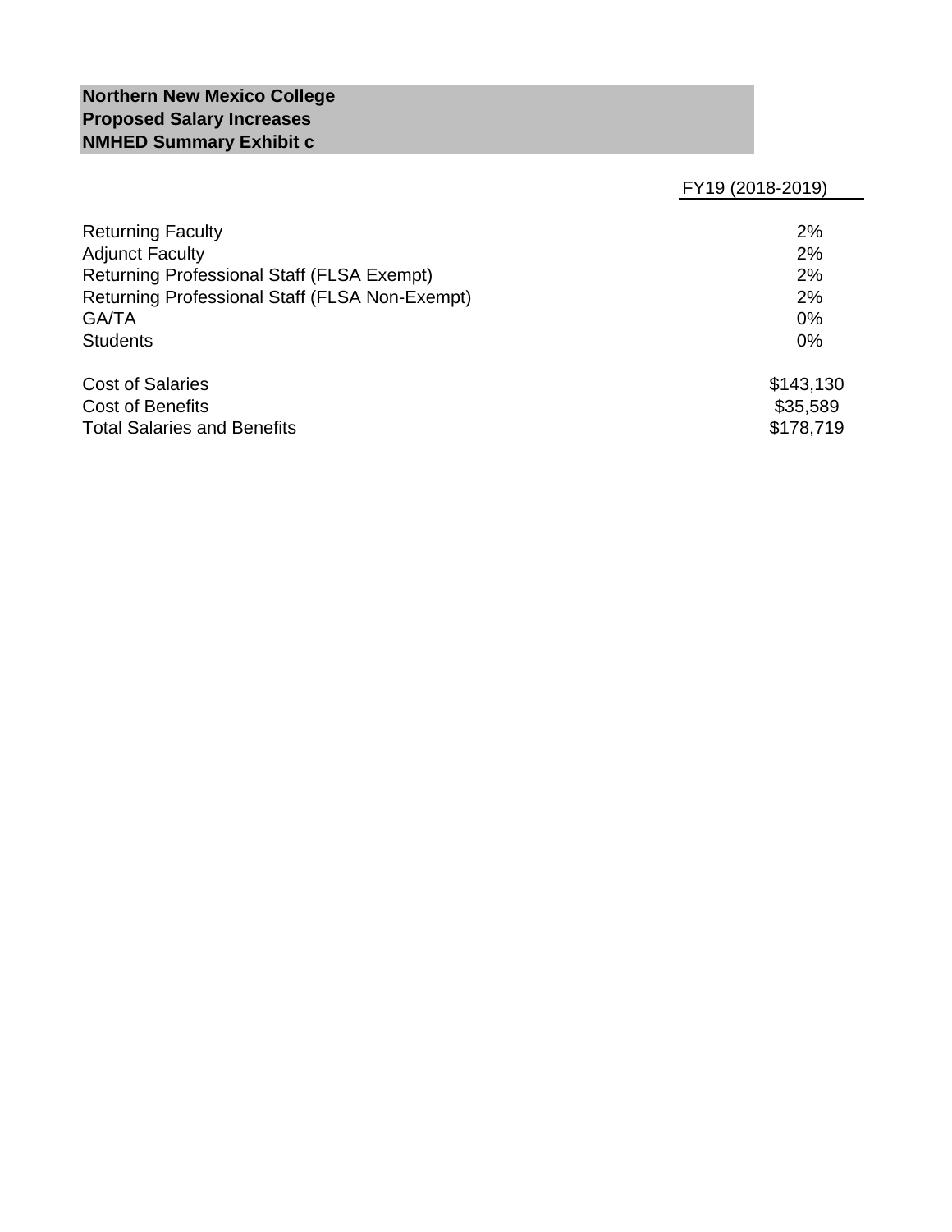**Northern New Mexico College**
**Proposed Salary Increases**
**NMHED Summary Exhibit c**

| | FY19 (2018-2019) |
|---|---|
| Returning Faculty | 2% |
| Adjunct Faculty | 2% |
| Returning Professional Staff (FLSA Exempt) | 2% |
| Returning Professional Staff (FLSA Non-Exempt) | 2% |
| GA/TA | 0% |
| Students | 0% |
| | |
| Cost of Salaries | $143,130 |
| Cost of Benefits | $35,589 |
| Total Salaries and Benefits | $178,719 |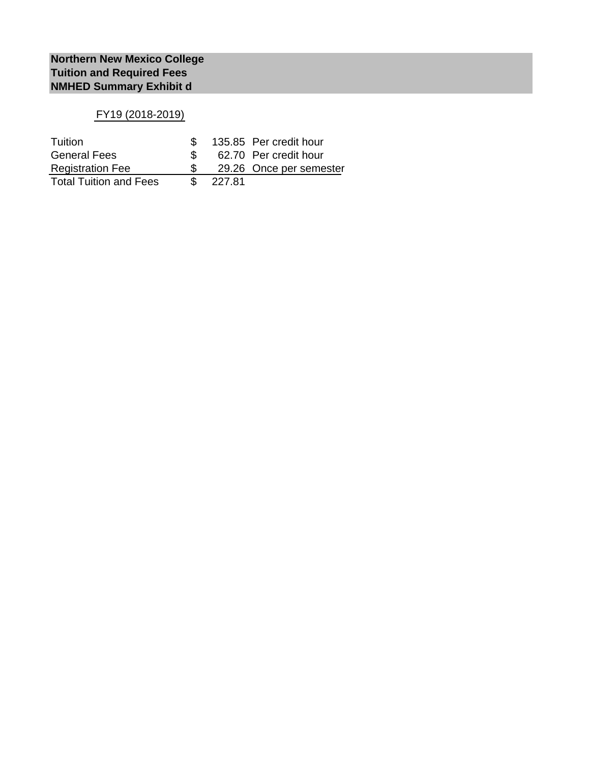**Northern New Mexico College**
**Tuition and Required Fees**
**NMHED Summary Exhibit d**

FY19 (2018-2019)

| | | | |
|---|---|---|---|
| Tuition | $ | 135.85 | Per credit hour |
| General Fees | $ | 62.70 | Per credit hour |
| Registration Fee | $ | 29.26 | Once per semester |
| Total Tuition and Fees | $ | 227.81 | |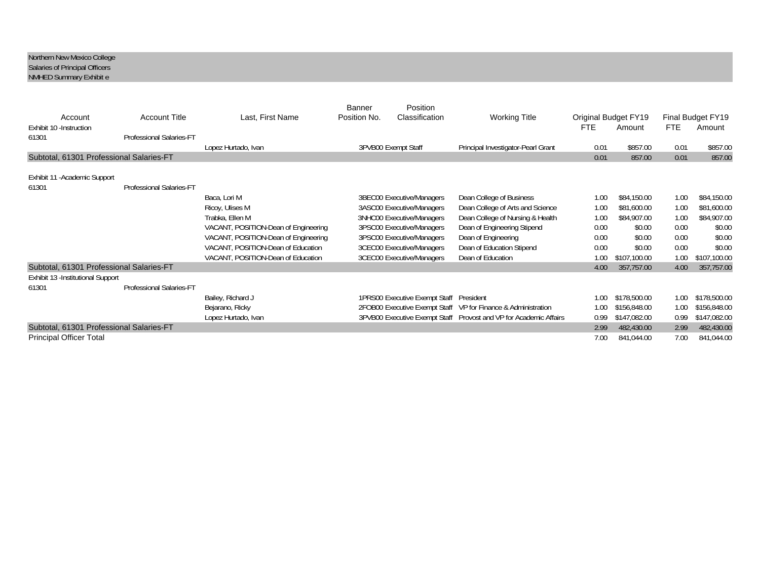Northern New Mexico College
Salaries of Principal Officers
NMHED Summary Exhibit e

| Account | Account Title | Last, First Name | Banner Position No. | Position Classification | Working Title | Original Budget FY19 FTE | Original Budget FY19 Amount | Final Budget FY19 FTE | Final Budget FY19 Amount |
|---|---|---|---|---|---|---|---|---|---|
| Exhibit 10 -Instruction | | | | | | | | | |
| 61301 | Professional Salaries-FT | | | | | | | | |
| | | Lopez Hurtado, Ivan | 3PVB00 | Exempt Staff | Principal Investigator-Pearl Grant | 0.01 | $857.00 | 0.01 | $857.00 |
| Subtotal, 61301 Professional Salaries-FT | | | | | | 0.01 | 857.00 | 0.01 | 857.00 |
| Exhibit 11 -Academic Support | | | | | | | | | |
| 61301 | Professional Salaries-FT | | | | | | | | |
| | | Baca, Lori M | 3BEC00 | Executive/Managers | Dean College of Business | 1.00 | $84,150.00 | 1.00 | $84,150.00 |
| | | Ricoy, Ulises M | 3ASC00 | Executive/Managers | Dean College of Arts and Science | 1.00 | $81,600.00 | 1.00 | $81,600.00 |
| | | Trabka, Ellen M | 3NHC00 | Executive/Managers | Dean College of Nursing & Health | 1.00 | $84,907.00 | 1.00 | $84,907.00 |
| | | VACANT, POSITION-Dean of Engineering | 3PSC00 | Executive/Managers | Dean of Engineering Stipend | 0.00 | $0.00 | 0.00 | $0.00 |
| | | VACANT, POSITION-Dean of Engineering | 3PSC00 | Executive/Managers | Dean of Engineering | 0.00 | $0.00 | 0.00 | $0.00 |
| | | VACANT, POSITION-Dean of Education | 3CEC00 | Executive/Managers | Dean of Education Stipend | 0.00 | $0.00 | 0.00 | $0.00 |
| | | VACANT, POSITION-Dean of Education | 3CEC00 | Executive/Managers | Dean of Education | 1.00 | $107,100.00 | 1.00 | $107,100.00 |
| Subtotal, 61301 Professional Salaries-FT | | | | | | 4.00 | 357,757.00 | 4.00 | 357,757.00 |
| Exhibit 13 -Institutional Support | | | | | | | | | |
| 61301 | Professional Salaries-FT | | | | | | | | |
| | | Bailey, Richard J | 1PRS00 | Executive Exempt Staff | President | 1.00 | $178,500.00 | 1.00 | $178,500.00 |
| | | Bejarano, Ricky | 2FOB00 | Executive Exempt Staff | VP for Finance & Administration | 1.00 | $156,848.00 | 1.00 | $156,848.00 |
| | | Lopez Hurtado, Ivan | 3PVB00 | Executive Exempt Staff | Provost and VP for Academic Affairs | 0.99 | $147,082.00 | 0.99 | $147,082.00 |
| Subtotal, 61301 Professional Salaries-FT | | | | | | 2.99 | 482,430.00 | 2.99 | 482,430.00 |
| Principal Officer Total | | | | | | 7.00 | 841,044.00 | 7.00 | 841,044.00 |